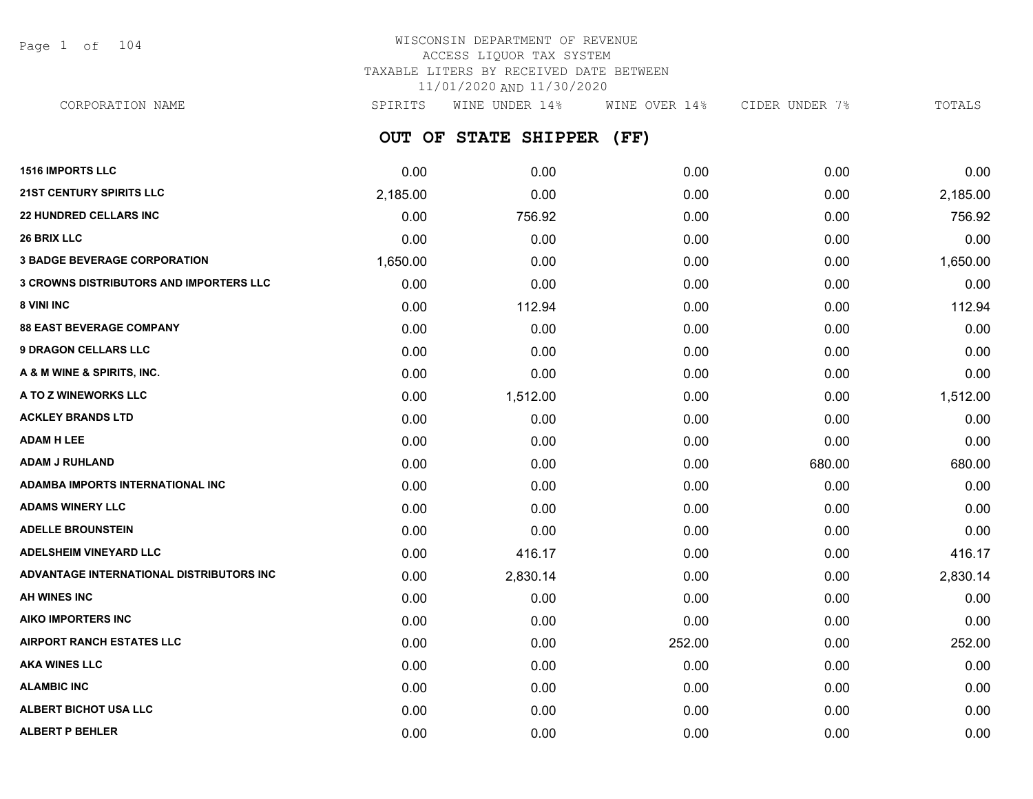WISCONSIN DEPARTMENT OF REVENUE
ACCESS LIQUOR TAX SYSTEM
TAXABLE LITERS BY RECEIVED DATE BETWEEN
11/01/2020 AND 11/30/2020

## OUT OF STATE SHIPPER (FF)

| CORPORATION NAME | SPIRITS | WINE UNDER 14% | WINE OVER 14% | CIDER UNDER 7% | TOTALS |
|---|---|---|---|---|---|
| 1516 IMPORTS LLC | 0.00 | 0.00 | 0.00 | 0.00 | 0.00 |
| 21ST CENTURY SPIRITS LLC | 2,185.00 | 0.00 | 0.00 | 0.00 | 2,185.00 |
| 22 HUNDRED CELLARS INC | 0.00 | 756.92 | 0.00 | 0.00 | 756.92 |
| 26 BRIX LLC | 0.00 | 0.00 | 0.00 | 0.00 | 0.00 |
| 3 BADGE BEVERAGE CORPORATION | 1,650.00 | 0.00 | 0.00 | 0.00 | 1,650.00 |
| 3 CROWNS DISTRIBUTORS AND IMPORTERS LLC | 0.00 | 0.00 | 0.00 | 0.00 | 0.00 |
| 8 VINI INC | 0.00 | 112.94 | 0.00 | 0.00 | 112.94 |
| 88 EAST BEVERAGE COMPANY | 0.00 | 0.00 | 0.00 | 0.00 | 0.00 |
| 9 DRAGON CELLARS LLC | 0.00 | 0.00 | 0.00 | 0.00 | 0.00 |
| A & M WINE & SPIRITS, INC. | 0.00 | 0.00 | 0.00 | 0.00 | 0.00 |
| A TO Z WINEWORKS LLC | 0.00 | 1,512.00 | 0.00 | 0.00 | 1,512.00 |
| ACKLEY BRANDS LTD | 0.00 | 0.00 | 0.00 | 0.00 | 0.00 |
| ADAM H LEE | 0.00 | 0.00 | 0.00 | 0.00 | 0.00 |
| ADAM J RUHLAND | 0.00 | 0.00 | 0.00 | 680.00 | 680.00 |
| ADAMBA IMPORTS INTERNATIONAL INC | 0.00 | 0.00 | 0.00 | 0.00 | 0.00 |
| ADAMS WINERY LLC | 0.00 | 0.00 | 0.00 | 0.00 | 0.00 |
| ADELLE BROUNSTEIN | 0.00 | 0.00 | 0.00 | 0.00 | 0.00 |
| ADELSHEIM VINEYARD LLC | 0.00 | 416.17 | 0.00 | 0.00 | 416.17 |
| ADVANTAGE INTERNATIONAL DISTRIBUTORS INC | 0.00 | 2,830.14 | 0.00 | 0.00 | 2,830.14 |
| AH WINES INC | 0.00 | 0.00 | 0.00 | 0.00 | 0.00 |
| AIKO IMPORTERS INC | 0.00 | 0.00 | 0.00 | 0.00 | 0.00 |
| AIRPORT RANCH ESTATES LLC | 0.00 | 0.00 | 252.00 | 0.00 | 252.00 |
| AKA WINES LLC | 0.00 | 0.00 | 0.00 | 0.00 | 0.00 |
| ALAMBIC INC | 0.00 | 0.00 | 0.00 | 0.00 | 0.00 |
| ALBERT BICHOT USA LLC | 0.00 | 0.00 | 0.00 | 0.00 | 0.00 |
| ALBERT P BEHLER | 0.00 | 0.00 | 0.00 | 0.00 | 0.00 |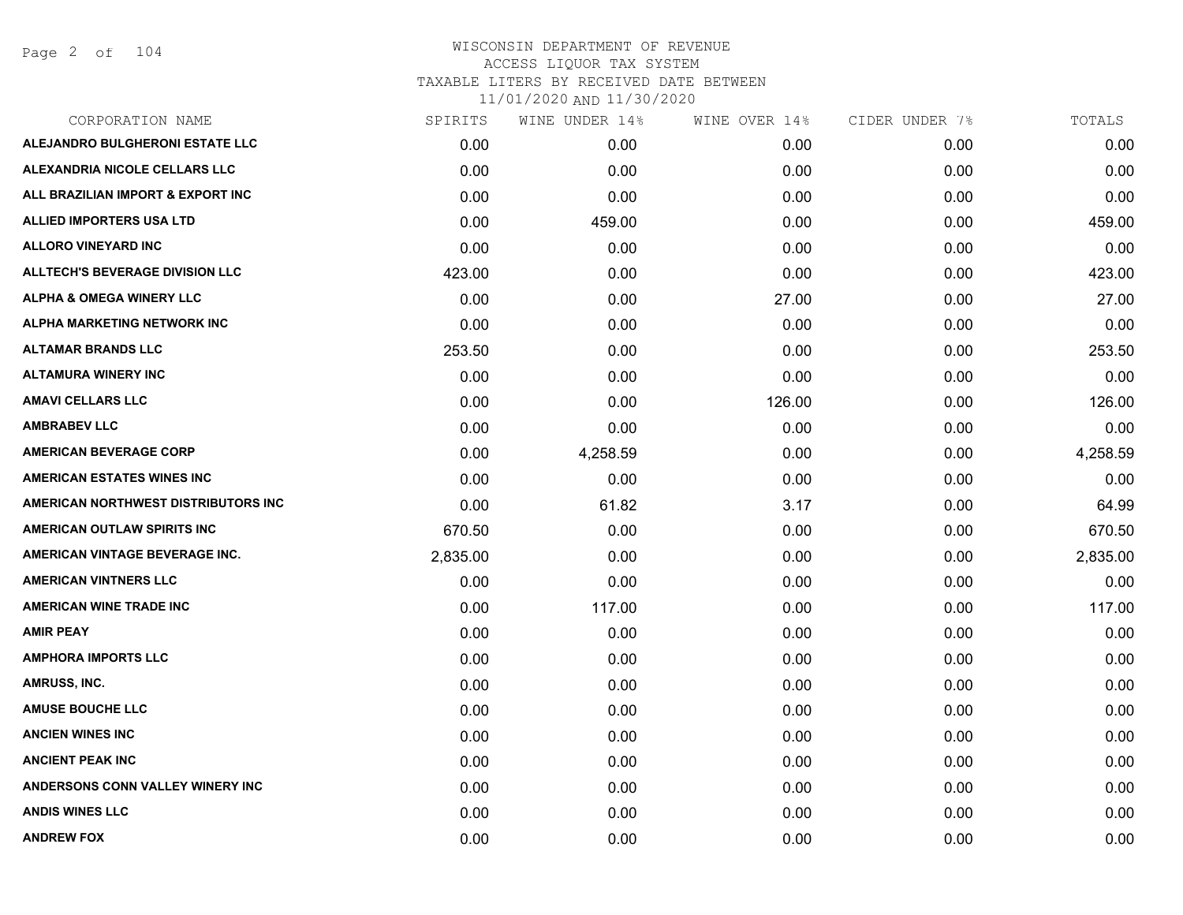# WISCONSIN DEPARTMENT OF REVENUE
## ACCESS LIQUOR TAX SYSTEM
### TAXABLE LITERS BY RECEIVED DATE BETWEEN 11/01/2020 AND 11/30/2020

| CORPORATION NAME | SPIRITS | WINE UNDER 14% | WINE OVER 14% | CIDER UNDER 7% | TOTALS |
|---|---|---|---|---|---|
| ALEJANDRO BULGHERONI ESTATE LLC | 0.00 | 0.00 | 0.00 | 0.00 | 0.00 |
| ALEXANDRIA NICOLE CELLARS LLC | 0.00 | 0.00 | 0.00 | 0.00 | 0.00 |
| ALL BRAZILIAN IMPORT & EXPORT INC | 0.00 | 0.00 | 0.00 | 0.00 | 0.00 |
| ALLIED IMPORTERS USA LTD | 0.00 | 459.00 | 0.00 | 0.00 | 459.00 |
| ALLORO VINEYARD INC | 0.00 | 0.00 | 0.00 | 0.00 | 0.00 |
| ALLTECH'S BEVERAGE DIVISION LLC | 423.00 | 0.00 | 0.00 | 0.00 | 423.00 |
| ALPHA & OMEGA WINERY LLC | 0.00 | 0.00 | 27.00 | 0.00 | 27.00 |
| ALPHA MARKETING NETWORK INC | 0.00 | 0.00 | 0.00 | 0.00 | 0.00 |
| ALTAMAR BRANDS LLC | 253.50 | 0.00 | 0.00 | 0.00 | 253.50 |
| ALTAMURA WINERY INC | 0.00 | 0.00 | 0.00 | 0.00 | 0.00 |
| AMAVI CELLARS LLC | 0.00 | 0.00 | 126.00 | 0.00 | 126.00 |
| AMBRABEV LLC | 0.00 | 0.00 | 0.00 | 0.00 | 0.00 |
| AMERICAN BEVERAGE CORP | 0.00 | 4,258.59 | 0.00 | 0.00 | 4,258.59 |
| AMERICAN ESTATES WINES INC | 0.00 | 0.00 | 0.00 | 0.00 | 0.00 |
| AMERICAN NORTHWEST DISTRIBUTORS INC | 0.00 | 61.82 | 3.17 | 0.00 | 64.99 |
| AMERICAN OUTLAW SPIRITS INC | 670.50 | 0.00 | 0.00 | 0.00 | 670.50 |
| AMERICAN VINTAGE BEVERAGE INC. | 2,835.00 | 0.00 | 0.00 | 0.00 | 2,835.00 |
| AMERICAN VINTNERS LLC | 0.00 | 0.00 | 0.00 | 0.00 | 0.00 |
| AMERICAN WINE TRADE INC | 0.00 | 117.00 | 0.00 | 0.00 | 117.00 |
| AMIR PEAY | 0.00 | 0.00 | 0.00 | 0.00 | 0.00 |
| AMPHORA IMPORTS LLC | 0.00 | 0.00 | 0.00 | 0.00 | 0.00 |
| AMRUSS, INC. | 0.00 | 0.00 | 0.00 | 0.00 | 0.00 |
| AMUSE BOUCHE LLC | 0.00 | 0.00 | 0.00 | 0.00 | 0.00 |
| ANCIEN WINES INC | 0.00 | 0.00 | 0.00 | 0.00 | 0.00 |
| ANCIENT PEAK INC | 0.00 | 0.00 | 0.00 | 0.00 | 0.00 |
| ANDERSONS CONN VALLEY WINERY INC | 0.00 | 0.00 | 0.00 | 0.00 | 0.00 |
| ANDIS WINES LLC | 0.00 | 0.00 | 0.00 | 0.00 | 0.00 |
| ANDREW FOX | 0.00 | 0.00 | 0.00 | 0.00 | 0.00 |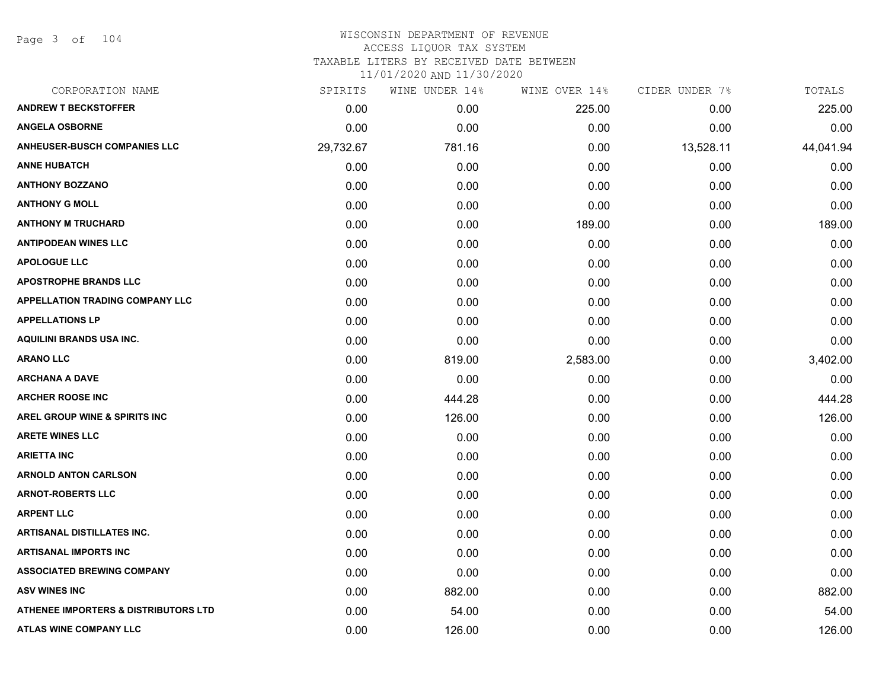WISCONSIN DEPARTMENT OF REVENUE
ACCESS LIQUOR TAX SYSTEM
TAXABLE LITERS BY RECEIVED DATE BETWEEN
11/01/2020 AND 11/30/2020

| CORPORATION NAME | SPIRITS | WINE UNDER 14% | WINE OVER 14% | CIDER UNDER 7% | TOTALS |
|---|---|---|---|---|---|
| ANDREW T BECKSTOFFER | 0.00 | 0.00 | 225.00 | 0.00 | 225.00 |
| ANGELA OSBORNE | 0.00 | 0.00 | 0.00 | 0.00 | 0.00 |
| ANHEUSER-BUSCH COMPANIES LLC | 29,732.67 | 781.16 | 0.00 | 13,528.11 | 44,041.94 |
| ANNE HUBATCH | 0.00 | 0.00 | 0.00 | 0.00 | 0.00 |
| ANTHONY BOZZANO | 0.00 | 0.00 | 0.00 | 0.00 | 0.00 |
| ANTHONY G MOLL | 0.00 | 0.00 | 0.00 | 0.00 | 0.00 |
| ANTHONY M TRUCHARD | 0.00 | 0.00 | 189.00 | 0.00 | 189.00 |
| ANTIPODEAN WINES LLC | 0.00 | 0.00 | 0.00 | 0.00 | 0.00 |
| APOLOGUE LLC | 0.00 | 0.00 | 0.00 | 0.00 | 0.00 |
| APOSTROPHE BRANDS LLC | 0.00 | 0.00 | 0.00 | 0.00 | 0.00 |
| APPELLATION TRADING COMPANY LLC | 0.00 | 0.00 | 0.00 | 0.00 | 0.00 |
| APPELLATIONS LP | 0.00 | 0.00 | 0.00 | 0.00 | 0.00 |
| AQUILINI BRANDS USA INC. | 0.00 | 0.00 | 0.00 | 0.00 | 0.00 |
| ARANO LLC | 0.00 | 819.00 | 2,583.00 | 0.00 | 3,402.00 |
| ARCHANA A DAVE | 0.00 | 0.00 | 0.00 | 0.00 | 0.00 |
| ARCHER ROOSE INC | 0.00 | 444.28 | 0.00 | 0.00 | 444.28 |
| AREL GROUP WINE & SPIRITS INC | 0.00 | 126.00 | 0.00 | 0.00 | 126.00 |
| ARETE WINES LLC | 0.00 | 0.00 | 0.00 | 0.00 | 0.00 |
| ARIETTA INC | 0.00 | 0.00 | 0.00 | 0.00 | 0.00 |
| ARNOLD ANTON CARLSON | 0.00 | 0.00 | 0.00 | 0.00 | 0.00 |
| ARNOT-ROBERTS LLC | 0.00 | 0.00 | 0.00 | 0.00 | 0.00 |
| ARPENT LLC | 0.00 | 0.00 | 0.00 | 0.00 | 0.00 |
| ARTISANAL DISTILLATES INC. | 0.00 | 0.00 | 0.00 | 0.00 | 0.00 |
| ARTISANAL IMPORTS INC | 0.00 | 0.00 | 0.00 | 0.00 | 0.00 |
| ASSOCIATED BREWING COMPANY | 0.00 | 0.00 | 0.00 | 0.00 | 0.00 |
| ASV WINES INC | 0.00 | 882.00 | 0.00 | 0.00 | 882.00 |
| ATHENEE IMPORTERS & DISTRIBUTORS LTD | 0.00 | 54.00 | 0.00 | 0.00 | 54.00 |
| ATLAS WINE COMPANY LLC | 0.00 | 126.00 | 0.00 | 0.00 | 126.00 |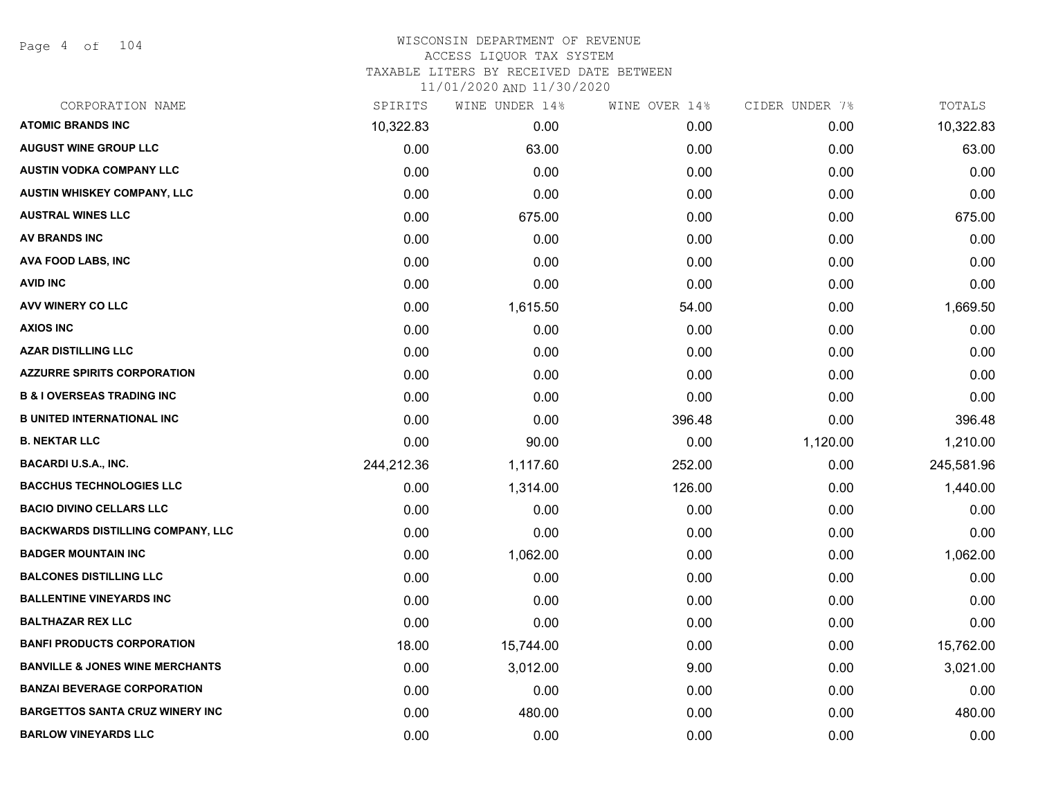# WISCONSIN DEPARTMENT OF REVENUE
## ACCESS LIQUOR TAX SYSTEM
## TAXABLE LITERS BY RECEIVED DATE BETWEEN
## 11/01/2020 AND 11/30/2020

| CORPORATION NAME | SPIRITS | WINE UNDER 14% | WINE OVER 14% | CIDER UNDER 7% | TOTALS |
|---|---|---|---|---|---|
| ATOMIC BRANDS INC | 10,322.83 | 0.00 | 0.00 | 0.00 | 10,322.83 |
| AUGUST WINE GROUP LLC | 0.00 | 63.00 | 0.00 | 0.00 | 63.00 |
| AUSTIN VODKA COMPANY LLC | 0.00 | 0.00 | 0.00 | 0.00 | 0.00 |
| AUSTIN WHISKEY COMPANY, LLC | 0.00 | 0.00 | 0.00 | 0.00 | 0.00 |
| AUSTRAL WINES LLC | 0.00 | 675.00 | 0.00 | 0.00 | 675.00 |
| AV BRANDS INC | 0.00 | 0.00 | 0.00 | 0.00 | 0.00 |
| AVA FOOD LABS, INC | 0.00 | 0.00 | 0.00 | 0.00 | 0.00 |
| AVID INC | 0.00 | 0.00 | 0.00 | 0.00 | 0.00 |
| AVV WINERY CO LLC | 0.00 | 1,615.50 | 54.00 | 0.00 | 1,669.50 |
| AXIOS INC | 0.00 | 0.00 | 0.00 | 0.00 | 0.00 |
| AZAR DISTILLING LLC | 0.00 | 0.00 | 0.00 | 0.00 | 0.00 |
| AZZURRE SPIRITS CORPORATION | 0.00 | 0.00 | 0.00 | 0.00 | 0.00 |
| B & I OVERSEAS TRADING INC | 0.00 | 0.00 | 0.00 | 0.00 | 0.00 |
| B UNITED INTERNATIONAL INC | 0.00 | 0.00 | 396.48 | 0.00 | 396.48 |
| B. NEKTAR LLC | 0.00 | 90.00 | 0.00 | 1,120.00 | 1,210.00 |
| BACARDI U.S.A., INC. | 244,212.36 | 1,117.60 | 252.00 | 0.00 | 245,581.96 |
| BACCHUS TECHNOLOGIES LLC | 0.00 | 1,314.00 | 126.00 | 0.00 | 1,440.00 |
| BACIO DIVINO CELLARS LLC | 0.00 | 0.00 | 0.00 | 0.00 | 0.00 |
| BACKWARDS DISTILLING COMPANY, LLC | 0.00 | 0.00 | 0.00 | 0.00 | 0.00 |
| BADGER MOUNTAIN INC | 0.00 | 1,062.00 | 0.00 | 0.00 | 1,062.00 |
| BALCONES DISTILLING LLC | 0.00 | 0.00 | 0.00 | 0.00 | 0.00 |
| BALLENTINE VINEYARDS INC | 0.00 | 0.00 | 0.00 | 0.00 | 0.00 |
| BALTHAZAR REX LLC | 0.00 | 0.00 | 0.00 | 0.00 | 0.00 |
| BANFI PRODUCTS CORPORATION | 18.00 | 15,744.00 | 0.00 | 0.00 | 15,762.00 |
| BANVILLE & JONES WINE MERCHANTS | 0.00 | 3,012.00 | 9.00 | 0.00 | 3,021.00 |
| BANZAI BEVERAGE CORPORATION | 0.00 | 0.00 | 0.00 | 0.00 | 0.00 |
| BARGETTOS SANTA CRUZ WINERY INC | 0.00 | 480.00 | 0.00 | 0.00 | 480.00 |
| BARLOW VINEYARDS LLC | 0.00 | 0.00 | 0.00 | 0.00 | 0.00 |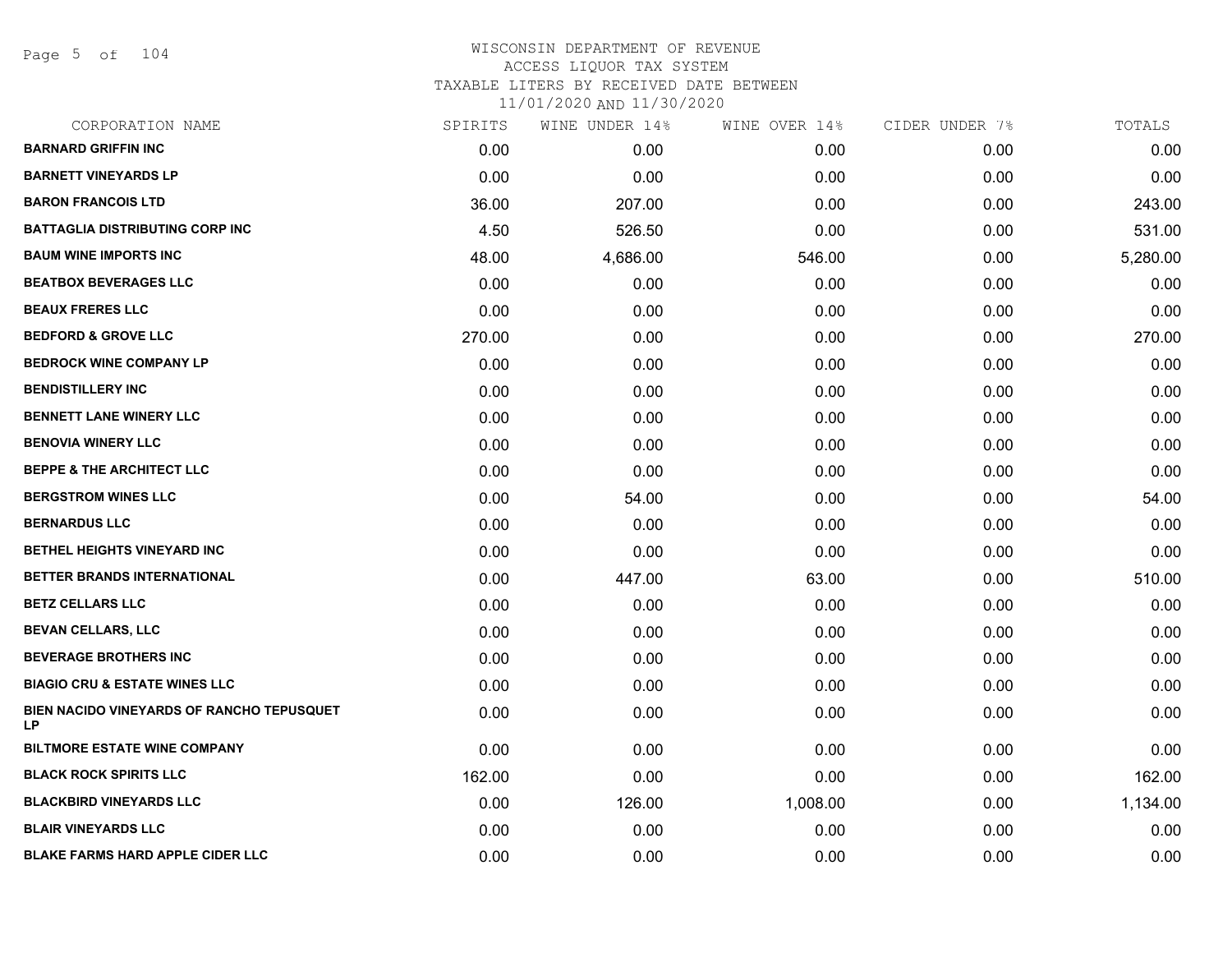# WISCONSIN DEPARTMENT OF REVENUE
## ACCESS LIQUOR TAX SYSTEM
### TAXABLE LITERS BY RECEIVED DATE BETWEEN 11/01/2020 AND 11/30/2020

| CORPORATION NAME | SPIRITS | WINE UNDER 14% | WINE OVER 14% | CIDER UNDER 7% | TOTALS |
|---|---|---|---|---|---|
| BARNARD GRIFFIN INC | 0.00 | 0.00 | 0.00 | 0.00 | 0.00 |
| BARNETT VINEYARDS LP | 0.00 | 0.00 | 0.00 | 0.00 | 0.00 |
| BARON FRANCOIS LTD | 36.00 | 207.00 | 0.00 | 0.00 | 243.00 |
| BATTAGLIA DISTRIBUTING CORP INC | 4.50 | 526.50 | 0.00 | 0.00 | 531.00 |
| BAUM WINE IMPORTS INC | 48.00 | 4,686.00 | 546.00 | 0.00 | 5,280.00 |
| BEATBOX BEVERAGES LLC | 0.00 | 0.00 | 0.00 | 0.00 | 0.00 |
| BEAUX FRERES LLC | 0.00 | 0.00 | 0.00 | 0.00 | 0.00 |
| BEDFORD & GROVE LLC | 270.00 | 0.00 | 0.00 | 0.00 | 270.00 |
| BEDROCK WINE COMPANY LP | 0.00 | 0.00 | 0.00 | 0.00 | 0.00 |
| BENDISTILLERY INC | 0.00 | 0.00 | 0.00 | 0.00 | 0.00 |
| BENNETT LANE WINERY LLC | 0.00 | 0.00 | 0.00 | 0.00 | 0.00 |
| BENOVIA WINERY LLC | 0.00 | 0.00 | 0.00 | 0.00 | 0.00 |
| BEPPE & THE ARCHITECT LLC | 0.00 | 0.00 | 0.00 | 0.00 | 0.00 |
| BERGSTROM WINES LLC | 0.00 | 54.00 | 0.00 | 0.00 | 54.00 |
| BERNARDUS LLC | 0.00 | 0.00 | 0.00 | 0.00 | 0.00 |
| BETHEL HEIGHTS VINEYARD INC | 0.00 | 0.00 | 0.00 | 0.00 | 0.00 |
| BETTER BRANDS INTERNATIONAL | 0.00 | 447.00 | 63.00 | 0.00 | 510.00 |
| BETZ CELLARS LLC | 0.00 | 0.00 | 0.00 | 0.00 | 0.00 |
| BEVAN CELLARS, LLC | 0.00 | 0.00 | 0.00 | 0.00 | 0.00 |
| BEVERAGE BROTHERS INC | 0.00 | 0.00 | 0.00 | 0.00 | 0.00 |
| BIAGIO CRU & ESTATE WINES LLC | 0.00 | 0.00 | 0.00 | 0.00 | 0.00 |
| BIEN NACIDO VINEYARDS OF RANCHO TEPUSQUET LP | 0.00 | 0.00 | 0.00 | 0.00 | 0.00 |
| BILTMORE ESTATE WINE COMPANY | 0.00 | 0.00 | 0.00 | 0.00 | 0.00 |
| BLACK ROCK SPIRITS LLC | 162.00 | 0.00 | 0.00 | 0.00 | 162.00 |
| BLACKBIRD VINEYARDS LLC | 0.00 | 126.00 | 1,008.00 | 0.00 | 1,134.00 |
| BLAIR VINEYARDS LLC | 0.00 | 0.00 | 0.00 | 0.00 | 0.00 |
| BLAKE FARMS HARD APPLE CIDER LLC | 0.00 | 0.00 | 0.00 | 0.00 | 0.00 |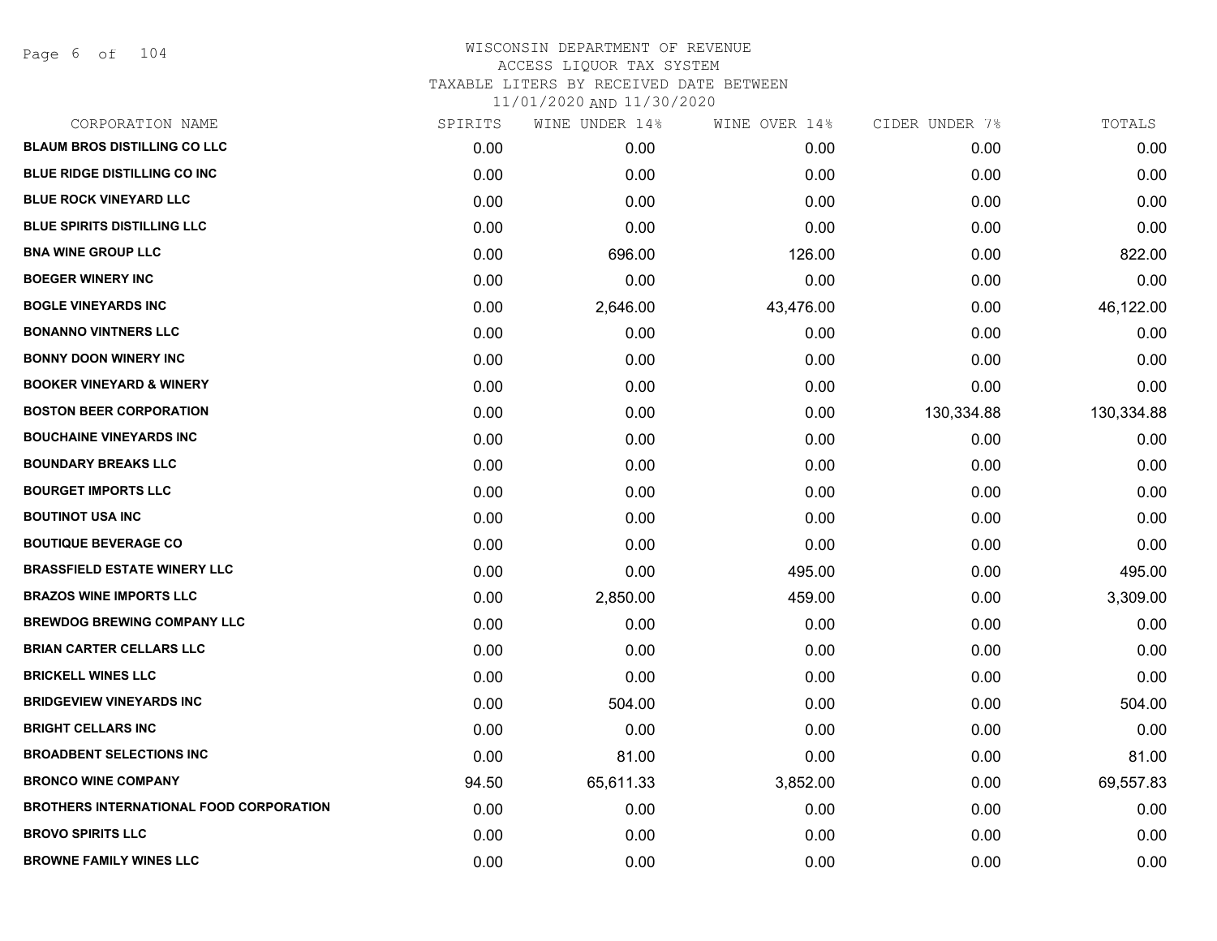# WISCONSIN DEPARTMENT OF REVENUE
## ACCESS LIQUOR TAX SYSTEM
### TAXABLE LITERS BY RECEIVED DATE BETWEEN 11/01/2020 AND 11/30/2020

| CORPORATION NAME | SPIRITS | WINE UNDER 14% | WINE OVER 14% | CIDER UNDER 7% | TOTALS |
|---|---|---|---|---|---|
| BLAUM BROS DISTILLING CO LLC | 0.00 | 0.00 | 0.00 | 0.00 | 0.00 |
| BLUE RIDGE DISTILLING CO INC | 0.00 | 0.00 | 0.00 | 0.00 | 0.00 |
| BLUE ROCK VINEYARD LLC | 0.00 | 0.00 | 0.00 | 0.00 | 0.00 |
| BLUE SPIRITS DISTILLING LLC | 0.00 | 0.00 | 0.00 | 0.00 | 0.00 |
| BNA WINE GROUP LLC | 0.00 | 696.00 | 126.00 | 0.00 | 822.00 |
| BOEGER WINERY INC | 0.00 | 0.00 | 0.00 | 0.00 | 0.00 |
| BOGLE VINEYARDS INC | 0.00 | 2,646.00 | 43,476.00 | 0.00 | 46,122.00 |
| BONANNO VINTNERS LLC | 0.00 | 0.00 | 0.00 | 0.00 | 0.00 |
| BONNY DOON WINERY INC | 0.00 | 0.00 | 0.00 | 0.00 | 0.00 |
| BOOKER VINEYARD & WINERY | 0.00 | 0.00 | 0.00 | 0.00 | 0.00 |
| BOSTON BEER CORPORATION | 0.00 | 0.00 | 0.00 | 130,334.88 | 130,334.88 |
| BOUCHAINE VINEYARDS INC | 0.00 | 0.00 | 0.00 | 0.00 | 0.00 |
| BOUNDARY BREAKS LLC | 0.00 | 0.00 | 0.00 | 0.00 | 0.00 |
| BOURGET IMPORTS LLC | 0.00 | 0.00 | 0.00 | 0.00 | 0.00 |
| BOUTINOT USA INC | 0.00 | 0.00 | 0.00 | 0.00 | 0.00 |
| BOUTIQUE BEVERAGE CO | 0.00 | 0.00 | 0.00 | 0.00 | 0.00 |
| BRASSFIELD ESTATE WINERY LLC | 0.00 | 0.00 | 495.00 | 0.00 | 495.00 |
| BRAZOS WINE IMPORTS LLC | 0.00 | 2,850.00 | 459.00 | 0.00 | 3,309.00 |
| BREWDOG BREWING COMPANY LLC | 0.00 | 0.00 | 0.00 | 0.00 | 0.00 |
| BRIAN CARTER CELLARS LLC | 0.00 | 0.00 | 0.00 | 0.00 | 0.00 |
| BRICKELL WINES LLC | 0.00 | 0.00 | 0.00 | 0.00 | 0.00 |
| BRIDGEVIEW VINEYARDS INC | 0.00 | 504.00 | 0.00 | 0.00 | 504.00 |
| BRIGHT CELLARS INC | 0.00 | 0.00 | 0.00 | 0.00 | 0.00 |
| BROADBENT SELECTIONS INC | 0.00 | 81.00 | 0.00 | 0.00 | 81.00 |
| BRONCO WINE COMPANY | 94.50 | 65,611.33 | 3,852.00 | 0.00 | 69,557.83 |
| BROTHERS INTERNATIONAL FOOD CORPORATION | 0.00 | 0.00 | 0.00 | 0.00 | 0.00 |
| BROVO SPIRITS LLC | 0.00 | 0.00 | 0.00 | 0.00 | 0.00 |
| BROWNE FAMILY WINES LLC | 0.00 | 0.00 | 0.00 | 0.00 | 0.00 |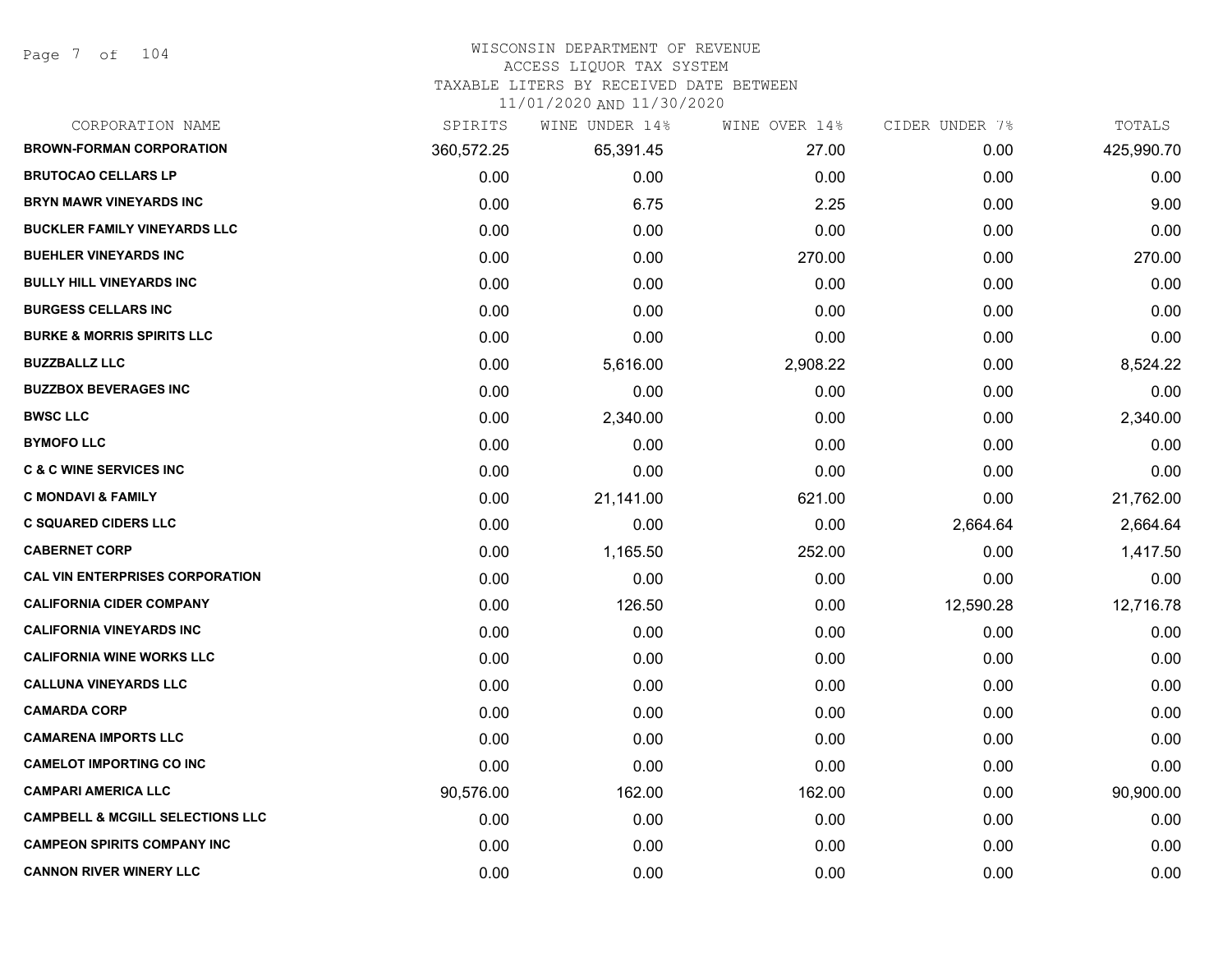# WISCONSIN DEPARTMENT OF REVENUE
## ACCESS LIQUOR TAX SYSTEM
### TAXABLE LITERS BY RECEIVED DATE BETWEEN 11/01/2020 AND 11/30/2020

| CORPORATION NAME | SPIRITS | WINE UNDER 14% | WINE OVER 14% | CIDER UNDER 7% | TOTALS |
|---|---|---|---|---|---|
| **BROWN-FORMAN CORPORATION** | 360,572.25 | 65,391.45 | 27.00 | 0.00 | 425,990.70 |
| **BRUTOCAO CELLARS LP** | 0.00 | 0.00 | 0.00 | 0.00 | 0.00 |
| **BRYN MAWR VINEYARDS INC** | 0.00 | 6.75 | 2.25 | 0.00 | 9.00 |
| **BUCKLER FAMILY VINEYARDS LLC** | 0.00 | 0.00 | 0.00 | 0.00 | 0.00 |
| **BUEHLER VINEYARDS INC** | 0.00 | 0.00 | 270.00 | 0.00 | 270.00 |
| **BULLY HILL VINEYARDS INC** | 0.00 | 0.00 | 0.00 | 0.00 | 0.00 |
| **BURGESS CELLARS INC** | 0.00 | 0.00 | 0.00 | 0.00 | 0.00 |
| **BURKE & MORRIS SPIRITS LLC** | 0.00 | 0.00 | 0.00 | 0.00 | 0.00 |
| **BUZZBALLZ LLC** | 0.00 | 5,616.00 | 2,908.22 | 0.00 | 8,524.22 |
| **BUZZBOX BEVERAGES INC** | 0.00 | 0.00 | 0.00 | 0.00 | 0.00 |
| **BWSC LLC** | 0.00 | 2,340.00 | 0.00 | 0.00 | 2,340.00 |
| **BYMOFO LLC** | 0.00 | 0.00 | 0.00 | 0.00 | 0.00 |
| **C & C WINE SERVICES INC** | 0.00 | 0.00 | 0.00 | 0.00 | 0.00 |
| **C MONDAVI & FAMILY** | 0.00 | 21,141.00 | 621.00 | 0.00 | 21,762.00 |
| **C SQUARED CIDERS LLC** | 0.00 | 0.00 | 0.00 | 2,664.64 | 2,664.64 |
| **CABERNET CORP** | 0.00 | 1,165.50 | 252.00 | 0.00 | 1,417.50 |
| **CAL VIN ENTERPRISES CORPORATION** | 0.00 | 0.00 | 0.00 | 0.00 | 0.00 |
| **CALIFORNIA CIDER COMPANY** | 0.00 | 126.50 | 0.00 | 12,590.28 | 12,716.78 |
| **CALIFORNIA VINEYARDS INC** | 0.00 | 0.00 | 0.00 | 0.00 | 0.00 |
| **CALIFORNIA WINE WORKS LLC** | 0.00 | 0.00 | 0.00 | 0.00 | 0.00 |
| **CALLUNA VINEYARDS LLC** | 0.00 | 0.00 | 0.00 | 0.00 | 0.00 |
| **CAMARDA CORP** | 0.00 | 0.00 | 0.00 | 0.00 | 0.00 |
| **CAMARENA IMPORTS LLC** | 0.00 | 0.00 | 0.00 | 0.00 | 0.00 |
| **CAMELOT IMPORTING CO INC** | 0.00 | 0.00 | 0.00 | 0.00 | 0.00 |
| **CAMPARI AMERICA LLC** | 90,576.00 | 162.00 | 162.00 | 0.00 | 90,900.00 |
| **CAMPBELL & MCGILL SELECTIONS LLC** | 0.00 | 0.00 | 0.00 | 0.00 | 0.00 |
| **CAMPEON SPIRITS COMPANY INC** | 0.00 | 0.00 | 0.00 | 0.00 | 0.00 |
| **CANNON RIVER WINERY LLC** | 0.00 | 0.00 | 0.00 | 0.00 | 0.00 |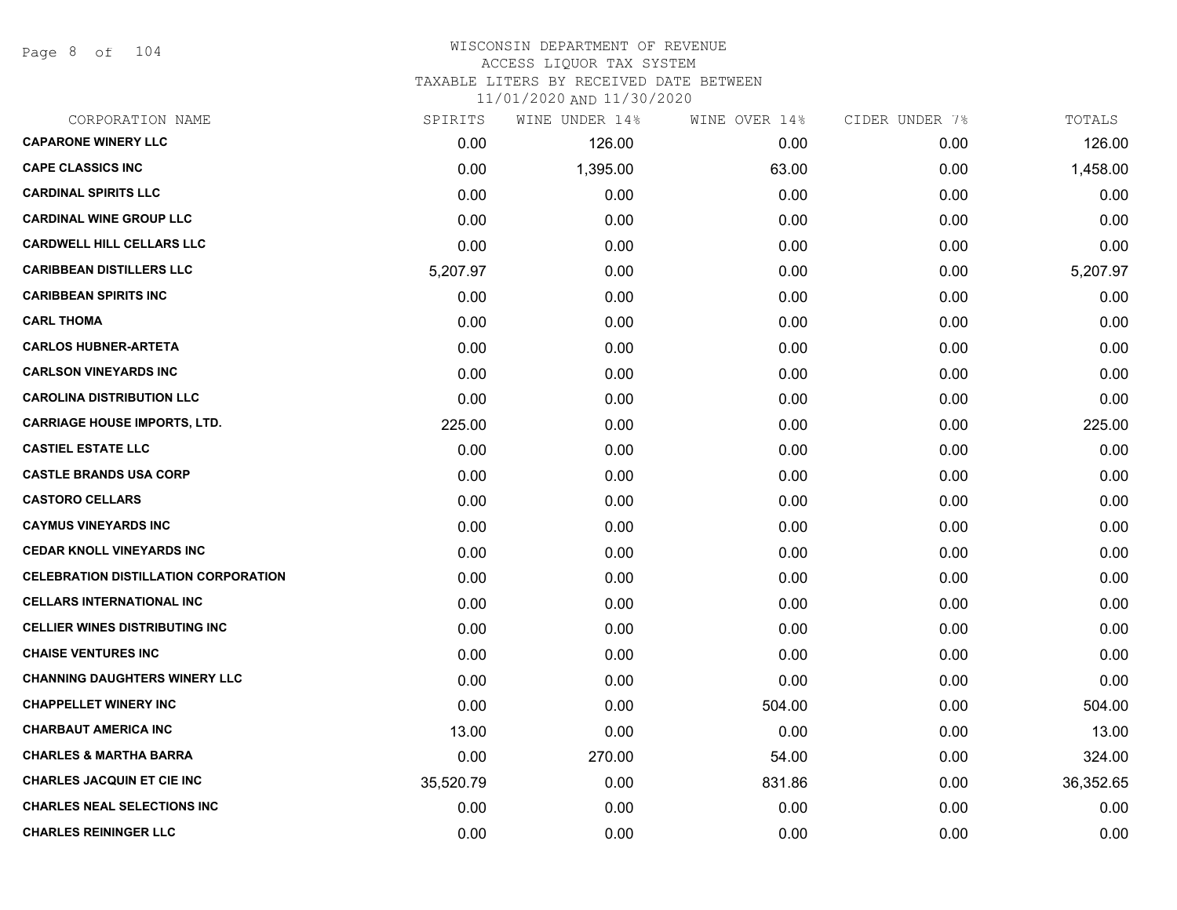WISCONSIN DEPARTMENT OF REVENUE
ACCESS LIQUOR TAX SYSTEM
TAXABLE LITERS BY RECEIVED DATE BETWEEN
11/01/2020 AND 11/30/2020

| CORPORATION NAME | SPIRITS | WINE UNDER 14% | WINE OVER 14% | CIDER UNDER 7% | TOTALS |
|---|---|---|---|---|---|
| CAPARONE WINERY LLC | 0.00 | 126.00 | 0.00 | 0.00 | 126.00 |
| CAPE CLASSICS INC | 0.00 | 1,395.00 | 63.00 | 0.00 | 1,458.00 |
| CARDINAL SPIRITS LLC | 0.00 | 0.00 | 0.00 | 0.00 | 0.00 |
| CARDINAL WINE GROUP LLC | 0.00 | 0.00 | 0.00 | 0.00 | 0.00 |
| CARDWELL HILL CELLARS LLC | 0.00 | 0.00 | 0.00 | 0.00 | 0.00 |
| CARIBBEAN DISTILLERS LLC | 5,207.97 | 0.00 | 0.00 | 0.00 | 5,207.97 |
| CARIBBEAN SPIRITS INC | 0.00 | 0.00 | 0.00 | 0.00 | 0.00 |
| CARL THOMA | 0.00 | 0.00 | 0.00 | 0.00 | 0.00 |
| CARLOS HUBNER-ARTETA | 0.00 | 0.00 | 0.00 | 0.00 | 0.00 |
| CARLSON VINEYARDS INC | 0.00 | 0.00 | 0.00 | 0.00 | 0.00 |
| CAROLINA DISTRIBUTION LLC | 0.00 | 0.00 | 0.00 | 0.00 | 0.00 |
| CARRIAGE HOUSE IMPORTS, LTD. | 225.00 | 0.00 | 0.00 | 0.00 | 225.00 |
| CASTIEL ESTATE LLC | 0.00 | 0.00 | 0.00 | 0.00 | 0.00 |
| CASTLE BRANDS USA CORP | 0.00 | 0.00 | 0.00 | 0.00 | 0.00 |
| CASTORO CELLARS | 0.00 | 0.00 | 0.00 | 0.00 | 0.00 |
| CAYMUS VINEYARDS INC | 0.00 | 0.00 | 0.00 | 0.00 | 0.00 |
| CEDAR KNOLL VINEYARDS INC | 0.00 | 0.00 | 0.00 | 0.00 | 0.00 |
| CELEBRATION DISTILLATION CORPORATION | 0.00 | 0.00 | 0.00 | 0.00 | 0.00 |
| CELLARS INTERNATIONAL INC | 0.00 | 0.00 | 0.00 | 0.00 | 0.00 |
| CELLIER WINES DISTRIBUTING INC | 0.00 | 0.00 | 0.00 | 0.00 | 0.00 |
| CHAISE VENTURES INC | 0.00 | 0.00 | 0.00 | 0.00 | 0.00 |
| CHANNING DAUGHTERS WINERY LLC | 0.00 | 0.00 | 0.00 | 0.00 | 0.00 |
| CHAPPELLET WINERY INC | 0.00 | 0.00 | 504.00 | 0.00 | 504.00 |
| CHARBAUT AMERICA INC | 13.00 | 0.00 | 0.00 | 0.00 | 13.00 |
| CHARLES & MARTHA BARRA | 0.00 | 270.00 | 54.00 | 0.00 | 324.00 |
| CHARLES JACQUIN ET CIE INC | 35,520.79 | 0.00 | 831.86 | 0.00 | 36,352.65 |
| CHARLES NEAL SELECTIONS INC | 0.00 | 0.00 | 0.00 | 0.00 | 0.00 |
| CHARLES REININGER LLC | 0.00 | 0.00 | 0.00 | 0.00 | 0.00 |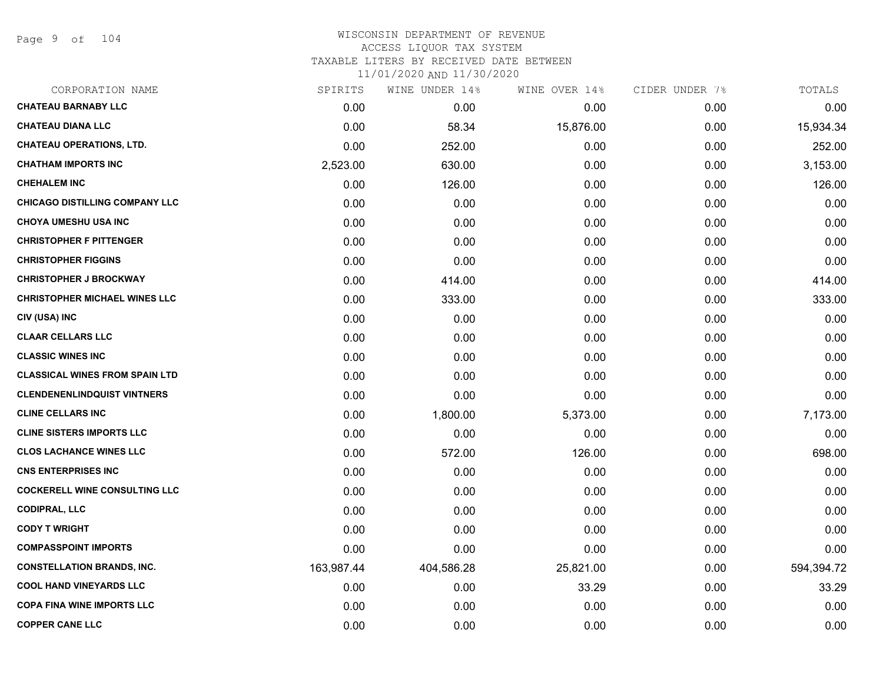# WISCONSIN DEPARTMENT OF REVENUE
## ACCESS LIQUOR TAX SYSTEM
### TAXABLE LITERS BY RECEIVED DATE BETWEEN 11/01/2020 AND 11/30/2020

| CORPORATION NAME | SPIRITS | WINE UNDER 14% | WINE OVER 14% | CIDER UNDER 7% | TOTALS |
|---|---|---|---|---|---|
| CHATEAU BARNABY LLC | 0.00 | 0.00 | 0.00 | 0.00 | 0.00 |
| CHATEAU DIANA LLC | 0.00 | 58.34 | 15,876.00 | 0.00 | 15,934.34 |
| CHATEAU OPERATIONS, LTD. | 0.00 | 252.00 | 0.00 | 0.00 | 252.00 |
| CHATHAM IMPORTS INC | 2,523.00 | 630.00 | 0.00 | 0.00 | 3,153.00 |
| CHEHALEM INC | 0.00 | 126.00 | 0.00 | 0.00 | 126.00 |
| CHICAGO DISTILLING COMPANY LLC | 0.00 | 0.00 | 0.00 | 0.00 | 0.00 |
| CHOYA UMESHU USA INC | 0.00 | 0.00 | 0.00 | 0.00 | 0.00 |
| CHRISTOPHER F PITTENGER | 0.00 | 0.00 | 0.00 | 0.00 | 0.00 |
| CHRISTOPHER FIGGINS | 0.00 | 0.00 | 0.00 | 0.00 | 0.00 |
| CHRISTOPHER J BROCKWAY | 0.00 | 414.00 | 0.00 | 0.00 | 414.00 |
| CHRISTOPHER MICHAEL WINES LLC | 0.00 | 333.00 | 0.00 | 0.00 | 333.00 |
| CIV (USA) INC | 0.00 | 0.00 | 0.00 | 0.00 | 0.00 |
| CLAAR CELLARS LLC | 0.00 | 0.00 | 0.00 | 0.00 | 0.00 |
| CLASSIC WINES INC | 0.00 | 0.00 | 0.00 | 0.00 | 0.00 |
| CLASSICAL WINES FROM SPAIN LTD | 0.00 | 0.00 | 0.00 | 0.00 | 0.00 |
| CLENDENENLINDQUIST VINTNERS | 0.00 | 0.00 | 0.00 | 0.00 | 0.00 |
| CLINE CELLARS INC | 0.00 | 1,800.00 | 5,373.00 | 0.00 | 7,173.00 |
| CLINE SISTERS IMPORTS LLC | 0.00 | 0.00 | 0.00 | 0.00 | 0.00 |
| CLOS LACHANCE WINES LLC | 0.00 | 572.00 | 126.00 | 0.00 | 698.00 |
| CNS ENTERPRISES INC | 0.00 | 0.00 | 0.00 | 0.00 | 0.00 |
| COCKERELL WINE CONSULTING LLC | 0.00 | 0.00 | 0.00 | 0.00 | 0.00 |
| CODIPRAL, LLC | 0.00 | 0.00 | 0.00 | 0.00 | 0.00 |
| CODY T WRIGHT | 0.00 | 0.00 | 0.00 | 0.00 | 0.00 |
| COMPASSPOINT IMPORTS | 0.00 | 0.00 | 0.00 | 0.00 | 0.00 |
| CONSTELLATION BRANDS, INC. | 163,987.44 | 404,586.28 | 25,821.00 | 0.00 | 594,394.72 |
| COOL HAND VINEYARDS LLC | 0.00 | 0.00 | 33.29 | 0.00 | 33.29 |
| COPA FINA WINE IMPORTS LLC | 0.00 | 0.00 | 0.00 | 0.00 | 0.00 |
| COPPER CANE LLC | 0.00 | 0.00 | 0.00 | 0.00 | 0.00 |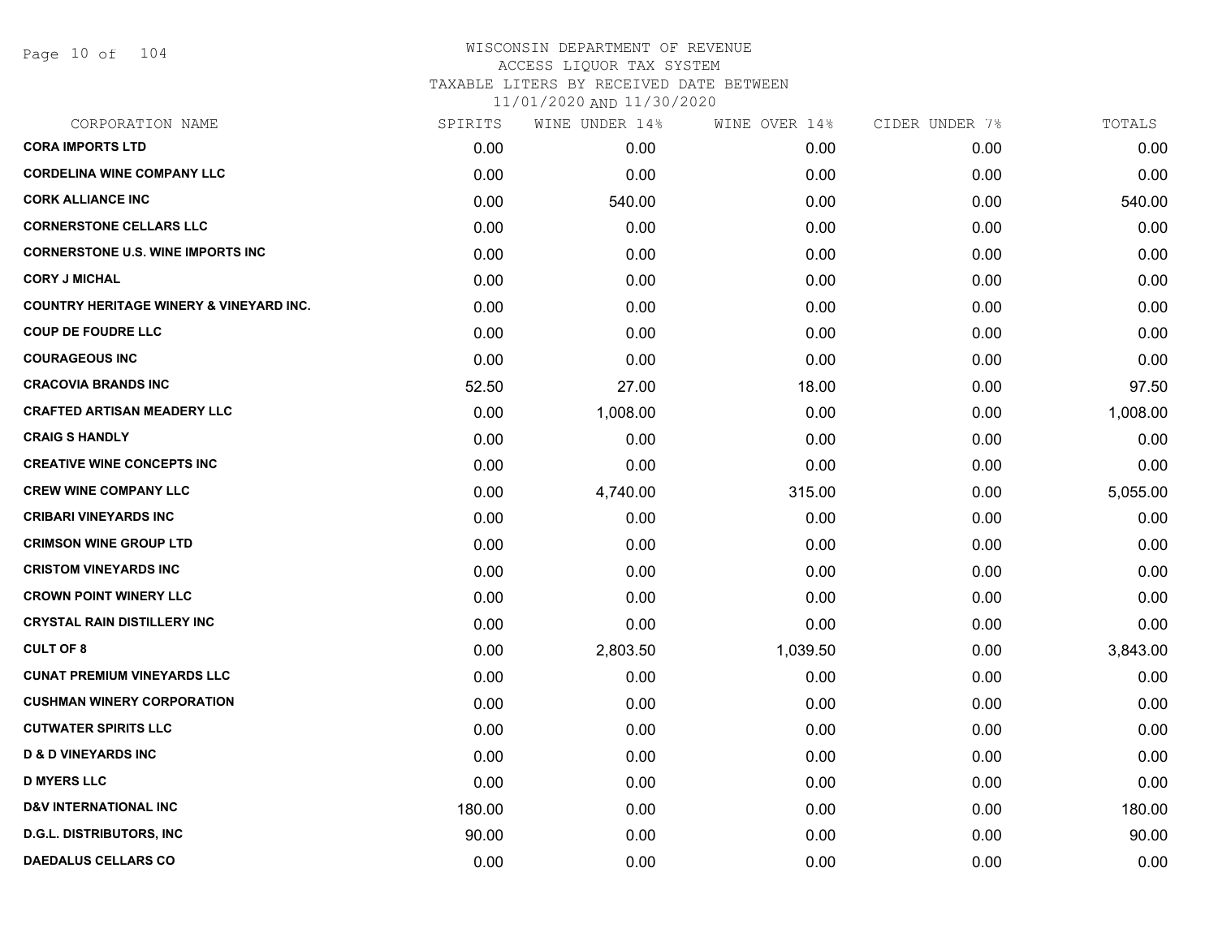# WISCONSIN DEPARTMENT OF REVENUE
## ACCESS LIQUOR TAX SYSTEM
### TAXABLE LITERS BY RECEIVED DATE BETWEEN 11/01/2020 AND 11/30/2020

| CORPORATION NAME | SPIRITS | WINE UNDER 14% | WINE OVER 14% | CIDER UNDER 7% | TOTALS |
|---|---|---|---|---|---|
| CORA IMPORTS LTD | 0.00 | 0.00 | 0.00 | 0.00 | 0.00 |
| CORDELINA WINE COMPANY LLC | 0.00 | 0.00 | 0.00 | 0.00 | 0.00 |
| CORK ALLIANCE INC | 0.00 | 540.00 | 0.00 | 0.00 | 540.00 |
| CORNERSTONE CELLARS LLC | 0.00 | 0.00 | 0.00 | 0.00 | 0.00 |
| CORNERSTONE U.S. WINE IMPORTS INC | 0.00 | 0.00 | 0.00 | 0.00 | 0.00 |
| CORY J MICHAL | 0.00 | 0.00 | 0.00 | 0.00 | 0.00 |
| COUNTRY HERITAGE WINERY & VINEYARD INC. | 0.00 | 0.00 | 0.00 | 0.00 | 0.00 |
| COUP DE FOUDRE LLC | 0.00 | 0.00 | 0.00 | 0.00 | 0.00 |
| COURAGEOUS INC | 0.00 | 0.00 | 0.00 | 0.00 | 0.00 |
| CRACOVIA BRANDS INC | 52.50 | 27.00 | 18.00 | 0.00 | 97.50 |
| CRAFTED ARTISAN MEADERY LLC | 0.00 | 1,008.00 | 0.00 | 0.00 | 1,008.00 |
| CRAIG S HANDLY | 0.00 | 0.00 | 0.00 | 0.00 | 0.00 |
| CREATIVE WINE CONCEPTS INC | 0.00 | 0.00 | 0.00 | 0.00 | 0.00 |
| CREW WINE COMPANY LLC | 0.00 | 4,740.00 | 315.00 | 0.00 | 5,055.00 |
| CRIBARI VINEYARDS INC | 0.00 | 0.00 | 0.00 | 0.00 | 0.00 |
| CRIMSON WINE GROUP LTD | 0.00 | 0.00 | 0.00 | 0.00 | 0.00 |
| CRISTOM VINEYARDS INC | 0.00 | 0.00 | 0.00 | 0.00 | 0.00 |
| CROWN POINT WINERY LLC | 0.00 | 0.00 | 0.00 | 0.00 | 0.00 |
| CRYSTAL RAIN DISTILLERY INC | 0.00 | 0.00 | 0.00 | 0.00 | 0.00 |
| CULT OF 8 | 0.00 | 2,803.50 | 1,039.50 | 0.00 | 3,843.00 |
| CUNAT PREMIUM VINEYARDS LLC | 0.00 | 0.00 | 0.00 | 0.00 | 0.00 |
| CUSHMAN WINERY CORPORATION | 0.00 | 0.00 | 0.00 | 0.00 | 0.00 |
| CUTWATER SPIRITS LLC | 0.00 | 0.00 | 0.00 | 0.00 | 0.00 |
| D & D VINEYARDS INC | 0.00 | 0.00 | 0.00 | 0.00 | 0.00 |
| D MYERS LLC | 0.00 | 0.00 | 0.00 | 0.00 | 0.00 |
| D&V INTERNATIONAL INC | 180.00 | 0.00 | 0.00 | 0.00 | 180.00 |
| D.G.L. DISTRIBUTORS, INC | 90.00 | 0.00 | 0.00 | 0.00 | 90.00 |
| DAEDALUS CELLARS CO | 0.00 | 0.00 | 0.00 | 0.00 | 0.00 |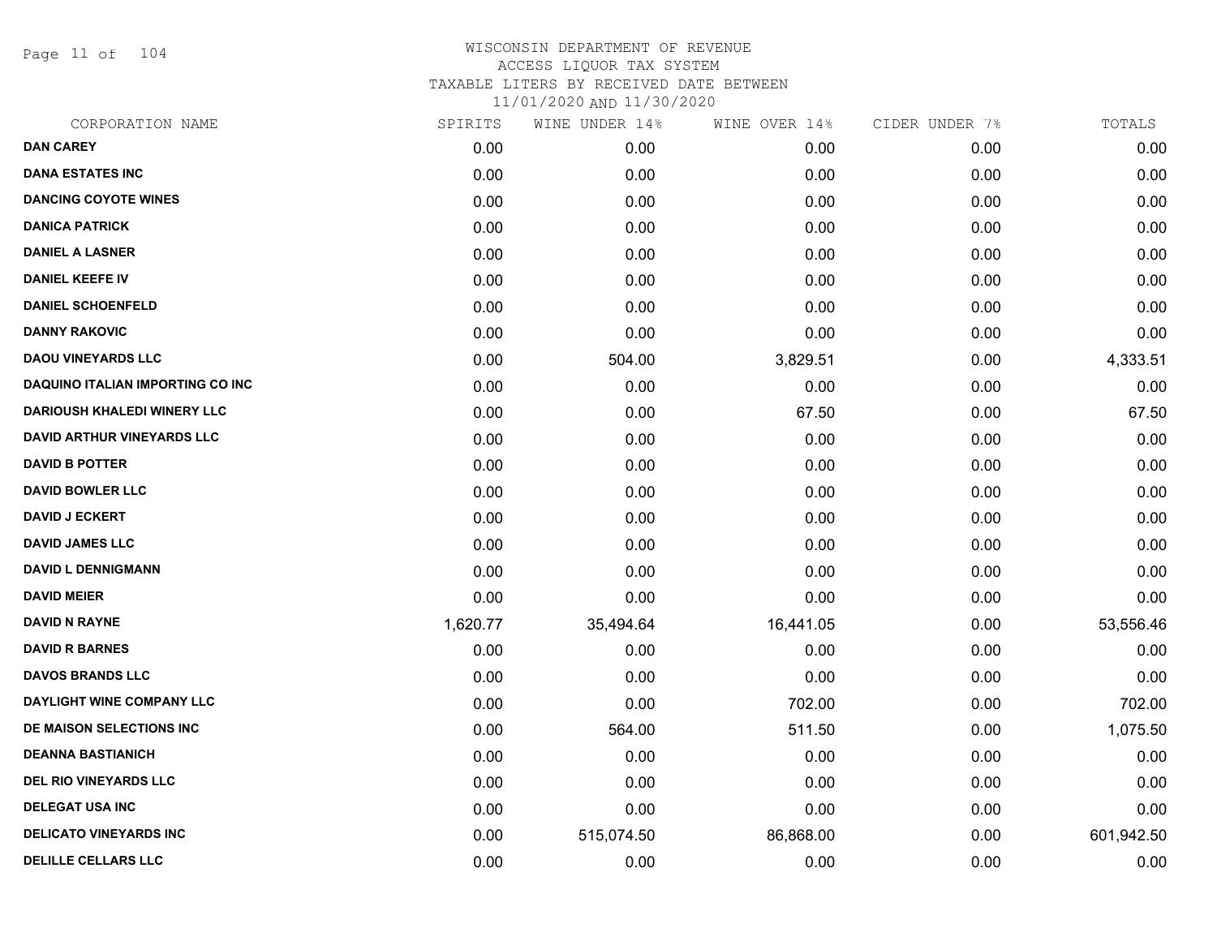# WISCONSIN DEPARTMENT OF REVENUE
## ACCESS LIQUOR TAX SYSTEM
## TAXABLE LITERS BY RECEIVED DATE BETWEEN
## 11/01/2020 AND 11/30/2020

| CORPORATION NAME | SPIRITS | WINE UNDER 14% | WINE OVER 14% | CIDER UNDER 7% | TOTALS |
|---|---|---|---|---|---|
| **DAN CAREY** | 0.00 | 0.00 | 0.00 | 0.00 | 0.00 |
| **DANA ESTATES INC** | 0.00 | 0.00 | 0.00 | 0.00 | 0.00 |
| **DANCING COYOTE WINES** | 0.00 | 0.00 | 0.00 | 0.00 | 0.00 |
| **DANICA PATRICK** | 0.00 | 0.00 | 0.00 | 0.00 | 0.00 |
| **DANIEL A LASNER** | 0.00 | 0.00 | 0.00 | 0.00 | 0.00 |
| **DANIEL KEEFE IV** | 0.00 | 0.00 | 0.00 | 0.00 | 0.00 |
| **DANIEL SCHOENFELD** | 0.00 | 0.00 | 0.00 | 0.00 | 0.00 |
| **DANNY RAKOVIC** | 0.00 | 0.00 | 0.00 | 0.00 | 0.00 |
| **DAOU VINEYARDS LLC** | 0.00 | 504.00 | 3,829.51 | 0.00 | 4,333.51 |
| **DAQUINO ITALIAN IMPORTING CO INC** | 0.00 | 0.00 | 0.00 | 0.00 | 0.00 |
| **DARIOUSH KHALEDI WINERY LLC** | 0.00 | 0.00 | 67.50 | 0.00 | 67.50 |
| **DAVID ARTHUR VINEYARDS LLC** | 0.00 | 0.00 | 0.00 | 0.00 | 0.00 |
| **DAVID B POTTER** | 0.00 | 0.00 | 0.00 | 0.00 | 0.00 |
| **DAVID BOWLER LLC** | 0.00 | 0.00 | 0.00 | 0.00 | 0.00 |
| **DAVID J ECKERT** | 0.00 | 0.00 | 0.00 | 0.00 | 0.00 |
| **DAVID JAMES LLC** | 0.00 | 0.00 | 0.00 | 0.00 | 0.00 |
| **DAVID L DENNIGMANN** | 0.00 | 0.00 | 0.00 | 0.00 | 0.00 |
| **DAVID MEIER** | 0.00 | 0.00 | 0.00 | 0.00 | 0.00 |
| **DAVID N RAYNE** | 1,620.77 | 35,494.64 | 16,441.05 | 0.00 | 53,556.46 |
| **DAVID R BARNES** | 0.00 | 0.00 | 0.00 | 0.00 | 0.00 |
| **DAVOS BRANDS LLC** | 0.00 | 0.00 | 0.00 | 0.00 | 0.00 |
| **DAYLIGHT WINE COMPANY LLC** | 0.00 | 0.00 | 702.00 | 0.00 | 702.00 |
| **DE MAISON SELECTIONS INC** | 0.00 | 564.00 | 511.50 | 0.00 | 1,075.50 |
| **DEANNA BASTIANICH** | 0.00 | 0.00 | 0.00 | 0.00 | 0.00 |
| **DEL RIO VINEYARDS LLC** | 0.00 | 0.00 | 0.00 | 0.00 | 0.00 |
| **DELEGAT USA INC** | 0.00 | 0.00 | 0.00 | 0.00 | 0.00 |
| **DELICATO VINEYARDS INC** | 0.00 | 515,074.50 | 86,868.00 | 0.00 | 601,942.50 |
| **DELILLE CELLARS LLC** | 0.00 | 0.00 | 0.00 | 0.00 | 0.00 |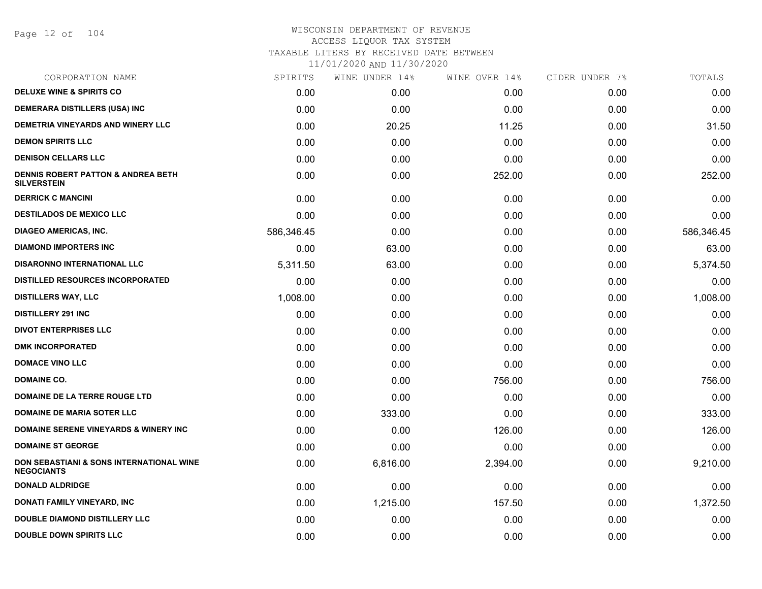# WISCONSIN DEPARTMENT OF REVENUE
## ACCESS LIQUOR TAX SYSTEM
### TAXABLE LITERS BY RECEIVED DATE BETWEEN 11/01/2020 AND 11/30/2020

| CORPORATION NAME | SPIRITS | WINE UNDER 14% | WINE OVER 14% | CIDER UNDER 7% | TOTALS |
|---|---|---|---|---|---|
| DELUXE WINE & SPIRITS CO | 0.00 | 0.00 | 0.00 | 0.00 | 0.00 |
| DEMERARA DISTILLERS (USA) INC | 0.00 | 0.00 | 0.00 | 0.00 | 0.00 |
| DEMETRIA VINEYARDS AND WINERY LLC | 0.00 | 20.25 | 11.25 | 0.00 | 31.50 |
| DEMON SPIRITS LLC | 0.00 | 0.00 | 0.00 | 0.00 | 0.00 |
| DENISON CELLARS LLC | 0.00 | 0.00 | 0.00 | 0.00 | 0.00 |
| DENNIS ROBERT PATTON & ANDREA BETH SILVERSTEIN | 0.00 | 0.00 | 252.00 | 0.00 | 252.00 |
| DERRICK C MANCINI | 0.00 | 0.00 | 0.00 | 0.00 | 0.00 |
| DESTILADOS DE MEXICO LLC | 0.00 | 0.00 | 0.00 | 0.00 | 0.00 |
| DIAGEO AMERICAS, INC. | 586,346.45 | 0.00 | 0.00 | 0.00 | 586,346.45 |
| DIAMOND IMPORTERS INC | 0.00 | 63.00 | 0.00 | 0.00 | 63.00 |
| DISARONNO INTERNATIONAL LLC | 5,311.50 | 63.00 | 0.00 | 0.00 | 5,374.50 |
| DISTILLED RESOURCES INCORPORATED | 0.00 | 0.00 | 0.00 | 0.00 | 0.00 |
| DISTILLERS WAY, LLC | 1,008.00 | 0.00 | 0.00 | 0.00 | 1,008.00 |
| DISTILLERY 291 INC | 0.00 | 0.00 | 0.00 | 0.00 | 0.00 |
| DIVOT ENTERPRISES LLC | 0.00 | 0.00 | 0.00 | 0.00 | 0.00 |
| DMK INCORPORATED | 0.00 | 0.00 | 0.00 | 0.00 | 0.00 |
| DOMACE VINO LLC | 0.00 | 0.00 | 0.00 | 0.00 | 0.00 |
| DOMAINE CO. | 0.00 | 0.00 | 756.00 | 0.00 | 756.00 |
| DOMAINE DE LA TERRE ROUGE LTD | 0.00 | 0.00 | 0.00 | 0.00 | 0.00 |
| DOMAINE DE MARIA SOTER LLC | 0.00 | 333.00 | 0.00 | 0.00 | 333.00 |
| DOMAINE SERENE VINEYARDS & WINERY INC | 0.00 | 0.00 | 126.00 | 0.00 | 126.00 |
| DOMAINE ST GEORGE | 0.00 | 0.00 | 0.00 | 0.00 | 0.00 |
| DON SEBASTIANI & SONS INTERNATIONAL WINE NEGOCIANTS | 0.00 | 6,816.00 | 2,394.00 | 0.00 | 9,210.00 |
| DONALD ALDRIDGE | 0.00 | 0.00 | 0.00 | 0.00 | 0.00 |
| DONATI FAMILY VINEYARD, INC | 0.00 | 1,215.00 | 157.50 | 0.00 | 1,372.50 |
| DOUBLE DIAMOND DISTILLERY LLC | 0.00 | 0.00 | 0.00 | 0.00 | 0.00 |
| DOUBLE DOWN SPIRITS LLC | 0.00 | 0.00 | 0.00 | 0.00 | 0.00 |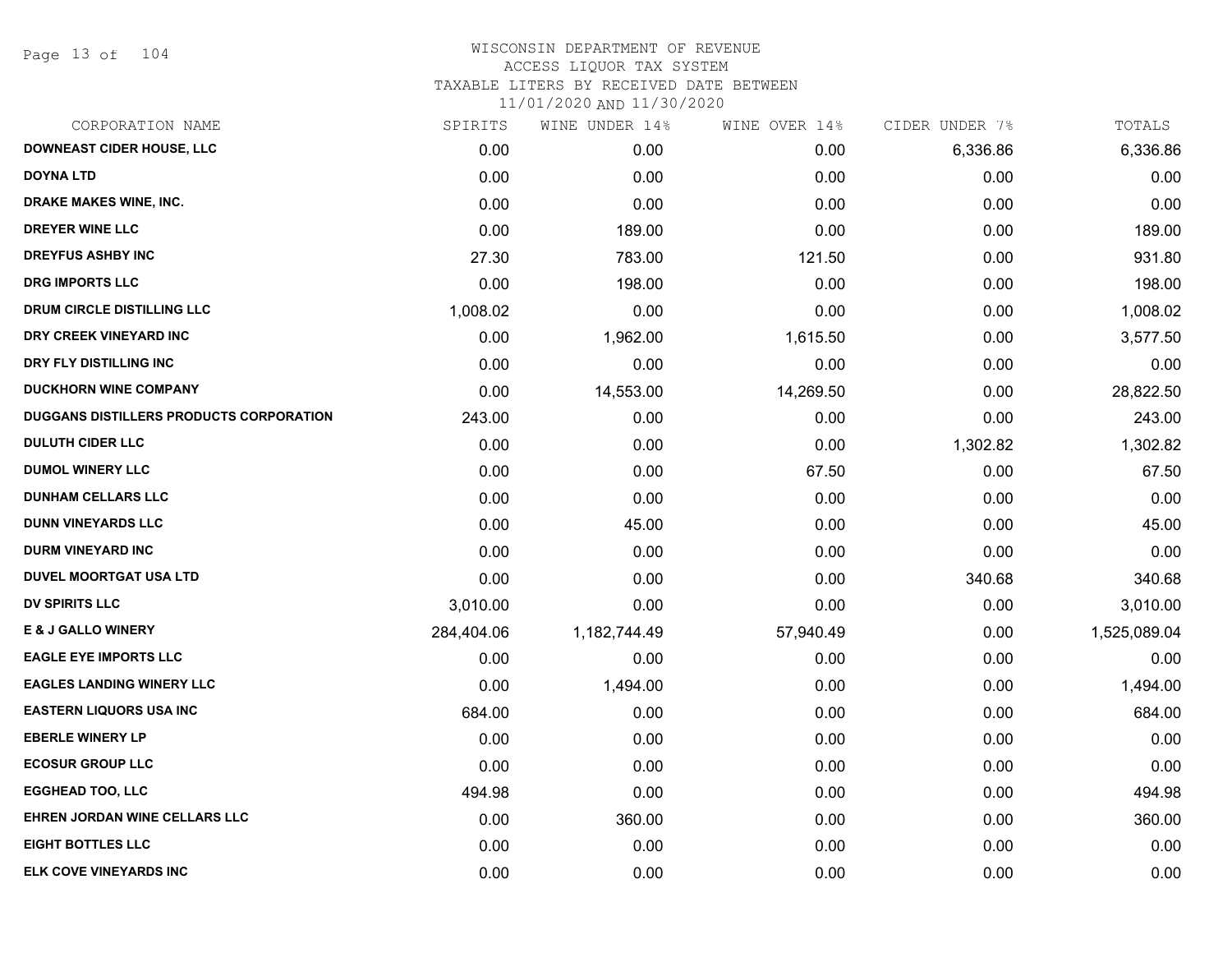# WISCONSIN DEPARTMENT OF REVENUE
## ACCESS LIQUOR TAX SYSTEM
## TAXABLE LITERS BY RECEIVED DATE BETWEEN 11/01/2020 AND 11/30/2020

| CORPORATION NAME | SPIRITS | WINE UNDER 14% | WINE OVER 14% | CIDER UNDER 7% | TOTALS |
|---|---|---|---|---|---|
| DOWNEAST CIDER HOUSE, LLC | 0.00 | 0.00 | 0.00 | 6,336.86 | 6,336.86 |
| DOYNA LTD | 0.00 | 0.00 | 0.00 | 0.00 | 0.00 |
| DRAKE MAKES WINE, INC. | 0.00 | 0.00 | 0.00 | 0.00 | 0.00 |
| DREYER WINE LLC | 0.00 | 189.00 | 0.00 | 0.00 | 189.00 |
| DREYFUS ASHBY INC | 27.30 | 783.00 | 121.50 | 0.00 | 931.80 |
| DRG IMPORTS LLC | 0.00 | 198.00 | 0.00 | 0.00 | 198.00 |
| DRUM CIRCLE DISTILLING LLC | 1,008.02 | 0.00 | 0.00 | 0.00 | 1,008.02 |
| DRY CREEK VINEYARD INC | 0.00 | 1,962.00 | 1,615.50 | 0.00 | 3,577.50 |
| DRY FLY DISTILLING INC | 0.00 | 0.00 | 0.00 | 0.00 | 0.00 |
| DUCKHORN WINE COMPANY | 0.00 | 14,553.00 | 14,269.50 | 0.00 | 28,822.50 |
| DUGGANS DISTILLERS PRODUCTS CORPORATION | 243.00 | 0.00 | 0.00 | 0.00 | 243.00 |
| DULUTH CIDER LLC | 0.00 | 0.00 | 0.00 | 1,302.82 | 1,302.82 |
| DUMOL WINERY LLC | 0.00 | 0.00 | 67.50 | 0.00 | 67.50 |
| DUNHAM CELLARS LLC | 0.00 | 0.00 | 0.00 | 0.00 | 0.00 |
| DUNN VINEYARDS LLC | 0.00 | 45.00 | 0.00 | 0.00 | 45.00 |
| DURM VINEYARD INC | 0.00 | 0.00 | 0.00 | 0.00 | 0.00 |
| DUVEL MOORTGAT USA LTD | 0.00 | 0.00 | 0.00 | 340.68 | 340.68 |
| DV SPIRITS LLC | 3,010.00 | 0.00 | 0.00 | 0.00 | 3,010.00 |
| E & J GALLO WINERY | 284,404.06 | 1,182,744.49 | 57,940.49 | 0.00 | 1,525,089.04 |
| EAGLE EYE IMPORTS LLC | 0.00 | 0.00 | 0.00 | 0.00 | 0.00 |
| EAGLES LANDING WINERY LLC | 0.00 | 1,494.00 | 0.00 | 0.00 | 1,494.00 |
| EASTERN LIQUORS USA INC | 684.00 | 0.00 | 0.00 | 0.00 | 684.00 |
| EBERLE WINERY LP | 0.00 | 0.00 | 0.00 | 0.00 | 0.00 |
| ECOSUR GROUP LLC | 0.00 | 0.00 | 0.00 | 0.00 | 0.00 |
| EGGHEAD TOO, LLC | 494.98 | 0.00 | 0.00 | 0.00 | 494.98 |
| EHREN JORDAN WINE CELLARS LLC | 0.00 | 360.00 | 0.00 | 0.00 | 360.00 |
| EIGHT BOTTLES LLC | 0.00 | 0.00 | 0.00 | 0.00 | 0.00 |
| ELK COVE VINEYARDS INC | 0.00 | 0.00 | 0.00 | 0.00 | 0.00 |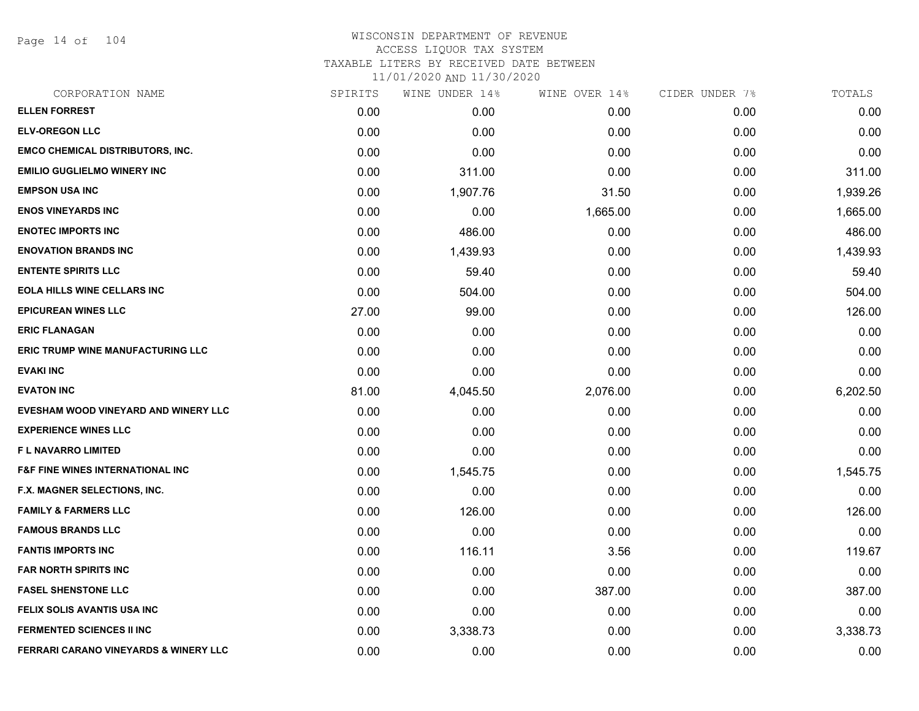WISCONSIN DEPARTMENT OF REVENUE
ACCESS LIQUOR TAX SYSTEM
TAXABLE LITERS BY RECEIVED DATE BETWEEN
11/01/2020 AND 11/30/2020

| CORPORATION NAME | SPIRITS | WINE UNDER 14% | WINE OVER 14% | CIDER UNDER 7% | TOTALS |
|---|---|---|---|---|---|
| ELLEN FORREST | 0.00 | 0.00 | 0.00 | 0.00 | 0.00 |
| ELV-OREGON LLC | 0.00 | 0.00 | 0.00 | 0.00 | 0.00 |
| EMCO CHEMICAL DISTRIBUTORS, INC. | 0.00 | 0.00 | 0.00 | 0.00 | 0.00 |
| EMILIO GUGLIELMO WINERY INC | 0.00 | 311.00 | 0.00 | 0.00 | 311.00 |
| EMPSON USA INC | 0.00 | 1,907.76 | 31.50 | 0.00 | 1,939.26 |
| ENOS VINEYARDS INC | 0.00 | 0.00 | 1,665.00 | 0.00 | 1,665.00 |
| ENOTEC IMPORTS INC | 0.00 | 486.00 | 0.00 | 0.00 | 486.00 |
| ENOVATION BRANDS INC | 0.00 | 1,439.93 | 0.00 | 0.00 | 1,439.93 |
| ENTENTE SPIRITS LLC | 0.00 | 59.40 | 0.00 | 0.00 | 59.40 |
| EOLA HILLS WINE CELLARS INC | 0.00 | 504.00 | 0.00 | 0.00 | 504.00 |
| EPICUREAN WINES LLC | 27.00 | 99.00 | 0.00 | 0.00 | 126.00 |
| ERIC FLANAGAN | 0.00 | 0.00 | 0.00 | 0.00 | 0.00 |
| ERIC TRUMP WINE MANUFACTURING LLC | 0.00 | 0.00 | 0.00 | 0.00 | 0.00 |
| EVAKI INC | 0.00 | 0.00 | 0.00 | 0.00 | 0.00 |
| EVATON INC | 81.00 | 4,045.50 | 2,076.00 | 0.00 | 6,202.50 |
| EVESHAM WOOD VINEYARD AND WINERY LLC | 0.00 | 0.00 | 0.00 | 0.00 | 0.00 |
| EXPERIENCE WINES LLC | 0.00 | 0.00 | 0.00 | 0.00 | 0.00 |
| F L NAVARRO LIMITED | 0.00 | 0.00 | 0.00 | 0.00 | 0.00 |
| F&F FINE WINES INTERNATIONAL INC | 0.00 | 1,545.75 | 0.00 | 0.00 | 1,545.75 |
| F.X. MAGNER SELECTIONS, INC. | 0.00 | 0.00 | 0.00 | 0.00 | 0.00 |
| FAMILY & FARMERS LLC | 0.00 | 126.00 | 0.00 | 0.00 | 126.00 |
| FAMOUS BRANDS LLC | 0.00 | 0.00 | 0.00 | 0.00 | 0.00 |
| FANTIS IMPORTS INC | 0.00 | 116.11 | 3.56 | 0.00 | 119.67 |
| FAR NORTH SPIRITS INC | 0.00 | 0.00 | 0.00 | 0.00 | 0.00 |
| FASEL SHENSTONE LLC | 0.00 | 0.00 | 387.00 | 0.00 | 387.00 |
| FELIX SOLIS AVANTIS USA INC | 0.00 | 0.00 | 0.00 | 0.00 | 0.00 |
| FERMENTED SCIENCES II INC | 0.00 | 3,338.73 | 0.00 | 0.00 | 3,338.73 |
| FERRARI CARANO VINEYARDS & WINERY LLC | 0.00 | 0.00 | 0.00 | 0.00 | 0.00 |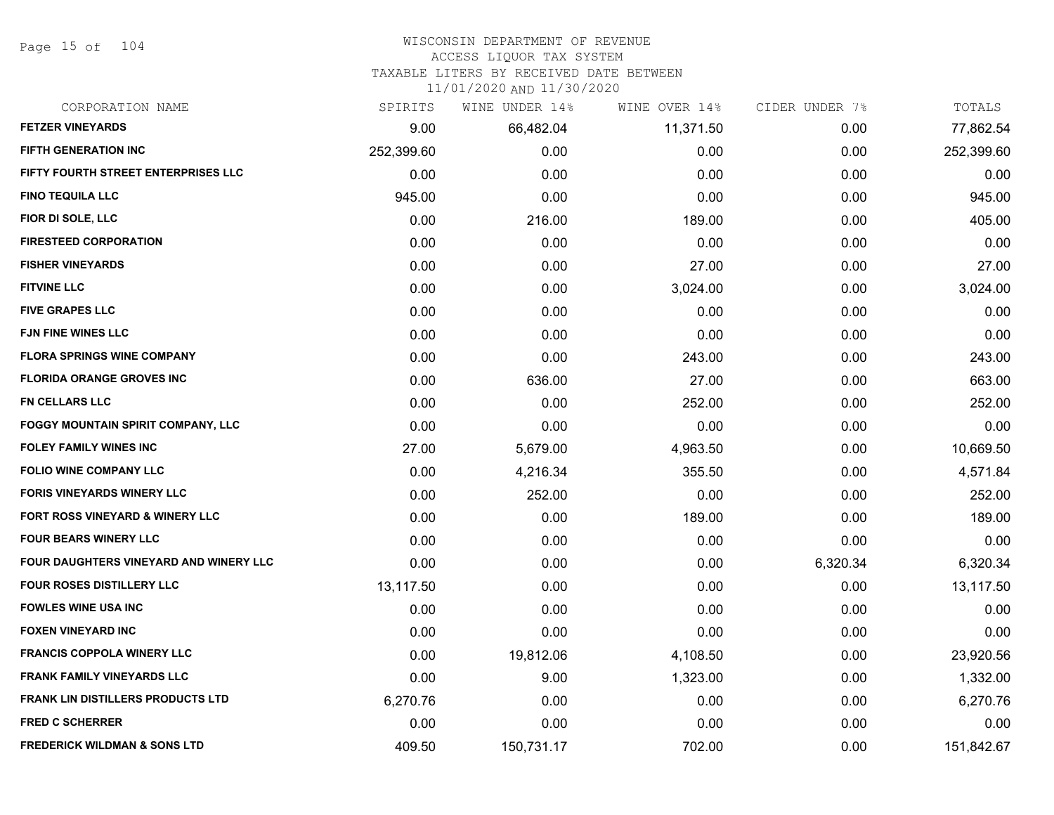WISCONSIN DEPARTMENT OF REVENUE
ACCESS LIQUOR TAX SYSTEM
TAXABLE LITERS BY RECEIVED DATE BETWEEN
11/01/2020 AND 11/30/2020

| CORPORATION NAME | SPIRITS | WINE UNDER 14% | WINE OVER 14% | CIDER UNDER 7% | TOTALS |
|---|---|---|---|---|---|
| FETZER VINEYARDS | 9.00 | 66,482.04 | 11,371.50 | 0.00 | 77,862.54 |
| FIFTH GENERATION INC | 252,399.60 | 0.00 | 0.00 | 0.00 | 252,399.60 |
| FIFTY FOURTH STREET ENTERPRISES LLC | 0.00 | 0.00 | 0.00 | 0.00 | 0.00 |
| FINO TEQUILA LLC | 945.00 | 0.00 | 0.00 | 0.00 | 945.00 |
| FIOR DI SOLE, LLC | 0.00 | 216.00 | 189.00 | 0.00 | 405.00 |
| FIRESTEED CORPORATION | 0.00 | 0.00 | 0.00 | 0.00 | 0.00 |
| FISHER VINEYARDS | 0.00 | 0.00 | 27.00 | 0.00 | 27.00 |
| FITVINE LLC | 0.00 | 0.00 | 3,024.00 | 0.00 | 3,024.00 |
| FIVE GRAPES LLC | 0.00 | 0.00 | 0.00 | 0.00 | 0.00 |
| FJN FINE WINES LLC | 0.00 | 0.00 | 0.00 | 0.00 | 0.00 |
| FLORA SPRINGS WINE COMPANY | 0.00 | 0.00 | 243.00 | 0.00 | 243.00 |
| FLORIDA ORANGE GROVES INC | 0.00 | 636.00 | 27.00 | 0.00 | 663.00 |
| FN CELLARS LLC | 0.00 | 0.00 | 252.00 | 0.00 | 252.00 |
| FOGGY MOUNTAIN SPIRIT COMPANY, LLC | 0.00 | 0.00 | 0.00 | 0.00 | 0.00 |
| FOLEY FAMILY WINES INC | 27.00 | 5,679.00 | 4,963.50 | 0.00 | 10,669.50 |
| FOLIO WINE COMPANY LLC | 0.00 | 4,216.34 | 355.50 | 0.00 | 4,571.84 |
| FORIS VINEYARDS WINERY LLC | 0.00 | 252.00 | 0.00 | 0.00 | 252.00 |
| FORT ROSS VINEYARD & WINERY LLC | 0.00 | 0.00 | 189.00 | 0.00 | 189.00 |
| FOUR BEARS WINERY LLC | 0.00 | 0.00 | 0.00 | 0.00 | 0.00 |
| FOUR DAUGHTERS VINEYARD AND WINERY LLC | 0.00 | 0.00 | 0.00 | 6,320.34 | 6,320.34 |
| FOUR ROSES DISTILLERY LLC | 13,117.50 | 0.00 | 0.00 | 0.00 | 13,117.50 |
| FOWLES WINE USA INC | 0.00 | 0.00 | 0.00 | 0.00 | 0.00 |
| FOXEN VINEYARD INC | 0.00 | 0.00 | 0.00 | 0.00 | 0.00 |
| FRANCIS COPPOLA WINERY LLC | 0.00 | 19,812.06 | 4,108.50 | 0.00 | 23,920.56 |
| FRANK FAMILY VINEYARDS LLC | 0.00 | 9.00 | 1,323.00 | 0.00 | 1,332.00 |
| FRANK LIN DISTILLERS PRODUCTS LTD | 6,270.76 | 0.00 | 0.00 | 0.00 | 6,270.76 |
| FRED C SCHERRER | 0.00 | 0.00 | 0.00 | 0.00 | 0.00 |
| FREDERICK WILDMAN & SONS LTD | 409.50 | 150,731.17 | 702.00 | 0.00 | 151,842.67 |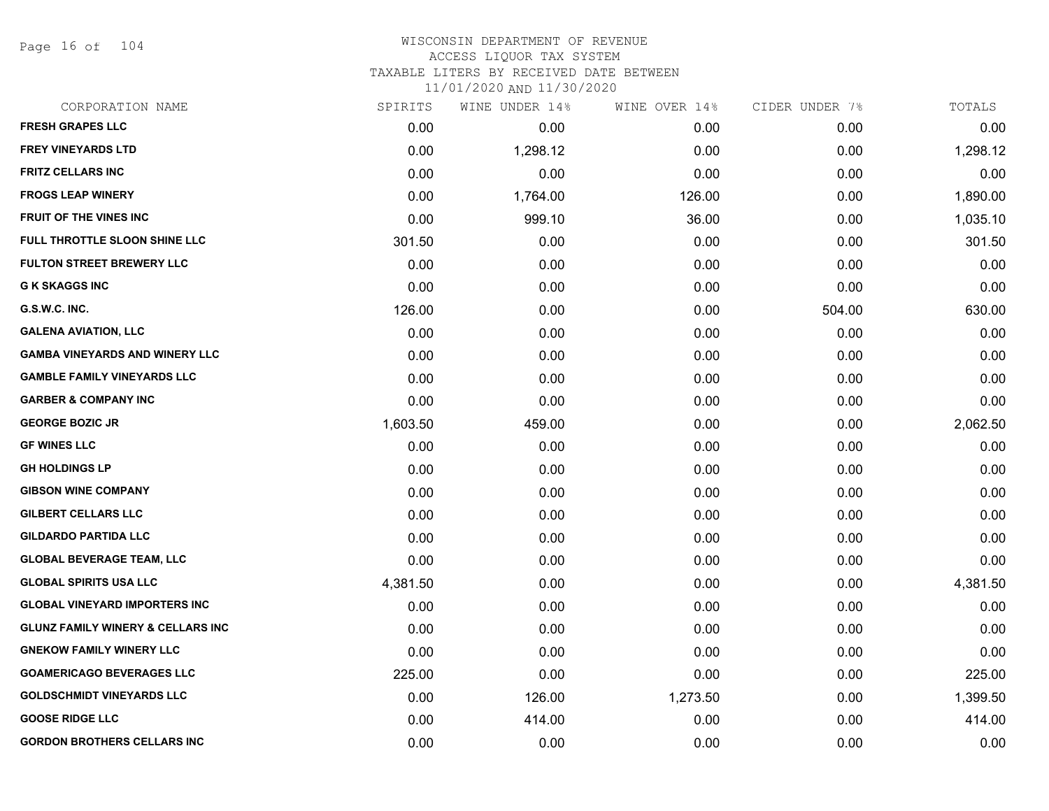# WISCONSIN DEPARTMENT OF REVENUE
## ACCESS LIQUOR TAX SYSTEM
### TAXABLE LITERS BY RECEIVED DATE BETWEEN 11/01/2020 AND 11/30/2020

| CORPORATION NAME | SPIRITS | WINE UNDER 14% | WINE OVER 14% | CIDER UNDER 7% | TOTALS |
|---|---|---|---|---|---|
| FRESH GRAPES LLC | 0.00 | 0.00 | 0.00 | 0.00 | 0.00 |
| FREY VINEYARDS LTD | 0.00 | 1,298.12 | 0.00 | 0.00 | 1,298.12 |
| FRITZ CELLARS INC | 0.00 | 0.00 | 0.00 | 0.00 | 0.00 |
| FROGS LEAP WINERY | 0.00 | 1,764.00 | 126.00 | 0.00 | 1,890.00 |
| FRUIT OF THE VINES INC | 0.00 | 999.10 | 36.00 | 0.00 | 1,035.10 |
| FULL THROTTLE SLOON SHINE LLC | 301.50 | 0.00 | 0.00 | 0.00 | 301.50 |
| FULTON STREET BREWERY LLC | 0.00 | 0.00 | 0.00 | 0.00 | 0.00 |
| G K SKAGGS INC | 0.00 | 0.00 | 0.00 | 0.00 | 0.00 |
| G.S.W.C. INC. | 126.00 | 0.00 | 0.00 | 504.00 | 630.00 |
| GALENA AVIATION, LLC | 0.00 | 0.00 | 0.00 | 0.00 | 0.00 |
| GAMBA VINEYARDS AND WINERY LLC | 0.00 | 0.00 | 0.00 | 0.00 | 0.00 |
| GAMBLE FAMILY VINEYARDS LLC | 0.00 | 0.00 | 0.00 | 0.00 | 0.00 |
| GARBER & COMPANY INC | 0.00 | 0.00 | 0.00 | 0.00 | 0.00 |
| GEORGE BOZIC JR | 1,603.50 | 459.00 | 0.00 | 0.00 | 2,062.50 |
| GF WINES LLC | 0.00 | 0.00 | 0.00 | 0.00 | 0.00 |
| GH HOLDINGS LP | 0.00 | 0.00 | 0.00 | 0.00 | 0.00 |
| GIBSON WINE COMPANY | 0.00 | 0.00 | 0.00 | 0.00 | 0.00 |
| GILBERT CELLARS LLC | 0.00 | 0.00 | 0.00 | 0.00 | 0.00 |
| GILDARDO PARTIDA LLC | 0.00 | 0.00 | 0.00 | 0.00 | 0.00 |
| GLOBAL BEVERAGE TEAM, LLC | 0.00 | 0.00 | 0.00 | 0.00 | 0.00 |
| GLOBAL SPIRITS USA LLC | 4,381.50 | 0.00 | 0.00 | 0.00 | 4,381.50 |
| GLOBAL VINEYARD IMPORTERS INC | 0.00 | 0.00 | 0.00 | 0.00 | 0.00 |
| GLUNZ FAMILY WINERY & CELLARS INC | 0.00 | 0.00 | 0.00 | 0.00 | 0.00 |
| GNEKOW FAMILY WINERY LLC | 0.00 | 0.00 | 0.00 | 0.00 | 0.00 |
| GOAMERICAGO BEVERAGES LLC | 225.00 | 0.00 | 0.00 | 0.00 | 225.00 |
| GOLDSCHMIDT VINEYARDS LLC | 0.00 | 126.00 | 1,273.50 | 0.00 | 1,399.50 |
| GOOSE RIDGE LLC | 0.00 | 414.00 | 0.00 | 0.00 | 414.00 |
| GORDON BROTHERS CELLARS INC | 0.00 | 0.00 | 0.00 | 0.00 | 0.00 |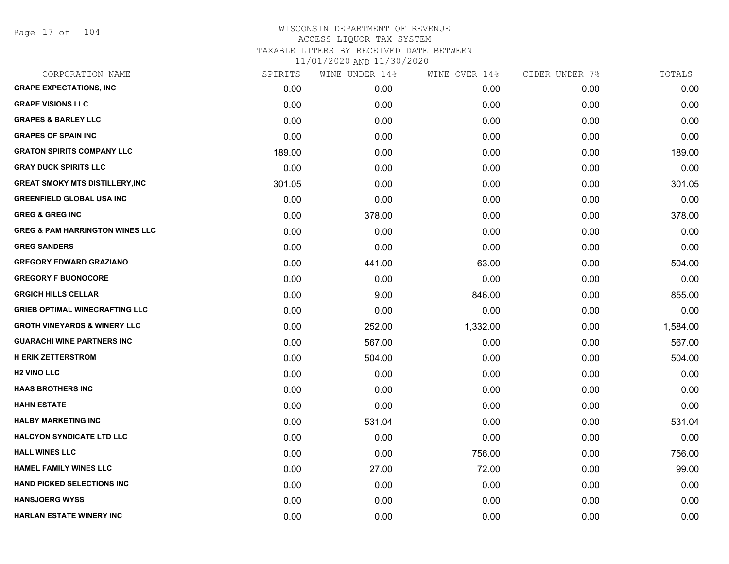# WISCONSIN DEPARTMENT OF REVENUE
## ACCESS LIQUOR TAX SYSTEM
### TAXABLE LITERS BY RECEIVED DATE BETWEEN 11/01/2020 AND 11/30/2020

| CORPORATION NAME | SPIRITS | WINE UNDER 14% | WINE OVER 14% | CIDER UNDER 7% | TOTALS |
|---|---|---|---|---|---|
| GRAPE EXPECTATIONS, INC | 0.00 | 0.00 | 0.00 | 0.00 | 0.00 |
| GRAPE VISIONS LLC | 0.00 | 0.00 | 0.00 | 0.00 | 0.00 |
| GRAPES & BARLEY LLC | 0.00 | 0.00 | 0.00 | 0.00 | 0.00 |
| GRAPES OF SPAIN INC | 0.00 | 0.00 | 0.00 | 0.00 | 0.00 |
| GRATON SPIRITS COMPANY LLC | 189.00 | 0.00 | 0.00 | 0.00 | 189.00 |
| GRAY DUCK SPIRITS LLC | 0.00 | 0.00 | 0.00 | 0.00 | 0.00 |
| GREAT SMOKY MTS DISTILLERY,INC | 301.05 | 0.00 | 0.00 | 0.00 | 301.05 |
| GREENFIELD GLOBAL USA INC | 0.00 | 0.00 | 0.00 | 0.00 | 0.00 |
| GREG & GREG INC | 0.00 | 378.00 | 0.00 | 0.00 | 378.00 |
| GREG & PAM HARRINGTON WINES LLC | 0.00 | 0.00 | 0.00 | 0.00 | 0.00 |
| GREG SANDERS | 0.00 | 0.00 | 0.00 | 0.00 | 0.00 |
| GREGORY EDWARD GRAZIANO | 0.00 | 441.00 | 63.00 | 0.00 | 504.00 |
| GREGORY F BUONOCORE | 0.00 | 0.00 | 0.00 | 0.00 | 0.00 |
| GRGICH HILLS CELLAR | 0.00 | 9.00 | 846.00 | 0.00 | 855.00 |
| GRIEB OPTIMAL WINECRAFTING LLC | 0.00 | 0.00 | 0.00 | 0.00 | 0.00 |
| GROTH VINEYARDS & WINERY LLC | 0.00 | 252.00 | 1,332.00 | 0.00 | 1,584.00 |
| GUARACHI WINE PARTNERS INC | 0.00 | 567.00 | 0.00 | 0.00 | 567.00 |
| H ERIK ZETTERSTROM | 0.00 | 504.00 | 0.00 | 0.00 | 504.00 |
| H2 VINO LLC | 0.00 | 0.00 | 0.00 | 0.00 | 0.00 |
| HAAS BROTHERS INC | 0.00 | 0.00 | 0.00 | 0.00 | 0.00 |
| HAHN ESTATE | 0.00 | 0.00 | 0.00 | 0.00 | 0.00 |
| HALBY MARKETING INC | 0.00 | 531.04 | 0.00 | 0.00 | 531.04 |
| HALCYON SYNDICATE LTD LLC | 0.00 | 0.00 | 0.00 | 0.00 | 0.00 |
| HALL WINES LLC | 0.00 | 0.00 | 756.00 | 0.00 | 756.00 |
| HAMEL FAMILY WINES LLC | 0.00 | 27.00 | 72.00 | 0.00 | 99.00 |
| HAND PICKED SELECTIONS INC | 0.00 | 0.00 | 0.00 | 0.00 | 0.00 |
| HANSJOERG WYSS | 0.00 | 0.00 | 0.00 | 0.00 | 0.00 |
| HARLAN ESTATE WINERY INC | 0.00 | 0.00 | 0.00 | 0.00 | 0.00 |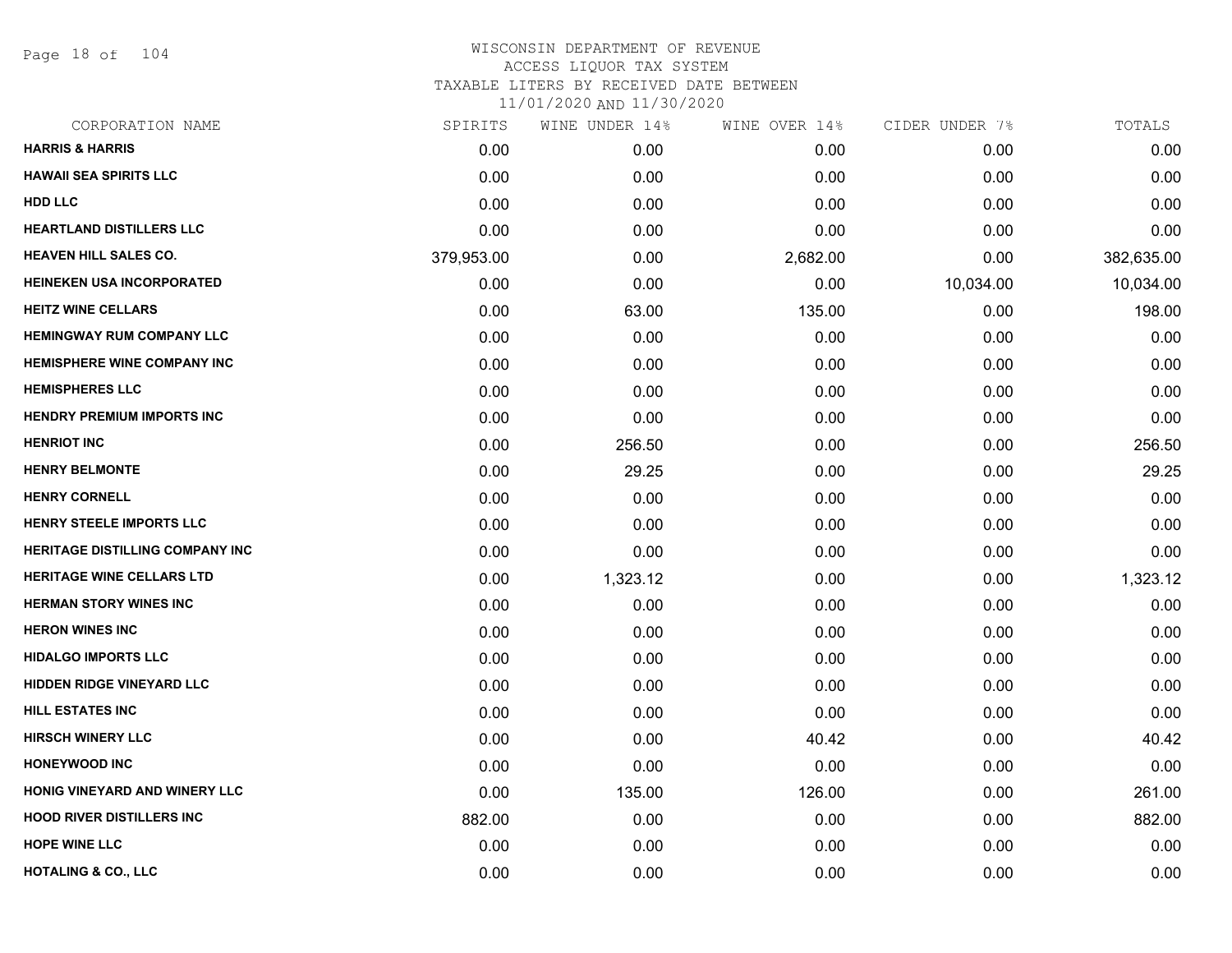# WISCONSIN DEPARTMENT OF REVENUE
## ACCESS LIQUOR TAX SYSTEM
## TAXABLE LITERS BY RECEIVED DATE BETWEEN
## 11/01/2020 AND 11/30/2020

| CORPORATION NAME | SPIRITS | WINE UNDER 14% | WINE OVER 14% | CIDER UNDER 7% | TOTALS |
|---|---|---|---|---|---|
| HARRIS & HARRIS | 0.00 | 0.00 | 0.00 | 0.00 | 0.00 |
| HAWAII SEA SPIRITS LLC | 0.00 | 0.00 | 0.00 | 0.00 | 0.00 |
| HDD LLC | 0.00 | 0.00 | 0.00 | 0.00 | 0.00 |
| HEARTLAND DISTILLERS LLC | 0.00 | 0.00 | 0.00 | 0.00 | 0.00 |
| HEAVEN HILL SALES CO. | 379,953.00 | 0.00 | 2,682.00 | 0.00 | 382,635.00 |
| HEINEKEN USA INCORPORATED | 0.00 | 0.00 | 0.00 | 10,034.00 | 10,034.00 |
| HEITZ WINE CELLARS | 0.00 | 63.00 | 135.00 | 0.00 | 198.00 |
| HEMINGWAY RUM COMPANY LLC | 0.00 | 0.00 | 0.00 | 0.00 | 0.00 |
| HEMISPHERE WINE COMPANY INC | 0.00 | 0.00 | 0.00 | 0.00 | 0.00 |
| HEMISPHERES LLC | 0.00 | 0.00 | 0.00 | 0.00 | 0.00 |
| HENDRY PREMIUM IMPORTS INC | 0.00 | 0.00 | 0.00 | 0.00 | 0.00 |
| HENRIOT INC | 0.00 | 256.50 | 0.00 | 0.00 | 256.50 |
| HENRY BELMONTE | 0.00 | 29.25 | 0.00 | 0.00 | 29.25 |
| HENRY CORNELL | 0.00 | 0.00 | 0.00 | 0.00 | 0.00 |
| HENRY STEELE IMPORTS LLC | 0.00 | 0.00 | 0.00 | 0.00 | 0.00 |
| HERITAGE DISTILLING COMPANY INC | 0.00 | 0.00 | 0.00 | 0.00 | 0.00 |
| HERITAGE WINE CELLARS LTD | 0.00 | 1,323.12 | 0.00 | 0.00 | 1,323.12 |
| HERMAN STORY WINES INC | 0.00 | 0.00 | 0.00 | 0.00 | 0.00 |
| HERON WINES INC | 0.00 | 0.00 | 0.00 | 0.00 | 0.00 |
| HIDALGO IMPORTS LLC | 0.00 | 0.00 | 0.00 | 0.00 | 0.00 |
| HIDDEN RIDGE VINEYARD LLC | 0.00 | 0.00 | 0.00 | 0.00 | 0.00 |
| HILL ESTATES INC | 0.00 | 0.00 | 0.00 | 0.00 | 0.00 |
| HIRSCH WINERY LLC | 0.00 | 0.00 | 40.42 | 0.00 | 40.42 |
| HONEYWOOD INC | 0.00 | 0.00 | 0.00 | 0.00 | 0.00 |
| HONIG VINEYARD AND WINERY LLC | 0.00 | 135.00 | 126.00 | 0.00 | 261.00 |
| HOOD RIVER DISTILLERS INC | 882.00 | 0.00 | 0.00 | 0.00 | 882.00 |
| HOPE WINE LLC | 0.00 | 0.00 | 0.00 | 0.00 | 0.00 |
| HOTALING & CO., LLC | 0.00 | 0.00 | 0.00 | 0.00 | 0.00 |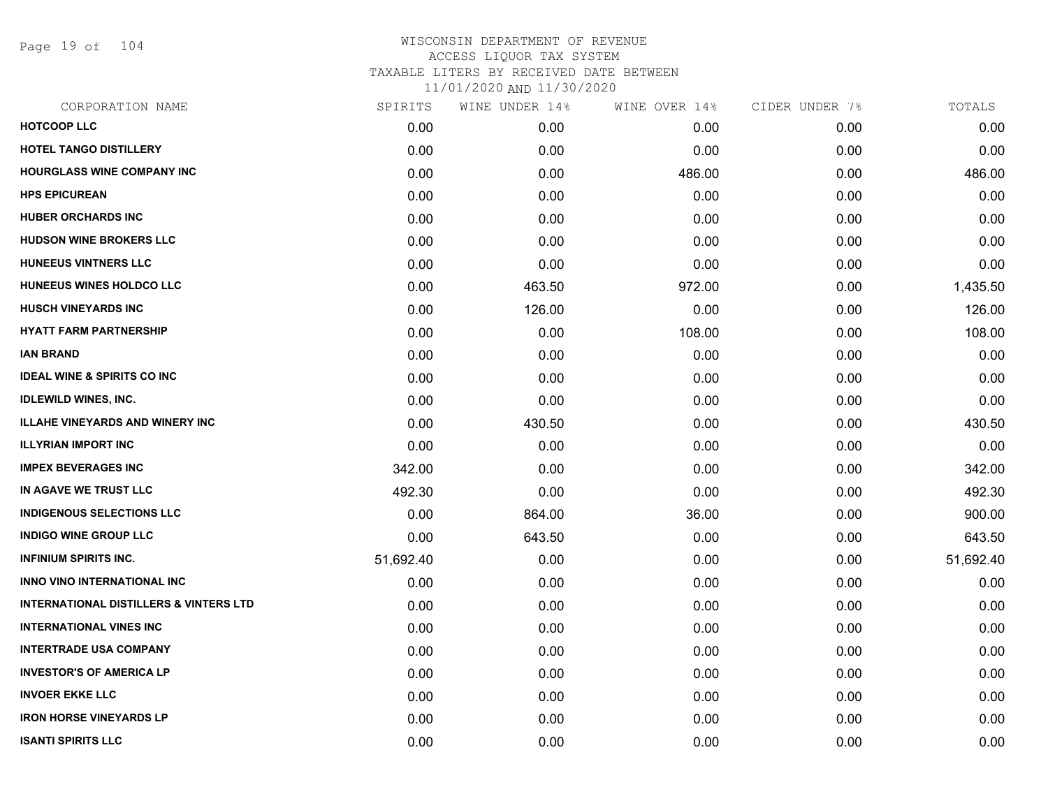WISCONSIN DEPARTMENT OF REVENUE
ACCESS LIQUOR TAX SYSTEM
TAXABLE LITERS BY RECEIVED DATE BETWEEN
11/01/2020 AND 11/30/2020

| CORPORATION NAME | SPIRITS | WINE UNDER 14% | WINE OVER 14% | CIDER UNDER 7% | TOTALS |
|---|---|---|---|---|---|
| HOTCOOP LLC | 0.00 | 0.00 | 0.00 | 0.00 | 0.00 |
| HOTEL TANGO DISTILLERY | 0.00 | 0.00 | 0.00 | 0.00 | 0.00 |
| HOURGLASS WINE COMPANY INC | 0.00 | 0.00 | 486.00 | 0.00 | 486.00 |
| HPS EPICUREAN | 0.00 | 0.00 | 0.00 | 0.00 | 0.00 |
| HUBER ORCHARDS INC | 0.00 | 0.00 | 0.00 | 0.00 | 0.00 |
| HUDSON WINE BROKERS LLC | 0.00 | 0.00 | 0.00 | 0.00 | 0.00 |
| HUNEEUS VINTNERS LLC | 0.00 | 0.00 | 0.00 | 0.00 | 0.00 |
| HUNEEUS WINES HOLDCO LLC | 0.00 | 463.50 | 972.00 | 0.00 | 1,435.50 |
| HUSCH VINEYARDS INC | 0.00 | 126.00 | 0.00 | 0.00 | 126.00 |
| HYATT FARM PARTNERSHIP | 0.00 | 0.00 | 108.00 | 0.00 | 108.00 |
| IAN BRAND | 0.00 | 0.00 | 0.00 | 0.00 | 0.00 |
| IDEAL WINE & SPIRITS CO INC | 0.00 | 0.00 | 0.00 | 0.00 | 0.00 |
| IDLEWILD WINES, INC. | 0.00 | 0.00 | 0.00 | 0.00 | 0.00 |
| ILLAHE VINEYARDS AND WINERY INC | 0.00 | 430.50 | 0.00 | 0.00 | 430.50 |
| ILLYRIAN IMPORT INC | 0.00 | 0.00 | 0.00 | 0.00 | 0.00 |
| IMPEX BEVERAGES INC | 342.00 | 0.00 | 0.00 | 0.00 | 342.00 |
| IN AGAVE WE TRUST LLC | 492.30 | 0.00 | 0.00 | 0.00 | 492.30 |
| INDIGENOUS SELECTIONS LLC | 0.00 | 864.00 | 36.00 | 0.00 | 900.00 |
| INDIGO WINE GROUP LLC | 0.00 | 643.50 | 0.00 | 0.00 | 643.50 |
| INFINIUM SPIRITS INC. | 51,692.40 | 0.00 | 0.00 | 0.00 | 51,692.40 |
| INNO VINO INTERNATIONAL INC | 0.00 | 0.00 | 0.00 | 0.00 | 0.00 |
| INTERNATIONAL DISTILLERS & VINTERS LTD | 0.00 | 0.00 | 0.00 | 0.00 | 0.00 |
| INTERNATIONAL VINES INC | 0.00 | 0.00 | 0.00 | 0.00 | 0.00 |
| INTERTRADE USA COMPANY | 0.00 | 0.00 | 0.00 | 0.00 | 0.00 |
| INVESTOR'S OF AMERICA LP | 0.00 | 0.00 | 0.00 | 0.00 | 0.00 |
| INVOER EKKE LLC | 0.00 | 0.00 | 0.00 | 0.00 | 0.00 |
| IRON HORSE VINEYARDS LP | 0.00 | 0.00 | 0.00 | 0.00 | 0.00 |
| ISANTI SPIRITS LLC | 0.00 | 0.00 | 0.00 | 0.00 | 0.00 |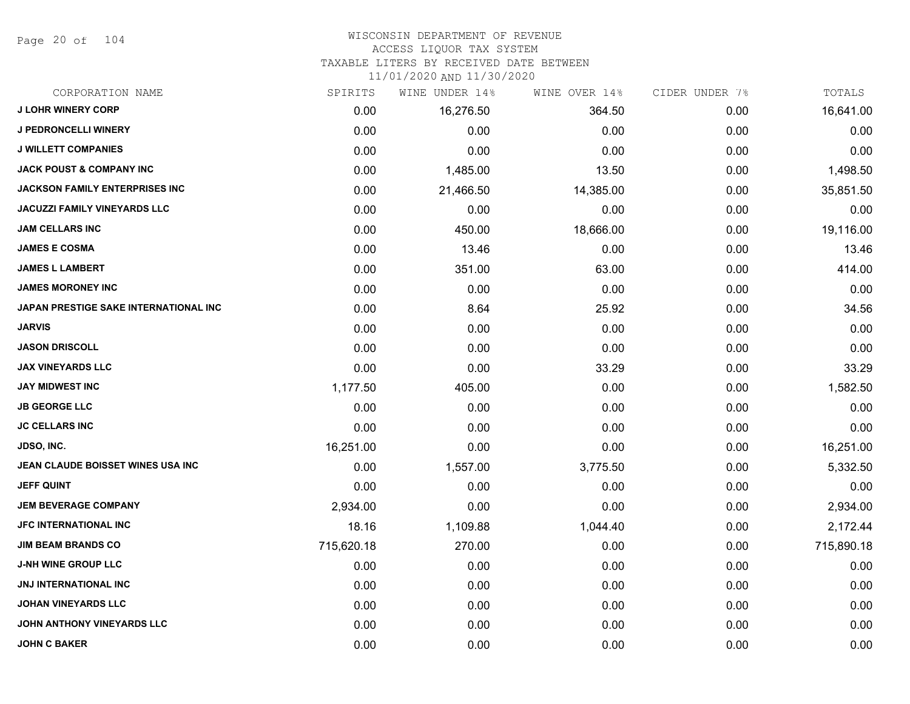# WISCONSIN DEPARTMENT OF REVENUE
## ACCESS LIQUOR TAX SYSTEM
### TAXABLE LITERS BY RECEIVED DATE BETWEEN 11/01/2020 AND 11/30/2020

| CORPORATION NAME | SPIRITS | WINE UNDER 14% | WINE OVER 14% | CIDER UNDER 7% | TOTALS |
|---|---|---|---|---|---|
| J LOHR WINERY CORP | 0.00 | 16,276.50 | 364.50 | 0.00 | 16,641.00 |
| J PEDRONCELLI WINERY | 0.00 | 0.00 | 0.00 | 0.00 | 0.00 |
| J WILLETT COMPANIES | 0.00 | 0.00 | 0.00 | 0.00 | 0.00 |
| JACK POUST & COMPANY INC | 0.00 | 1,485.00 | 13.50 | 0.00 | 1,498.50 |
| JACKSON FAMILY ENTERPRISES INC | 0.00 | 21,466.50 | 14,385.00 | 0.00 | 35,851.50 |
| JACUZZI FAMILY VINEYARDS LLC | 0.00 | 0.00 | 0.00 | 0.00 | 0.00 |
| JAM CELLARS INC | 0.00 | 450.00 | 18,666.00 | 0.00 | 19,116.00 |
| JAMES E COSMA | 0.00 | 13.46 | 0.00 | 0.00 | 13.46 |
| JAMES L LAMBERT | 0.00 | 351.00 | 63.00 | 0.00 | 414.00 |
| JAMES MORONEY INC | 0.00 | 0.00 | 0.00 | 0.00 | 0.00 |
| JAPAN PRESTIGE SAKE INTERNATIONAL INC | 0.00 | 8.64 | 25.92 | 0.00 | 34.56 |
| JARVIS | 0.00 | 0.00 | 0.00 | 0.00 | 0.00 |
| JASON DRISCOLL | 0.00 | 0.00 | 0.00 | 0.00 | 0.00 |
| JAX VINEYARDS LLC | 0.00 | 0.00 | 33.29 | 0.00 | 33.29 |
| JAY MIDWEST INC | 1,177.50 | 405.00 | 0.00 | 0.00 | 1,582.50 |
| JB GEORGE LLC | 0.00 | 0.00 | 0.00 | 0.00 | 0.00 |
| JC CELLARS INC | 0.00 | 0.00 | 0.00 | 0.00 | 0.00 |
| JDSO, INC. | 16,251.00 | 0.00 | 0.00 | 0.00 | 16,251.00 |
| JEAN CLAUDE BOISSET WINES USA INC | 0.00 | 1,557.00 | 3,775.50 | 0.00 | 5,332.50 |
| JEFF QUINT | 0.00 | 0.00 | 0.00 | 0.00 | 0.00 |
| JEM BEVERAGE COMPANY | 2,934.00 | 0.00 | 0.00 | 0.00 | 2,934.00 |
| JFC INTERNATIONAL INC | 18.16 | 1,109.88 | 1,044.40 | 0.00 | 2,172.44 |
| JIM BEAM BRANDS CO | 715,620.18 | 270.00 | 0.00 | 0.00 | 715,890.18 |
| J-NH WINE GROUP LLC | 0.00 | 0.00 | 0.00 | 0.00 | 0.00 |
| JNJ INTERNATIONAL INC | 0.00 | 0.00 | 0.00 | 0.00 | 0.00 |
| JOHAN VINEYARDS LLC | 0.00 | 0.00 | 0.00 | 0.00 | 0.00 |
| JOHN ANTHONY VINEYARDS LLC | 0.00 | 0.00 | 0.00 | 0.00 | 0.00 |
| JOHN C BAKER | 0.00 | 0.00 | 0.00 | 0.00 | 0.00 |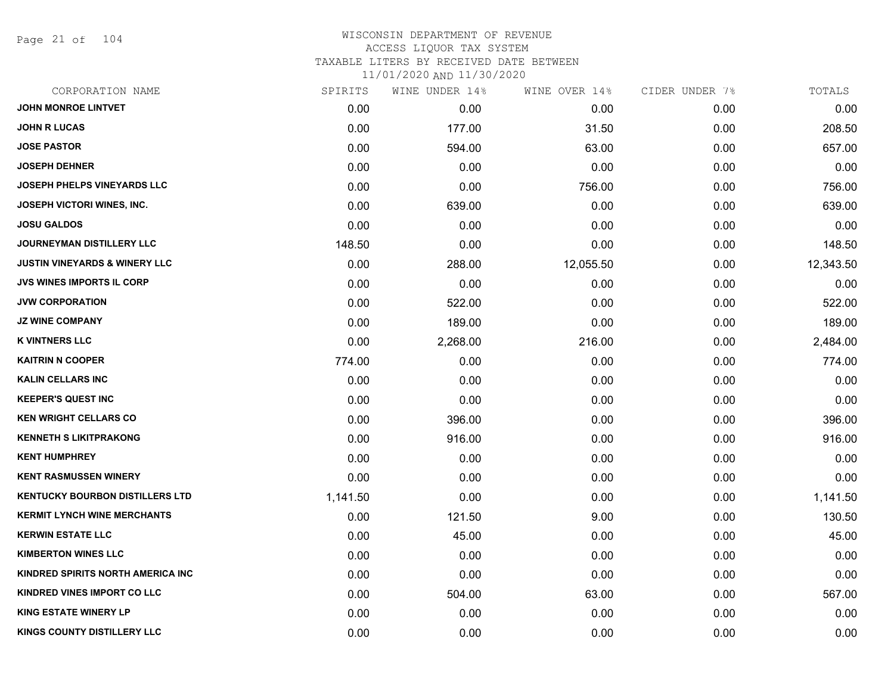# WISCONSIN DEPARTMENT OF REVENUE
## ACCESS LIQUOR TAX SYSTEM
### TAXABLE LITERS BY RECEIVED DATE BETWEEN 11/01/2020 AND 11/30/2020

| CORPORATION NAME | SPIRITS | WINE UNDER 14% | WINE OVER 14% | CIDER UNDER 7% | TOTALS |
|---|---|---|---|---|---|
| JOHN MONROE LINTVET | 0.00 | 0.00 | 0.00 | 0.00 | 0.00 |
| JOHN R LUCAS | 0.00 | 177.00 | 31.50 | 0.00 | 208.50 |
| JOSE PASTOR | 0.00 | 594.00 | 63.00 | 0.00 | 657.00 |
| JOSEPH DEHNER | 0.00 | 0.00 | 0.00 | 0.00 | 0.00 |
| JOSEPH PHELPS VINEYARDS LLC | 0.00 | 0.00 | 756.00 | 0.00 | 756.00 |
| JOSEPH VICTORI WINES, INC. | 0.00 | 639.00 | 0.00 | 0.00 | 639.00 |
| JOSU GALDOS | 0.00 | 0.00 | 0.00 | 0.00 | 0.00 |
| JOURNEYMAN DISTILLERY LLC | 148.50 | 0.00 | 0.00 | 0.00 | 148.50 |
| JUSTIN VINEYARDS & WINERY LLC | 0.00 | 288.00 | 12,055.50 | 0.00 | 12,343.50 |
| JVS WINES IMPORTS IL CORP | 0.00 | 0.00 | 0.00 | 0.00 | 0.00 |
| JVW CORPORATION | 0.00 | 522.00 | 0.00 | 0.00 | 522.00 |
| JZ WINE COMPANY | 0.00 | 189.00 | 0.00 | 0.00 | 189.00 |
| K VINTNERS LLC | 0.00 | 2,268.00 | 216.00 | 0.00 | 2,484.00 |
| KAITRIN N COOPER | 774.00 | 0.00 | 0.00 | 0.00 | 774.00 |
| KALIN CELLARS INC | 0.00 | 0.00 | 0.00 | 0.00 | 0.00 |
| KEEPER'S QUEST INC | 0.00 | 0.00 | 0.00 | 0.00 | 0.00 |
| KEN WRIGHT CELLARS CO | 0.00 | 396.00 | 0.00 | 0.00 | 396.00 |
| KENNETH S LIKITPRAKONG | 0.00 | 916.00 | 0.00 | 0.00 | 916.00 |
| KENT HUMPHREY | 0.00 | 0.00 | 0.00 | 0.00 | 0.00 |
| KENT RASMUSSEN WINERY | 0.00 | 0.00 | 0.00 | 0.00 | 0.00 |
| KENTUCKY BOURBON DISTILLERS LTD | 1,141.50 | 0.00 | 0.00 | 0.00 | 1,141.50 |
| KERMIT LYNCH WINE MERCHANTS | 0.00 | 121.50 | 9.00 | 0.00 | 130.50 |
| KERWIN ESTATE LLC | 0.00 | 45.00 | 0.00 | 0.00 | 45.00 |
| KIMBERTON WINES LLC | 0.00 | 0.00 | 0.00 | 0.00 | 0.00 |
| KINDRED SPIRITS NORTH AMERICA INC | 0.00 | 0.00 | 0.00 | 0.00 | 0.00 |
| KINDRED VINES IMPORT CO LLC | 0.00 | 504.00 | 63.00 | 0.00 | 567.00 |
| KING ESTATE WINERY LP | 0.00 | 0.00 | 0.00 | 0.00 | 0.00 |
| KINGS COUNTY DISTILLERY LLC | 0.00 | 0.00 | 0.00 | 0.00 | 0.00 |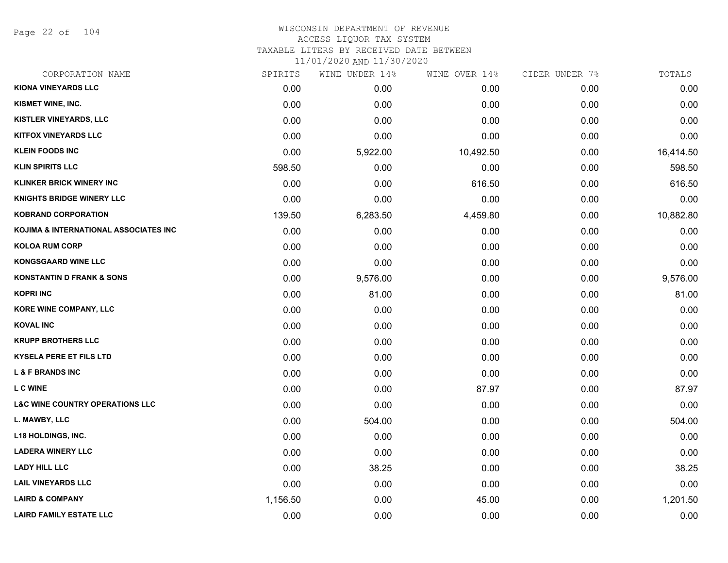# WISCONSIN DEPARTMENT OF REVENUE
## ACCESS LIQUOR TAX SYSTEM
### TAXABLE LITERS BY RECEIVED DATE BETWEEN 11/01/2020 AND 11/30/2020

| CORPORATION NAME | SPIRITS | WINE UNDER 14% | WINE OVER 14% | CIDER UNDER 7% | TOTALS |
|---|---|---|---|---|---|
| KIONA VINEYARDS LLC | 0.00 | 0.00 | 0.00 | 0.00 | 0.00 |
| KISMET WINE, INC. | 0.00 | 0.00 | 0.00 | 0.00 | 0.00 |
| KISTLER VINEYARDS, LLC | 0.00 | 0.00 | 0.00 | 0.00 | 0.00 |
| KITFOX VINEYARDS LLC | 0.00 | 0.00 | 0.00 | 0.00 | 0.00 |
| KLEIN FOODS INC | 0.00 | 5,922.00 | 10,492.50 | 0.00 | 16,414.50 |
| KLIN SPIRITS LLC | 598.50 | 0.00 | 0.00 | 0.00 | 598.50 |
| KLINKER BRICK WINERY INC | 0.00 | 0.00 | 616.50 | 0.00 | 616.50 |
| KNIGHTS BRIDGE WINERY LLC | 0.00 | 0.00 | 0.00 | 0.00 | 0.00 |
| KOBRAND CORPORATION | 139.50 | 6,283.50 | 4,459.80 | 0.00 | 10,882.80 |
| KOJIMA & INTERNATIONAL ASSOCIATES INC | 0.00 | 0.00 | 0.00 | 0.00 | 0.00 |
| KOLOA RUM CORP | 0.00 | 0.00 | 0.00 | 0.00 | 0.00 |
| KONGSGAARD WINE LLC | 0.00 | 0.00 | 0.00 | 0.00 | 0.00 |
| KONSTANTIN D FRANK & SONS | 0.00 | 9,576.00 | 0.00 | 0.00 | 9,576.00 |
| KOPRI INC | 0.00 | 81.00 | 0.00 | 0.00 | 81.00 |
| KORE WINE COMPANY, LLC | 0.00 | 0.00 | 0.00 | 0.00 | 0.00 |
| KOVAL INC | 0.00 | 0.00 | 0.00 | 0.00 | 0.00 |
| KRUPP BROTHERS LLC | 0.00 | 0.00 | 0.00 | 0.00 | 0.00 |
| KYSELA PERE ET FILS LTD | 0.00 | 0.00 | 0.00 | 0.00 | 0.00 |
| L & F BRANDS INC | 0.00 | 0.00 | 0.00 | 0.00 | 0.00 |
| L C WINE | 0.00 | 0.00 | 87.97 | 0.00 | 87.97 |
| L&C WINE COUNTRY OPERATIONS LLC | 0.00 | 0.00 | 0.00 | 0.00 | 0.00 |
| L. MAWBY, LLC | 0.00 | 504.00 | 0.00 | 0.00 | 504.00 |
| L18 HOLDINGS, INC. | 0.00 | 0.00 | 0.00 | 0.00 | 0.00 |
| LADERA WINERY LLC | 0.00 | 0.00 | 0.00 | 0.00 | 0.00 |
| LADY HILL LLC | 0.00 | 38.25 | 0.00 | 0.00 | 38.25 |
| LAIL VINEYARDS LLC | 0.00 | 0.00 | 0.00 | 0.00 | 0.00 |
| LAIRD & COMPANY | 1,156.50 | 0.00 | 45.00 | 0.00 | 1,201.50 |
| LAIRD FAMILY ESTATE LLC | 0.00 | 0.00 | 0.00 | 0.00 | 0.00 |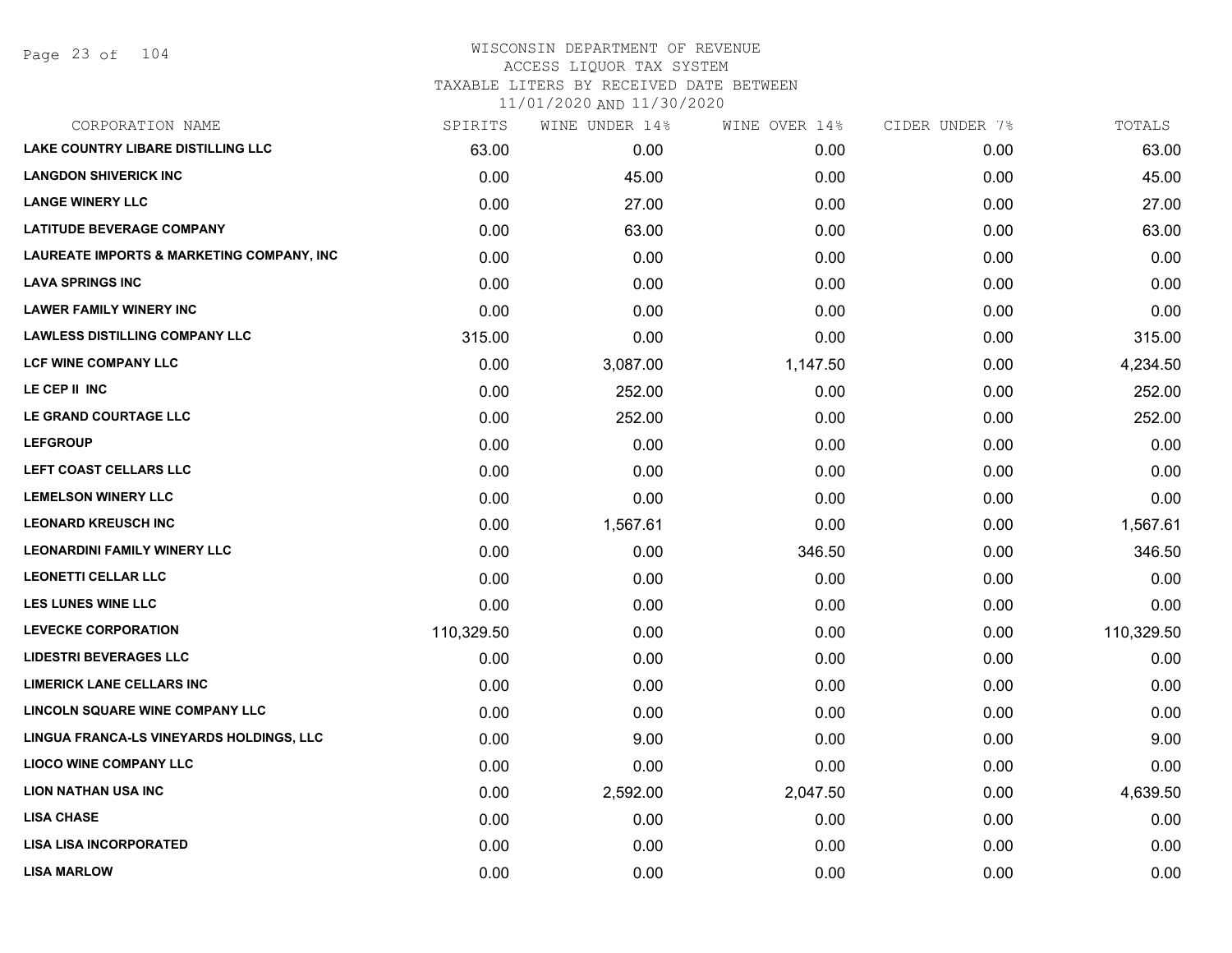# WISCONSIN DEPARTMENT OF REVENUE
## ACCESS LIQUOR TAX SYSTEM
### TAXABLE LITERS BY RECEIVED DATE BETWEEN 11/01/2020 AND 11/30/2020

| CORPORATION NAME | SPIRITS | WINE UNDER 14% | WINE OVER 14% | CIDER UNDER 7% | TOTALS |
|---|---|---|---|---|---|
| LAKE COUNTRY LIBARE DISTILLING LLC | 63.00 | 0.00 | 0.00 | 0.00 | 63.00 |
| LANGDON SHIVERICK INC | 0.00 | 45.00 | 0.00 | 0.00 | 45.00 |
| LANGE WINERY LLC | 0.00 | 27.00 | 0.00 | 0.00 | 27.00 |
| LATITUDE BEVERAGE COMPANY | 0.00 | 63.00 | 0.00 | 0.00 | 63.00 |
| LAUREATE IMPORTS & MARKETING COMPANY, INC | 0.00 | 0.00 | 0.00 | 0.00 | 0.00 |
| LAVA SPRINGS INC | 0.00 | 0.00 | 0.00 | 0.00 | 0.00 |
| LAWER FAMILY WINERY INC | 0.00 | 0.00 | 0.00 | 0.00 | 0.00 |
| LAWLESS DISTILLING COMPANY LLC | 315.00 | 0.00 | 0.00 | 0.00 | 315.00 |
| LCF WINE COMPANY LLC | 0.00 | 3,087.00 | 1,147.50 | 0.00 | 4,234.50 |
| LE CEP II INC | 0.00 | 252.00 | 0.00 | 0.00 | 252.00 |
| LE GRAND COURTAGE LLC | 0.00 | 252.00 | 0.00 | 0.00 | 252.00 |
| LEFGROUP | 0.00 | 0.00 | 0.00 | 0.00 | 0.00 |
| LEFT COAST CELLARS LLC | 0.00 | 0.00 | 0.00 | 0.00 | 0.00 |
| LEMELSON WINERY LLC | 0.00 | 0.00 | 0.00 | 0.00 | 0.00 |
| LEONARD KREUSCH INC | 0.00 | 1,567.61 | 0.00 | 0.00 | 1,567.61 |
| LEONARDINI FAMILY WINERY LLC | 0.00 | 0.00 | 346.50 | 0.00 | 346.50 |
| LEONETTI CELLAR LLC | 0.00 | 0.00 | 0.00 | 0.00 | 0.00 |
| LES LUNES WINE LLC | 0.00 | 0.00 | 0.00 | 0.00 | 0.00 |
| LEVECKE CORPORATION | 110,329.50 | 0.00 | 0.00 | 0.00 | 110,329.50 |
| LIDESTRI BEVERAGES LLC | 0.00 | 0.00 | 0.00 | 0.00 | 0.00 |
| LIMERICK LANE CELLARS INC | 0.00 | 0.00 | 0.00 | 0.00 | 0.00 |
| LINCOLN SQUARE WINE COMPANY LLC | 0.00 | 0.00 | 0.00 | 0.00 | 0.00 |
| LINGUA FRANCA-LS VINEYARDS HOLDINGS, LLC | 0.00 | 9.00 | 0.00 | 0.00 | 9.00 |
| LIOCO WINE COMPANY LLC | 0.00 | 0.00 | 0.00 | 0.00 | 0.00 |
| LION NATHAN USA INC | 0.00 | 2,592.00 | 2,047.50 | 0.00 | 4,639.50 |
| LISA CHASE | 0.00 | 0.00 | 0.00 | 0.00 | 0.00 |
| LISA LISA INCORPORATED | 0.00 | 0.00 | 0.00 | 0.00 | 0.00 |
| LISA MARLOW | 0.00 | 0.00 | 0.00 | 0.00 | 0.00 |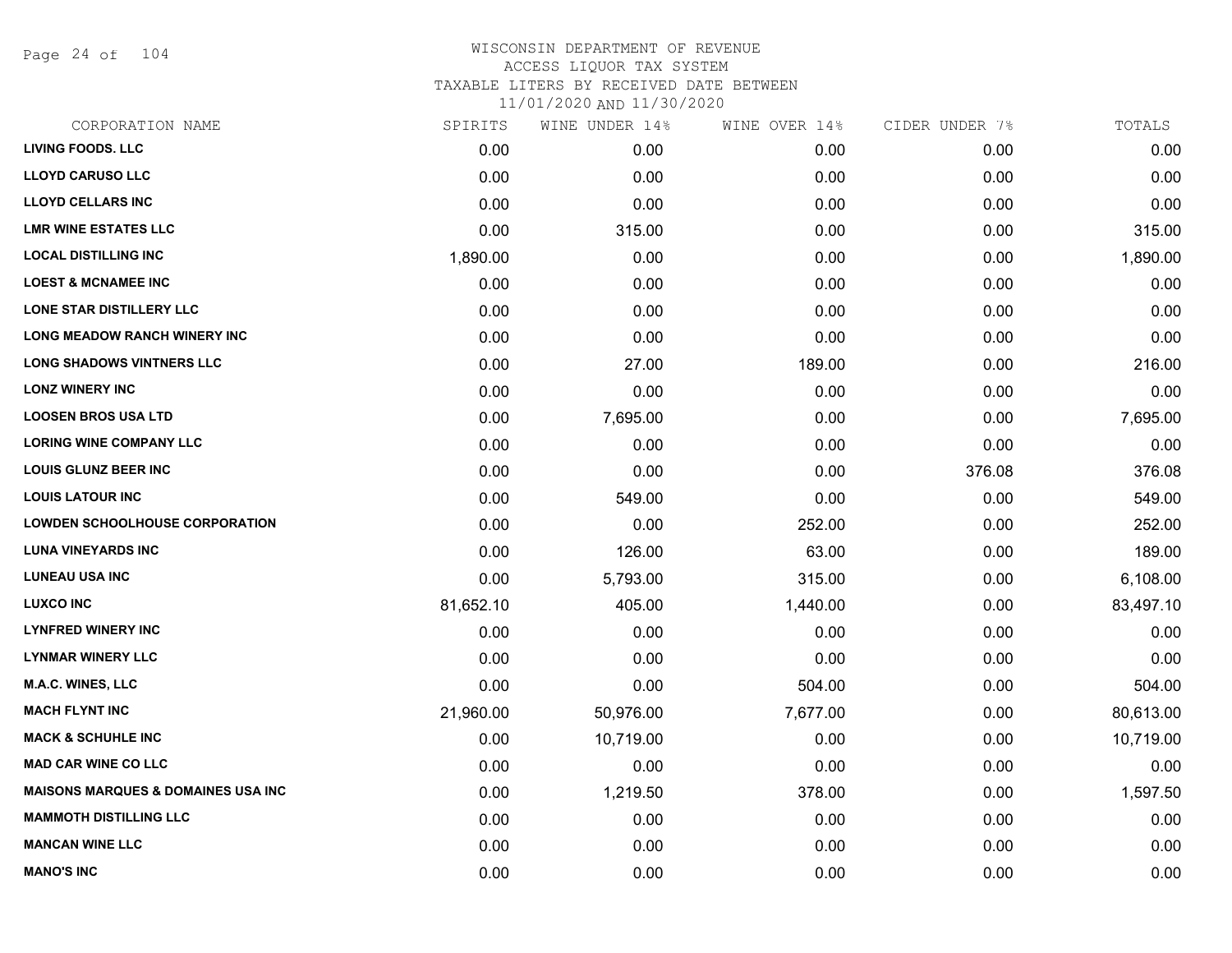# WISCONSIN DEPARTMENT OF REVENUE
ACCESS LIQUOR TAX SYSTEM
TAXABLE LITERS BY RECEIVED DATE BETWEEN
11/01/2020 AND 11/30/2020

| CORPORATION NAME | SPIRITS | WINE UNDER 14% | WINE OVER 14% | CIDER UNDER 7% | TOTALS |
|---|---|---|---|---|---|
| LIVING FOODS. LLC | 0.00 | 0.00 | 0.00 | 0.00 | 0.00 |
| LLOYD CARUSO LLC | 0.00 | 0.00 | 0.00 | 0.00 | 0.00 |
| LLOYD CELLARS INC | 0.00 | 0.00 | 0.00 | 0.00 | 0.00 |
| LMR WINE ESTATES LLC | 0.00 | 315.00 | 0.00 | 0.00 | 315.00 |
| LOCAL DISTILLING INC | 1,890.00 | 0.00 | 0.00 | 0.00 | 1,890.00 |
| LOEST & MCNAMEE INC | 0.00 | 0.00 | 0.00 | 0.00 | 0.00 |
| LONE STAR DISTILLERY LLC | 0.00 | 0.00 | 0.00 | 0.00 | 0.00 |
| LONG MEADOW RANCH WINERY INC | 0.00 | 0.00 | 0.00 | 0.00 | 0.00 |
| LONG SHADOWS VINTNERS LLC | 0.00 | 27.00 | 189.00 | 0.00 | 216.00 |
| LONZ WINERY INC | 0.00 | 0.00 | 0.00 | 0.00 | 0.00 |
| LOOSEN BROS USA LTD | 0.00 | 7,695.00 | 0.00 | 0.00 | 7,695.00 |
| LORING WINE COMPANY LLC | 0.00 | 0.00 | 0.00 | 0.00 | 0.00 |
| LOUIS GLUNZ BEER INC | 0.00 | 0.00 | 0.00 | 376.08 | 376.08 |
| LOUIS LATOUR INC | 0.00 | 549.00 | 0.00 | 0.00 | 549.00 |
| LOWDEN SCHOOLHOUSE CORPORATION | 0.00 | 0.00 | 252.00 | 0.00 | 252.00 |
| LUNA VINEYARDS INC | 0.00 | 126.00 | 63.00 | 0.00 | 189.00 |
| LUNEAU USA INC | 0.00 | 5,793.00 | 315.00 | 0.00 | 6,108.00 |
| LUXCO INC | 81,652.10 | 405.00 | 1,440.00 | 0.00 | 83,497.10 |
| LYNFRED WINERY INC | 0.00 | 0.00 | 0.00 | 0.00 | 0.00 |
| LYNMAR WINERY LLC | 0.00 | 0.00 | 0.00 | 0.00 | 0.00 |
| M.A.C. WINES, LLC | 0.00 | 0.00 | 504.00 | 0.00 | 504.00 |
| MACH FLYNT INC | 21,960.00 | 50,976.00 | 7,677.00 | 0.00 | 80,613.00 |
| MACK & SCHUHLE INC | 0.00 | 10,719.00 | 0.00 | 0.00 | 10,719.00 |
| MAD CAR WINE CO LLC | 0.00 | 0.00 | 0.00 | 0.00 | 0.00 |
| MAISONS MARQUES & DOMAINES USA INC | 0.00 | 1,219.50 | 378.00 | 0.00 | 1,597.50 |
| MAMMOTH DISTILLING LLC | 0.00 | 0.00 | 0.00 | 0.00 | 0.00 |
| MANCAN WINE LLC | 0.00 | 0.00 | 0.00 | 0.00 | 0.00 |
| MANO'S INC | 0.00 | 0.00 | 0.00 | 0.00 | 0.00 |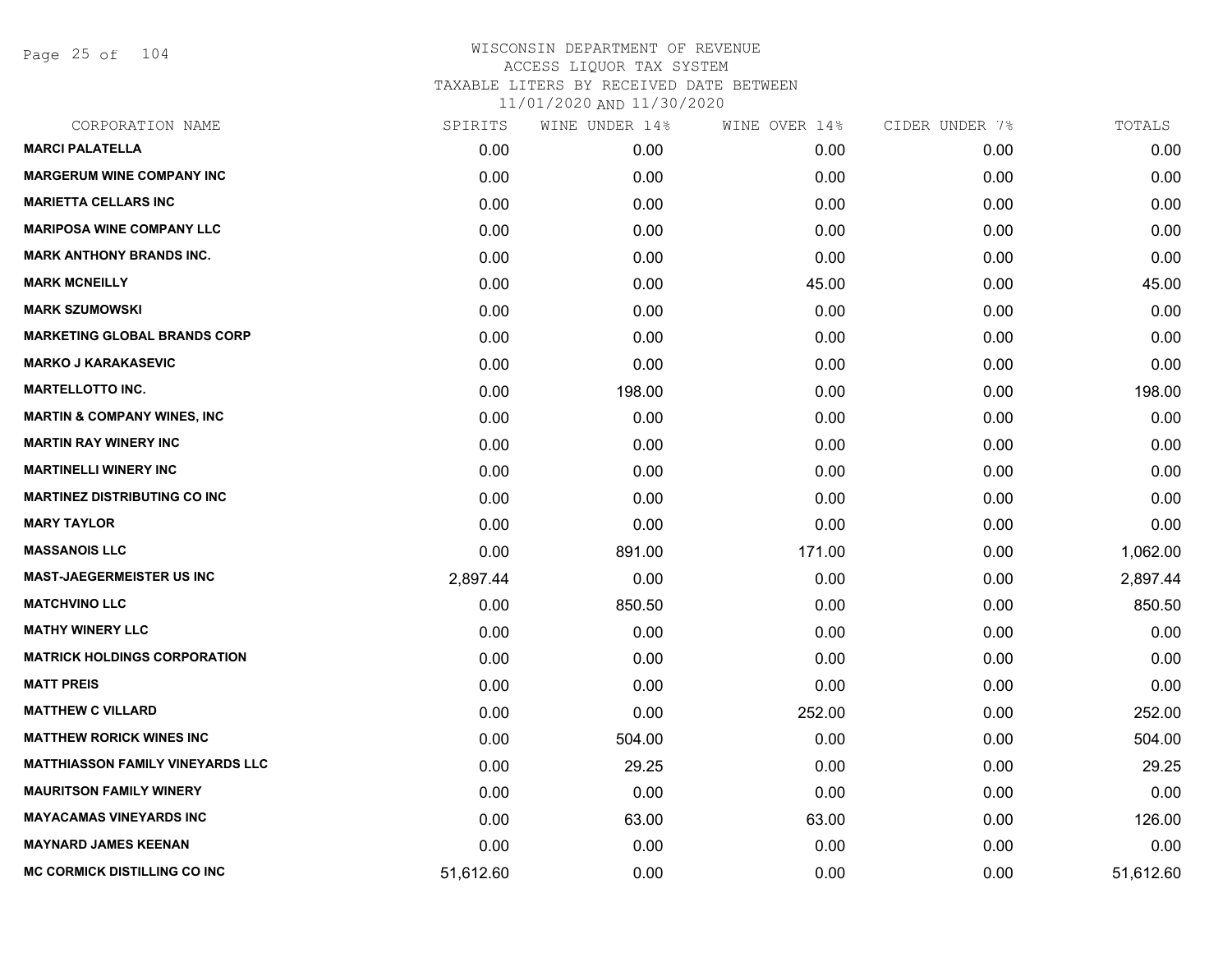# WISCONSIN DEPARTMENT OF REVENUE
ACCESS LIQUOR TAX SYSTEM
TAXABLE LITERS BY RECEIVED DATE BETWEEN
11/01/2020 AND 11/30/2020

| CORPORATION NAME | SPIRITS | WINE UNDER 14% | WINE OVER 14% | CIDER UNDER 7% | TOTALS |
|---|---|---|---|---|---|
| MARCI PALATELLA | 0.00 | 0.00 | 0.00 | 0.00 | 0.00 |
| MARGERUM WINE COMPANY INC | 0.00 | 0.00 | 0.00 | 0.00 | 0.00 |
| MARIETTA CELLARS INC | 0.00 | 0.00 | 0.00 | 0.00 | 0.00 |
| MARIPOSA WINE COMPANY LLC | 0.00 | 0.00 | 0.00 | 0.00 | 0.00 |
| MARK ANTHONY BRANDS INC. | 0.00 | 0.00 | 0.00 | 0.00 | 0.00 |
| MARK MCNEILLY | 0.00 | 0.00 | 45.00 | 0.00 | 45.00 |
| MARK SZUMOWSKI | 0.00 | 0.00 | 0.00 | 0.00 | 0.00 |
| MARKETING GLOBAL BRANDS CORP | 0.00 | 0.00 | 0.00 | 0.00 | 0.00 |
| MARKO J KARAKASEVIC | 0.00 | 0.00 | 0.00 | 0.00 | 0.00 |
| MARTELLOTTO INC. | 0.00 | 198.00 | 0.00 | 0.00 | 198.00 |
| MARTIN & COMPANY WINES, INC | 0.00 | 0.00 | 0.00 | 0.00 | 0.00 |
| MARTIN RAY WINERY INC | 0.00 | 0.00 | 0.00 | 0.00 | 0.00 |
| MARTINELLI WINERY INC | 0.00 | 0.00 | 0.00 | 0.00 | 0.00 |
| MARTINEZ DISTRIBUTING CO INC | 0.00 | 0.00 | 0.00 | 0.00 | 0.00 |
| MARY TAYLOR | 0.00 | 0.00 | 0.00 | 0.00 | 0.00 |
| MASSANOIS LLC | 0.00 | 891.00 | 171.00 | 0.00 | 1,062.00 |
| MAST-JAEGERMEISTER US INC | 2,897.44 | 0.00 | 0.00 | 0.00 | 2,897.44 |
| MATCHVINO LLC | 0.00 | 850.50 | 0.00 | 0.00 | 850.50 |
| MATHY WINERY LLC | 0.00 | 0.00 | 0.00 | 0.00 | 0.00 |
| MATRICK HOLDINGS CORPORATION | 0.00 | 0.00 | 0.00 | 0.00 | 0.00 |
| MATT PREIS | 0.00 | 0.00 | 0.00 | 0.00 | 0.00 |
| MATTHEW C VILLARD | 0.00 | 0.00 | 252.00 | 0.00 | 252.00 |
| MATTHEW RORICK WINES INC | 0.00 | 504.00 | 0.00 | 0.00 | 504.00 |
| MATTHIASSON FAMILY VINEYARDS LLC | 0.00 | 29.25 | 0.00 | 0.00 | 29.25 |
| MAURITSON FAMILY WINERY | 0.00 | 0.00 | 0.00 | 0.00 | 0.00 |
| MAYACAMAS VINEYARDS INC | 0.00 | 63.00 | 63.00 | 0.00 | 126.00 |
| MAYNARD JAMES KEENAN | 0.00 | 0.00 | 0.00 | 0.00 | 0.00 |
| MC CORMICK DISTILLING CO INC | 51,612.60 | 0.00 | 0.00 | 0.00 | 51,612.60 |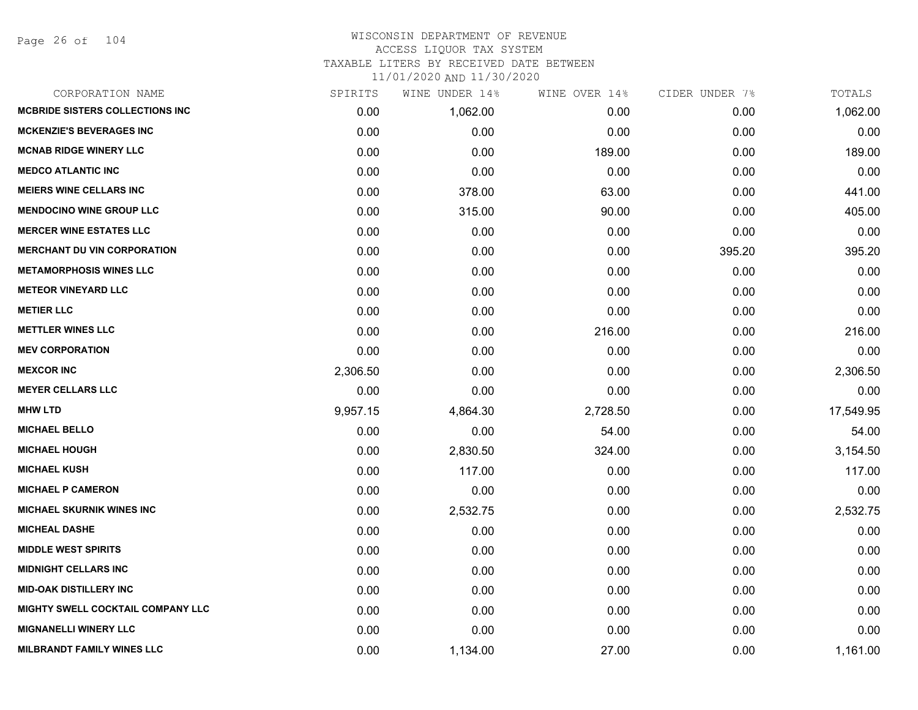WISCONSIN DEPARTMENT OF REVENUE
ACCESS LIQUOR TAX SYSTEM
TAXABLE LITERS BY RECEIVED DATE BETWEEN
11/01/2020 AND 11/30/2020

| CORPORATION NAME | SPIRITS | WINE UNDER 14% | WINE OVER 14% | CIDER UNDER 7% | TOTALS |
|---|---|---|---|---|---|
| MCBRIDE SISTERS COLLECTIONS INC | 0.00 | 1,062.00 | 0.00 | 0.00 | 1,062.00 |
| MCKENZIE'S BEVERAGES INC | 0.00 | 0.00 | 0.00 | 0.00 | 0.00 |
| MCNAB RIDGE WINERY LLC | 0.00 | 0.00 | 189.00 | 0.00 | 189.00 |
| MEDCO ATLANTIC INC | 0.00 | 0.00 | 0.00 | 0.00 | 0.00 |
| MEIERS WINE CELLARS INC | 0.00 | 378.00 | 63.00 | 0.00 | 441.00 |
| MENDOCINO WINE GROUP LLC | 0.00 | 315.00 | 90.00 | 0.00 | 405.00 |
| MERCER WINE ESTATES LLC | 0.00 | 0.00 | 0.00 | 0.00 | 0.00 |
| MERCHANT DU VIN CORPORATION | 0.00 | 0.00 | 0.00 | 395.20 | 395.20 |
| METAMORPHOSIS WINES LLC | 0.00 | 0.00 | 0.00 | 0.00 | 0.00 |
| METEOR VINEYARD LLC | 0.00 | 0.00 | 0.00 | 0.00 | 0.00 |
| METIER LLC | 0.00 | 0.00 | 0.00 | 0.00 | 0.00 |
| METTLER WINES LLC | 0.00 | 0.00 | 216.00 | 0.00 | 216.00 |
| MEV CORPORATION | 0.00 | 0.00 | 0.00 | 0.00 | 0.00 |
| MEXCOR INC | 2,306.50 | 0.00 | 0.00 | 0.00 | 2,306.50 |
| MEYER CELLARS LLC | 0.00 | 0.00 | 0.00 | 0.00 | 0.00 |
| MHW LTD | 9,957.15 | 4,864.30 | 2,728.50 | 0.00 | 17,549.95 |
| MICHAEL BELLO | 0.00 | 0.00 | 54.00 | 0.00 | 54.00 |
| MICHAEL HOUGH | 0.00 | 2,830.50 | 324.00 | 0.00 | 3,154.50 |
| MICHAEL KUSH | 0.00 | 117.00 | 0.00 | 0.00 | 117.00 |
| MICHAEL P CAMERON | 0.00 | 0.00 | 0.00 | 0.00 | 0.00 |
| MICHAEL SKURNIK WINES INC | 0.00 | 2,532.75 | 0.00 | 0.00 | 2,532.75 |
| MICHEAL DASHE | 0.00 | 0.00 | 0.00 | 0.00 | 0.00 |
| MIDDLE WEST SPIRITS | 0.00 | 0.00 | 0.00 | 0.00 | 0.00 |
| MIDNIGHT CELLARS INC | 0.00 | 0.00 | 0.00 | 0.00 | 0.00 |
| MID-OAK DISTILLERY INC | 0.00 | 0.00 | 0.00 | 0.00 | 0.00 |
| MIGHTY SWELL COCKTAIL COMPANY LLC | 0.00 | 0.00 | 0.00 | 0.00 | 0.00 |
| MIGNANELLI WINERY LLC | 0.00 | 0.00 | 0.00 | 0.00 | 0.00 |
| MILBRANDT FAMILY WINES LLC | 0.00 | 1,134.00 | 27.00 | 0.00 | 1,161.00 |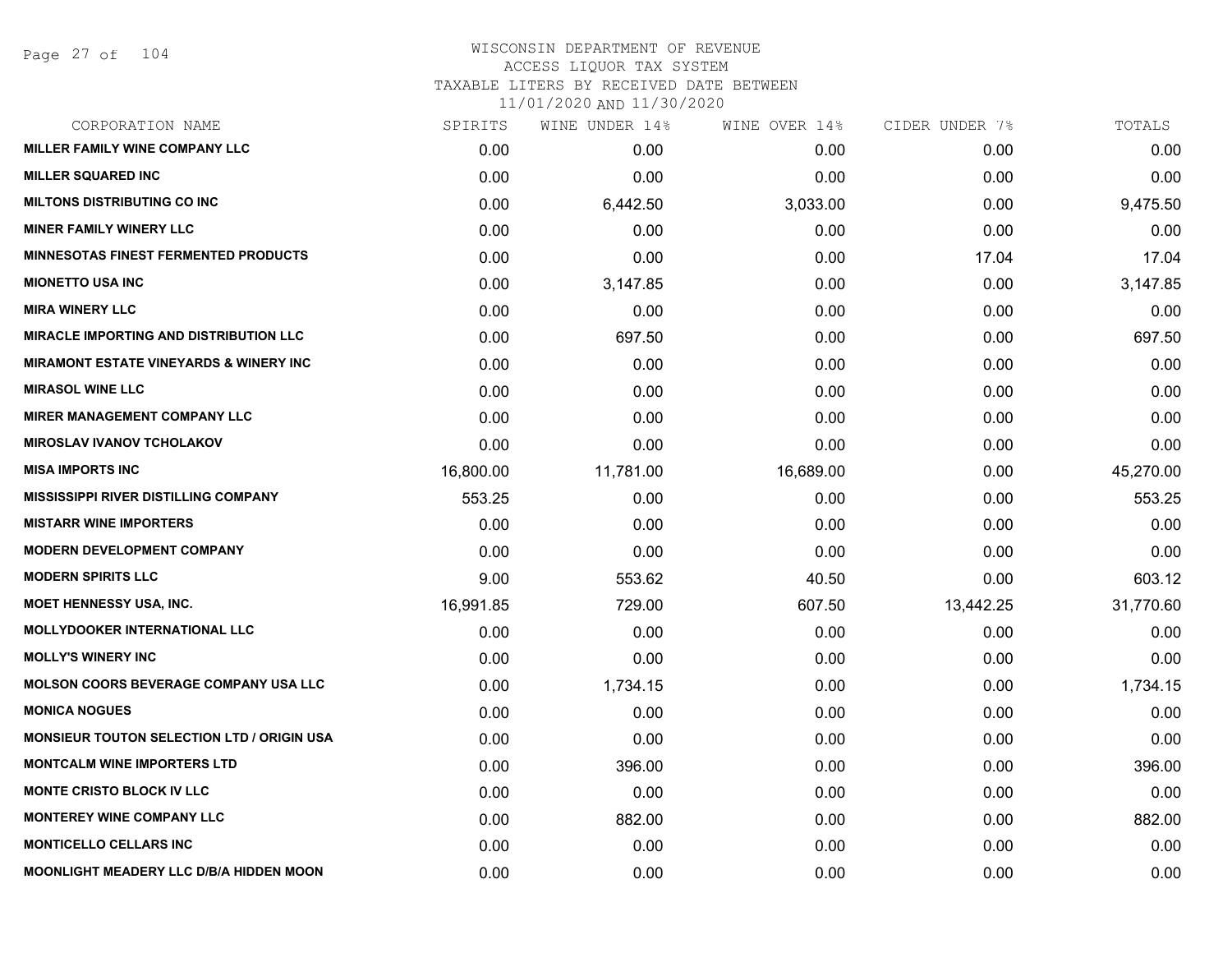# WISCONSIN DEPARTMENT OF REVENUE
## ACCESS LIQUOR TAX SYSTEM
### TAXABLE LITERS BY RECEIVED DATE BETWEEN 11/01/2020 AND 11/30/2020

| CORPORATION NAME | SPIRITS | WINE UNDER 14% | WINE OVER 14% | CIDER UNDER 7% | TOTALS |
|---|---|---|---|---|---|
| MILLER FAMILY WINE COMPANY LLC | 0.00 | 0.00 | 0.00 | 0.00 | 0.00 |
| MILLER SQUARED INC | 0.00 | 0.00 | 0.00 | 0.00 | 0.00 |
| MILTONS DISTRIBUTING CO INC | 0.00 | 6,442.50 | 3,033.00 | 0.00 | 9,475.50 |
| MINER FAMILY WINERY LLC | 0.00 | 0.00 | 0.00 | 0.00 | 0.00 |
| MINNESOTAS FINEST FERMENTED PRODUCTS | 0.00 | 0.00 | 0.00 | 17.04 | 17.04 |
| MIONETTO USA INC | 0.00 | 3,147.85 | 0.00 | 0.00 | 3,147.85 |
| MIRA WINERY LLC | 0.00 | 0.00 | 0.00 | 0.00 | 0.00 |
| MIRACLE IMPORTING AND DISTRIBUTION LLC | 0.00 | 697.50 | 0.00 | 0.00 | 697.50 |
| MIRAMONT ESTATE VINEYARDS & WINERY INC | 0.00 | 0.00 | 0.00 | 0.00 | 0.00 |
| MIRASOL WINE LLC | 0.00 | 0.00 | 0.00 | 0.00 | 0.00 |
| MIRER MANAGEMENT COMPANY LLC | 0.00 | 0.00 | 0.00 | 0.00 | 0.00 |
| MIROSLAV IVANOV TCHOLAKOV | 0.00 | 0.00 | 0.00 | 0.00 | 0.00 |
| MISA IMPORTS INC | 16,800.00 | 11,781.00 | 16,689.00 | 0.00 | 45,270.00 |
| MISSISSIPPI RIVER DISTILLING COMPANY | 553.25 | 0.00 | 0.00 | 0.00 | 553.25 |
| MISTARR WINE IMPORTERS | 0.00 | 0.00 | 0.00 | 0.00 | 0.00 |
| MODERN DEVELOPMENT COMPANY | 0.00 | 0.00 | 0.00 | 0.00 | 0.00 |
| MODERN SPIRITS LLC | 9.00 | 553.62 | 40.50 | 0.00 | 603.12 |
| MOET HENNESSY USA, INC. | 16,991.85 | 729.00 | 607.50 | 13,442.25 | 31,770.60 |
| MOLLYDOOKER INTERNATIONAL LLC | 0.00 | 0.00 | 0.00 | 0.00 | 0.00 |
| MOLLY'S WINERY INC | 0.00 | 0.00 | 0.00 | 0.00 | 0.00 |
| MOLSON COORS BEVERAGE COMPANY USA LLC | 0.00 | 1,734.15 | 0.00 | 0.00 | 1,734.15 |
| MONICA NOGUES | 0.00 | 0.00 | 0.00 | 0.00 | 0.00 |
| MONSIEUR TOUTON SELECTION LTD / ORIGIN USA | 0.00 | 0.00 | 0.00 | 0.00 | 0.00 |
| MONTCALM WINE IMPORTERS LTD | 0.00 | 396.00 | 0.00 | 0.00 | 396.00 |
| MONTE CRISTO BLOCK IV LLC | 0.00 | 0.00 | 0.00 | 0.00 | 0.00 |
| MONTEREY WINE COMPANY LLC | 0.00 | 882.00 | 0.00 | 0.00 | 882.00 |
| MONTICELLO CELLARS INC | 0.00 | 0.00 | 0.00 | 0.00 | 0.00 |
| MOONLIGHT MEADERY LLC D/B/A HIDDEN MOON | 0.00 | 0.00 | 0.00 | 0.00 | 0.00 |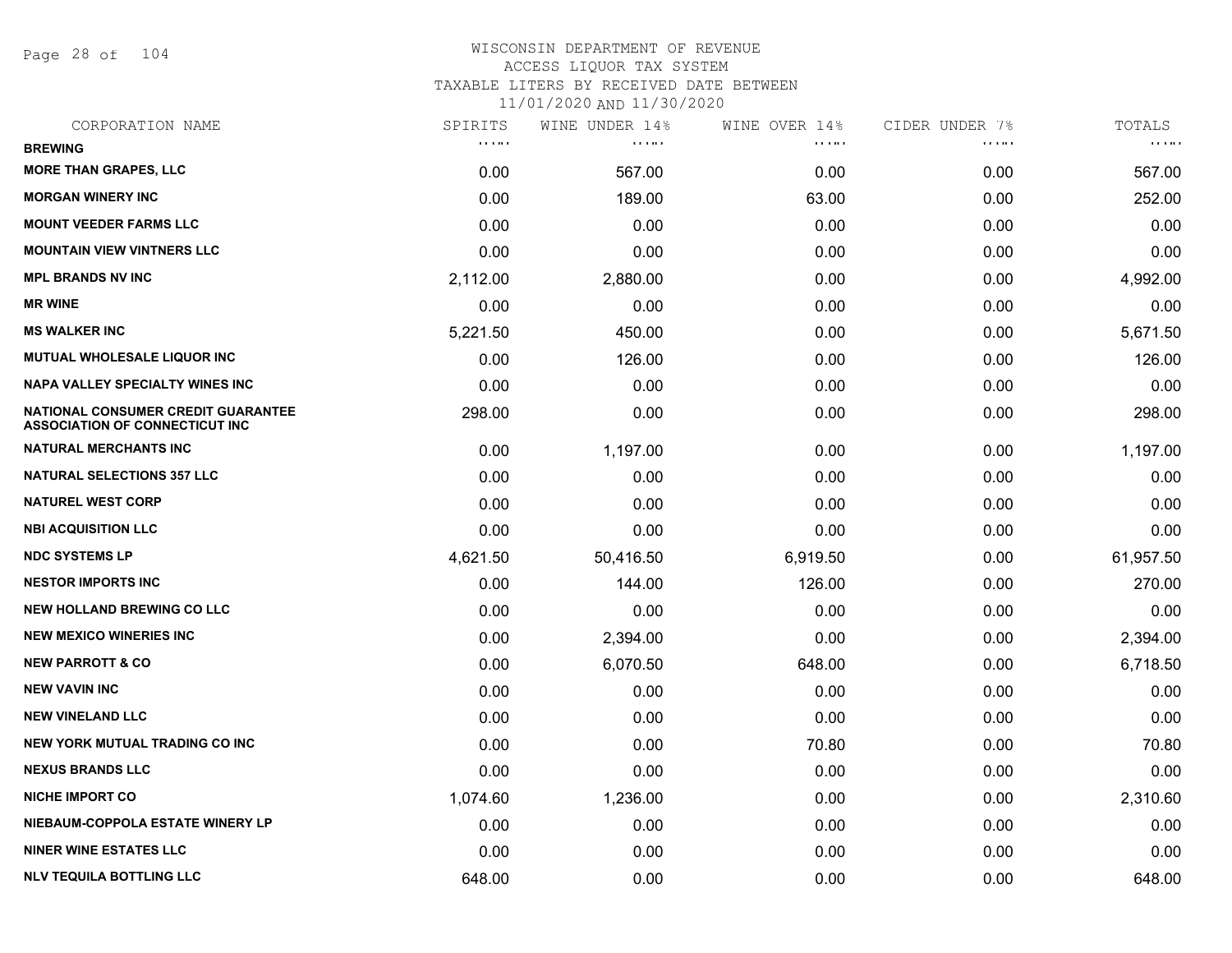# WISCONSIN DEPARTMENT OF REVENUE
## ACCESS LIQUOR TAX SYSTEM
### TAXABLE LITERS BY RECEIVED DATE BETWEEN 11/01/2020 AND 11/30/2020

| CORPORATION NAME | SPIRITS | WINE UNDER 14% | WINE OVER 14% | CIDER UNDER 7% | TOTALS |
|---|---|---|---|---|---|
| BREWING | | | | | |
| MORE THAN GRAPES, LLC | 0.00 | 567.00 | 0.00 | 0.00 | 567.00 |
| MORGAN WINERY INC | 0.00 | 189.00 | 63.00 | 0.00 | 252.00 |
| MOUNT VEEDER FARMS LLC | 0.00 | 0.00 | 0.00 | 0.00 | 0.00 |
| MOUNTAIN VIEW VINTNERS LLC | 0.00 | 0.00 | 0.00 | 0.00 | 0.00 |
| MPL BRANDS NV INC | 2,112.00 | 2,880.00 | 0.00 | 0.00 | 4,992.00 |
| MR WINE | 0.00 | 0.00 | 0.00 | 0.00 | 0.00 |
| MS WALKER INC | 5,221.50 | 450.00 | 0.00 | 0.00 | 5,671.50 |
| MUTUAL WHOLESALE LIQUOR INC | 0.00 | 126.00 | 0.00 | 0.00 | 126.00 |
| NAPA VALLEY SPECIALTY WINES INC | 0.00 | 0.00 | 0.00 | 0.00 | 0.00 |
| NATIONAL CONSUMER CREDIT GUARANTEE ASSOCIATION OF CONNECTICUT INC | 298.00 | 0.00 | 0.00 | 0.00 | 298.00 |
| NATURAL MERCHANTS INC | 0.00 | 1,197.00 | 0.00 | 0.00 | 1,197.00 |
| NATURAL SELECTIONS 357 LLC | 0.00 | 0.00 | 0.00 | 0.00 | 0.00 |
| NATUREL WEST CORP | 0.00 | 0.00 | 0.00 | 0.00 | 0.00 |
| NBI ACQUISITION LLC | 0.00 | 0.00 | 0.00 | 0.00 | 0.00 |
| NDC SYSTEMS LP | 4,621.50 | 50,416.50 | 6,919.50 | 0.00 | 61,957.50 |
| NESTOR IMPORTS INC | 0.00 | 144.00 | 126.00 | 0.00 | 270.00 |
| NEW HOLLAND BREWING CO LLC | 0.00 | 0.00 | 0.00 | 0.00 | 0.00 |
| NEW MEXICO WINERIES INC | 0.00 | 2,394.00 | 0.00 | 0.00 | 2,394.00 |
| NEW PARROTT & CO | 0.00 | 6,070.50 | 648.00 | 0.00 | 6,718.50 |
| NEW VAVIN INC | 0.00 | 0.00 | 0.00 | 0.00 | 0.00 |
| NEW VINELAND LLC | 0.00 | 0.00 | 0.00 | 0.00 | 0.00 |
| NEW YORK MUTUAL TRADING CO INC | 0.00 | 0.00 | 70.80 | 0.00 | 70.80 |
| NEXUS BRANDS LLC | 0.00 | 0.00 | 0.00 | 0.00 | 0.00 |
| NICHE IMPORT CO | 1,074.60 | 1,236.00 | 0.00 | 0.00 | 2,310.60 |
| NIEBAUM-COPPOLA ESTATE WINERY LP | 0.00 | 0.00 | 0.00 | 0.00 | 0.00 |
| NINER WINE ESTATES LLC | 0.00 | 0.00 | 0.00 | 0.00 | 0.00 |
| NLV TEQUILA BOTTLING LLC | 648.00 | 0.00 | 0.00 | 0.00 | 648.00 |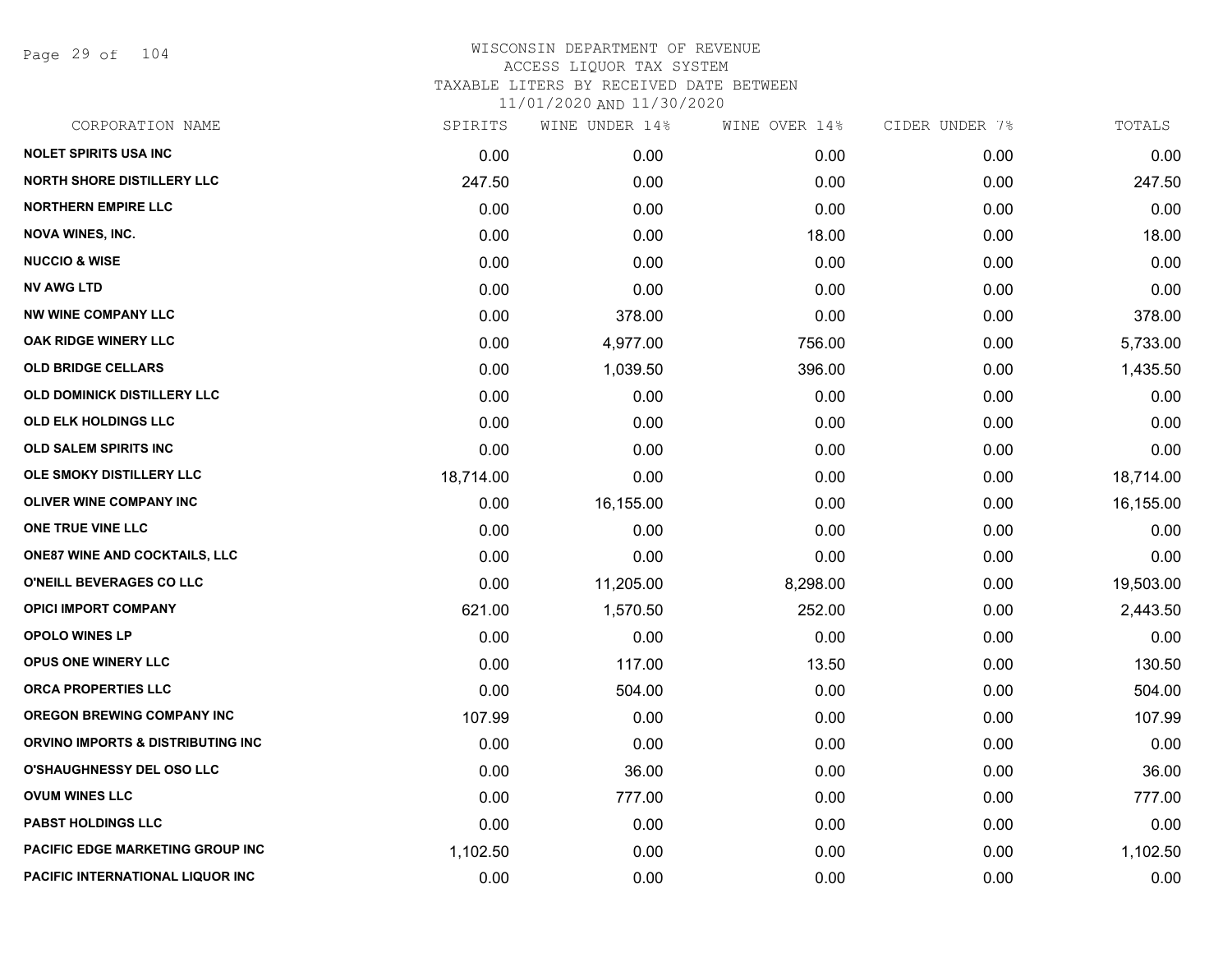# WISCONSIN DEPARTMENT OF REVENUE
## ACCESS LIQUOR TAX SYSTEM
### TAXABLE LITERS BY RECEIVED DATE BETWEEN 11/01/2020 AND 11/30/2020

| CORPORATION NAME | SPIRITS | WINE UNDER 14% | WINE OVER 14% | CIDER UNDER 7% | TOTALS |
|---|---|---|---|---|---|
| NOLET SPIRITS USA INC | 0.00 | 0.00 | 0.00 | 0.00 | 0.00 |
| NORTH SHORE DISTILLERY LLC | 247.50 | 0.00 | 0.00 | 0.00 | 247.50 |
| NORTHERN EMPIRE LLC | 0.00 | 0.00 | 0.00 | 0.00 | 0.00 |
| NOVA WINES, INC. | 0.00 | 0.00 | 18.00 | 0.00 | 18.00 |
| NUCCIO & WISE | 0.00 | 0.00 | 0.00 | 0.00 | 0.00 |
| NV AWG LTD | 0.00 | 0.00 | 0.00 | 0.00 | 0.00 |
| NW WINE COMPANY LLC | 0.00 | 378.00 | 0.00 | 0.00 | 378.00 |
| OAK RIDGE WINERY LLC | 0.00 | 4,977.00 | 756.00 | 0.00 | 5,733.00 |
| OLD BRIDGE CELLARS | 0.00 | 1,039.50 | 396.00 | 0.00 | 1,435.50 |
| OLD DOMINICK DISTILLERY LLC | 0.00 | 0.00 | 0.00 | 0.00 | 0.00 |
| OLD ELK HOLDINGS LLC | 0.00 | 0.00 | 0.00 | 0.00 | 0.00 |
| OLD SALEM SPIRITS INC | 0.00 | 0.00 | 0.00 | 0.00 | 0.00 |
| OLE SMOKY DISTILLERY LLC | 18,714.00 | 0.00 | 0.00 | 0.00 | 18,714.00 |
| OLIVER WINE COMPANY INC | 0.00 | 16,155.00 | 0.00 | 0.00 | 16,155.00 |
| ONE TRUE VINE LLC | 0.00 | 0.00 | 0.00 | 0.00 | 0.00 |
| ONE87 WINE AND COCKTAILS, LLC | 0.00 | 0.00 | 0.00 | 0.00 | 0.00 |
| O'NEILL BEVERAGES CO LLC | 0.00 | 11,205.00 | 8,298.00 | 0.00 | 19,503.00 |
| OPICI IMPORT COMPANY | 621.00 | 1,570.50 | 252.00 | 0.00 | 2,443.50 |
| OPOLO WINES LP | 0.00 | 0.00 | 0.00 | 0.00 | 0.00 |
| OPUS ONE WINERY LLC | 0.00 | 117.00 | 13.50 | 0.00 | 130.50 |
| ORCA PROPERTIES LLC | 0.00 | 504.00 | 0.00 | 0.00 | 504.00 |
| OREGON BREWING COMPANY INC | 107.99 | 0.00 | 0.00 | 0.00 | 107.99 |
| ORVINO IMPORTS & DISTRIBUTING INC | 0.00 | 0.00 | 0.00 | 0.00 | 0.00 |
| O'SHAUGHNESSY DEL OSO LLC | 0.00 | 36.00 | 0.00 | 0.00 | 36.00 |
| OVUM WINES LLC | 0.00 | 777.00 | 0.00 | 0.00 | 777.00 |
| PABST HOLDINGS LLC | 0.00 | 0.00 | 0.00 | 0.00 | 0.00 |
| PACIFIC EDGE MARKETING GROUP INC | 1,102.50 | 0.00 | 0.00 | 0.00 | 1,102.50 |
| PACIFIC INTERNATIONAL LIQUOR INC | 0.00 | 0.00 | 0.00 | 0.00 | 0.00 |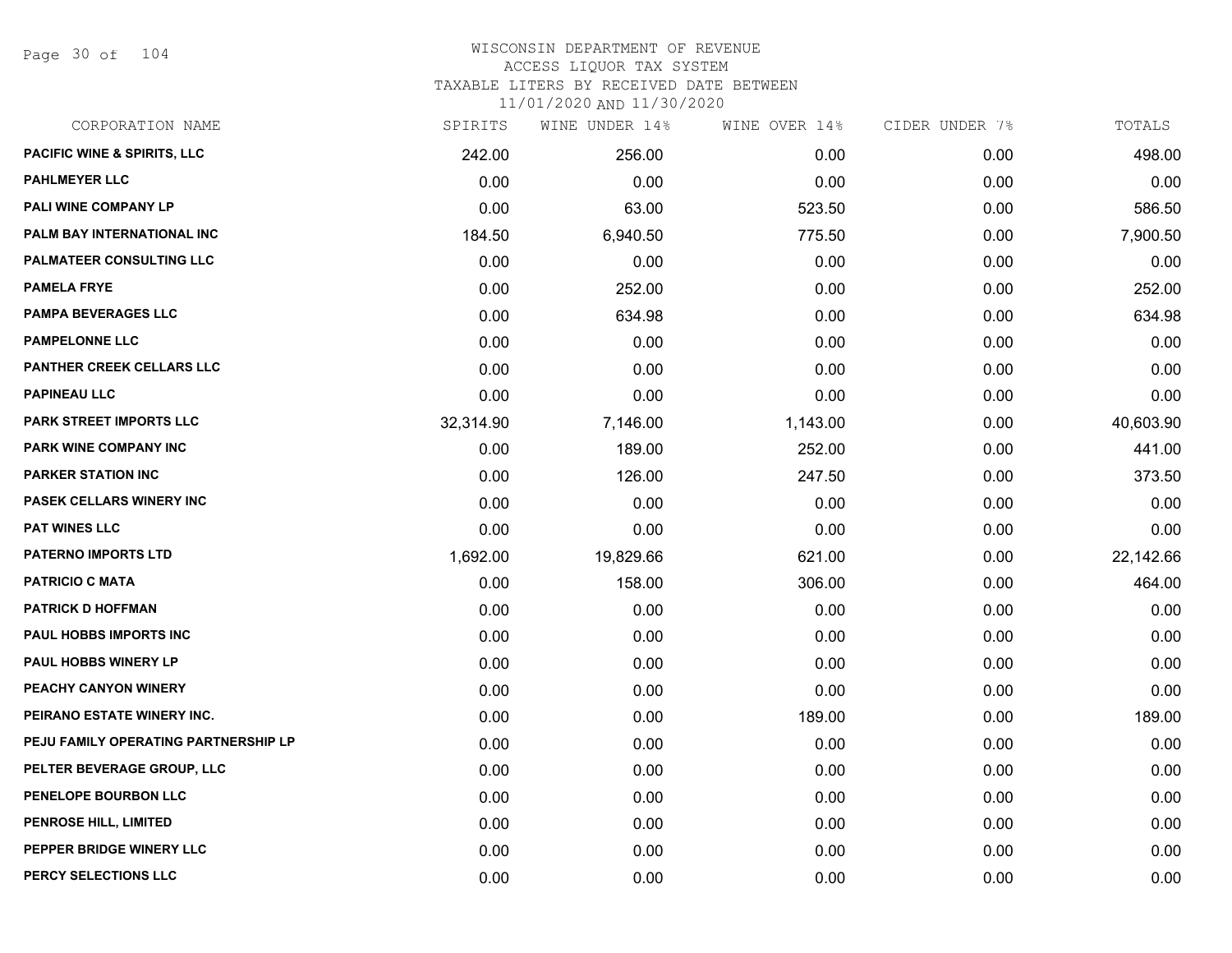# WISCONSIN DEPARTMENT OF REVENUE
## ACCESS LIQUOR TAX SYSTEM
### TAXABLE LITERS BY RECEIVED DATE BETWEEN 11/01/2020 AND 11/30/2020

| CORPORATION NAME | SPIRITS | WINE UNDER 14% | WINE OVER 14% | CIDER UNDER 7% | TOTALS |
|---|---|---|---|---|---|
| PACIFIC WINE & SPIRITS, LLC | 242.00 | 256.00 | 0.00 | 0.00 | 498.00 |
| PAHLMEYER LLC | 0.00 | 0.00 | 0.00 | 0.00 | 0.00 |
| PALI WINE COMPANY LP | 0.00 | 63.00 | 523.50 | 0.00 | 586.50 |
| PALM BAY INTERNATIONAL INC | 184.50 | 6,940.50 | 775.50 | 0.00 | 7,900.50 |
| PALMATEER CONSULTING LLC | 0.00 | 0.00 | 0.00 | 0.00 | 0.00 |
| PAMELA FRYE | 0.00 | 252.00 | 0.00 | 0.00 | 252.00 |
| PAMPA BEVERAGES LLC | 0.00 | 634.98 | 0.00 | 0.00 | 634.98 |
| PAMPELONNE LLC | 0.00 | 0.00 | 0.00 | 0.00 | 0.00 |
| PANTHER CREEK CELLARS LLC | 0.00 | 0.00 | 0.00 | 0.00 | 0.00 |
| PAPINEAU LLC | 0.00 | 0.00 | 0.00 | 0.00 | 0.00 |
| PARK STREET IMPORTS LLC | 32,314.90 | 7,146.00 | 1,143.00 | 0.00 | 40,603.90 |
| PARK WINE COMPANY INC | 0.00 | 189.00 | 252.00 | 0.00 | 441.00 |
| PARKER STATION INC | 0.00 | 126.00 | 247.50 | 0.00 | 373.50 |
| PASEK CELLARS WINERY INC | 0.00 | 0.00 | 0.00 | 0.00 | 0.00 |
| PAT WINES LLC | 0.00 | 0.00 | 0.00 | 0.00 | 0.00 |
| PATERNO IMPORTS LTD | 1,692.00 | 19,829.66 | 621.00 | 0.00 | 22,142.66 |
| PATRICIO C MATA | 0.00 | 158.00 | 306.00 | 0.00 | 464.00 |
| PATRICK D HOFFMAN | 0.00 | 0.00 | 0.00 | 0.00 | 0.00 |
| PAUL HOBBS IMPORTS INC | 0.00 | 0.00 | 0.00 | 0.00 | 0.00 |
| PAUL HOBBS WINERY LP | 0.00 | 0.00 | 0.00 | 0.00 | 0.00 |
| PEACHY CANYON WINERY | 0.00 | 0.00 | 0.00 | 0.00 | 0.00 |
| PEIRANO ESTATE WINERY INC. | 0.00 | 0.00 | 189.00 | 0.00 | 189.00 |
| PEJU FAMILY OPERATING PARTNERSHIP LP | 0.00 | 0.00 | 0.00 | 0.00 | 0.00 |
| PELTER BEVERAGE GROUP, LLC | 0.00 | 0.00 | 0.00 | 0.00 | 0.00 |
| PENELOPE BOURBON LLC | 0.00 | 0.00 | 0.00 | 0.00 | 0.00 |
| PENROSE HILL, LIMITED | 0.00 | 0.00 | 0.00 | 0.00 | 0.00 |
| PEPPER BRIDGE WINERY LLC | 0.00 | 0.00 | 0.00 | 0.00 | 0.00 |
| PERCY SELECTIONS LLC | 0.00 | 0.00 | 0.00 | 0.00 | 0.00 |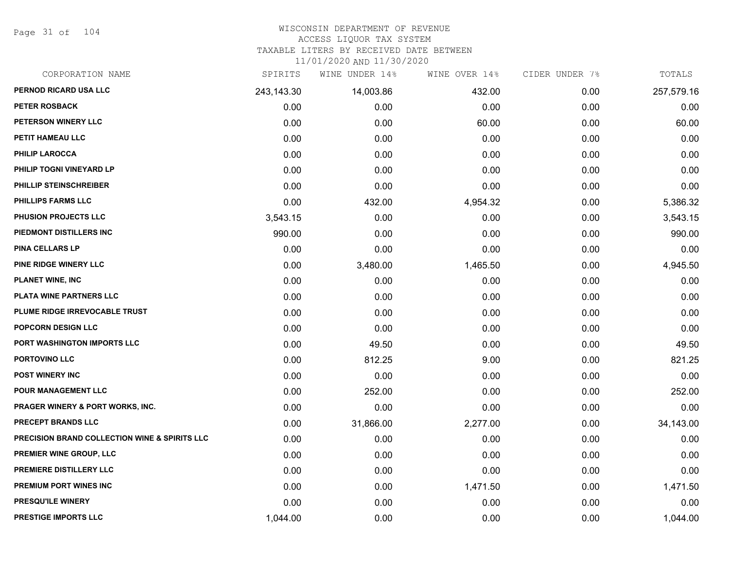# WISCONSIN DEPARTMENT OF REVENUE
## ACCESS LIQUOR TAX SYSTEM
## TAXABLE LITERS BY RECEIVED DATE BETWEEN 11/01/2020 AND 11/30/2020

| CORPORATION NAME | SPIRITS | WINE UNDER 14% | WINE OVER 14% | CIDER UNDER 7% | TOTALS |
|---|---|---|---|---|---|
| PERNOD RICARD USA LLC | 243,143.30 | 14,003.86 | 432.00 | 0.00 | 257,579.16 |
| PETER ROSBACK | 0.00 | 0.00 | 0.00 | 0.00 | 0.00 |
| PETERSON WINERY LLC | 0.00 | 0.00 | 60.00 | 0.00 | 60.00 |
| PETIT HAMEAU LLC | 0.00 | 0.00 | 0.00 | 0.00 | 0.00 |
| PHILIP LAROCCA | 0.00 | 0.00 | 0.00 | 0.00 | 0.00 |
| PHILIP TOGNI VINEYARD LP | 0.00 | 0.00 | 0.00 | 0.00 | 0.00 |
| PHILLIP STEINSCHREIBER | 0.00 | 0.00 | 0.00 | 0.00 | 0.00 |
| PHILLIPS FARMS LLC | 0.00 | 432.00 | 4,954.32 | 0.00 | 5,386.32 |
| PHUSION PROJECTS LLC | 3,543.15 | 0.00 | 0.00 | 0.00 | 3,543.15 |
| PIEDMONT DISTILLERS INC | 990.00 | 0.00 | 0.00 | 0.00 | 990.00 |
| PINA CELLARS LP | 0.00 | 0.00 | 0.00 | 0.00 | 0.00 |
| PINE RIDGE WINERY LLC | 0.00 | 3,480.00 | 1,465.50 | 0.00 | 4,945.50 |
| PLANET WINE, INC | 0.00 | 0.00 | 0.00 | 0.00 | 0.00 |
| PLATA WINE PARTNERS LLC | 0.00 | 0.00 | 0.00 | 0.00 | 0.00 |
| PLUME RIDGE IRREVOCABLE TRUST | 0.00 | 0.00 | 0.00 | 0.00 | 0.00 |
| POPCORN DESIGN LLC | 0.00 | 0.00 | 0.00 | 0.00 | 0.00 |
| PORT WASHINGTON IMPORTS LLC | 0.00 | 49.50 | 0.00 | 0.00 | 49.50 |
| PORTOVINO LLC | 0.00 | 812.25 | 9.00 | 0.00 | 821.25 |
| POST WINERY INC | 0.00 | 0.00 | 0.00 | 0.00 | 0.00 |
| POUR MANAGEMENT LLC | 0.00 | 252.00 | 0.00 | 0.00 | 252.00 |
| PRAGER WINERY & PORT WORKS, INC. | 0.00 | 0.00 | 0.00 | 0.00 | 0.00 |
| PRECEPT BRANDS LLC | 0.00 | 31,866.00 | 2,277.00 | 0.00 | 34,143.00 |
| PRECISION BRAND COLLECTION WINE & SPIRITS LLC | 0.00 | 0.00 | 0.00 | 0.00 | 0.00 |
| PREMIER WINE GROUP, LLC | 0.00 | 0.00 | 0.00 | 0.00 | 0.00 |
| PREMIERE DISTILLERY LLC | 0.00 | 0.00 | 0.00 | 0.00 | 0.00 |
| PREMIUM PORT WINES INC | 0.00 | 0.00 | 1,471.50 | 0.00 | 1,471.50 |
| PRESQU'ILE WINERY | 0.00 | 0.00 | 0.00 | 0.00 | 0.00 |
| PRESTIGE IMPORTS LLC | 1,044.00 | 0.00 | 0.00 | 0.00 | 1,044.00 |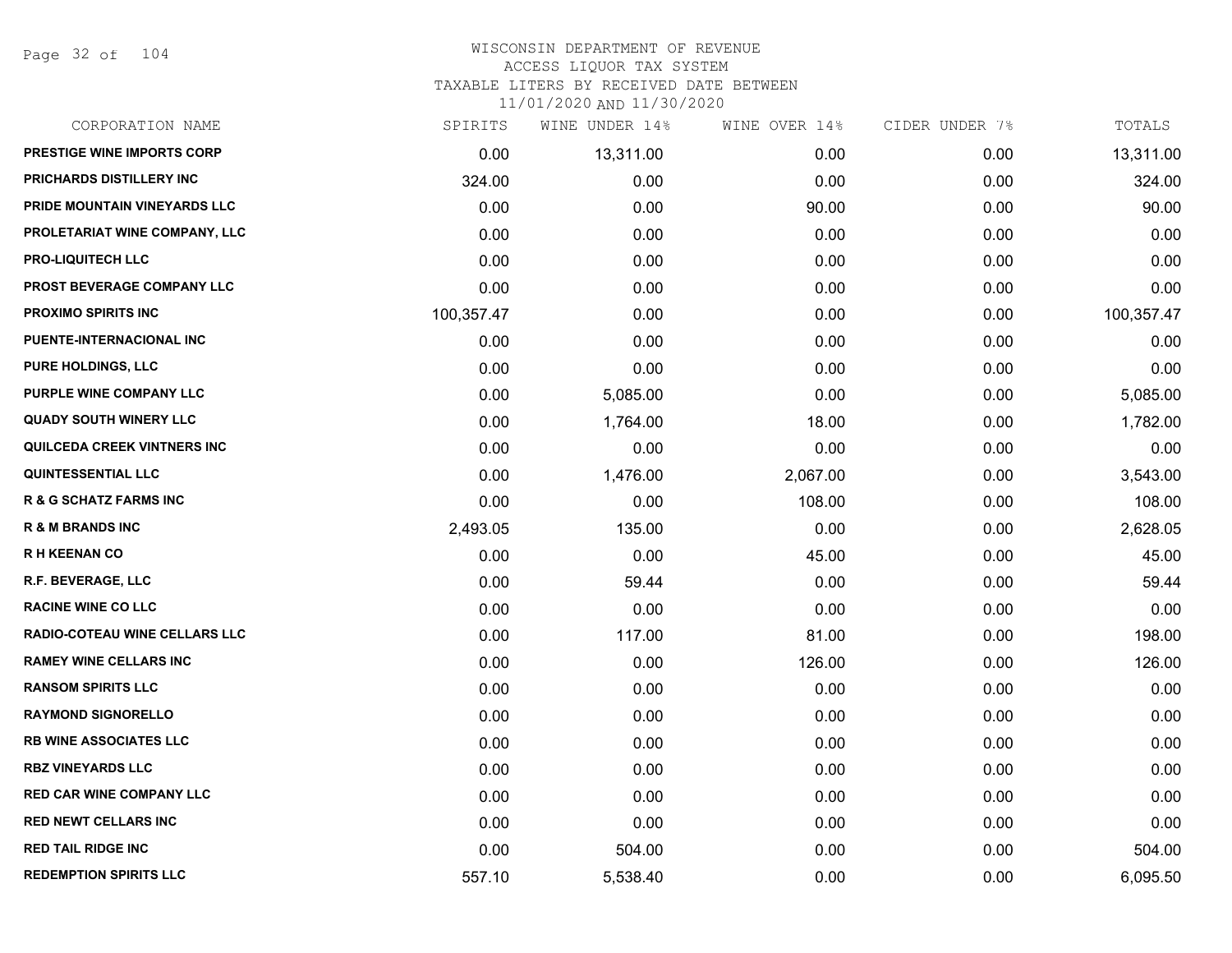# WISCONSIN DEPARTMENT OF REVENUE
ACCESS LIQUOR TAX SYSTEM
TAXABLE LITERS BY RECEIVED DATE BETWEEN
11/01/2020 AND 11/30/2020

| CORPORATION NAME | SPIRITS | WINE UNDER 14% | WINE OVER 14% | CIDER UNDER 7% | TOTALS |
|---|---|---|---|---|---|
| PRESTIGE WINE IMPORTS CORP | 0.00 | 13,311.00 | 0.00 | 0.00 | 13,311.00 |
| PRICHARDS DISTILLERY INC | 324.00 | 0.00 | 0.00 | 0.00 | 324.00 |
| PRIDE MOUNTAIN VINEYARDS LLC | 0.00 | 0.00 | 90.00 | 0.00 | 90.00 |
| PROLETARIAT WINE COMPANY, LLC | 0.00 | 0.00 | 0.00 | 0.00 | 0.00 |
| PRO-LIQUITECH LLC | 0.00 | 0.00 | 0.00 | 0.00 | 0.00 |
| PROST BEVERAGE COMPANY LLC | 0.00 | 0.00 | 0.00 | 0.00 | 0.00 |
| PROXIMO SPIRITS INC | 100,357.47 | 0.00 | 0.00 | 0.00 | 100,357.47 |
| PUENTE-INTERNACIONAL INC | 0.00 | 0.00 | 0.00 | 0.00 | 0.00 |
| PURE HOLDINGS, LLC | 0.00 | 0.00 | 0.00 | 0.00 | 0.00 |
| PURPLE WINE COMPANY LLC | 0.00 | 5,085.00 | 0.00 | 0.00 | 5,085.00 |
| QUADY SOUTH WINERY LLC | 0.00 | 1,764.00 | 18.00 | 0.00 | 1,782.00 |
| QUILCEDA CREEK VINTNERS INC | 0.00 | 0.00 | 0.00 | 0.00 | 0.00 |
| QUINTESSENTIAL LLC | 0.00 | 1,476.00 | 2,067.00 | 0.00 | 3,543.00 |
| R & G SCHATZ FARMS INC | 0.00 | 0.00 | 108.00 | 0.00 | 108.00 |
| R & M BRANDS INC | 2,493.05 | 135.00 | 0.00 | 0.00 | 2,628.05 |
| R H KEENAN CO | 0.00 | 0.00 | 45.00 | 0.00 | 45.00 |
| R.F. BEVERAGE, LLC | 0.00 | 59.44 | 0.00 | 0.00 | 59.44 |
| RACINE WINE CO LLC | 0.00 | 0.00 | 0.00 | 0.00 | 0.00 |
| RADIO-COTEAU WINE CELLARS LLC | 0.00 | 117.00 | 81.00 | 0.00 | 198.00 |
| RAMEY WINE CELLARS INC | 0.00 | 0.00 | 126.00 | 0.00 | 126.00 |
| RANSOM SPIRITS LLC | 0.00 | 0.00 | 0.00 | 0.00 | 0.00 |
| RAYMOND SIGNORELLO | 0.00 | 0.00 | 0.00 | 0.00 | 0.00 |
| RB WINE ASSOCIATES LLC | 0.00 | 0.00 | 0.00 | 0.00 | 0.00 |
| RBZ VINEYARDS LLC | 0.00 | 0.00 | 0.00 | 0.00 | 0.00 |
| RED CAR WINE COMPANY LLC | 0.00 | 0.00 | 0.00 | 0.00 | 0.00 |
| RED NEWT CELLARS INC | 0.00 | 0.00 | 0.00 | 0.00 | 0.00 |
| RED TAIL RIDGE INC | 0.00 | 504.00 | 0.00 | 0.00 | 504.00 |
| REDEMPTION SPIRITS LLC | 557.10 | 5,538.40 | 0.00 | 0.00 | 6,095.50 |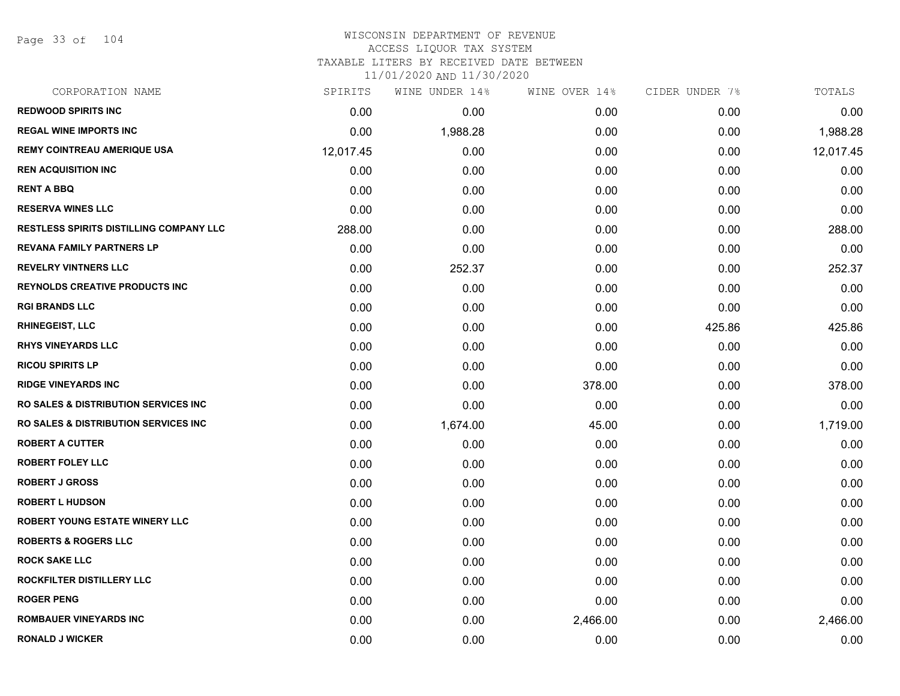# WISCONSIN DEPARTMENT OF REVENUE
## ACCESS LIQUOR TAX SYSTEM
## TAXABLE LITERS BY RECEIVED DATE BETWEEN 11/01/2020 AND 11/30/2020

| CORPORATION NAME | SPIRITS | WINE UNDER 14% | WINE OVER 14% | CIDER UNDER 7% | TOTALS |
|---|---|---|---|---|---|
| REDWOOD SPIRITS INC | 0.00 | 0.00 | 0.00 | 0.00 | 0.00 |
| REGAL WINE IMPORTS INC | 0.00 | 1,988.28 | 0.00 | 0.00 | 1,988.28 |
| REMY COINTREAU AMERIQUE USA | 12,017.45 | 0.00 | 0.00 | 0.00 | 12,017.45 |
| REN ACQUISITION INC | 0.00 | 0.00 | 0.00 | 0.00 | 0.00 |
| RENT A BBQ | 0.00 | 0.00 | 0.00 | 0.00 | 0.00 |
| RESERVA WINES LLC | 0.00 | 0.00 | 0.00 | 0.00 | 0.00 |
| RESTLESS SPIRITS DISTILLING COMPANY LLC | 288.00 | 0.00 | 0.00 | 0.00 | 288.00 |
| REVANA FAMILY PARTNERS LP | 0.00 | 0.00 | 0.00 | 0.00 | 0.00 |
| REVELRY VINTNERS LLC | 0.00 | 252.37 | 0.00 | 0.00 | 252.37 |
| REYNOLDS CREATIVE PRODUCTS INC | 0.00 | 0.00 | 0.00 | 0.00 | 0.00 |
| RGI BRANDS LLC | 0.00 | 0.00 | 0.00 | 0.00 | 0.00 |
| RHINEGEIST, LLC | 0.00 | 0.00 | 0.00 | 425.86 | 425.86 |
| RHYS VINEYARDS LLC | 0.00 | 0.00 | 0.00 | 0.00 | 0.00 |
| RICOU SPIRITS LP | 0.00 | 0.00 | 0.00 | 0.00 | 0.00 |
| RIDGE VINEYARDS INC | 0.00 | 0.00 | 378.00 | 0.00 | 378.00 |
| RO SALES & DISTRIBUTION SERVICES INC | 0.00 | 0.00 | 0.00 | 0.00 | 0.00 |
| RO SALES & DISTRIBUTION SERVICES INC | 0.00 | 1,674.00 | 45.00 | 0.00 | 1,719.00 |
| ROBERT A CUTTER | 0.00 | 0.00 | 0.00 | 0.00 | 0.00 |
| ROBERT FOLEY LLC | 0.00 | 0.00 | 0.00 | 0.00 | 0.00 |
| ROBERT J GROSS | 0.00 | 0.00 | 0.00 | 0.00 | 0.00 |
| ROBERT L HUDSON | 0.00 | 0.00 | 0.00 | 0.00 | 0.00 |
| ROBERT YOUNG ESTATE WINERY LLC | 0.00 | 0.00 | 0.00 | 0.00 | 0.00 |
| ROBERTS & ROGERS LLC | 0.00 | 0.00 | 0.00 | 0.00 | 0.00 |
| ROCK SAKE LLC | 0.00 | 0.00 | 0.00 | 0.00 | 0.00 |
| ROCKFILTER DISTILLERY LLC | 0.00 | 0.00 | 0.00 | 0.00 | 0.00 |
| ROGER PENG | 0.00 | 0.00 | 0.00 | 0.00 | 0.00 |
| ROMBAUER VINEYARDS INC | 0.00 | 0.00 | 2,466.00 | 0.00 | 2,466.00 |
| RONALD J WICKER | 0.00 | 0.00 | 0.00 | 0.00 | 0.00 |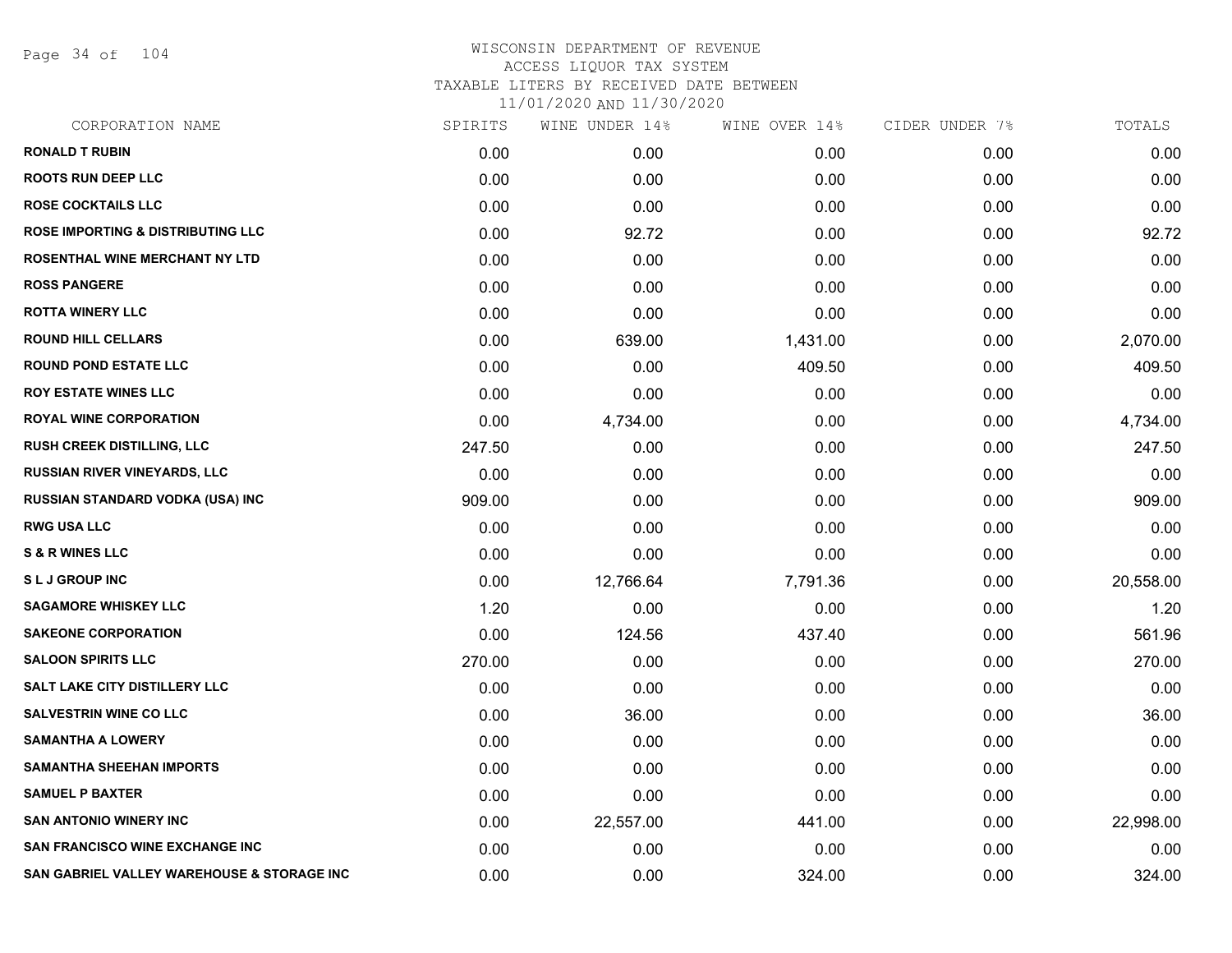# WISCONSIN DEPARTMENT OF REVENUE
ACCESS LIQUOR TAX SYSTEM
TAXABLE LITERS BY RECEIVED DATE BETWEEN
11/01/2020 AND 11/30/2020

| CORPORATION NAME | SPIRITS | WINE UNDER 14% | WINE OVER 14% | CIDER UNDER 7% | TOTALS |
|---|---|---|---|---|---|
| RONALD T RUBIN | 0.00 | 0.00 | 0.00 | 0.00 | 0.00 |
| ROOTS RUN DEEP LLC | 0.00 | 0.00 | 0.00 | 0.00 | 0.00 |
| ROSE COCKTAILS LLC | 0.00 | 0.00 | 0.00 | 0.00 | 0.00 |
| ROSE IMPORTING & DISTRIBUTING LLC | 0.00 | 92.72 | 0.00 | 0.00 | 92.72 |
| ROSENTHAL WINE MERCHANT NY LTD | 0.00 | 0.00 | 0.00 | 0.00 | 0.00 |
| ROSS PANGERE | 0.00 | 0.00 | 0.00 | 0.00 | 0.00 |
| ROTTA WINERY LLC | 0.00 | 0.00 | 0.00 | 0.00 | 0.00 |
| ROUND HILL CELLARS | 0.00 | 639.00 | 1,431.00 | 0.00 | 2,070.00 |
| ROUND POND ESTATE LLC | 0.00 | 0.00 | 409.50 | 0.00 | 409.50 |
| ROY ESTATE WINES LLC | 0.00 | 0.00 | 0.00 | 0.00 | 0.00 |
| ROYAL WINE CORPORATION | 0.00 | 4,734.00 | 0.00 | 0.00 | 4,734.00 |
| RUSH CREEK DISTILLING, LLC | 247.50 | 0.00 | 0.00 | 0.00 | 247.50 |
| RUSSIAN RIVER VINEYARDS, LLC | 0.00 | 0.00 | 0.00 | 0.00 | 0.00 |
| RUSSIAN STANDARD VODKA (USA) INC | 909.00 | 0.00 | 0.00 | 0.00 | 909.00 |
| RWG USA LLC | 0.00 | 0.00 | 0.00 | 0.00 | 0.00 |
| S & R WINES LLC | 0.00 | 0.00 | 0.00 | 0.00 | 0.00 |
| S L J GROUP INC | 0.00 | 12,766.64 | 7,791.36 | 0.00 | 20,558.00 |
| SAGAMORE WHISKEY LLC | 1.20 | 0.00 | 0.00 | 0.00 | 1.20 |
| SAKEONE CORPORATION | 0.00 | 124.56 | 437.40 | 0.00 | 561.96 |
| SALOON SPIRITS LLC | 270.00 | 0.00 | 0.00 | 0.00 | 270.00 |
| SALT LAKE CITY DISTILLERY LLC | 0.00 | 0.00 | 0.00 | 0.00 | 0.00 |
| SALVESTRIN WINE CO LLC | 0.00 | 36.00 | 0.00 | 0.00 | 36.00 |
| SAMANTHA A LOWERY | 0.00 | 0.00 | 0.00 | 0.00 | 0.00 |
| SAMANTHA SHEEHAN IMPORTS | 0.00 | 0.00 | 0.00 | 0.00 | 0.00 |
| SAMUEL P BAXTER | 0.00 | 0.00 | 0.00 | 0.00 | 0.00 |
| SAN ANTONIO WINERY INC | 0.00 | 22,557.00 | 441.00 | 0.00 | 22,998.00 |
| SAN FRANCISCO WINE EXCHANGE INC | 0.00 | 0.00 | 0.00 | 0.00 | 0.00 |
| SAN GABRIEL VALLEY WAREHOUSE & STORAGE INC | 0.00 | 0.00 | 324.00 | 0.00 | 324.00 |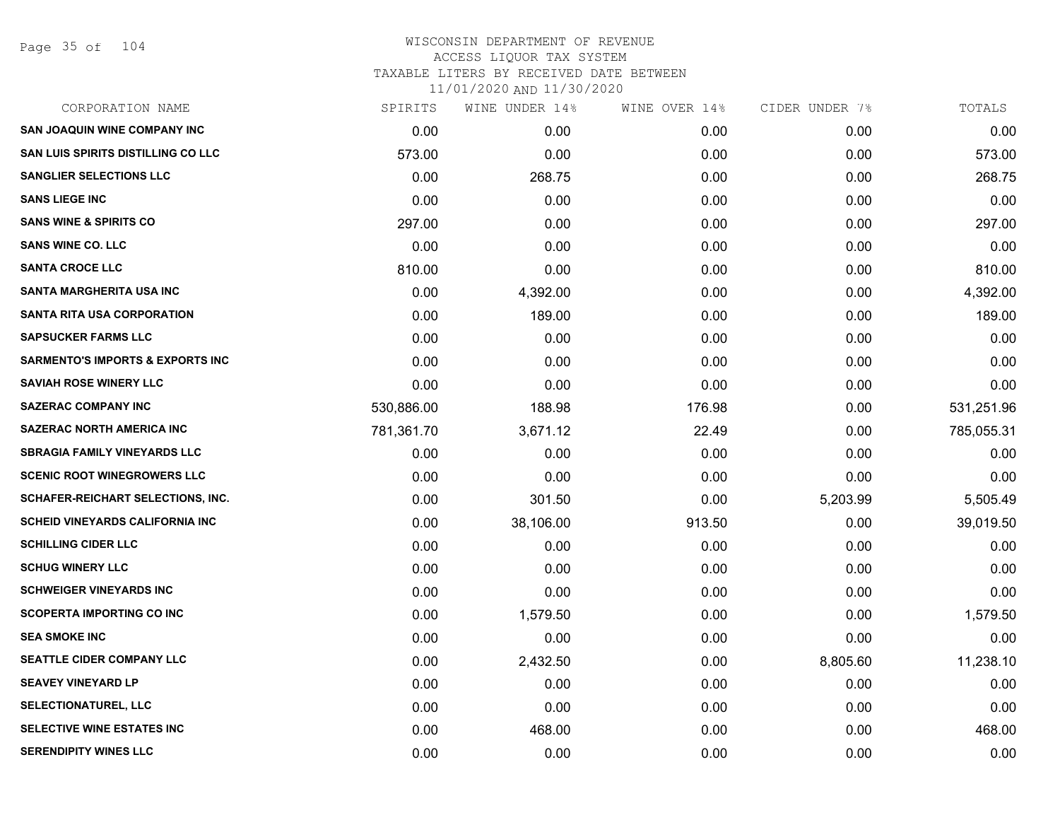WISCONSIN DEPARTMENT OF REVENUE
ACCESS LIQUOR TAX SYSTEM
TAXABLE LITERS BY RECEIVED DATE BETWEEN
11/01/2020 AND 11/30/2020

| CORPORATION NAME | SPIRITS | WINE UNDER 14% | WINE OVER 14% | CIDER UNDER 7% | TOTALS |
|---|---|---|---|---|---|
| SAN JOAQUIN WINE COMPANY INC | 0.00 | 0.00 | 0.00 | 0.00 | 0.00 |
| SAN LUIS SPIRITS DISTILLING CO LLC | 573.00 | 0.00 | 0.00 | 0.00 | 573.00 |
| SANGLIER SELECTIONS LLC | 0.00 | 268.75 | 0.00 | 0.00 | 268.75 |
| SANS LIEGE INC | 0.00 | 0.00 | 0.00 | 0.00 | 0.00 |
| SANS WINE & SPIRITS CO | 297.00 | 0.00 | 0.00 | 0.00 | 297.00 |
| SANS WINE CO. LLC | 0.00 | 0.00 | 0.00 | 0.00 | 0.00 |
| SANTA CROCE LLC | 810.00 | 0.00 | 0.00 | 0.00 | 810.00 |
| SANTA MARGHERITA USA INC | 0.00 | 4,392.00 | 0.00 | 0.00 | 4,392.00 |
| SANTA RITA USA CORPORATION | 0.00 | 189.00 | 0.00 | 0.00 | 189.00 |
| SAPSUCKER FARMS LLC | 0.00 | 0.00 | 0.00 | 0.00 | 0.00 |
| SARMENTO'S IMPORTS & EXPORTS INC | 0.00 | 0.00 | 0.00 | 0.00 | 0.00 |
| SAVIAH ROSE WINERY LLC | 0.00 | 0.00 | 0.00 | 0.00 | 0.00 |
| SAZERAC COMPANY INC | 530,886.00 | 188.98 | 176.98 | 0.00 | 531,251.96 |
| SAZERAC NORTH AMERICA INC | 781,361.70 | 3,671.12 | 22.49 | 0.00 | 785,055.31 |
| SBRAGIA FAMILY VINEYARDS LLC | 0.00 | 0.00 | 0.00 | 0.00 | 0.00 |
| SCENIC ROOT WINEGROWERS LLC | 0.00 | 0.00 | 0.00 | 0.00 | 0.00 |
| SCHAFER-REICHART SELECTIONS, INC. | 0.00 | 301.50 | 0.00 | 5,203.99 | 5,505.49 |
| SCHEID VINEYARDS CALIFORNIA INC | 0.00 | 38,106.00 | 913.50 | 0.00 | 39,019.50 |
| SCHILLING CIDER LLC | 0.00 | 0.00 | 0.00 | 0.00 | 0.00 |
| SCHUG WINERY LLC | 0.00 | 0.00 | 0.00 | 0.00 | 0.00 |
| SCHWEIGER VINEYARDS INC | 0.00 | 0.00 | 0.00 | 0.00 | 0.00 |
| SCOPERTA IMPORTING CO INC | 0.00 | 1,579.50 | 0.00 | 0.00 | 1,579.50 |
| SEA SMOKE INC | 0.00 | 0.00 | 0.00 | 0.00 | 0.00 |
| SEATTLE CIDER COMPANY LLC | 0.00 | 2,432.50 | 0.00 | 8,805.60 | 11,238.10 |
| SEAVEY VINEYARD LP | 0.00 | 0.00 | 0.00 | 0.00 | 0.00 |
| SELECTIONATUREL, LLC | 0.00 | 0.00 | 0.00 | 0.00 | 0.00 |
| SELECTIVE WINE ESTATES INC | 0.00 | 468.00 | 0.00 | 0.00 | 468.00 |
| SERENDIPITY WINES LLC | 0.00 | 0.00 | 0.00 | 0.00 | 0.00 |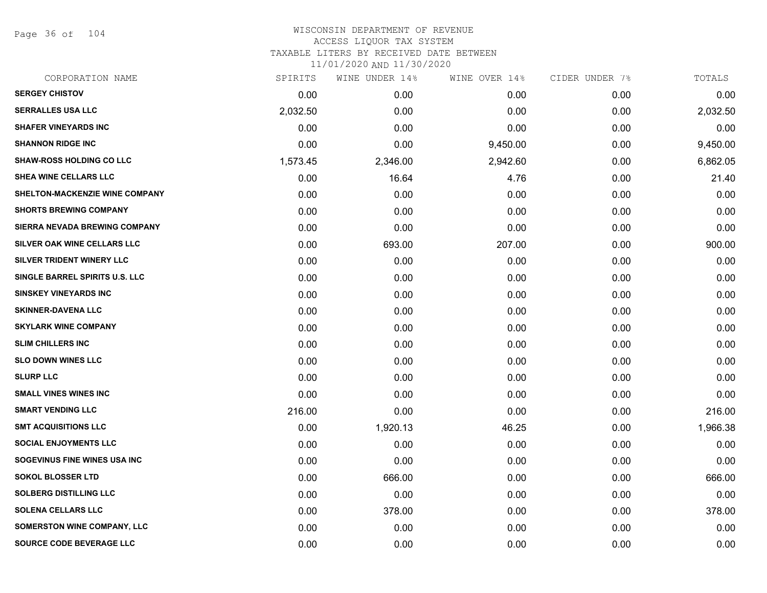# WISCONSIN DEPARTMENT OF REVENUE
## ACCESS LIQUOR TAX SYSTEM
### TAXABLE LITERS BY RECEIVED DATE BETWEEN 11/01/2020 AND 11/30/2020

| CORPORATION NAME | SPIRITS | WINE UNDER 14% | WINE OVER 14% | CIDER UNDER 7% | TOTALS |
|---|---|---|---|---|---|
| SERGEY CHISTOV | 0.00 | 0.00 | 0.00 | 0.00 | 0.00 |
| SERRALLES USA LLC | 2,032.50 | 0.00 | 0.00 | 0.00 | 2,032.50 |
| SHAFER VINEYARDS INC | 0.00 | 0.00 | 0.00 | 0.00 | 0.00 |
| SHANNON RIDGE INC | 0.00 | 0.00 | 9,450.00 | 0.00 | 9,450.00 |
| SHAW-ROSS HOLDING CO LLC | 1,573.45 | 2,346.00 | 2,942.60 | 0.00 | 6,862.05 |
| SHEA WINE CELLARS LLC | 0.00 | 16.64 | 4.76 | 0.00 | 21.40 |
| SHELTON-MACKENZIE WINE COMPANY | 0.00 | 0.00 | 0.00 | 0.00 | 0.00 |
| SHORTS BREWING COMPANY | 0.00 | 0.00 | 0.00 | 0.00 | 0.00 |
| SIERRA NEVADA BREWING COMPANY | 0.00 | 0.00 | 0.00 | 0.00 | 0.00 |
| SILVER OAK WINE CELLARS LLC | 0.00 | 693.00 | 207.00 | 0.00 | 900.00 |
| SILVER TRIDENT WINERY LLC | 0.00 | 0.00 | 0.00 | 0.00 | 0.00 |
| SINGLE BARREL SPIRITS U.S. LLC | 0.00 | 0.00 | 0.00 | 0.00 | 0.00 |
| SINSKEY VINEYARDS INC | 0.00 | 0.00 | 0.00 | 0.00 | 0.00 |
| SKINNER-DAVENA LLC | 0.00 | 0.00 | 0.00 | 0.00 | 0.00 |
| SKYLARK WINE COMPANY | 0.00 | 0.00 | 0.00 | 0.00 | 0.00 |
| SLIM CHILLERS INC | 0.00 | 0.00 | 0.00 | 0.00 | 0.00 |
| SLO DOWN WINES LLC | 0.00 | 0.00 | 0.00 | 0.00 | 0.00 |
| SLURP LLC | 0.00 | 0.00 | 0.00 | 0.00 | 0.00 |
| SMALL VINES WINES INC | 0.00 | 0.00 | 0.00 | 0.00 | 0.00 |
| SMART VENDING LLC | 216.00 | 0.00 | 0.00 | 0.00 | 216.00 |
| SMT ACQUISITIONS LLC | 0.00 | 1,920.13 | 46.25 | 0.00 | 1,966.38 |
| SOCIAL ENJOYMENTS LLC | 0.00 | 0.00 | 0.00 | 0.00 | 0.00 |
| SOGEVINUS FINE WINES USA INC | 0.00 | 0.00 | 0.00 | 0.00 | 0.00 |
| SOKOL BLOSSER LTD | 0.00 | 666.00 | 0.00 | 0.00 | 666.00 |
| SOLBERG DISTILLING LLC | 0.00 | 0.00 | 0.00 | 0.00 | 0.00 |
| SOLENA CELLARS LLC | 0.00 | 378.00 | 0.00 | 0.00 | 378.00 |
| SOMERSTON WINE COMPANY, LLC | 0.00 | 0.00 | 0.00 | 0.00 | 0.00 |
| SOURCE CODE BEVERAGE LLC | 0.00 | 0.00 | 0.00 | 0.00 | 0.00 |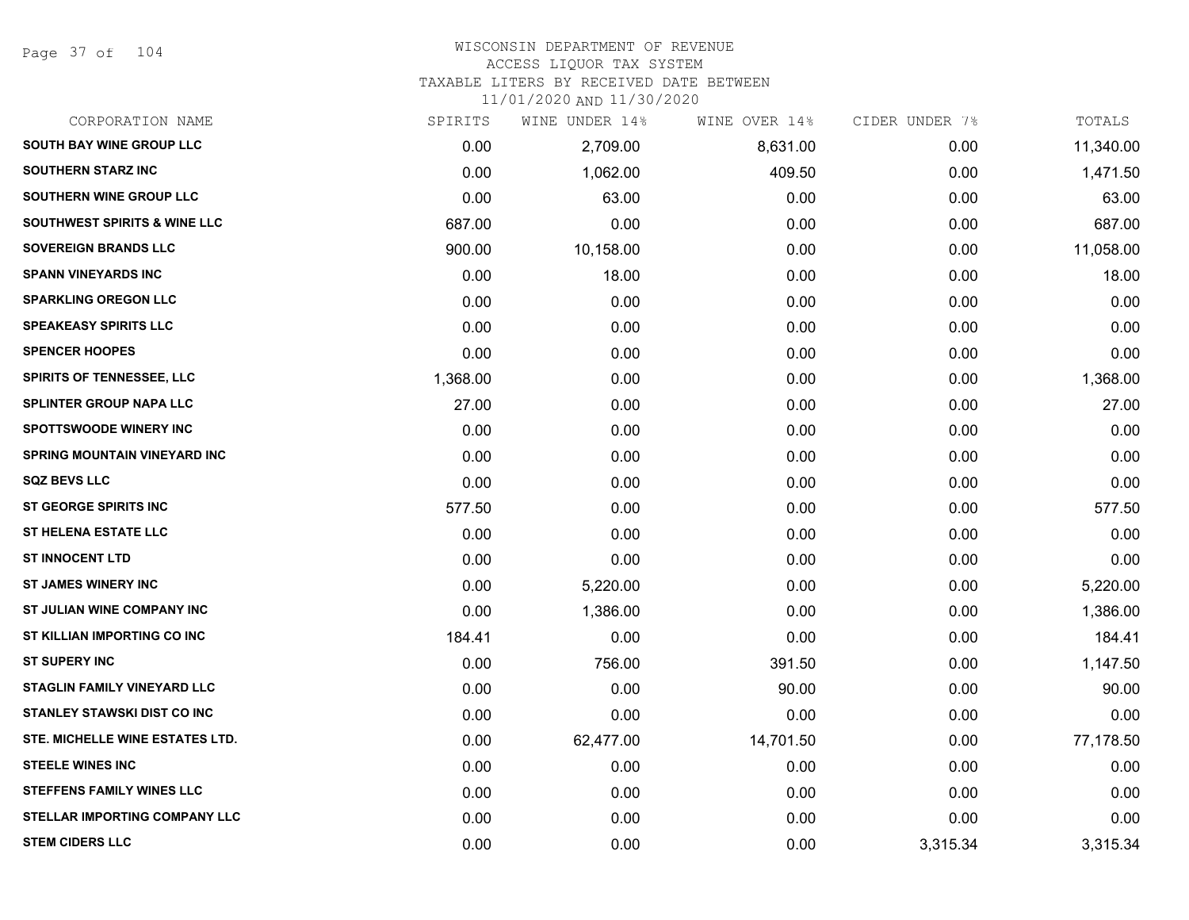# WISCONSIN DEPARTMENT OF REVENUE
## ACCESS LIQUOR TAX SYSTEM
## TAXABLE LITERS BY RECEIVED DATE BETWEEN
## 11/01/2020 AND 11/30/2020

| CORPORATION NAME | SPIRITS | WINE UNDER 14% | WINE OVER 14% | CIDER UNDER 7% | TOTALS |
|---|---|---|---|---|---|
| SOUTH BAY WINE GROUP LLC | 0.00 | 2,709.00 | 8,631.00 | 0.00 | 11,340.00 |
| SOUTHERN STARZ INC | 0.00 | 1,062.00 | 409.50 | 0.00 | 1,471.50 |
| SOUTHERN WINE GROUP LLC | 0.00 | 63.00 | 0.00 | 0.00 | 63.00 |
| SOUTHWEST SPIRITS & WINE LLC | 687.00 | 0.00 | 0.00 | 0.00 | 687.00 |
| SOVEREIGN BRANDS LLC | 900.00 | 10,158.00 | 0.00 | 0.00 | 11,058.00 |
| SPANN VINEYARDS INC | 0.00 | 18.00 | 0.00 | 0.00 | 18.00 |
| SPARKLING OREGON LLC | 0.00 | 0.00 | 0.00 | 0.00 | 0.00 |
| SPEAKEASY SPIRITS LLC | 0.00 | 0.00 | 0.00 | 0.00 | 0.00 |
| SPENCER HOOPES | 0.00 | 0.00 | 0.00 | 0.00 | 0.00 |
| SPIRITS OF TENNESSEE, LLC | 1,368.00 | 0.00 | 0.00 | 0.00 | 1,368.00 |
| SPLINTER GROUP NAPA LLC | 27.00 | 0.00 | 0.00 | 0.00 | 27.00 |
| SPOTTSWOODE WINERY INC | 0.00 | 0.00 | 0.00 | 0.00 | 0.00 |
| SPRING MOUNTAIN VINEYARD INC | 0.00 | 0.00 | 0.00 | 0.00 | 0.00 |
| SQZ BEVS LLC | 0.00 | 0.00 | 0.00 | 0.00 | 0.00 |
| ST GEORGE SPIRITS INC | 577.50 | 0.00 | 0.00 | 0.00 | 577.50 |
| ST HELENA ESTATE LLC | 0.00 | 0.00 | 0.00 | 0.00 | 0.00 |
| ST INNOCENT LTD | 0.00 | 0.00 | 0.00 | 0.00 | 0.00 |
| ST JAMES WINERY INC | 0.00 | 5,220.00 | 0.00 | 0.00 | 5,220.00 |
| ST JULIAN WINE COMPANY INC | 0.00 | 1,386.00 | 0.00 | 0.00 | 1,386.00 |
| ST KILLIAN IMPORTING CO INC | 184.41 | 0.00 | 0.00 | 0.00 | 184.41 |
| ST SUPERY INC | 0.00 | 756.00 | 391.50 | 0.00 | 1,147.50 |
| STAGLIN FAMILY VINEYARD LLC | 0.00 | 0.00 | 90.00 | 0.00 | 90.00 |
| STANLEY STAWSKI DIST CO INC | 0.00 | 0.00 | 0.00 | 0.00 | 0.00 |
| STE. MICHELLE WINE ESTATES LTD. | 0.00 | 62,477.00 | 14,701.50 | 0.00 | 77,178.50 |
| STEELE WINES INC | 0.00 | 0.00 | 0.00 | 0.00 | 0.00 |
| STEFFENS FAMILY WINES LLC | 0.00 | 0.00 | 0.00 | 0.00 | 0.00 |
| STELLAR IMPORTING COMPANY LLC | 0.00 | 0.00 | 0.00 | 0.00 | 0.00 |
| STEM CIDERS LLC | 0.00 | 0.00 | 0.00 | 3,315.34 | 3,315.34 |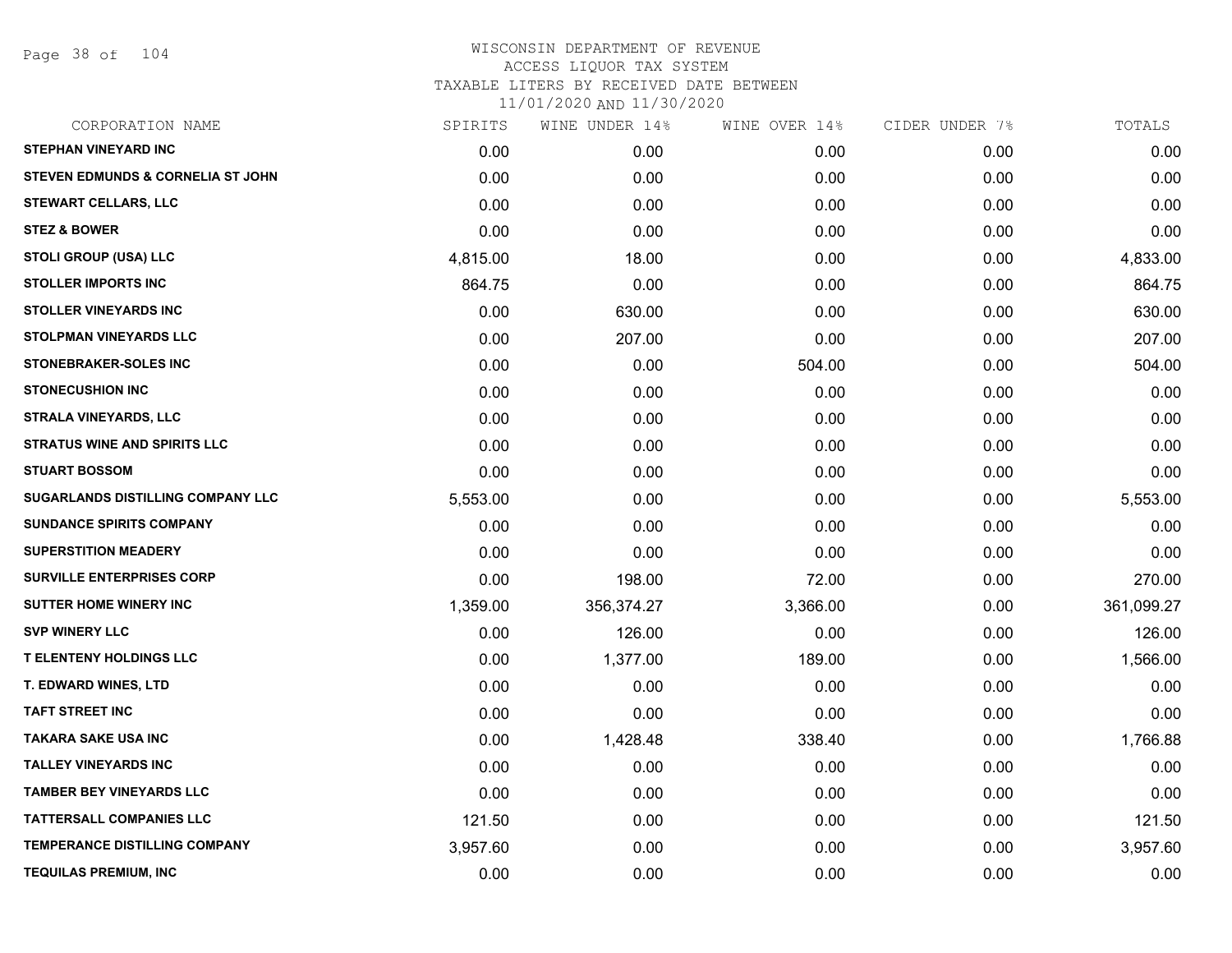# WISCONSIN DEPARTMENT OF REVENUE
## ACCESS LIQUOR TAX SYSTEM
### TAXABLE LITERS BY RECEIVED DATE BETWEEN 11/01/2020 AND 11/30/2020

| CORPORATION NAME | SPIRITS | WINE UNDER 14% | WINE OVER 14% | CIDER UNDER 7% | TOTALS |
|---|---|---|---|---|---|
| STEPHAN VINEYARD INC | 0.00 | 0.00 | 0.00 | 0.00 | 0.00 |
| STEVEN EDMUNDS & CORNELIA ST JOHN | 0.00 | 0.00 | 0.00 | 0.00 | 0.00 |
| STEWART CELLARS, LLC | 0.00 | 0.00 | 0.00 | 0.00 | 0.00 |
| STEZ & BOWER | 0.00 | 0.00 | 0.00 | 0.00 | 0.00 |
| STOLI GROUP (USA) LLC | 4,815.00 | 18.00 | 0.00 | 0.00 | 4,833.00 |
| STOLLER IMPORTS INC | 864.75 | 0.00 | 0.00 | 0.00 | 864.75 |
| STOLLER VINEYARDS INC | 0.00 | 630.00 | 0.00 | 0.00 | 630.00 |
| STOLPMAN VINEYARDS LLC | 0.00 | 207.00 | 0.00 | 0.00 | 207.00 |
| STONEBRAKER-SOLES INC | 0.00 | 0.00 | 504.00 | 0.00 | 504.00 |
| STONECUSHION INC | 0.00 | 0.00 | 0.00 | 0.00 | 0.00 |
| STRALA VINEYARDS, LLC | 0.00 | 0.00 | 0.00 | 0.00 | 0.00 |
| STRATUS WINE AND SPIRITS LLC | 0.00 | 0.00 | 0.00 | 0.00 | 0.00 |
| STUART BOSSOM | 0.00 | 0.00 | 0.00 | 0.00 | 0.00 |
| SUGARLANDS DISTILLING COMPANY LLC | 5,553.00 | 0.00 | 0.00 | 0.00 | 5,553.00 |
| SUNDANCE SPIRITS COMPANY | 0.00 | 0.00 | 0.00 | 0.00 | 0.00 |
| SUPERSTITION MEADERY | 0.00 | 0.00 | 0.00 | 0.00 | 0.00 |
| SURVILLE ENTERPRISES CORP | 0.00 | 198.00 | 72.00 | 0.00 | 270.00 |
| SUTTER HOME WINERY INC | 1,359.00 | 356,374.27 | 3,366.00 | 0.00 | 361,099.27 |
| SVP WINERY LLC | 0.00 | 126.00 | 0.00 | 0.00 | 126.00 |
| T ELENTENY HOLDINGS LLC | 0.00 | 1,377.00 | 189.00 | 0.00 | 1,566.00 |
| T. EDWARD WINES, LTD | 0.00 | 0.00 | 0.00 | 0.00 | 0.00 |
| TAFT STREET INC | 0.00 | 0.00 | 0.00 | 0.00 | 0.00 |
| TAKARA SAKE USA INC | 0.00 | 1,428.48 | 338.40 | 0.00 | 1,766.88 |
| TALLEY VINEYARDS INC | 0.00 | 0.00 | 0.00 | 0.00 | 0.00 |
| TAMBER BEY VINEYARDS LLC | 0.00 | 0.00 | 0.00 | 0.00 | 0.00 |
| TATTERSALL COMPANIES LLC | 121.50 | 0.00 | 0.00 | 0.00 | 121.50 |
| TEMPERANCE DISTILLING COMPANY | 3,957.60 | 0.00 | 0.00 | 0.00 | 3,957.60 |
| TEQUILAS PREMIUM, INC | 0.00 | 0.00 | 0.00 | 0.00 | 0.00 |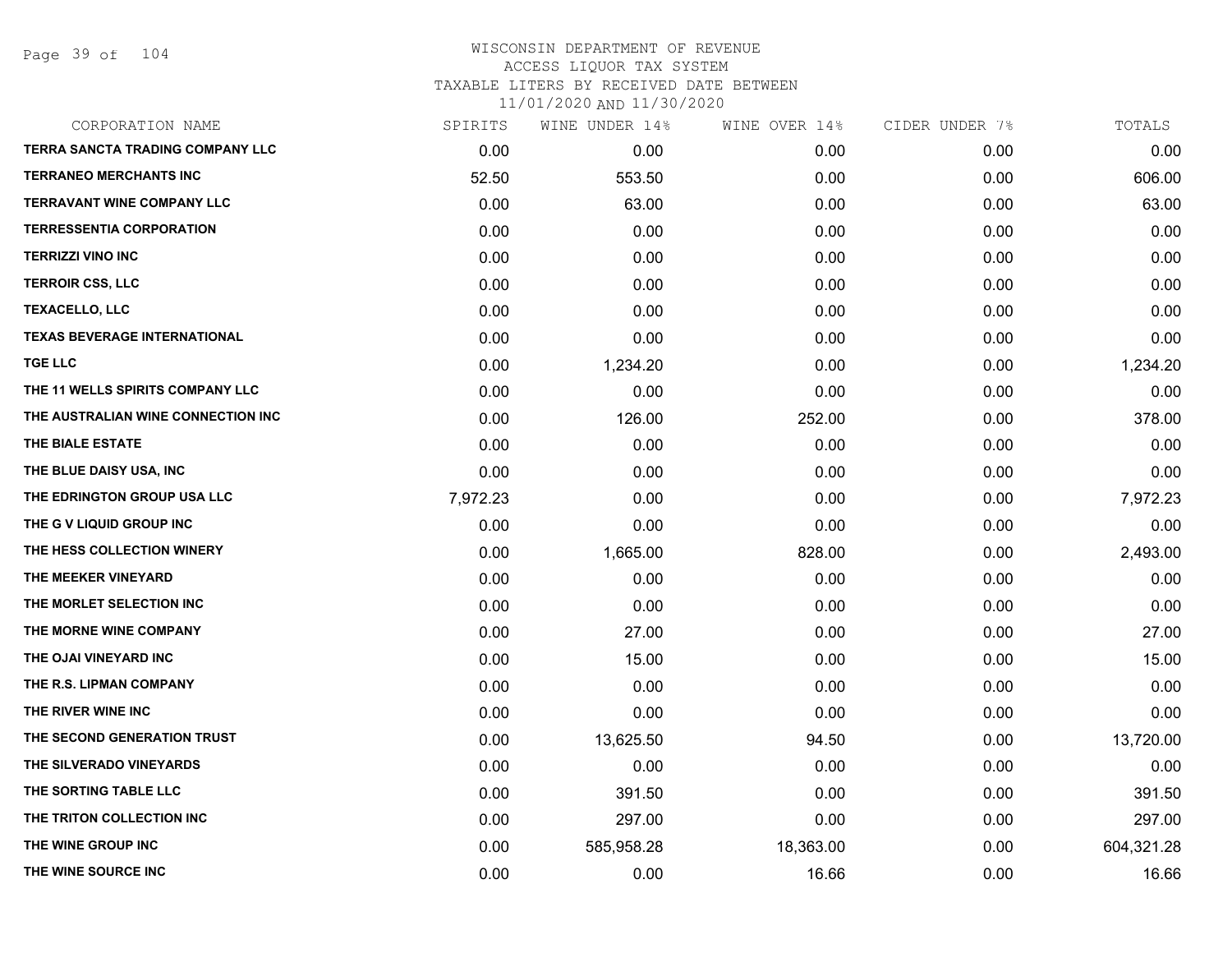# WISCONSIN DEPARTMENT OF REVENUE
ACCESS LIQUOR TAX SYSTEM
TAXABLE LITERS BY RECEIVED DATE BETWEEN
11/01/2020 AND 11/30/2020

| CORPORATION NAME | SPIRITS | WINE UNDER 14% | WINE OVER 14% | CIDER UNDER 7% | TOTALS |
|---|---|---|---|---|---|
| TERRA SANCTA TRADING COMPANY LLC | 0.00 | 0.00 | 0.00 | 0.00 | 0.00 |
| TERRANEO MERCHANTS INC | 52.50 | 553.50 | 0.00 | 0.00 | 606.00 |
| TERRAVANT WINE COMPANY LLC | 0.00 | 63.00 | 0.00 | 0.00 | 63.00 |
| TERRESSENTIA CORPORATION | 0.00 | 0.00 | 0.00 | 0.00 | 0.00 |
| TERRIZZI VINO INC | 0.00 | 0.00 | 0.00 | 0.00 | 0.00 |
| TERROIR CSS, LLC | 0.00 | 0.00 | 0.00 | 0.00 | 0.00 |
| TEXACELLO, LLC | 0.00 | 0.00 | 0.00 | 0.00 | 0.00 |
| TEXAS BEVERAGE INTERNATIONAL | 0.00 | 0.00 | 0.00 | 0.00 | 0.00 |
| TGE LLC | 0.00 | 1,234.20 | 0.00 | 0.00 | 1,234.20 |
| THE 11 WELLS SPIRITS COMPANY LLC | 0.00 | 0.00 | 0.00 | 0.00 | 0.00 |
| THE AUSTRALIAN WINE CONNECTION INC | 0.00 | 126.00 | 252.00 | 0.00 | 378.00 |
| THE BIALE ESTATE | 0.00 | 0.00 | 0.00 | 0.00 | 0.00 |
| THE BLUE DAISY USA, INC | 0.00 | 0.00 | 0.00 | 0.00 | 0.00 |
| THE EDRINGTON GROUP USA LLC | 7,972.23 | 0.00 | 0.00 | 0.00 | 7,972.23 |
| THE G V LIQUID GROUP INC | 0.00 | 0.00 | 0.00 | 0.00 | 0.00 |
| THE HESS COLLECTION WINERY | 0.00 | 1,665.00 | 828.00 | 0.00 | 2,493.00 |
| THE MEEKER VINEYARD | 0.00 | 0.00 | 0.00 | 0.00 | 0.00 |
| THE MORLET SELECTION INC | 0.00 | 0.00 | 0.00 | 0.00 | 0.00 |
| THE MORNE WINE COMPANY | 0.00 | 27.00 | 0.00 | 0.00 | 27.00 |
| THE OJAI VINEYARD INC | 0.00 | 15.00 | 0.00 | 0.00 | 15.00 |
| THE R.S. LIPMAN COMPANY | 0.00 | 0.00 | 0.00 | 0.00 | 0.00 |
| THE RIVER WINE INC | 0.00 | 0.00 | 0.00 | 0.00 | 0.00 |
| THE SECOND GENERATION TRUST | 0.00 | 13,625.50 | 94.50 | 0.00 | 13,720.00 |
| THE SILVERADO VINEYARDS | 0.00 | 0.00 | 0.00 | 0.00 | 0.00 |
| THE SORTING TABLE LLC | 0.00 | 391.50 | 0.00 | 0.00 | 391.50 |
| THE TRITON COLLECTION INC | 0.00 | 297.00 | 0.00 | 0.00 | 297.00 |
| THE WINE GROUP INC | 0.00 | 585,958.28 | 18,363.00 | 0.00 | 604,321.28 |
| THE WINE SOURCE INC | 0.00 | 0.00 | 16.66 | 0.00 | 16.66 |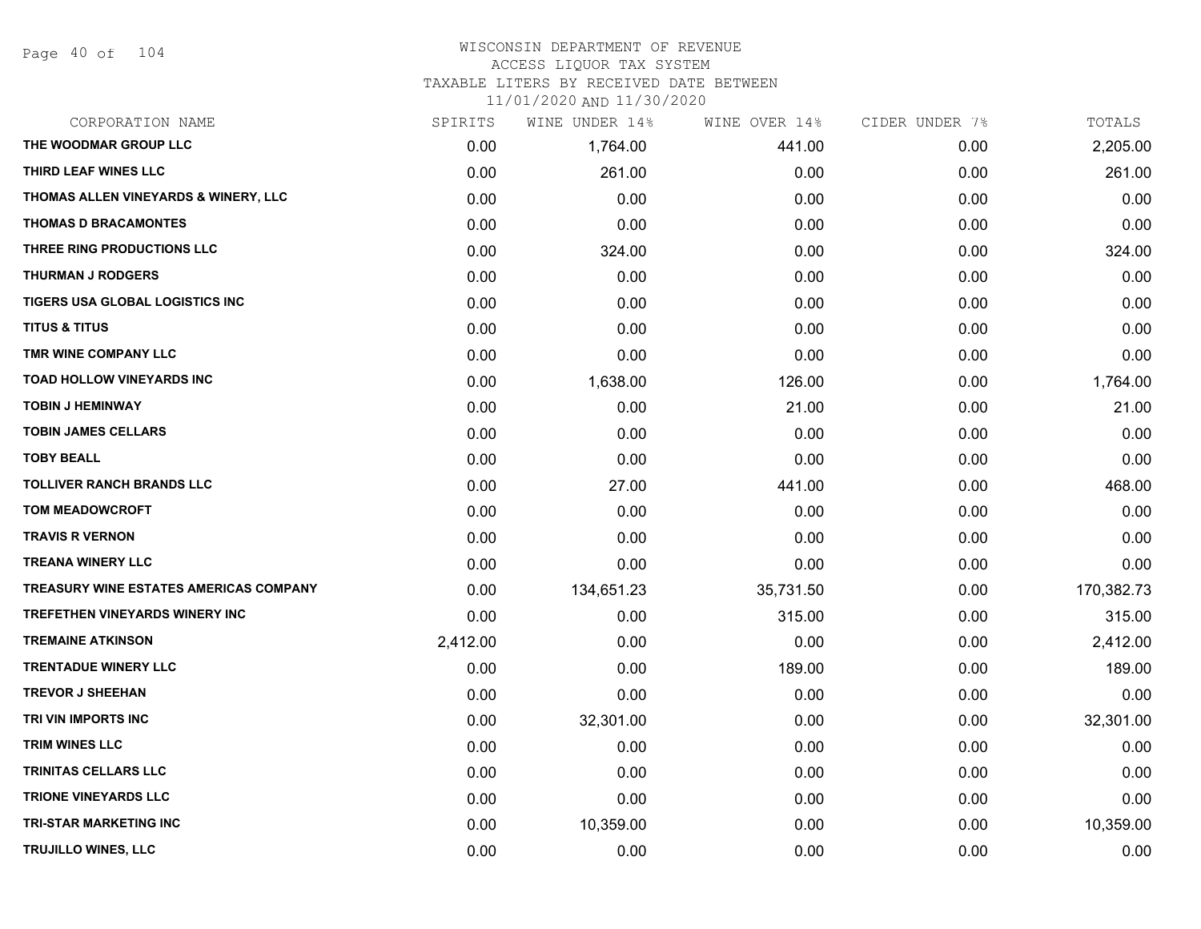# WISCONSIN DEPARTMENT OF REVENUE
ACCESS LIQUOR TAX SYSTEM
TAXABLE LITERS BY RECEIVED DATE BETWEEN
11/01/2020 AND 11/30/2020

| CORPORATION NAME | SPIRITS | WINE UNDER 14% | WINE OVER 14% | CIDER UNDER 7% | TOTALS |
|---|---|---|---|---|---|
| THE WOODMAR GROUP LLC | 0.00 | 1,764.00 | 441.00 | 0.00 | 2,205.00 |
| THIRD LEAF WINES LLC | 0.00 | 261.00 | 0.00 | 0.00 | 261.00 |
| THOMAS ALLEN VINEYARDS & WINERY, LLC | 0.00 | 0.00 | 0.00 | 0.00 | 0.00 |
| THOMAS D BRACAMONTES | 0.00 | 0.00 | 0.00 | 0.00 | 0.00 |
| THREE RING PRODUCTIONS LLC | 0.00 | 324.00 | 0.00 | 0.00 | 324.00 |
| THURMAN J RODGERS | 0.00 | 0.00 | 0.00 | 0.00 | 0.00 |
| TIGERS USA GLOBAL LOGISTICS INC | 0.00 | 0.00 | 0.00 | 0.00 | 0.00 |
| TITUS & TITUS | 0.00 | 0.00 | 0.00 | 0.00 | 0.00 |
| TMR WINE COMPANY LLC | 0.00 | 0.00 | 0.00 | 0.00 | 0.00 |
| TOAD HOLLOW VINEYARDS INC | 0.00 | 1,638.00 | 126.00 | 0.00 | 1,764.00 |
| TOBIN J HEMINWAY | 0.00 | 0.00 | 21.00 | 0.00 | 21.00 |
| TOBIN JAMES CELLARS | 0.00 | 0.00 | 0.00 | 0.00 | 0.00 |
| TOBY BEALL | 0.00 | 0.00 | 0.00 | 0.00 | 0.00 |
| TOLLIVER RANCH BRANDS LLC | 0.00 | 27.00 | 441.00 | 0.00 | 468.00 |
| TOM MEADOWCROFT | 0.00 | 0.00 | 0.00 | 0.00 | 0.00 |
| TRAVIS R VERNON | 0.00 | 0.00 | 0.00 | 0.00 | 0.00 |
| TREANA WINERY LLC | 0.00 | 0.00 | 0.00 | 0.00 | 0.00 |
| TREASURY WINE ESTATES AMERICAS COMPANY | 0.00 | 134,651.23 | 35,731.50 | 0.00 | 170,382.73 |
| TREFETHEN VINEYARDS WINERY INC | 0.00 | 0.00 | 315.00 | 0.00 | 315.00 |
| TREMAINE ATKINSON | 2,412.00 | 0.00 | 0.00 | 0.00 | 2,412.00 |
| TRENTADUE WINERY LLC | 0.00 | 0.00 | 189.00 | 0.00 | 189.00 |
| TREVOR J SHEEHAN | 0.00 | 0.00 | 0.00 | 0.00 | 0.00 |
| TRI VIN IMPORTS INC | 0.00 | 32,301.00 | 0.00 | 0.00 | 32,301.00 |
| TRIM WINES LLC | 0.00 | 0.00 | 0.00 | 0.00 | 0.00 |
| TRINITAS CELLARS LLC | 0.00 | 0.00 | 0.00 | 0.00 | 0.00 |
| TRIONE VINEYARDS LLC | 0.00 | 0.00 | 0.00 | 0.00 | 0.00 |
| TRI-STAR MARKETING INC | 0.00 | 10,359.00 | 0.00 | 0.00 | 10,359.00 |
| TRUJILLO WINES, LLC | 0.00 | 0.00 | 0.00 | 0.00 | 0.00 |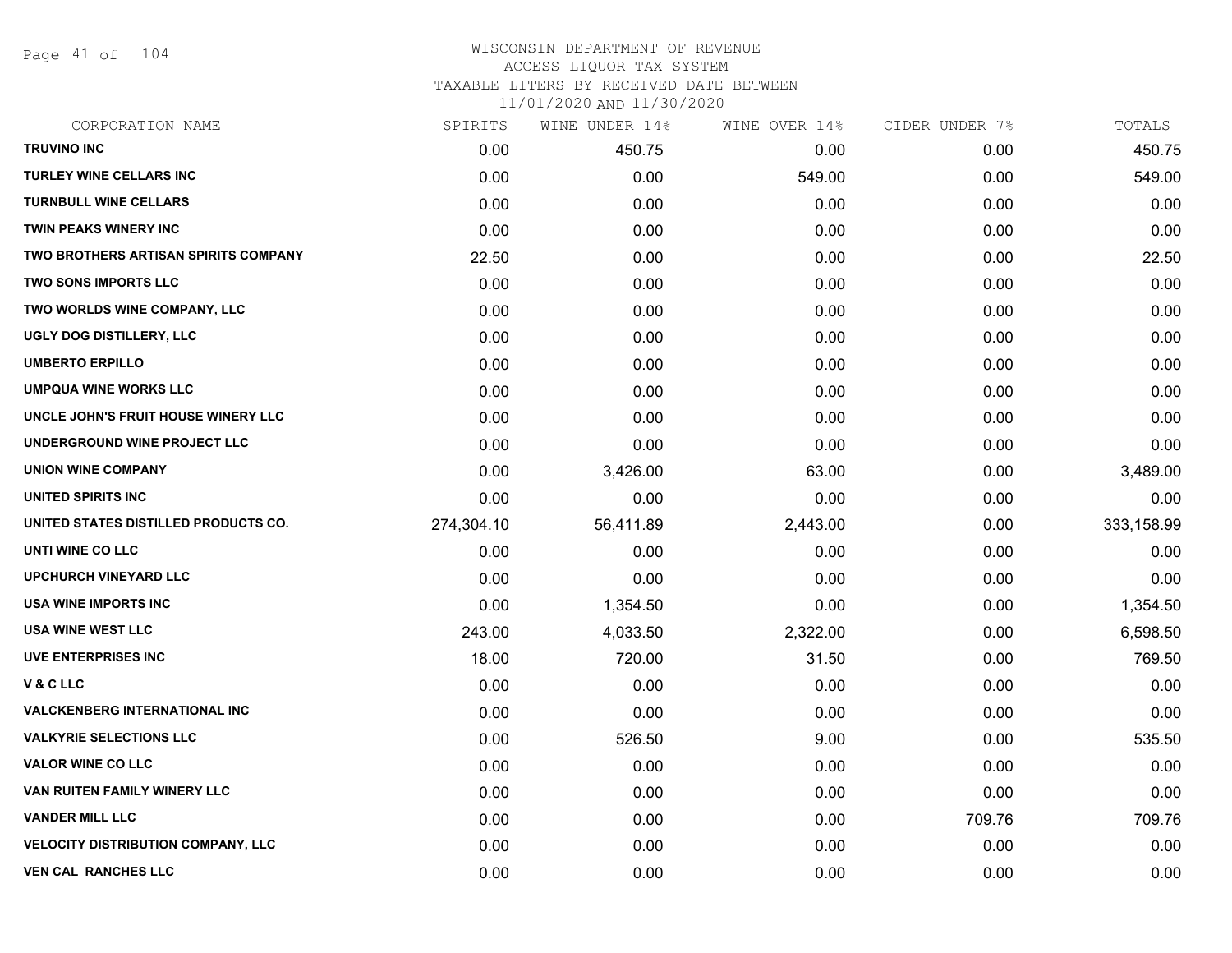WISCONSIN DEPARTMENT OF REVENUE
ACCESS LIQUOR TAX SYSTEM
TAXABLE LITERS BY RECEIVED DATE BETWEEN
11/01/2020 AND 11/30/2020

| CORPORATION NAME | SPIRITS | WINE UNDER 14% | WINE OVER 14% | CIDER UNDER 7% | TOTALS |
|---|---|---|---|---|---|
| TRUVINO INC | 0.00 | 450.75 | 0.00 | 0.00 | 450.75 |
| TURLEY WINE CELLARS INC | 0.00 | 0.00 | 549.00 | 0.00 | 549.00 |
| TURNBULL WINE CELLARS | 0.00 | 0.00 | 0.00 | 0.00 | 0.00 |
| TWIN PEAKS WINERY INC | 0.00 | 0.00 | 0.00 | 0.00 | 0.00 |
| TWO BROTHERS ARTISAN SPIRITS COMPANY | 22.50 | 0.00 | 0.00 | 0.00 | 22.50 |
| TWO SONS IMPORTS LLC | 0.00 | 0.00 | 0.00 | 0.00 | 0.00 |
| TWO WORLDS WINE COMPANY, LLC | 0.00 | 0.00 | 0.00 | 0.00 | 0.00 |
| UGLY DOG DISTILLERY, LLC | 0.00 | 0.00 | 0.00 | 0.00 | 0.00 |
| UMBERTO ERPILLO | 0.00 | 0.00 | 0.00 | 0.00 | 0.00 |
| UMPQUA WINE WORKS LLC | 0.00 | 0.00 | 0.00 | 0.00 | 0.00 |
| UNCLE JOHN'S FRUIT HOUSE WINERY LLC | 0.00 | 0.00 | 0.00 | 0.00 | 0.00 |
| UNDERGROUND WINE PROJECT LLC | 0.00 | 0.00 | 0.00 | 0.00 | 0.00 |
| UNION WINE COMPANY | 0.00 | 3,426.00 | 63.00 | 0.00 | 3,489.00 |
| UNITED SPIRITS INC | 0.00 | 0.00 | 0.00 | 0.00 | 0.00 |
| UNITED STATES DISTILLED PRODUCTS CO. | 274,304.10 | 56,411.89 | 2,443.00 | 0.00 | 333,158.99 |
| UNTI WINE CO LLC | 0.00 | 0.00 | 0.00 | 0.00 | 0.00 |
| UPCHURCH VINEYARD LLC | 0.00 | 0.00 | 0.00 | 0.00 | 0.00 |
| USA WINE IMPORTS INC | 0.00 | 1,354.50 | 0.00 | 0.00 | 1,354.50 |
| USA WINE WEST LLC | 243.00 | 4,033.50 | 2,322.00 | 0.00 | 6,598.50 |
| UVE ENTERPRISES INC | 18.00 | 720.00 | 31.50 | 0.00 | 769.50 |
| V & C LLC | 0.00 | 0.00 | 0.00 | 0.00 | 0.00 |
| VALCKENBERG INTERNATIONAL INC | 0.00 | 0.00 | 0.00 | 0.00 | 0.00 |
| VALKYRIE SELECTIONS LLC | 0.00 | 526.50 | 9.00 | 0.00 | 535.50 |
| VALOR WINE CO LLC | 0.00 | 0.00 | 0.00 | 0.00 | 0.00 |
| VAN RUITEN FAMILY WINERY LLC | 0.00 | 0.00 | 0.00 | 0.00 | 0.00 |
| VANDER MILL LLC | 0.00 | 0.00 | 0.00 | 709.76 | 709.76 |
| VELOCITY DISTRIBUTION COMPANY, LLC | 0.00 | 0.00 | 0.00 | 0.00 | 0.00 |
| VEN CAL RANCHES LLC | 0.00 | 0.00 | 0.00 | 0.00 | 0.00 |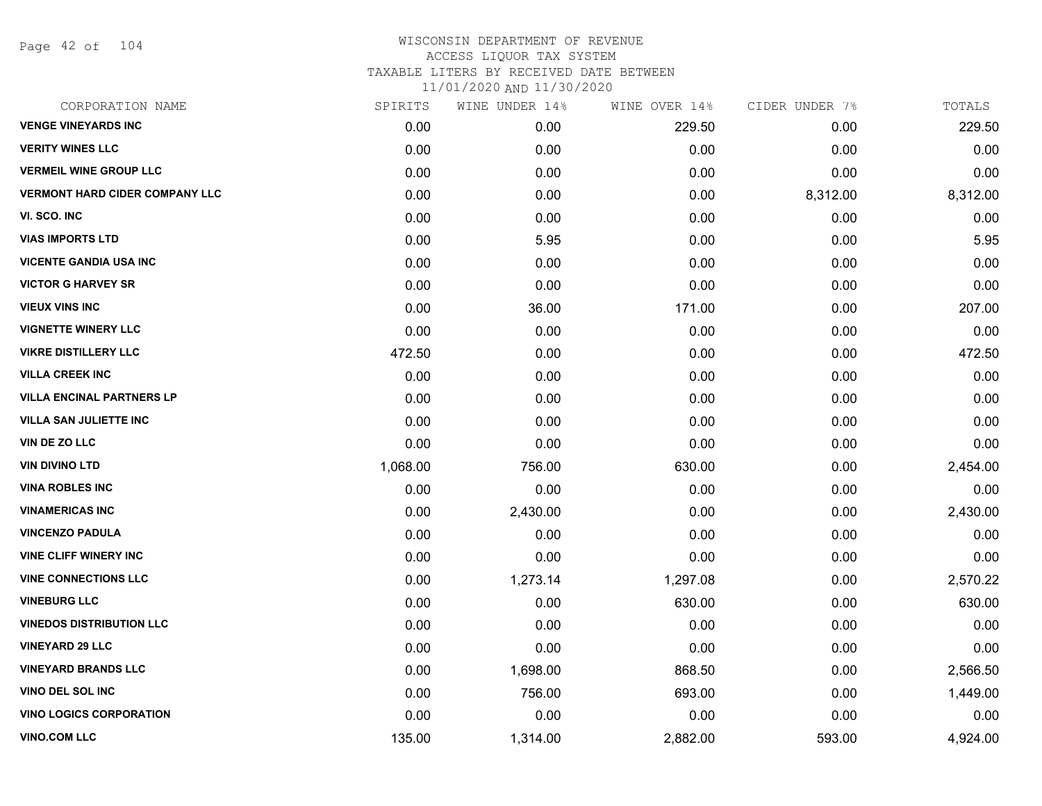# WISCONSIN DEPARTMENT OF REVENUE
ACCESS LIQUOR TAX SYSTEM
TAXABLE LITERS BY RECEIVED DATE BETWEEN
11/01/2020 AND 11/30/2020

| CORPORATION NAME | SPIRITS | WINE UNDER 14% | WINE OVER 14% | CIDER UNDER 7% | TOTALS |
|---|---|---|---|---|---|
| **VENGE VINEYARDS INC** | 0.00 | 0.00 | 229.50 | 0.00 | 229.50 |
| **VERITY WINES LLC** | 0.00 | 0.00 | 0.00 | 0.00 | 0.00 |
| **VERMEIL WINE GROUP LLC** | 0.00 | 0.00 | 0.00 | 0.00 | 0.00 |
| **VERMONT HARD CIDER COMPANY LLC** | 0.00 | 0.00 | 0.00 | 8,312.00 | 8,312.00 |
| **VI. SCO. INC** | 0.00 | 0.00 | 0.00 | 0.00 | 0.00 |
| **VIAS IMPORTS LTD** | 0.00 | 5.95 | 0.00 | 0.00 | 5.95 |
| **VICENTE GANDIA USA INC** | 0.00 | 0.00 | 0.00 | 0.00 | 0.00 |
| **VICTOR G HARVEY SR** | 0.00 | 0.00 | 0.00 | 0.00 | 0.00 |
| **VIEUX VINS INC** | 0.00 | 36.00 | 171.00 | 0.00 | 207.00 |
| **VIGNETTE WINERY LLC** | 0.00 | 0.00 | 0.00 | 0.00 | 0.00 |
| **VIKRE DISTILLERY LLC** | 472.50 | 0.00 | 0.00 | 0.00 | 472.50 |
| **VILLA CREEK INC** | 0.00 | 0.00 | 0.00 | 0.00 | 0.00 |
| **VILLA ENCINAL PARTNERS LP** | 0.00 | 0.00 | 0.00 | 0.00 | 0.00 |
| **VILLA SAN JULIETTE INC** | 0.00 | 0.00 | 0.00 | 0.00 | 0.00 |
| **VIN DE ZO LLC** | 0.00 | 0.00 | 0.00 | 0.00 | 0.00 |
| **VIN DIVINO LTD** | 1,068.00 | 756.00 | 630.00 | 0.00 | 2,454.00 |
| **VINA ROBLES INC** | 0.00 | 0.00 | 0.00 | 0.00 | 0.00 |
| **VINAMERICAS INC** | 0.00 | 2,430.00 | 0.00 | 0.00 | 2,430.00 |
| **VINCENZO PADULA** | 0.00 | 0.00 | 0.00 | 0.00 | 0.00 |
| **VINE CLIFF WINERY INC** | 0.00 | 0.00 | 0.00 | 0.00 | 0.00 |
| **VINE CONNECTIONS LLC** | 0.00 | 1,273.14 | 1,297.08 | 0.00 | 2,570.22 |
| **VINEBURG LLC** | 0.00 | 0.00 | 630.00 | 0.00 | 630.00 |
| **VINEDOS DISTRIBUTION LLC** | 0.00 | 0.00 | 0.00 | 0.00 | 0.00 |
| **VINEYARD 29 LLC** | 0.00 | 0.00 | 0.00 | 0.00 | 0.00 |
| **VINEYARD BRANDS LLC** | 0.00 | 1,698.00 | 868.50 | 0.00 | 2,566.50 |
| **VINO DEL SOL INC** | 0.00 | 756.00 | 693.00 | 0.00 | 1,449.00 |
| **VINO LOGICS CORPORATION** | 0.00 | 0.00 | 0.00 | 0.00 | 0.00 |
| **VINO.COM LLC** | 135.00 | 1,314.00 | 2,882.00 | 593.00 | 4,924.00 |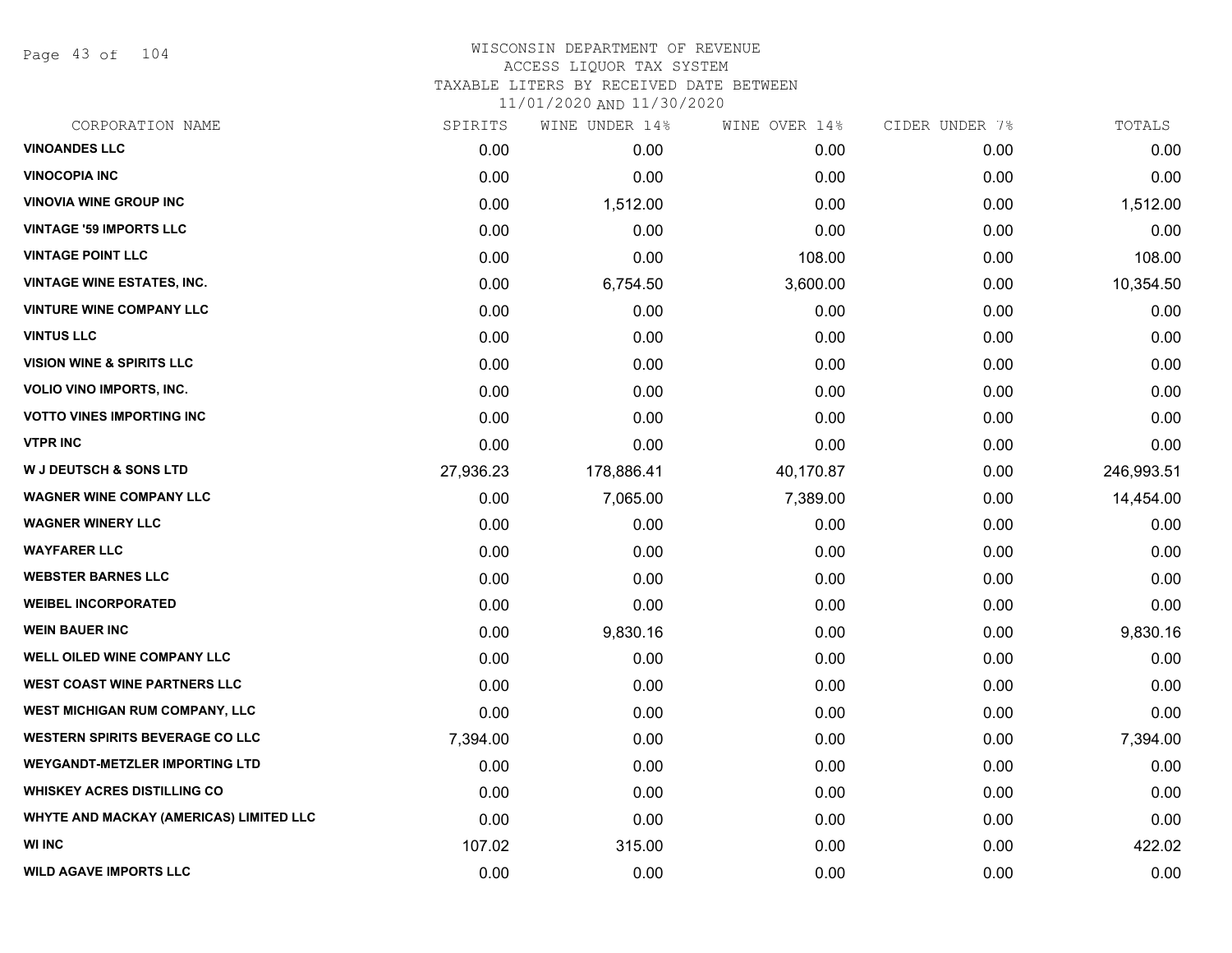# WISCONSIN DEPARTMENT OF REVENUE
## ACCESS LIQUOR TAX SYSTEM
### TAXABLE LITERS BY RECEIVED DATE BETWEEN 11/01/2020 AND 11/30/2020

| CORPORATION NAME | SPIRITS | WINE UNDER 14% | WINE OVER 14% | CIDER UNDER 7% | TOTALS |
|---|---|---|---|---|---|
| VINOANDES LLC | 0.00 | 0.00 | 0.00 | 0.00 | 0.00 |
| VINOCOPIA INC | 0.00 | 0.00 | 0.00 | 0.00 | 0.00 |
| VINOVIA WINE GROUP INC | 0.00 | 1,512.00 | 0.00 | 0.00 | 1,512.00 |
| VINTAGE '59 IMPORTS LLC | 0.00 | 0.00 | 0.00 | 0.00 | 0.00 |
| VINTAGE POINT LLC | 0.00 | 0.00 | 108.00 | 0.00 | 108.00 |
| VINTAGE WINE ESTATES, INC. | 0.00 | 6,754.50 | 3,600.00 | 0.00 | 10,354.50 |
| VINTURE WINE COMPANY LLC | 0.00 | 0.00 | 0.00 | 0.00 | 0.00 |
| VINTUS LLC | 0.00 | 0.00 | 0.00 | 0.00 | 0.00 |
| VISION WINE & SPIRITS LLC | 0.00 | 0.00 | 0.00 | 0.00 | 0.00 |
| VOLIO VINO IMPORTS, INC. | 0.00 | 0.00 | 0.00 | 0.00 | 0.00 |
| VOTTO VINES IMPORTING INC | 0.00 | 0.00 | 0.00 | 0.00 | 0.00 |
| VTPR INC | 0.00 | 0.00 | 0.00 | 0.00 | 0.00 |
| W J DEUTSCH & SONS LTD | 27,936.23 | 178,886.41 | 40,170.87 | 0.00 | 246,993.51 |
| WAGNER WINE COMPANY LLC | 0.00 | 7,065.00 | 7,389.00 | 0.00 | 14,454.00 |
| WAGNER WINERY LLC | 0.00 | 0.00 | 0.00 | 0.00 | 0.00 |
| WAYFARER LLC | 0.00 | 0.00 | 0.00 | 0.00 | 0.00 |
| WEBSTER BARNES LLC | 0.00 | 0.00 | 0.00 | 0.00 | 0.00 |
| WEIBEL INCORPORATED | 0.00 | 0.00 | 0.00 | 0.00 | 0.00 |
| WEIN BAUER INC | 0.00 | 9,830.16 | 0.00 | 0.00 | 9,830.16 |
| WELL OILED WINE COMPANY LLC | 0.00 | 0.00 | 0.00 | 0.00 | 0.00 |
| WEST COAST WINE PARTNERS LLC | 0.00 | 0.00 | 0.00 | 0.00 | 0.00 |
| WEST MICHIGAN RUM COMPANY, LLC | 0.00 | 0.00 | 0.00 | 0.00 | 0.00 |
| WESTERN SPIRITS BEVERAGE CO LLC | 7,394.00 | 0.00 | 0.00 | 0.00 | 7,394.00 |
| WEYGANDT-METZLER IMPORTING LTD | 0.00 | 0.00 | 0.00 | 0.00 | 0.00 |
| WHISKEY ACRES DISTILLING CO | 0.00 | 0.00 | 0.00 | 0.00 | 0.00 |
| WHYTE AND MACKAY (AMERICAS) LIMITED LLC | 0.00 | 0.00 | 0.00 | 0.00 | 0.00 |
| WI INC | 107.02 | 315.00 | 0.00 | 0.00 | 422.02 |
| WILD AGAVE IMPORTS LLC | 0.00 | 0.00 | 0.00 | 0.00 | 0.00 |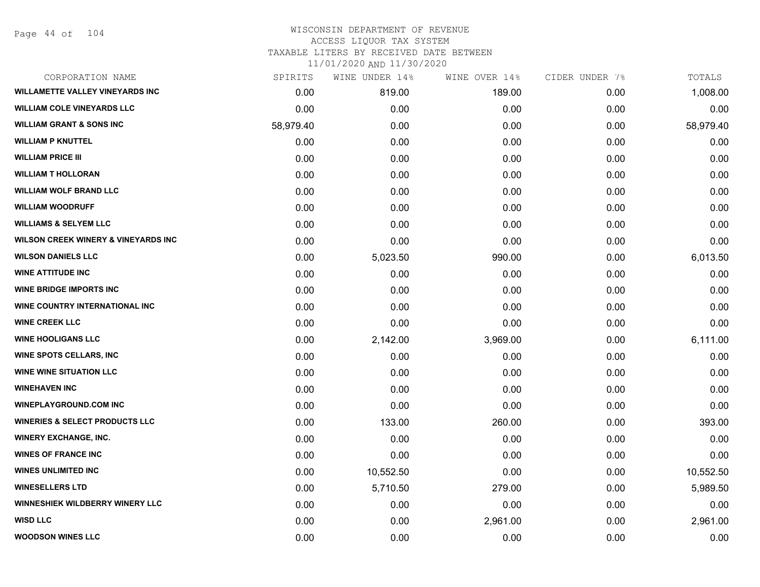WISCONSIN DEPARTMENT OF REVENUE
ACCESS LIQUOR TAX SYSTEM
TAXABLE LITERS BY RECEIVED DATE BETWEEN
11/01/2020 AND 11/30/2020

| CORPORATION NAME | SPIRITS | WINE UNDER 14% | WINE OVER 14% | CIDER UNDER 7% | TOTALS |
|---|---|---|---|---|---|
| WILLAMETTE VALLEY VINEYARDS INC | 0.00 | 819.00 | 189.00 | 0.00 | 1,008.00 |
| WILLIAM COLE VINEYARDS LLC | 0.00 | 0.00 | 0.00 | 0.00 | 0.00 |
| WILLIAM GRANT & SONS INC | 58,979.40 | 0.00 | 0.00 | 0.00 | 58,979.40 |
| WILLIAM P KNUTTEL | 0.00 | 0.00 | 0.00 | 0.00 | 0.00 |
| WILLIAM PRICE III | 0.00 | 0.00 | 0.00 | 0.00 | 0.00 |
| WILLIAM T HOLLORAN | 0.00 | 0.00 | 0.00 | 0.00 | 0.00 |
| WILLIAM WOLF BRAND LLC | 0.00 | 0.00 | 0.00 | 0.00 | 0.00 |
| WILLIAM WOODRUFF | 0.00 | 0.00 | 0.00 | 0.00 | 0.00 |
| WILLIAMS & SELYEM LLC | 0.00 | 0.00 | 0.00 | 0.00 | 0.00 |
| WILSON CREEK WINERY & VINEYARDS INC | 0.00 | 0.00 | 0.00 | 0.00 | 0.00 |
| WILSON DANIELS LLC | 0.00 | 5,023.50 | 990.00 | 0.00 | 6,013.50 |
| WINE ATTITUDE INC | 0.00 | 0.00 | 0.00 | 0.00 | 0.00 |
| WINE BRIDGE IMPORTS INC | 0.00 | 0.00 | 0.00 | 0.00 | 0.00 |
| WINE COUNTRY INTERNATIONAL INC | 0.00 | 0.00 | 0.00 | 0.00 | 0.00 |
| WINE CREEK LLC | 0.00 | 0.00 | 0.00 | 0.00 | 0.00 |
| WINE HOOLIGANS LLC | 0.00 | 2,142.00 | 3,969.00 | 0.00 | 6,111.00 |
| WINE SPOTS CELLARS, INC | 0.00 | 0.00 | 0.00 | 0.00 | 0.00 |
| WINE WINE SITUATION LLC | 0.00 | 0.00 | 0.00 | 0.00 | 0.00 |
| WINEHAVEN INC | 0.00 | 0.00 | 0.00 | 0.00 | 0.00 |
| WINEPLAYGROUND.COM INC | 0.00 | 0.00 | 0.00 | 0.00 | 0.00 |
| WINERIES & SELECT PRODUCTS LLC | 0.00 | 133.00 | 260.00 | 0.00 | 393.00 |
| WINERY EXCHANGE, INC. | 0.00 | 0.00 | 0.00 | 0.00 | 0.00 |
| WINES OF FRANCE INC | 0.00 | 0.00 | 0.00 | 0.00 | 0.00 |
| WINES UNLIMITED INC | 0.00 | 10,552.50 | 0.00 | 0.00 | 10,552.50 |
| WINESELLERS LTD | 0.00 | 5,710.50 | 279.00 | 0.00 | 5,989.50 |
| WINNESHIEK WILDBERRY WINERY LLC | 0.00 | 0.00 | 0.00 | 0.00 | 0.00 |
| WISD LLC | 0.00 | 0.00 | 2,961.00 | 0.00 | 2,961.00 |
| WOODSON WINES LLC | 0.00 | 0.00 | 0.00 | 0.00 | 0.00 |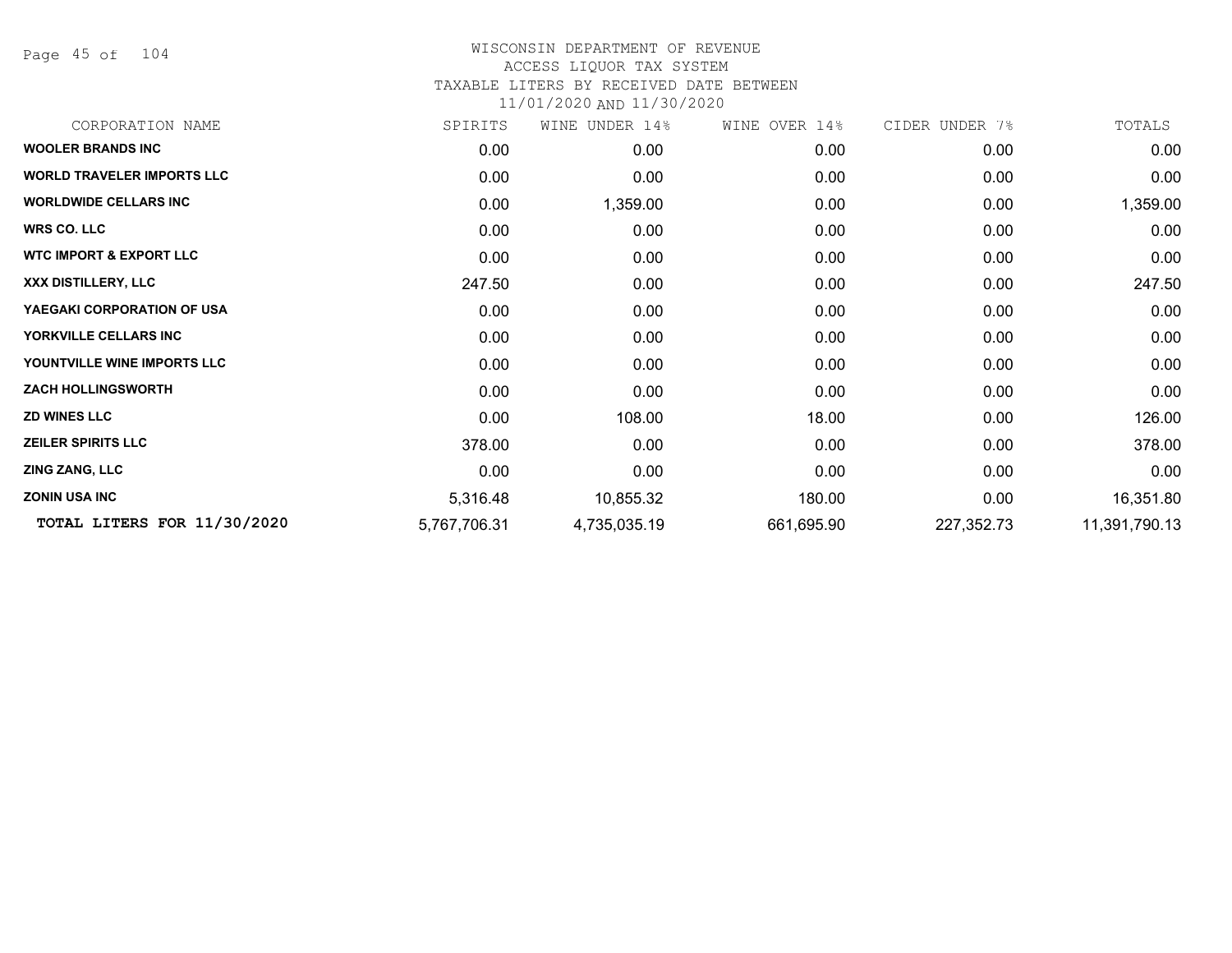# WISCONSIN DEPARTMENT OF REVENUE
## ACCESS LIQUOR TAX SYSTEM
### TAXABLE LITERS BY RECEIVED DATE BETWEEN 11/01/2020 AND 11/30/2020

| CORPORATION NAME | SPIRITS | WINE UNDER 14% | WINE OVER 14% | CIDER UNDER 7% | TOTALS |
|---|---|---|---|---|---|
| **WOOLER BRANDS INC** | 0.00 | 0.00 | 0.00 | 0.00 | 0.00 |
| **WORLD TRAVELER IMPORTS LLC** | 0.00 | 0.00 | 0.00 | 0.00 | 0.00 |
| **WORLDWIDE CELLARS INC** | 0.00 | 1,359.00 | 0.00 | 0.00 | 1,359.00 |
| **WRS CO. LLC** | 0.00 | 0.00 | 0.00 | 0.00 | 0.00 |
| **WTC IMPORT & EXPORT LLC** | 0.00 | 0.00 | 0.00 | 0.00 | 0.00 |
| **XXX DISTILLERY, LLC** | 247.50 | 0.00 | 0.00 | 0.00 | 247.50 |
| **YAEGAKI CORPORATION OF USA** | 0.00 | 0.00 | 0.00 | 0.00 | 0.00 |
| **YORKVILLE CELLARS INC** | 0.00 | 0.00 | 0.00 | 0.00 | 0.00 |
| **YOUNTVILLE WINE IMPORTS LLC** | 0.00 | 0.00 | 0.00 | 0.00 | 0.00 |
| **ZACH HOLLINGSWORTH** | 0.00 | 0.00 | 0.00 | 0.00 | 0.00 |
| **ZD WINES LLC** | 0.00 | 108.00 | 18.00 | 0.00 | 126.00 |
| **ZEILER SPIRITS LLC** | 378.00 | 0.00 | 0.00 | 0.00 | 378.00 |
| **ZING ZANG, LLC** | 0.00 | 0.00 | 0.00 | 0.00 | 0.00 |
| **ZONIN USA INC** | 5,316.48 | 10,855.32 | 180.00 | 0.00 | 16,351.80 |
| **TOTAL LITERS FOR 11/30/2020** | 5,767,706.31 | 4,735,035.19 | 661,695.90 | 227,352.73 | 11,391,790.13 |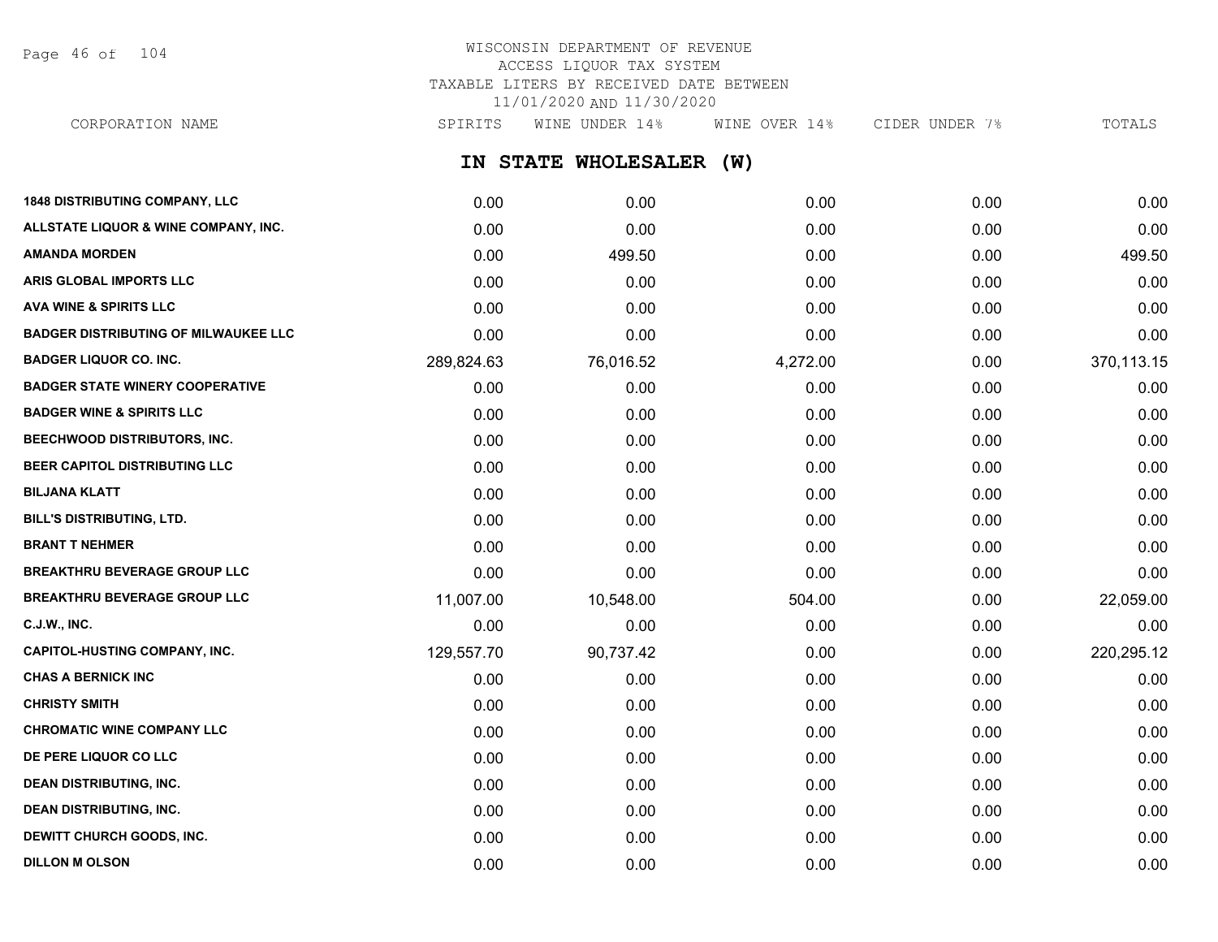WISCONSIN DEPARTMENT OF REVENUE
ACCESS LIQUOR TAX SYSTEM
TAXABLE LITERS BY RECEIVED DATE BETWEEN
11/01/2020 AND 11/30/2020

## IN STATE WHOLESALER (W)

| CORPORATION NAME | SPIRITS | WINE UNDER 14% | WINE OVER 14% | CIDER UNDER 7% | TOTALS |
|---|---|---|---|---|---|
| 1848 DISTRIBUTING COMPANY, LLC | 0.00 | 0.00 | 0.00 | 0.00 | 0.00 |
| ALLSTATE LIQUOR & WINE COMPANY, INC. | 0.00 | 0.00 | 0.00 | 0.00 | 0.00 |
| AMANDA MORDEN | 0.00 | 499.50 | 0.00 | 0.00 | 499.50 |
| ARIS GLOBAL IMPORTS LLC | 0.00 | 0.00 | 0.00 | 0.00 | 0.00 |
| AVA WINE & SPIRITS LLC | 0.00 | 0.00 | 0.00 | 0.00 | 0.00 |
| BADGER DISTRIBUTING OF MILWAUKEE LLC | 0.00 | 0.00 | 0.00 | 0.00 | 0.00 |
| BADGER LIQUOR CO. INC. | 289,824.63 | 76,016.52 | 4,272.00 | 0.00 | 370,113.15 |
| BADGER STATE WINERY COOPERATIVE | 0.00 | 0.00 | 0.00 | 0.00 | 0.00 |
| BADGER WINE & SPIRITS LLC | 0.00 | 0.00 | 0.00 | 0.00 | 0.00 |
| BEECHWOOD DISTRIBUTORS, INC. | 0.00 | 0.00 | 0.00 | 0.00 | 0.00 |
| BEER CAPITOL DISTRIBUTING LLC | 0.00 | 0.00 | 0.00 | 0.00 | 0.00 |
| BILJANA KLATT | 0.00 | 0.00 | 0.00 | 0.00 | 0.00 |
| BILL'S DISTRIBUTING, LTD. | 0.00 | 0.00 | 0.00 | 0.00 | 0.00 |
| BRANT T NEHMER | 0.00 | 0.00 | 0.00 | 0.00 | 0.00 |
| BREAKTHRU BEVERAGE GROUP LLC | 0.00 | 0.00 | 0.00 | 0.00 | 0.00 |
| BREAKTHRU BEVERAGE GROUP LLC | 11,007.00 | 10,548.00 | 504.00 | 0.00 | 22,059.00 |
| C.J.W., INC. | 0.00 | 0.00 | 0.00 | 0.00 | 0.00 |
| CAPITOL-HUSTING COMPANY, INC. | 129,557.70 | 90,737.42 | 0.00 | 0.00 | 220,295.12 |
| CHAS A BERNICK INC | 0.00 | 0.00 | 0.00 | 0.00 | 0.00 |
| CHRISTY SMITH | 0.00 | 0.00 | 0.00 | 0.00 | 0.00 |
| CHROMATIC WINE COMPANY LLC | 0.00 | 0.00 | 0.00 | 0.00 | 0.00 |
| DE PERE LIQUOR CO LLC | 0.00 | 0.00 | 0.00 | 0.00 | 0.00 |
| DEAN DISTRIBUTING, INC. | 0.00 | 0.00 | 0.00 | 0.00 | 0.00 |
| DEAN DISTRIBUTING, INC. | 0.00 | 0.00 | 0.00 | 0.00 | 0.00 |
| DEWITT CHURCH GOODS, INC. | 0.00 | 0.00 | 0.00 | 0.00 | 0.00 |
| DILLON M OLSON | 0.00 | 0.00 | 0.00 | 0.00 | 0.00 |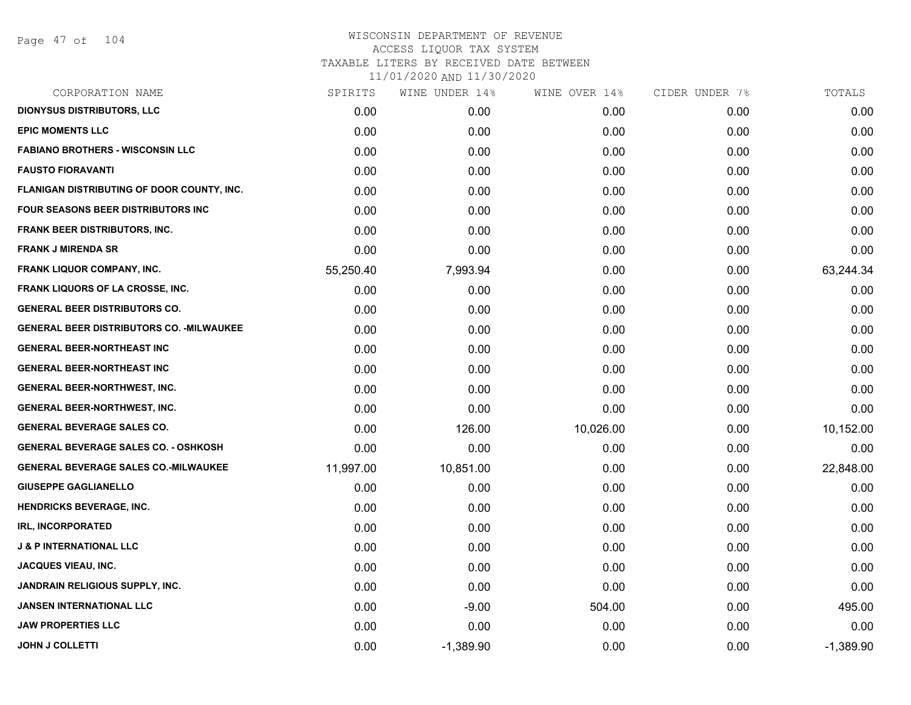# WISCONSIN DEPARTMENT OF REVENUE
## ACCESS LIQUOR TAX SYSTEM
### TAXABLE LITERS BY RECEIVED DATE BETWEEN 11/01/2020 AND 11/30/2020

| CORPORATION NAME | SPIRITS | WINE UNDER 14% | WINE OVER 14% | CIDER UNDER 7% | TOTALS |
|---|---|---|---|---|---|
| DIONYSUS DISTRIBUTORS, LLC | 0.00 | 0.00 | 0.00 | 0.00 | 0.00 |
| EPIC MOMENTS LLC | 0.00 | 0.00 | 0.00 | 0.00 | 0.00 |
| FABIANO BROTHERS - WISCONSIN LLC | 0.00 | 0.00 | 0.00 | 0.00 | 0.00 |
| FAUSTO FIORAVANTI | 0.00 | 0.00 | 0.00 | 0.00 | 0.00 |
| FLANIGAN DISTRIBUTING OF DOOR COUNTY, INC. | 0.00 | 0.00 | 0.00 | 0.00 | 0.00 |
| FOUR SEASONS BEER DISTRIBUTORS INC | 0.00 | 0.00 | 0.00 | 0.00 | 0.00 |
| FRANK BEER DISTRIBUTORS, INC. | 0.00 | 0.00 | 0.00 | 0.00 | 0.00 |
| FRANK J MIRENDA SR | 0.00 | 0.00 | 0.00 | 0.00 | 0.00 |
| FRANK LIQUOR COMPANY, INC. | 55,250.40 | 7,993.94 | 0.00 | 0.00 | 63,244.34 |
| FRANK LIQUORS OF LA CROSSE, INC. | 0.00 | 0.00 | 0.00 | 0.00 | 0.00 |
| GENERAL BEER DISTRIBUTORS CO. | 0.00 | 0.00 | 0.00 | 0.00 | 0.00 |
| GENERAL BEER DISTRIBUTORS CO. -MILWAUKEE | 0.00 | 0.00 | 0.00 | 0.00 | 0.00 |
| GENERAL BEER-NORTHEAST INC | 0.00 | 0.00 | 0.00 | 0.00 | 0.00 |
| GENERAL BEER-NORTHEAST INC | 0.00 | 0.00 | 0.00 | 0.00 | 0.00 |
| GENERAL BEER-NORTHWEST, INC. | 0.00 | 0.00 | 0.00 | 0.00 | 0.00 |
| GENERAL BEER-NORTHWEST, INC. | 0.00 | 0.00 | 0.00 | 0.00 | 0.00 |
| GENERAL BEVERAGE SALES CO. | 0.00 | 126.00 | 10,026.00 | 0.00 | 10,152.00 |
| GENERAL BEVERAGE SALES CO. - OSHKOSH | 0.00 | 0.00 | 0.00 | 0.00 | 0.00 |
| GENERAL BEVERAGE SALES CO.-MILWAUKEE | 11,997.00 | 10,851.00 | 0.00 | 0.00 | 22,848.00 |
| GIUSEPPE GAGLIANELLO | 0.00 | 0.00 | 0.00 | 0.00 | 0.00 |
| HENDRICKS BEVERAGE, INC. | 0.00 | 0.00 | 0.00 | 0.00 | 0.00 |
| IRL, INCORPORATED | 0.00 | 0.00 | 0.00 | 0.00 | 0.00 |
| J & P INTERNATIONAL LLC | 0.00 | 0.00 | 0.00 | 0.00 | 0.00 |
| JACQUES VIEAU, INC. | 0.00 | 0.00 | 0.00 | 0.00 | 0.00 |
| JANDRAIN RELIGIOUS SUPPLY, INC. | 0.00 | 0.00 | 0.00 | 0.00 | 0.00 |
| JANSEN INTERNATIONAL LLC | 0.00 | -9.00 | 504.00 | 0.00 | 495.00 |
| JAW PROPERTIES LLC | 0.00 | 0.00 | 0.00 | 0.00 | 0.00 |
| JOHN J COLLETTI | 0.00 | -1,389.90 | 0.00 | 0.00 | -1,389.90 |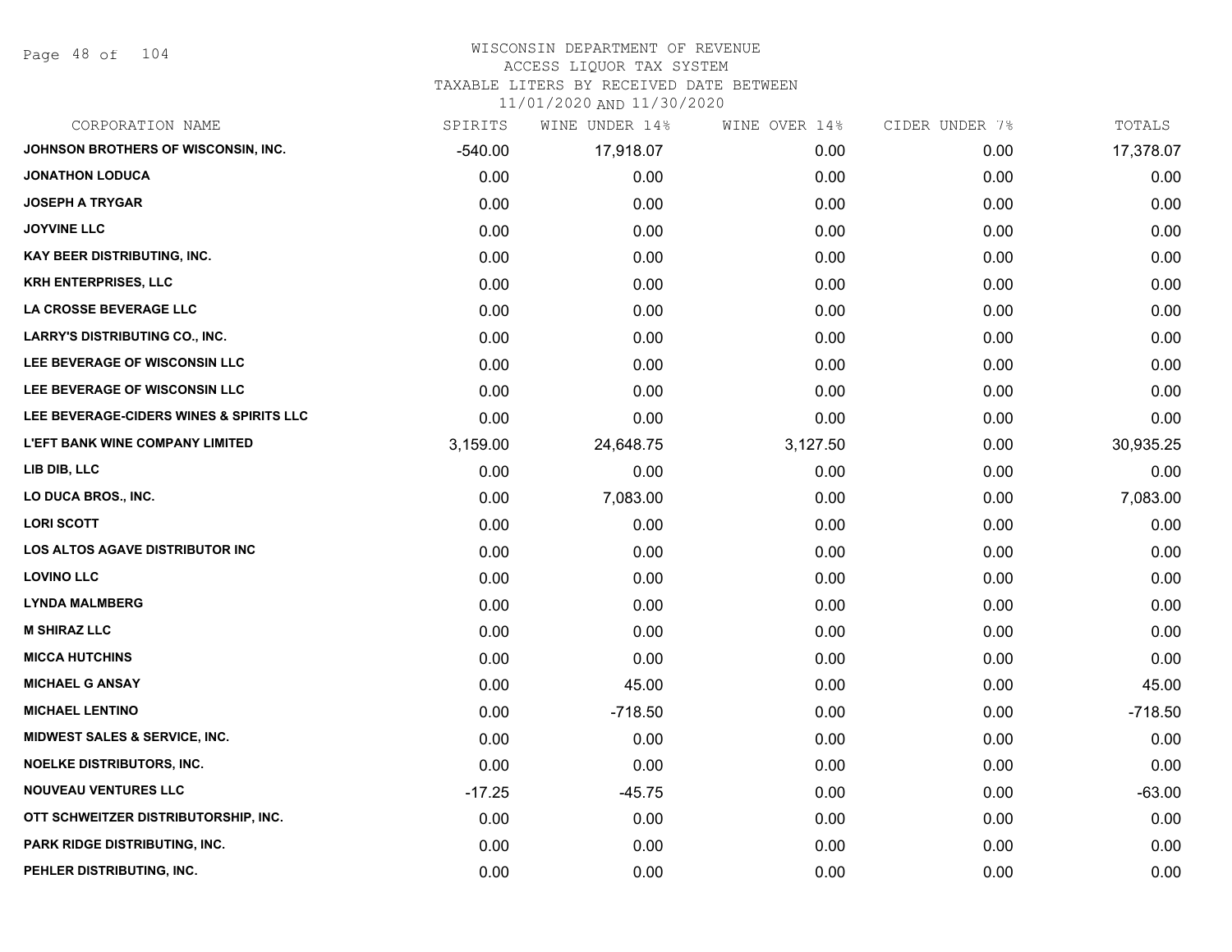# WISCONSIN DEPARTMENT OF REVENUE
## ACCESS LIQUOR TAX SYSTEM
### TAXABLE LITERS BY RECEIVED DATE BETWEEN 11/01/2020 AND 11/30/2020

| CORPORATION NAME | SPIRITS | WINE UNDER 14% | WINE OVER 14% | CIDER UNDER 7% | TOTALS |
|---|---|---|---|---|---|
| JOHNSON BROTHERS OF WISCONSIN, INC. | -540.00 | 17,918.07 | 0.00 | 0.00 | 17,378.07 |
| JONATHON LODUCA | 0.00 | 0.00 | 0.00 | 0.00 | 0.00 |
| JOSEPH A TRYGAR | 0.00 | 0.00 | 0.00 | 0.00 | 0.00 |
| JOYVINE LLC | 0.00 | 0.00 | 0.00 | 0.00 | 0.00 |
| KAY BEER DISTRIBUTING, INC. | 0.00 | 0.00 | 0.00 | 0.00 | 0.00 |
| KRH ENTERPRISES, LLC | 0.00 | 0.00 | 0.00 | 0.00 | 0.00 |
| LA CROSSE BEVERAGE LLC | 0.00 | 0.00 | 0.00 | 0.00 | 0.00 |
| LARRY'S DISTRIBUTING CO., INC. | 0.00 | 0.00 | 0.00 | 0.00 | 0.00 |
| LEE BEVERAGE OF WISCONSIN LLC | 0.00 | 0.00 | 0.00 | 0.00 | 0.00 |
| LEE BEVERAGE OF WISCONSIN LLC | 0.00 | 0.00 | 0.00 | 0.00 | 0.00 |
| LEE BEVERAGE-CIDERS WINES & SPIRITS LLC | 0.00 | 0.00 | 0.00 | 0.00 | 0.00 |
| L'EFT BANK WINE COMPANY LIMITED | 3,159.00 | 24,648.75 | 3,127.50 | 0.00 | 30,935.25 |
| LIB DIB, LLC | 0.00 | 0.00 | 0.00 | 0.00 | 0.00 |
| LO DUCA BROS., INC. | 0.00 | 7,083.00 | 0.00 | 0.00 | 7,083.00 |
| LORI SCOTT | 0.00 | 0.00 | 0.00 | 0.00 | 0.00 |
| LOS ALTOS AGAVE DISTRIBUTOR INC | 0.00 | 0.00 | 0.00 | 0.00 | 0.00 |
| LOVINO LLC | 0.00 | 0.00 | 0.00 | 0.00 | 0.00 |
| LYNDA MALMBERG | 0.00 | 0.00 | 0.00 | 0.00 | 0.00 |
| M SHIRAZ LLC | 0.00 | 0.00 | 0.00 | 0.00 | 0.00 |
| MICCA HUTCHINS | 0.00 | 0.00 | 0.00 | 0.00 | 0.00 |
| MICHAEL G ANSAY | 0.00 | 45.00 | 0.00 | 0.00 | 45.00 |
| MICHAEL LENTINO | 0.00 | -718.50 | 0.00 | 0.00 | -718.50 |
| MIDWEST SALES & SERVICE, INC. | 0.00 | 0.00 | 0.00 | 0.00 | 0.00 |
| NOELKE DISTRIBUTORS, INC. | 0.00 | 0.00 | 0.00 | 0.00 | 0.00 |
| NOUVEAU VENTURES LLC | -17.25 | -45.75 | 0.00 | 0.00 | -63.00 |
| OTT SCHWEITZER DISTRIBUTORSHIP, INC. | 0.00 | 0.00 | 0.00 | 0.00 | 0.00 |
| PARK RIDGE DISTRIBUTING, INC. | 0.00 | 0.00 | 0.00 | 0.00 | 0.00 |
| PEHLER DISTRIBUTING, INC. | 0.00 | 0.00 | 0.00 | 0.00 | 0.00 |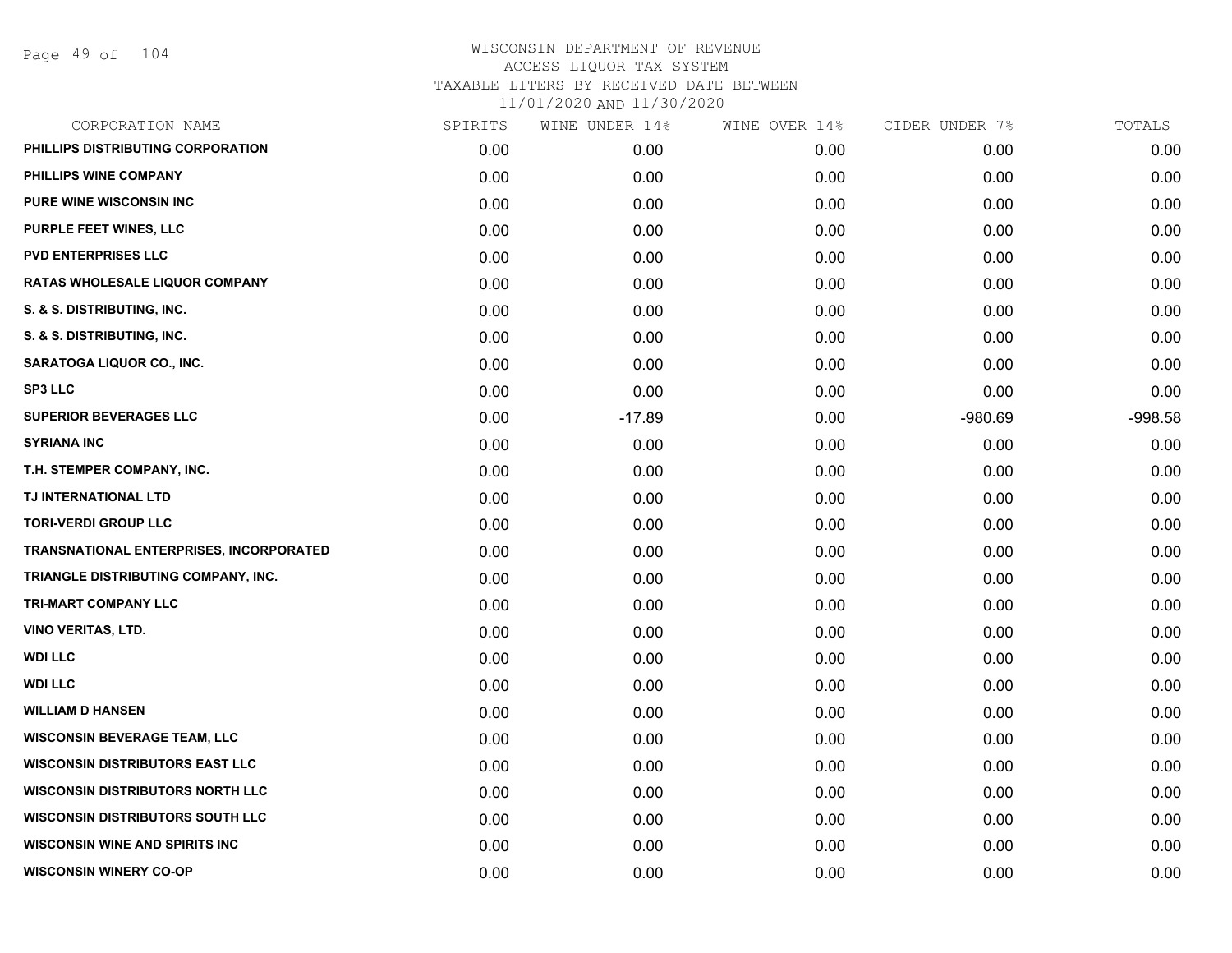# WISCONSIN DEPARTMENT OF REVENUE
## ACCESS LIQUOR TAX SYSTEM
## TAXABLE LITERS BY RECEIVED DATE BETWEEN
## 11/01/2020 AND 11/30/2020

| CORPORATION NAME | SPIRITS | WINE UNDER 14% | WINE OVER 14% | CIDER UNDER 7% | TOTALS |
|---|---|---|---|---|---|
| PHILLIPS DISTRIBUTING CORPORATION | 0.00 | 0.00 | 0.00 | 0.00 | 0.00 |
| PHILLIPS WINE COMPANY | 0.00 | 0.00 | 0.00 | 0.00 | 0.00 |
| PURE WINE WISCONSIN INC | 0.00 | 0.00 | 0.00 | 0.00 | 0.00 |
| PURPLE FEET WINES, LLC | 0.00 | 0.00 | 0.00 | 0.00 | 0.00 |
| PVD ENTERPRISES LLC | 0.00 | 0.00 | 0.00 | 0.00 | 0.00 |
| RATAS WHOLESALE LIQUOR COMPANY | 0.00 | 0.00 | 0.00 | 0.00 | 0.00 |
| S. & S. DISTRIBUTING, INC. | 0.00 | 0.00 | 0.00 | 0.00 | 0.00 |
| S. & S. DISTRIBUTING, INC. | 0.00 | 0.00 | 0.00 | 0.00 | 0.00 |
| SARATOGA LIQUOR CO., INC. | 0.00 | 0.00 | 0.00 | 0.00 | 0.00 |
| SP3 LLC | 0.00 | 0.00 | 0.00 | 0.00 | 0.00 |
| SUPERIOR BEVERAGES LLC | 0.00 | -17.89 | 0.00 | -980.69 | -998.58 |
| SYRIANA INC | 0.00 | 0.00 | 0.00 | 0.00 | 0.00 |
| T.H. STEMPER COMPANY, INC. | 0.00 | 0.00 | 0.00 | 0.00 | 0.00 |
| TJ INTERNATIONAL LTD | 0.00 | 0.00 | 0.00 | 0.00 | 0.00 |
| TORI-VERDI GROUP LLC | 0.00 | 0.00 | 0.00 | 0.00 | 0.00 |
| TRANSNATIONAL ENTERPRISES, INCORPORATED | 0.00 | 0.00 | 0.00 | 0.00 | 0.00 |
| TRIANGLE DISTRIBUTING COMPANY, INC. | 0.00 | 0.00 | 0.00 | 0.00 | 0.00 |
| TRI-MART COMPANY LLC | 0.00 | 0.00 | 0.00 | 0.00 | 0.00 |
| VINO VERITAS, LTD. | 0.00 | 0.00 | 0.00 | 0.00 | 0.00 |
| WDI LLC | 0.00 | 0.00 | 0.00 | 0.00 | 0.00 |
| WDI LLC | 0.00 | 0.00 | 0.00 | 0.00 | 0.00 |
| WILLIAM D HANSEN | 0.00 | 0.00 | 0.00 | 0.00 | 0.00 |
| WISCONSIN BEVERAGE TEAM, LLC | 0.00 | 0.00 | 0.00 | 0.00 | 0.00 |
| WISCONSIN DISTRIBUTORS EAST LLC | 0.00 | 0.00 | 0.00 | 0.00 | 0.00 |
| WISCONSIN DISTRIBUTORS NORTH LLC | 0.00 | 0.00 | 0.00 | 0.00 | 0.00 |
| WISCONSIN DISTRIBUTORS SOUTH LLC | 0.00 | 0.00 | 0.00 | 0.00 | 0.00 |
| WISCONSIN WINE AND SPIRITS INC | 0.00 | 0.00 | 0.00 | 0.00 | 0.00 |
| WISCONSIN WINERY CO-OP | 0.00 | 0.00 | 0.00 | 0.00 | 0.00 |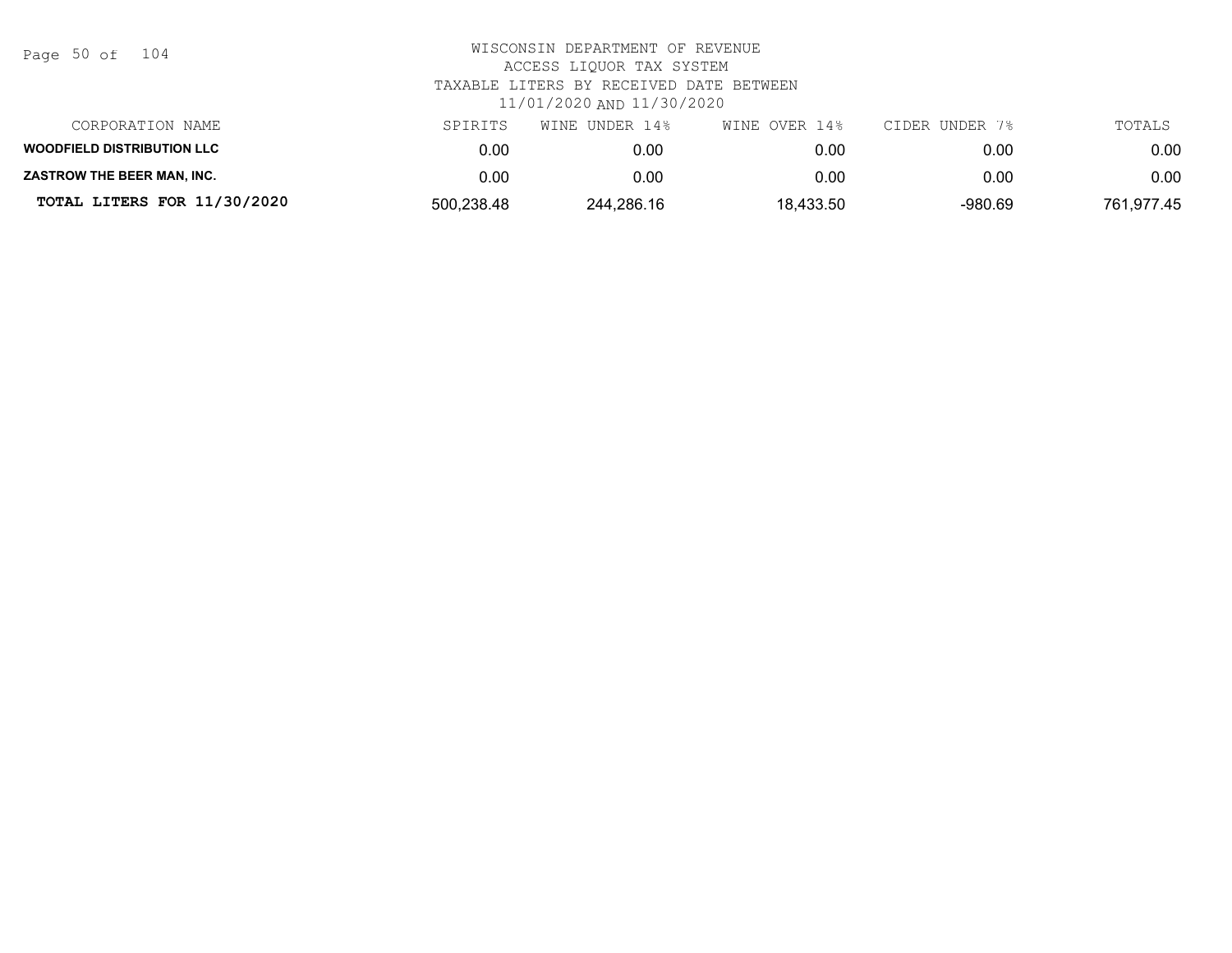WISCONSIN DEPARTMENT OF REVENUE
ACCESS LIQUOR TAX SYSTEM
TAXABLE LITERS BY RECEIVED DATE BETWEEN
11/01/2020 AND 11/30/2020

| CORPORATION NAME | SPIRITS | WINE UNDER 14% | WINE OVER 14% | CIDER UNDER 7% | TOTALS |
|---|---|---|---|---|---|
| **WOODFIELD DISTRIBUTION LLC** | 0.00 | 0.00 | 0.00 | 0.00 | 0.00 |
| **ZASTROW THE BEER MAN, INC.** | 0.00 | 0.00 | 0.00 | 0.00 | 0.00 |
| **TOTAL LITERS FOR 11/30/2020** | 500,238.48 | 244,286.16 | 18,433.50 | -980.69 | 761,977.45 |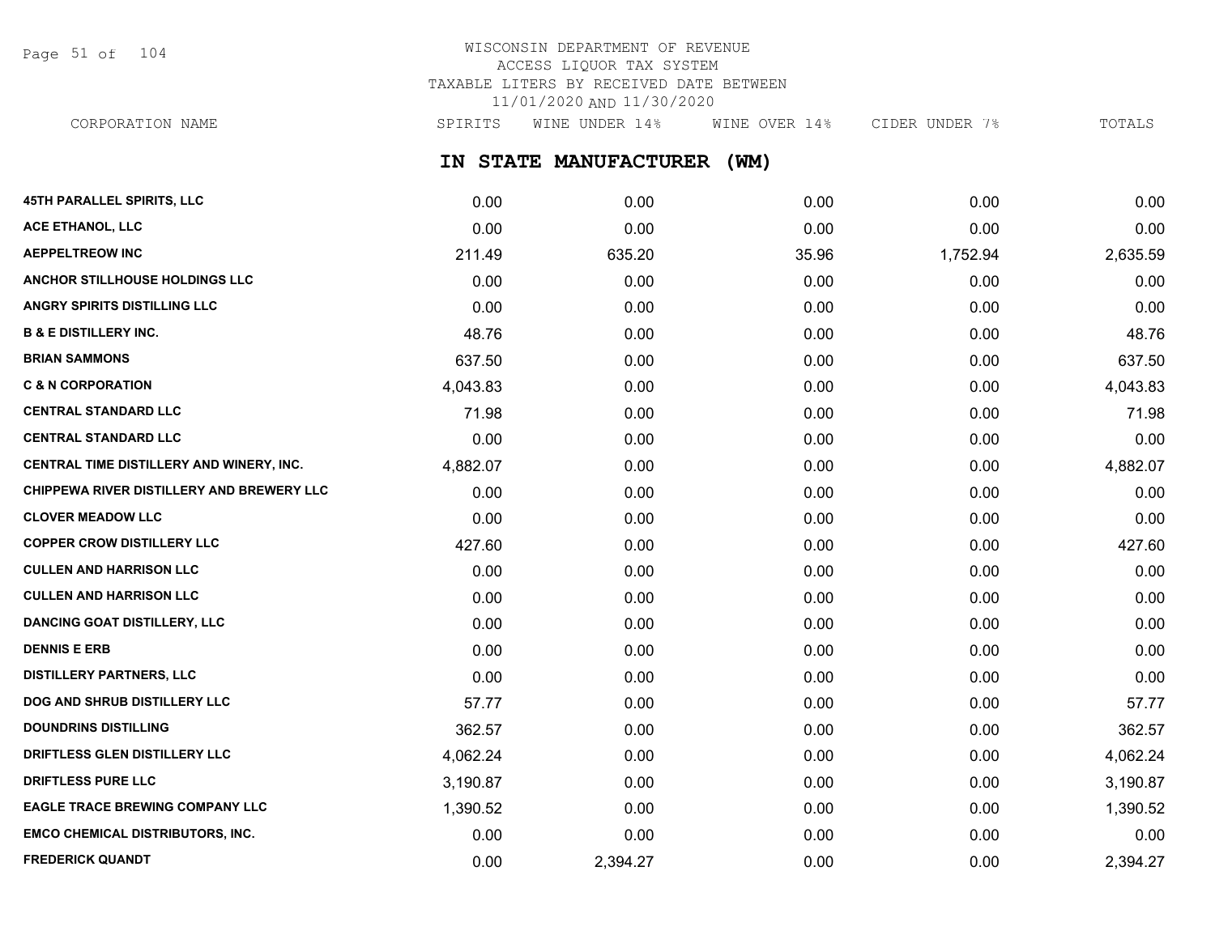# WISCONSIN DEPARTMENT OF REVENUE
## ACCESS LIQUOR TAX SYSTEM
## TAXABLE LITERS BY RECEIVED DATE BETWEEN 11/01/2020 AND 11/30/2020

### IN STATE MANUFACTURER (WM)

| CORPORATION NAME | SPIRITS | WINE UNDER 14% | WINE OVER 14% | CIDER UNDER 7% | TOTALS |
|---|---|---|---|---|---|
| 45TH PARALLEL SPIRITS, LLC | 0.00 | 0.00 | 0.00 | 0.00 | 0.00 |
| ACE ETHANOL, LLC | 0.00 | 0.00 | 0.00 | 0.00 | 0.00 |
| AEPPELTREOW INC | 211.49 | 635.20 | 35.96 | 1,752.94 | 2,635.59 |
| ANCHOR STILLHOUSE HOLDINGS LLC | 0.00 | 0.00 | 0.00 | 0.00 | 0.00 |
| ANGRY SPIRITS DISTILLING LLC | 0.00 | 0.00 | 0.00 | 0.00 | 0.00 |
| B & E DISTILLERY INC. | 48.76 | 0.00 | 0.00 | 0.00 | 48.76 |
| BRIAN SAMMONS | 637.50 | 0.00 | 0.00 | 0.00 | 637.50 |
| C & N CORPORATION | 4,043.83 | 0.00 | 0.00 | 0.00 | 4,043.83 |
| CENTRAL STANDARD LLC | 71.98 | 0.00 | 0.00 | 0.00 | 71.98 |
| CENTRAL STANDARD LLC | 0.00 | 0.00 | 0.00 | 0.00 | 0.00 |
| CENTRAL TIME DISTILLERY AND WINERY, INC. | 4,882.07 | 0.00 | 0.00 | 0.00 | 4,882.07 |
| CHIPPEWA RIVER DISTILLERY AND BREWERY LLC | 0.00 | 0.00 | 0.00 | 0.00 | 0.00 |
| CLOVER MEADOW LLC | 0.00 | 0.00 | 0.00 | 0.00 | 0.00 |
| COPPER CROW DISTILLERY LLC | 427.60 | 0.00 | 0.00 | 0.00 | 427.60 |
| CULLEN AND HARRISON LLC | 0.00 | 0.00 | 0.00 | 0.00 | 0.00 |
| CULLEN AND HARRISON LLC | 0.00 | 0.00 | 0.00 | 0.00 | 0.00 |
| DANCING GOAT DISTILLERY, LLC | 0.00 | 0.00 | 0.00 | 0.00 | 0.00 |
| DENNIS E ERB | 0.00 | 0.00 | 0.00 | 0.00 | 0.00 |
| DISTILLERY PARTNERS, LLC | 0.00 | 0.00 | 0.00 | 0.00 | 0.00 |
| DOG AND SHRUB DISTILLERY LLC | 57.77 | 0.00 | 0.00 | 0.00 | 57.77 |
| DOUNDRINS DISTILLING | 362.57 | 0.00 | 0.00 | 0.00 | 362.57 |
| DRIFTLESS GLEN DISTILLERY LLC | 4,062.24 | 0.00 | 0.00 | 0.00 | 4,062.24 |
| DRIFTLESS PURE LLC | 3,190.87 | 0.00 | 0.00 | 0.00 | 3,190.87 |
| EAGLE TRACE BREWING COMPANY LLC | 1,390.52 | 0.00 | 0.00 | 0.00 | 1,390.52 |
| EMCO CHEMICAL DISTRIBUTORS, INC. | 0.00 | 0.00 | 0.00 | 0.00 | 0.00 |
| FREDERICK QUANDT | 0.00 | 2,394.27 | 0.00 | 0.00 | 2,394.27 |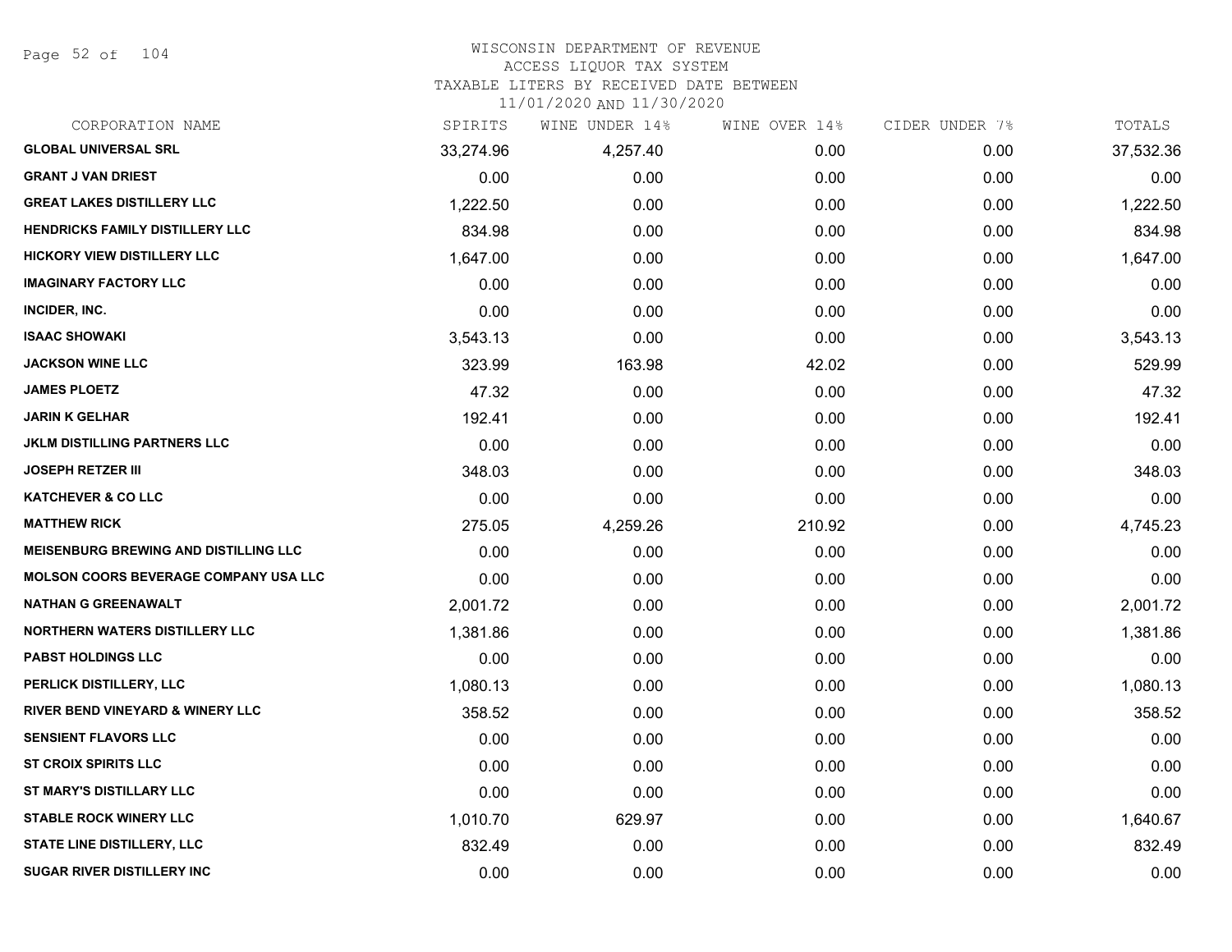# WISCONSIN DEPARTMENT OF REVENUE
## ACCESS LIQUOR TAX SYSTEM
## TAXABLE LITERS BY RECEIVED DATE BETWEEN 11/01/2020 AND 11/30/2020

| CORPORATION NAME | SPIRITS | WINE UNDER 14% | WINE OVER 14% | CIDER UNDER 7% | TOTALS |
|---|---|---|---|---|---|
| GLOBAL UNIVERSAL SRL | 33,274.96 | 4,257.40 | 0.00 | 0.00 | 37,532.36 |
| GRANT J VAN DRIEST | 0.00 | 0.00 | 0.00 | 0.00 | 0.00 |
| GREAT LAKES DISTILLERY LLC | 1,222.50 | 0.00 | 0.00 | 0.00 | 1,222.50 |
| HENDRICKS FAMILY DISTILLERY LLC | 834.98 | 0.00 | 0.00 | 0.00 | 834.98 |
| HICKORY VIEW DISTILLERY LLC | 1,647.00 | 0.00 | 0.00 | 0.00 | 1,647.00 |
| IMAGINARY FACTORY LLC | 0.00 | 0.00 | 0.00 | 0.00 | 0.00 |
| INCIDER, INC. | 0.00 | 0.00 | 0.00 | 0.00 | 0.00 |
| ISAAC SHOWAKI | 3,543.13 | 0.00 | 0.00 | 0.00 | 3,543.13 |
| JACKSON WINE LLC | 323.99 | 163.98 | 42.02 | 0.00 | 529.99 |
| JAMES PLOETZ | 47.32 | 0.00 | 0.00 | 0.00 | 47.32 |
| JARIN K GELHAR | 192.41 | 0.00 | 0.00 | 0.00 | 192.41 |
| JKLM DISTILLING PARTNERS LLC | 0.00 | 0.00 | 0.00 | 0.00 | 0.00 |
| JOSEPH RETZER III | 348.03 | 0.00 | 0.00 | 0.00 | 348.03 |
| KATCHEVER & CO LLC | 0.00 | 0.00 | 0.00 | 0.00 | 0.00 |
| MATTHEW RICK | 275.05 | 4,259.26 | 210.92 | 0.00 | 4,745.23 |
| MEISENBURG BREWING AND DISTILLING LLC | 0.00 | 0.00 | 0.00 | 0.00 | 0.00 |
| MOLSON COORS BEVERAGE COMPANY USA LLC | 0.00 | 0.00 | 0.00 | 0.00 | 0.00 |
| NATHAN G GREENAWALT | 2,001.72 | 0.00 | 0.00 | 0.00 | 2,001.72 |
| NORTHERN WATERS DISTILLERY LLC | 1,381.86 | 0.00 | 0.00 | 0.00 | 1,381.86 |
| PABST HOLDINGS LLC | 0.00 | 0.00 | 0.00 | 0.00 | 0.00 |
| PERLICK DISTILLERY, LLC | 1,080.13 | 0.00 | 0.00 | 0.00 | 1,080.13 |
| RIVER BEND VINEYARD & WINERY LLC | 358.52 | 0.00 | 0.00 | 0.00 | 358.52 |
| SENSIENT FLAVORS LLC | 0.00 | 0.00 | 0.00 | 0.00 | 0.00 |
| ST CROIX SPIRITS LLC | 0.00 | 0.00 | 0.00 | 0.00 | 0.00 |
| ST MARY'S DISTILLARY LLC | 0.00 | 0.00 | 0.00 | 0.00 | 0.00 |
| STABLE ROCK WINERY LLC | 1,010.70 | 629.97 | 0.00 | 0.00 | 1,640.67 |
| STATE LINE DISTILLERY, LLC | 832.49 | 0.00 | 0.00 | 0.00 | 832.49 |
| SUGAR RIVER DISTILLERY INC | 0.00 | 0.00 | 0.00 | 0.00 | 0.00 |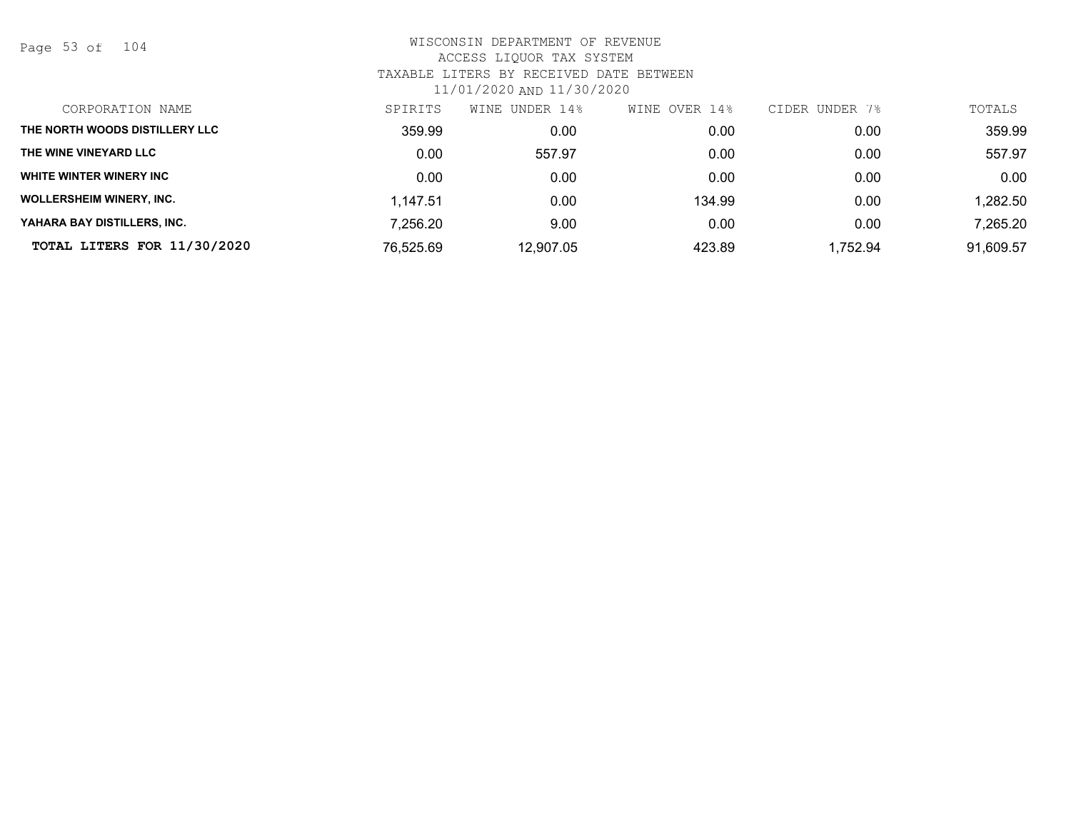WISCONSIN DEPARTMENT OF REVENUE
ACCESS LIQUOR TAX SYSTEM
TAXABLE LITERS BY RECEIVED DATE BETWEEN
11/01/2020 AND 11/30/2020

| CORPORATION NAME | SPIRITS | WINE UNDER 14% | WINE OVER 14% | CIDER UNDER 7% | TOTALS |
|---|---|---|---|---|---|
| THE NORTH WOODS DISTILLERY LLC | 359.99 | 0.00 | 0.00 | 0.00 | 359.99 |
| THE WINE VINEYARD LLC | 0.00 | 557.97 | 0.00 | 0.00 | 557.97 |
| WHITE WINTER WINERY INC | 0.00 | 0.00 | 0.00 | 0.00 | 0.00 |
| WOLLERSHEIM WINERY, INC. | 1,147.51 | 0.00 | 134.99 | 0.00 | 1,282.50 |
| YAHARA BAY DISTILLERS, INC. | 7,256.20 | 9.00 | 0.00 | 0.00 | 7,265.20 |
| **TOTAL LITERS FOR 11/30/2020** | 76,525.69 | 12,907.05 | 423.89 | 1,752.94 | 91,609.57 |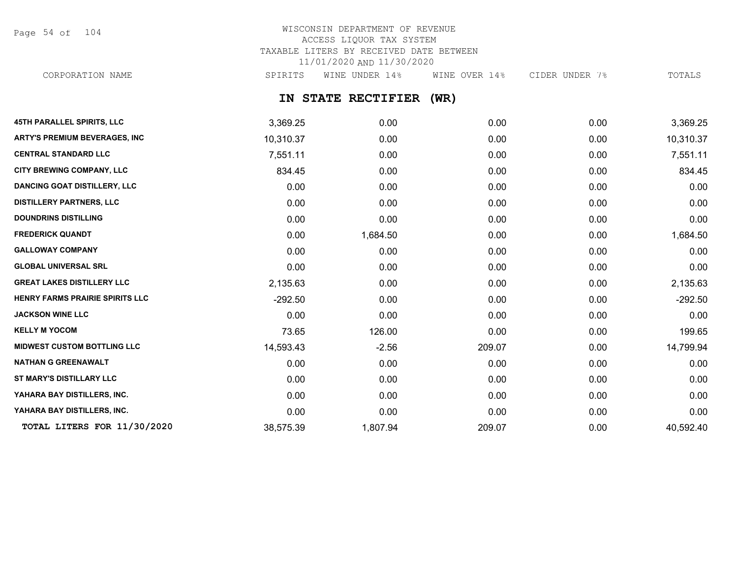# WISCONSIN DEPARTMENT OF REVENUE
## ACCESS LIQUOR TAX SYSTEM
## TAXABLE LITERS BY RECEIVED DATE BETWEEN 11/01/2020 AND 11/30/2020

### IN STATE RECTIFIER (WR)

| CORPORATION NAME | SPIRITS | WINE UNDER 14% | WINE OVER 14% | CIDER UNDER 7% | TOTALS |
|---|---|---|---|---|---|
| 45TH PARALLEL SPIRITS, LLC | 3,369.25 | 0.00 | 0.00 | 0.00 | 3,369.25 |
| ARTY'S PREMIUM BEVERAGES, INC | 10,310.37 | 0.00 | 0.00 | 0.00 | 10,310.37 |
| CENTRAL STANDARD LLC | 7,551.11 | 0.00 | 0.00 | 0.00 | 7,551.11 |
| CITY BREWING COMPANY, LLC | 834.45 | 0.00 | 0.00 | 0.00 | 834.45 |
| DANCING GOAT DISTILLERY, LLC | 0.00 | 0.00 | 0.00 | 0.00 | 0.00 |
| DISTILLERY PARTNERS, LLC | 0.00 | 0.00 | 0.00 | 0.00 | 0.00 |
| DOUNDRINS DISTILLING | 0.00 | 0.00 | 0.00 | 0.00 | 0.00 |
| FREDERICK QUANDT | 0.00 | 1,684.50 | 0.00 | 0.00 | 1,684.50 |
| GALLOWAY COMPANY | 0.00 | 0.00 | 0.00 | 0.00 | 0.00 |
| GLOBAL UNIVERSAL SRL | 0.00 | 0.00 | 0.00 | 0.00 | 0.00 |
| GREAT LAKES DISTILLERY LLC | 2,135.63 | 0.00 | 0.00 | 0.00 | 2,135.63 |
| HENRY FARMS PRAIRIE SPIRITS LLC | -292.50 | 0.00 | 0.00 | 0.00 | -292.50 |
| JACKSON WINE LLC | 0.00 | 0.00 | 0.00 | 0.00 | 0.00 |
| KELLY M YOCOM | 73.65 | 126.00 | 0.00 | 0.00 | 199.65 |
| MIDWEST CUSTOM BOTTLING LLC | 14,593.43 | -2.56 | 209.07 | 0.00 | 14,799.94 |
| NATHAN G GREENAWALT | 0.00 | 0.00 | 0.00 | 0.00 | 0.00 |
| ST MARY'S DISTILLARY LLC | 0.00 | 0.00 | 0.00 | 0.00 | 0.00 |
| YAHARA BAY DISTILLERS, INC. | 0.00 | 0.00 | 0.00 | 0.00 | 0.00 |
| YAHARA BAY DISTILLERS, INC. | 0.00 | 0.00 | 0.00 | 0.00 | 0.00 |
| TOTAL LITERS FOR 11/30/2020 | 38,575.39 | 1,807.94 | 209.07 | 0.00 | 40,592.40 |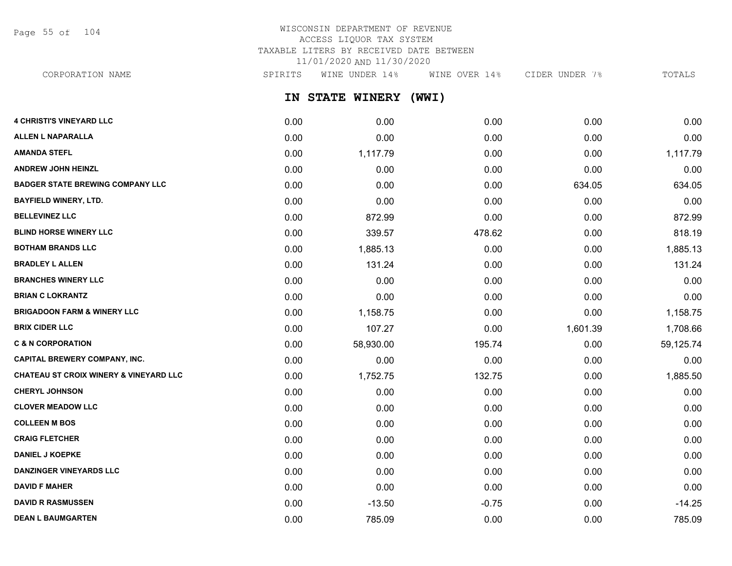WISCONSIN DEPARTMENT OF REVENUE
ACCESS LIQUOR TAX SYSTEM
TAXABLE LITERS BY RECEIVED DATE BETWEEN
11/01/2020 AND 11/30/2020

## IN STATE WINERY (WWI)

| CORPORATION NAME | SPIRITS | WINE UNDER 14% | WINE OVER 14% | CIDER UNDER 7% | TOTALS |
|---|---|---|---|---|---|
| 4 CHRISTI'S VINEYARD LLC | 0.00 | 0.00 | 0.00 | 0.00 | 0.00 |
| ALLEN L NAPARALLA | 0.00 | 0.00 | 0.00 | 0.00 | 0.00 |
| AMANDA STEFL | 0.00 | 1,117.79 | 0.00 | 0.00 | 1,117.79 |
| ANDREW JOHN HEINZL | 0.00 | 0.00 | 0.00 | 0.00 | 0.00 |
| BADGER STATE BREWING COMPANY LLC | 0.00 | 0.00 | 0.00 | 634.05 | 634.05 |
| BAYFIELD WINERY, LTD. | 0.00 | 0.00 | 0.00 | 0.00 | 0.00 |
| BELLEVINEZ LLC | 0.00 | 872.99 | 0.00 | 0.00 | 872.99 |
| BLIND HORSE WINERY LLC | 0.00 | 339.57 | 478.62 | 0.00 | 818.19 |
| BOTHAM BRANDS LLC | 0.00 | 1,885.13 | 0.00 | 0.00 | 1,885.13 |
| BRADLEY L ALLEN | 0.00 | 131.24 | 0.00 | 0.00 | 131.24 |
| BRANCHES WINERY LLC | 0.00 | 0.00 | 0.00 | 0.00 | 0.00 |
| BRIAN C LOKRANTZ | 0.00 | 0.00 | 0.00 | 0.00 | 0.00 |
| BRIGADOON FARM & WINERY LLC | 0.00 | 1,158.75 | 0.00 | 0.00 | 1,158.75 |
| BRIX CIDER LLC | 0.00 | 107.27 | 0.00 | 1,601.39 | 1,708.66 |
| C & N CORPORATION | 0.00 | 58,930.00 | 195.74 | 0.00 | 59,125.74 |
| CAPITAL BREWERY COMPANY, INC. | 0.00 | 0.00 | 0.00 | 0.00 | 0.00 |
| CHATEAU ST CROIX WINERY & VINEYARD LLC | 0.00 | 1,752.75 | 132.75 | 0.00 | 1,885.50 |
| CHERYL JOHNSON | 0.00 | 0.00 | 0.00 | 0.00 | 0.00 |
| CLOVER MEADOW LLC | 0.00 | 0.00 | 0.00 | 0.00 | 0.00 |
| COLLEEN M BOS | 0.00 | 0.00 | 0.00 | 0.00 | 0.00 |
| CRAIG FLETCHER | 0.00 | 0.00 | 0.00 | 0.00 | 0.00 |
| DANIEL J KOEPKE | 0.00 | 0.00 | 0.00 | 0.00 | 0.00 |
| DANZINGER VINEYARDS LLC | 0.00 | 0.00 | 0.00 | 0.00 | 0.00 |
| DAVID F MAHER | 0.00 | 0.00 | 0.00 | 0.00 | 0.00 |
| DAVID R RASMUSSEN | 0.00 | -13.50 | -0.75 | 0.00 | -14.25 |
| DEAN L BAUMGARTEN | 0.00 | 785.09 | 0.00 | 0.00 | 785.09 |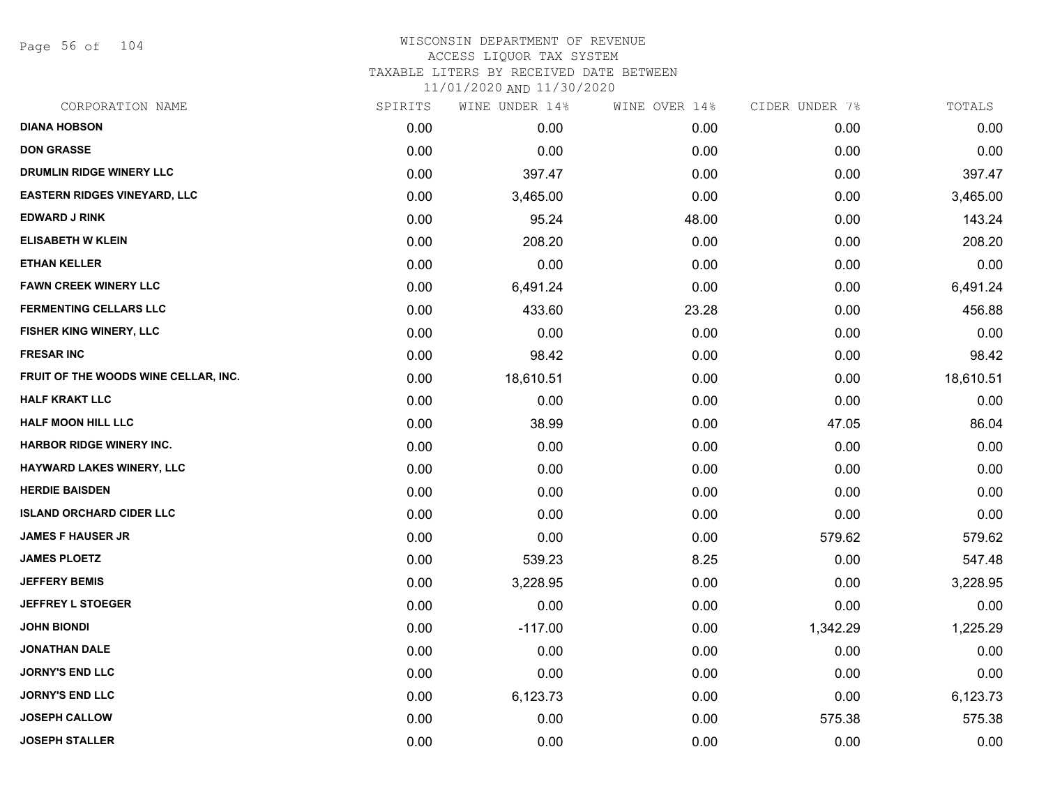# WISCONSIN DEPARTMENT OF REVENUE
## ACCESS LIQUOR TAX SYSTEM
### TAXABLE LITERS BY RECEIVED DATE BETWEEN 11/01/2020 AND 11/30/2020

| CORPORATION NAME | SPIRITS | WINE UNDER 14% | WINE OVER 14% | CIDER UNDER 7% | TOTALS |
|---|---|---|---|---|---|
| DIANA HOBSON | 0.00 | 0.00 | 0.00 | 0.00 | 0.00 |
| DON GRASSE | 0.00 | 0.00 | 0.00 | 0.00 | 0.00 |
| DRUMLIN RIDGE WINERY LLC | 0.00 | 397.47 | 0.00 | 0.00 | 397.47 |
| EASTERN RIDGES VINEYARD, LLC | 0.00 | 3,465.00 | 0.00 | 0.00 | 3,465.00 |
| EDWARD J RINK | 0.00 | 95.24 | 48.00 | 0.00 | 143.24 |
| ELISABETH W KLEIN | 0.00 | 208.20 | 0.00 | 0.00 | 208.20 |
| ETHAN KELLER | 0.00 | 0.00 | 0.00 | 0.00 | 0.00 |
| FAWN CREEK WINERY LLC | 0.00 | 6,491.24 | 0.00 | 0.00 | 6,491.24 |
| FERMENTING CELLARS LLC | 0.00 | 433.60 | 23.28 | 0.00 | 456.88 |
| FISHER KING WINERY, LLC | 0.00 | 0.00 | 0.00 | 0.00 | 0.00 |
| FRESAR INC | 0.00 | 98.42 | 0.00 | 0.00 | 98.42 |
| FRUIT OF THE WOODS WINE CELLAR, INC. | 0.00 | 18,610.51 | 0.00 | 0.00 | 18,610.51 |
| HALF KRAKT LLC | 0.00 | 0.00 | 0.00 | 0.00 | 0.00 |
| HALF MOON HILL LLC | 0.00 | 38.99 | 0.00 | 47.05 | 86.04 |
| HARBOR RIDGE WINERY INC. | 0.00 | 0.00 | 0.00 | 0.00 | 0.00 |
| HAYWARD LAKES WINERY, LLC | 0.00 | 0.00 | 0.00 | 0.00 | 0.00 |
| HERDIE BAISDEN | 0.00 | 0.00 | 0.00 | 0.00 | 0.00 |
| ISLAND ORCHARD CIDER LLC | 0.00 | 0.00 | 0.00 | 0.00 | 0.00 |
| JAMES F HAUSER JR | 0.00 | 0.00 | 0.00 | 579.62 | 579.62 |
| JAMES PLOETZ | 0.00 | 539.23 | 8.25 | 0.00 | 547.48 |
| JEFFERY BEMIS | 0.00 | 3,228.95 | 0.00 | 0.00 | 3,228.95 |
| JEFFREY L STOEGER | 0.00 | 0.00 | 0.00 | 0.00 | 0.00 |
| JOHN BIONDI | 0.00 | -117.00 | 0.00 | 1,342.29 | 1,225.29 |
| JONATHAN DALE | 0.00 | 0.00 | 0.00 | 0.00 | 0.00 |
| JORNY'S END LLC | 0.00 | 0.00 | 0.00 | 0.00 | 0.00 |
| JORNY'S END LLC | 0.00 | 6,123.73 | 0.00 | 0.00 | 6,123.73 |
| JOSEPH CALLOW | 0.00 | 0.00 | 0.00 | 575.38 | 575.38 |
| JOSEPH STALLER | 0.00 | 0.00 | 0.00 | 0.00 | 0.00 |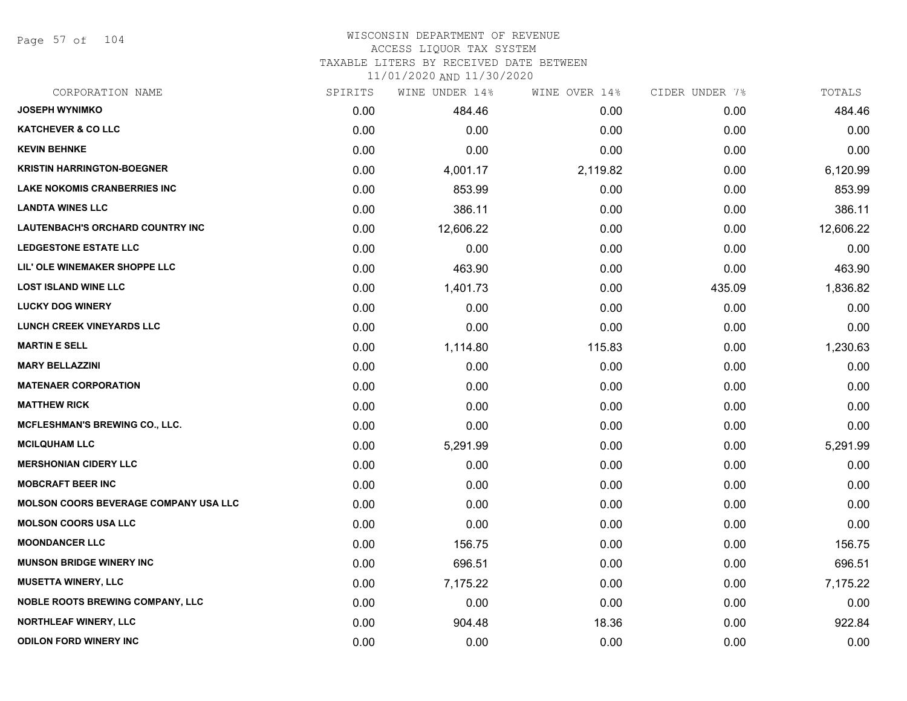# WISCONSIN DEPARTMENT OF REVENUE
## ACCESS LIQUOR TAX SYSTEM
### TAXABLE LITERS BY RECEIVED DATE BETWEEN 11/01/2020 AND 11/30/2020

| CORPORATION NAME | SPIRITS | WINE UNDER 14% | WINE OVER 14% | CIDER UNDER 7% | TOTALS |
|---|---|---|---|---|---|
| JOSEPH WYNIMKO | 0.00 | 484.46 | 0.00 | 0.00 | 484.46 |
| KATCHEVER & CO LLC | 0.00 | 0.00 | 0.00 | 0.00 | 0.00 |
| KEVIN BEHNKE | 0.00 | 0.00 | 0.00 | 0.00 | 0.00 |
| KRISTIN HARRINGTON-BOEGNER | 0.00 | 4,001.17 | 2,119.82 | 0.00 | 6,120.99 |
| LAKE NOKOMIS CRANBERRIES INC | 0.00 | 853.99 | 0.00 | 0.00 | 853.99 |
| LANDTA WINES LLC | 0.00 | 386.11 | 0.00 | 0.00 | 386.11 |
| LAUTENBACH'S ORCHARD COUNTRY INC | 0.00 | 12,606.22 | 0.00 | 0.00 | 12,606.22 |
| LEDGESTONE ESTATE LLC | 0.00 | 0.00 | 0.00 | 0.00 | 0.00 |
| LIL' OLE WINEMAKER SHOPPE LLC | 0.00 | 463.90 | 0.00 | 0.00 | 463.90 |
| LOST ISLAND WINE LLC | 0.00 | 1,401.73 | 0.00 | 435.09 | 1,836.82 |
| LUCKY DOG WINERY | 0.00 | 0.00 | 0.00 | 0.00 | 0.00 |
| LUNCH CREEK VINEYARDS LLC | 0.00 | 0.00 | 0.00 | 0.00 | 0.00 |
| MARTIN E SELL | 0.00 | 1,114.80 | 115.83 | 0.00 | 1,230.63 |
| MARY BELLAZZINI | 0.00 | 0.00 | 0.00 | 0.00 | 0.00 |
| MATENAER CORPORATION | 0.00 | 0.00 | 0.00 | 0.00 | 0.00 |
| MATTHEW RICK | 0.00 | 0.00 | 0.00 | 0.00 | 0.00 |
| MCFLESHMAN'S BREWING CO., LLC. | 0.00 | 0.00 | 0.00 | 0.00 | 0.00 |
| MCILQUHAM LLC | 0.00 | 5,291.99 | 0.00 | 0.00 | 5,291.99 |
| MERSHONIAN CIDERY LLC | 0.00 | 0.00 | 0.00 | 0.00 | 0.00 |
| MOBCRAFT BEER INC | 0.00 | 0.00 | 0.00 | 0.00 | 0.00 |
| MOLSON COORS BEVERAGE COMPANY USA LLC | 0.00 | 0.00 | 0.00 | 0.00 | 0.00 |
| MOLSON COORS USA LLC | 0.00 | 0.00 | 0.00 | 0.00 | 0.00 |
| MOONDANCER LLC | 0.00 | 156.75 | 0.00 | 0.00 | 156.75 |
| MUNSON BRIDGE WINERY INC | 0.00 | 696.51 | 0.00 | 0.00 | 696.51 |
| MUSETTA WINERY, LLC | 0.00 | 7,175.22 | 0.00 | 0.00 | 7,175.22 |
| NOBLE ROOTS BREWING COMPANY, LLC | 0.00 | 0.00 | 0.00 | 0.00 | 0.00 |
| NORTHLEAF WINERY, LLC | 0.00 | 904.48 | 18.36 | 0.00 | 922.84 |
| ODILON FORD WINERY INC | 0.00 | 0.00 | 0.00 | 0.00 | 0.00 |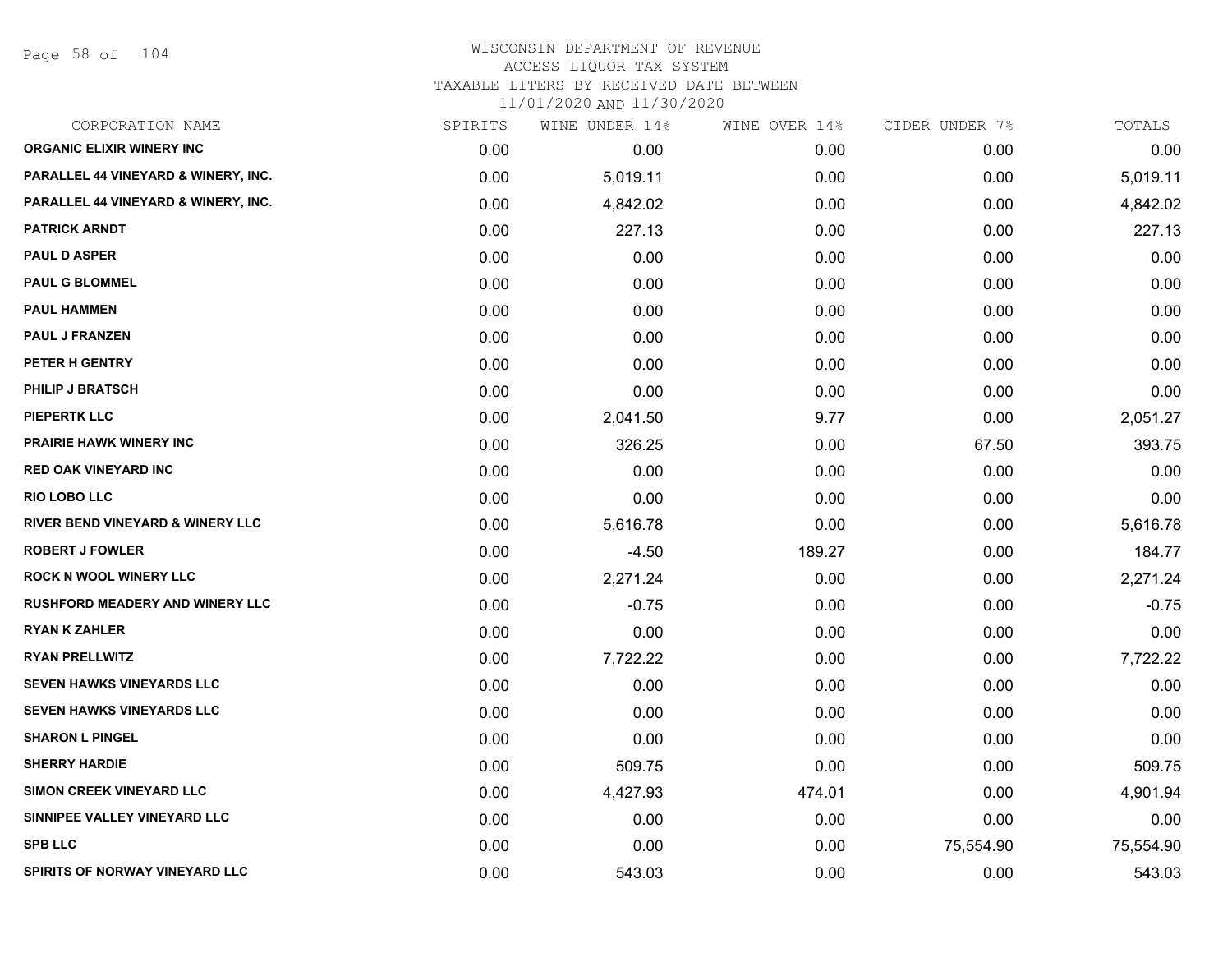WISCONSIN DEPARTMENT OF REVENUE
ACCESS LIQUOR TAX SYSTEM
TAXABLE LITERS BY RECEIVED DATE BETWEEN
11/01/2020 AND 11/30/2020

| CORPORATION NAME | SPIRITS | WINE UNDER 14% | WINE OVER 14% | CIDER UNDER 7% | TOTALS |
|---|---|---|---|---|---|
| ORGANIC ELIXIR WINERY INC | 0.00 | 0.00 | 0.00 | 0.00 | 0.00 |
| PARALLEL 44 VINEYARD & WINERY, INC. | 0.00 | 5,019.11 | 0.00 | 0.00 | 5,019.11 |
| PARALLEL 44 VINEYARD & WINERY, INC. | 0.00 | 4,842.02 | 0.00 | 0.00 | 4,842.02 |
| PATRICK ARNDT | 0.00 | 227.13 | 0.00 | 0.00 | 227.13 |
| PAUL D ASPER | 0.00 | 0.00 | 0.00 | 0.00 | 0.00 |
| PAUL G BLOMMEL | 0.00 | 0.00 | 0.00 | 0.00 | 0.00 |
| PAUL HAMMEN | 0.00 | 0.00 | 0.00 | 0.00 | 0.00 |
| PAUL J FRANZEN | 0.00 | 0.00 | 0.00 | 0.00 | 0.00 |
| PETER H GENTRY | 0.00 | 0.00 | 0.00 | 0.00 | 0.00 |
| PHILIP J BRATSCH | 0.00 | 0.00 | 0.00 | 0.00 | 0.00 |
| PIEPERTK LLC | 0.00 | 2,041.50 | 9.77 | 0.00 | 2,051.27 |
| PRAIRIE HAWK WINERY INC | 0.00 | 326.25 | 0.00 | 67.50 | 393.75 |
| RED OAK VINEYARD INC | 0.00 | 0.00 | 0.00 | 0.00 | 0.00 |
| RIO LOBO LLC | 0.00 | 0.00 | 0.00 | 0.00 | 0.00 |
| RIVER BEND VINEYARD & WINERY LLC | 0.00 | 5,616.78 | 0.00 | 0.00 | 5,616.78 |
| ROBERT J FOWLER | 0.00 | -4.50 | 189.27 | 0.00 | 184.77 |
| ROCK N WOOL WINERY LLC | 0.00 | 2,271.24 | 0.00 | 0.00 | 2,271.24 |
| RUSHFORD MEADERY AND WINERY LLC | 0.00 | -0.75 | 0.00 | 0.00 | -0.75 |
| RYAN K ZAHLER | 0.00 | 0.00 | 0.00 | 0.00 | 0.00 |
| RYAN PRELLWITZ | 0.00 | 7,722.22 | 0.00 | 0.00 | 7,722.22 |
| SEVEN HAWKS VINEYARDS LLC | 0.00 | 0.00 | 0.00 | 0.00 | 0.00 |
| SEVEN HAWKS VINEYARDS LLC | 0.00 | 0.00 | 0.00 | 0.00 | 0.00 |
| SHARON L PINGEL | 0.00 | 0.00 | 0.00 | 0.00 | 0.00 |
| SHERRY HARDIE | 0.00 | 509.75 | 0.00 | 0.00 | 509.75 |
| SIMON CREEK VINEYARD LLC | 0.00 | 4,427.93 | 474.01 | 0.00 | 4,901.94 |
| SINNIPEE VALLEY VINEYARD LLC | 0.00 | 0.00 | 0.00 | 0.00 | 0.00 |
| SPB LLC | 0.00 | 0.00 | 0.00 | 75,554.90 | 75,554.90 |
| SPIRITS OF NORWAY VINEYARD LLC | 0.00 | 543.03 | 0.00 | 0.00 | 543.03 |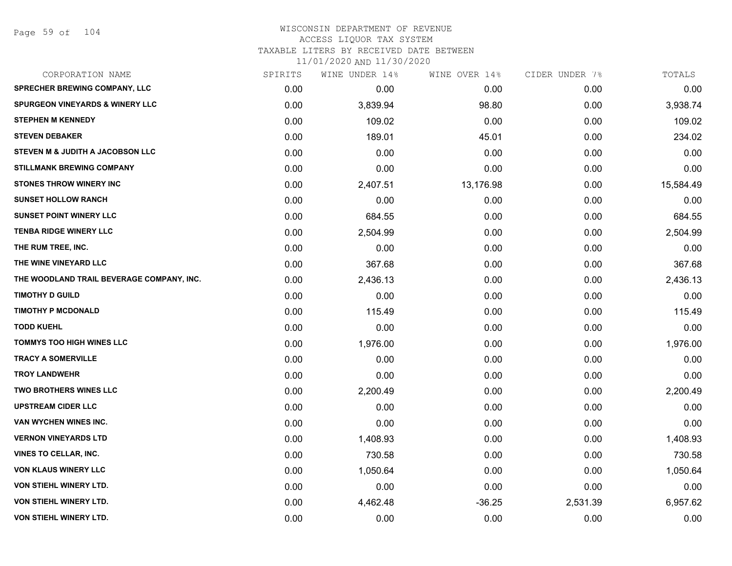WISCONSIN DEPARTMENT OF REVENUE
ACCESS LIQUOR TAX SYSTEM
TAXABLE LITERS BY RECEIVED DATE BETWEEN
11/01/2020 AND 11/30/2020

| CORPORATION NAME | SPIRITS | WINE UNDER 14% | WINE OVER 14% | CIDER UNDER 7% | TOTALS |
|---|---|---|---|---|---|
| SPRECHER BREWING COMPANY, LLC | 0.00 | 0.00 | 0.00 | 0.00 | 0.00 |
| SPURGEON VINEYARDS & WINERY LLC | 0.00 | 3,839.94 | 98.80 | 0.00 | 3,938.74 |
| STEPHEN M KENNEDY | 0.00 | 109.02 | 0.00 | 0.00 | 109.02 |
| STEVEN DEBAKER | 0.00 | 189.01 | 45.01 | 0.00 | 234.02 |
| STEVEN M & JUDITH A JACOBSON LLC | 0.00 | 0.00 | 0.00 | 0.00 | 0.00 |
| STILLMANK BREWING COMPANY | 0.00 | 0.00 | 0.00 | 0.00 | 0.00 |
| STONES THROW WINERY INC | 0.00 | 2,407.51 | 13,176.98 | 0.00 | 15,584.49 |
| SUNSET HOLLOW RANCH | 0.00 | 0.00 | 0.00 | 0.00 | 0.00 |
| SUNSET POINT WINERY LLC | 0.00 | 684.55 | 0.00 | 0.00 | 684.55 |
| TENBA RIDGE WINERY LLC | 0.00 | 2,504.99 | 0.00 | 0.00 | 2,504.99 |
| THE RUM TREE, INC. | 0.00 | 0.00 | 0.00 | 0.00 | 0.00 |
| THE WINE VINEYARD LLC | 0.00 | 367.68 | 0.00 | 0.00 | 367.68 |
| THE WOODLAND TRAIL BEVERAGE COMPANY, INC. | 0.00 | 2,436.13 | 0.00 | 0.00 | 2,436.13 |
| TIMOTHY D GUILD | 0.00 | 0.00 | 0.00 | 0.00 | 0.00 |
| TIMOTHY P MCDONALD | 0.00 | 115.49 | 0.00 | 0.00 | 115.49 |
| TODD KUEHL | 0.00 | 0.00 | 0.00 | 0.00 | 0.00 |
| TOMMYS TOO HIGH WINES LLC | 0.00 | 1,976.00 | 0.00 | 0.00 | 1,976.00 |
| TRACY A SOMERVILLE | 0.00 | 0.00 | 0.00 | 0.00 | 0.00 |
| TROY LANDWEHR | 0.00 | 0.00 | 0.00 | 0.00 | 0.00 |
| TWO BROTHERS WINES LLC | 0.00 | 2,200.49 | 0.00 | 0.00 | 2,200.49 |
| UPSTREAM CIDER LLC | 0.00 | 0.00 | 0.00 | 0.00 | 0.00 |
| VAN WYCHEN WINES INC. | 0.00 | 0.00 | 0.00 | 0.00 | 0.00 |
| VERNON VINEYARDS LTD | 0.00 | 1,408.93 | 0.00 | 0.00 | 1,408.93 |
| VINES TO CELLAR, INC. | 0.00 | 730.58 | 0.00 | 0.00 | 730.58 |
| VON KLAUS WINERY LLC | 0.00 | 1,050.64 | 0.00 | 0.00 | 1,050.64 |
| VON STIEHL WINERY LTD. | 0.00 | 0.00 | 0.00 | 0.00 | 0.00 |
| VON STIEHL WINERY LTD. | 0.00 | 4,462.48 | -36.25 | 2,531.39 | 6,957.62 |
| VON STIEHL WINERY LTD. | 0.00 | 0.00 | 0.00 | 0.00 | 0.00 |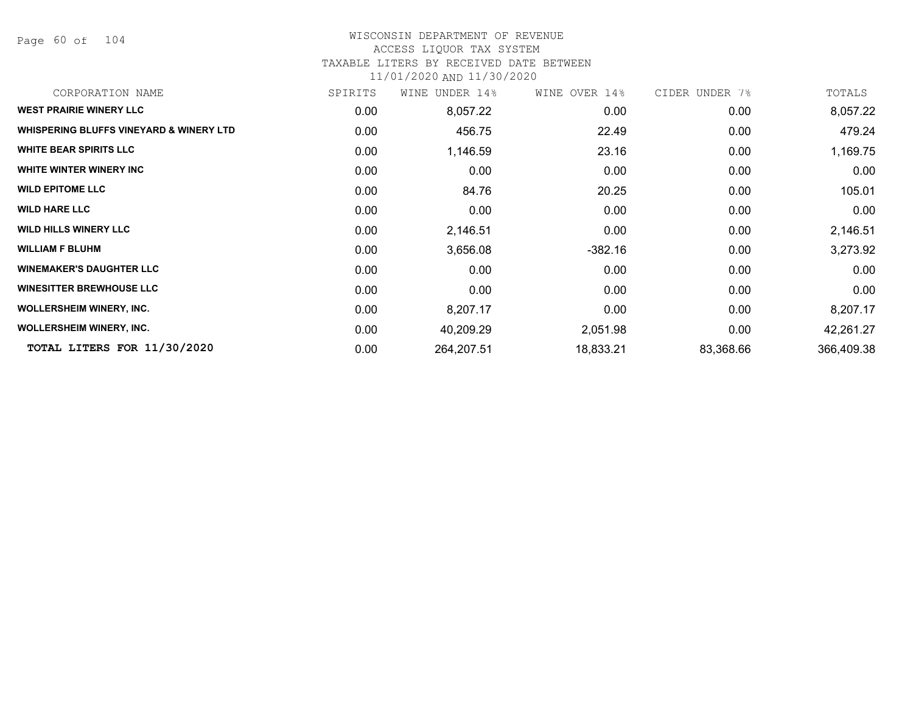# WISCONSIN DEPARTMENT OF REVENUE
## ACCESS LIQUOR TAX SYSTEM
### TAXABLE LITERS BY RECEIVED DATE BETWEEN 11/01/2020 AND 11/30/2020

| CORPORATION NAME | SPIRITS | WINE UNDER 14% | WINE OVER 14% | CIDER UNDER 7% | TOTALS |
|---|---|---|---|---|---|
| **WEST PRAIRIE WINERY LLC** | 0.00 | 8,057.22 | 0.00 | 0.00 | 8,057.22 |
| **WHISPERING BLUFFS VINEYARD & WINERY LTD** | 0.00 | 456.75 | 22.49 | 0.00 | 479.24 |
| **WHITE BEAR SPIRITS LLC** | 0.00 | 1,146.59 | 23.16 | 0.00 | 1,169.75 |
| **WHITE WINTER WINERY INC** | 0.00 | 0.00 | 0.00 | 0.00 | 0.00 |
| **WILD EPITOME LLC** | 0.00 | 84.76 | 20.25 | 0.00 | 105.01 |
| **WILD HARE LLC** | 0.00 | 0.00 | 0.00 | 0.00 | 0.00 |
| **WILD HILLS WINERY LLC** | 0.00 | 2,146.51 | 0.00 | 0.00 | 2,146.51 |
| **WILLIAM F BLUHM** | 0.00 | 3,656.08 | -382.16 | 0.00 | 3,273.92 |
| **WINEMAKER'S DAUGHTER LLC** | 0.00 | 0.00 | 0.00 | 0.00 | 0.00 |
| **WINESITTER BREWHOUSE LLC** | 0.00 | 0.00 | 0.00 | 0.00 | 0.00 |
| **WOLLERSHEIM WINERY, INC.** | 0.00 | 8,207.17 | 0.00 | 0.00 | 8,207.17 |
| **WOLLERSHEIM WINERY, INC.** | 0.00 | 40,209.29 | 2,051.98 | 0.00 | 42,261.27 |
| **TOTAL LITERS FOR 11/30/2020** | 0.00 | 264,207.51 | 18,833.21 | 83,368.66 | 366,409.38 |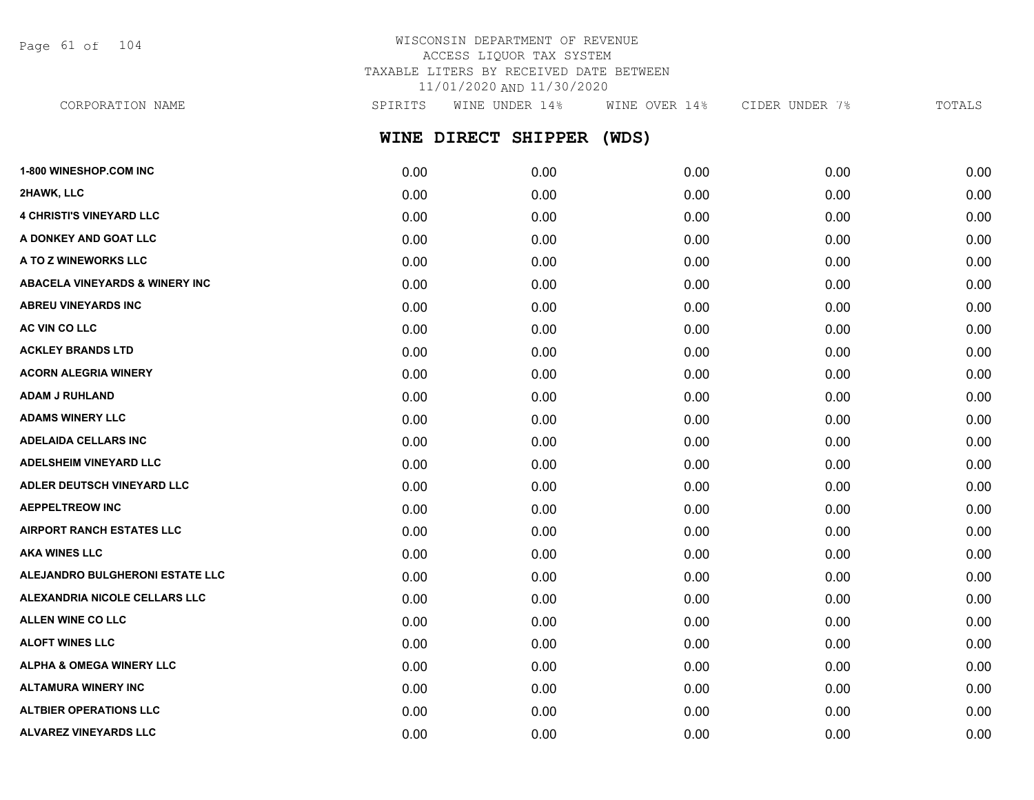WISCONSIN DEPARTMENT OF REVENUE
ACCESS LIQUOR TAX SYSTEM
TAXABLE LITERS BY RECEIVED DATE BETWEEN
11/01/2020 AND 11/30/2020

## WINE DIRECT SHIPPER (WDS)

| CORPORATION NAME | SPIRITS | WINE UNDER 14% | WINE OVER 14% | CIDER UNDER 7% | TOTALS |
|---|---|---|---|---|---|
| 1-800 WINESHOP.COM INC | 0.00 | 0.00 | 0.00 | 0.00 | 0.00 |
| 2HAWK, LLC | 0.00 | 0.00 | 0.00 | 0.00 | 0.00 |
| 4 CHRISTI'S VINEYARD LLC | 0.00 | 0.00 | 0.00 | 0.00 | 0.00 |
| A DONKEY AND GOAT LLC | 0.00 | 0.00 | 0.00 | 0.00 | 0.00 |
| A TO Z WINEWORKS LLC | 0.00 | 0.00 | 0.00 | 0.00 | 0.00 |
| ABACELA VINEYARDS & WINERY INC | 0.00 | 0.00 | 0.00 | 0.00 | 0.00 |
| ABREU VINEYARDS INC | 0.00 | 0.00 | 0.00 | 0.00 | 0.00 |
| AC VIN CO LLC | 0.00 | 0.00 | 0.00 | 0.00 | 0.00 |
| ACKLEY BRANDS LTD | 0.00 | 0.00 | 0.00 | 0.00 | 0.00 |
| ACORN ALEGRIA WINERY | 0.00 | 0.00 | 0.00 | 0.00 | 0.00 |
| ADAM J RUHLAND | 0.00 | 0.00 | 0.00 | 0.00 | 0.00 |
| ADAMS WINERY LLC | 0.00 | 0.00 | 0.00 | 0.00 | 0.00 |
| ADELAIDA CELLARS INC | 0.00 | 0.00 | 0.00 | 0.00 | 0.00 |
| ADELSHEIM VINEYARD LLC | 0.00 | 0.00 | 0.00 | 0.00 | 0.00 |
| ADLER DEUTSCH VINEYARD LLC | 0.00 | 0.00 | 0.00 | 0.00 | 0.00 |
| AEPPELTREOW INC | 0.00 | 0.00 | 0.00 | 0.00 | 0.00 |
| AIRPORT RANCH ESTATES LLC | 0.00 | 0.00 | 0.00 | 0.00 | 0.00 |
| AKA WINES LLC | 0.00 | 0.00 | 0.00 | 0.00 | 0.00 |
| ALEJANDRO BULGHERONI ESTATE LLC | 0.00 | 0.00 | 0.00 | 0.00 | 0.00 |
| ALEXANDRIA NICOLE CELLARS LLC | 0.00 | 0.00 | 0.00 | 0.00 | 0.00 |
| ALLEN WINE CO LLC | 0.00 | 0.00 | 0.00 | 0.00 | 0.00 |
| ALOFT WINES LLC | 0.00 | 0.00 | 0.00 | 0.00 | 0.00 |
| ALPHA & OMEGA WINERY LLC | 0.00 | 0.00 | 0.00 | 0.00 | 0.00 |
| ALTAMURA WINERY INC | 0.00 | 0.00 | 0.00 | 0.00 | 0.00 |
| ALTBIER OPERATIONS LLC | 0.00 | 0.00 | 0.00 | 0.00 | 0.00 |
| ALVAREZ VINEYARDS LLC | 0.00 | 0.00 | 0.00 | 0.00 | 0.00 |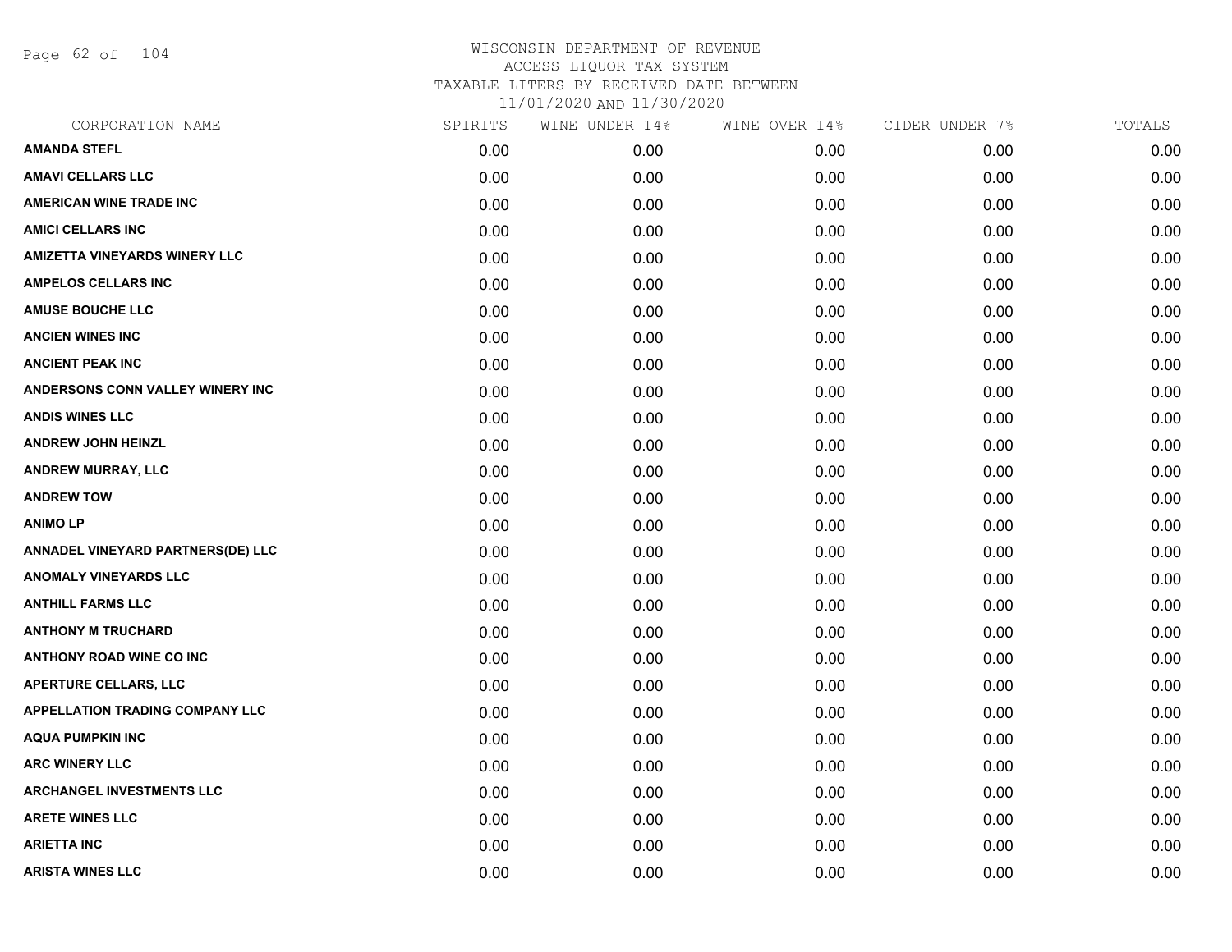# WISCONSIN DEPARTMENT OF REVENUE
## ACCESS LIQUOR TAX SYSTEM
## TAXABLE LITERS BY RECEIVED DATE BETWEEN
## 11/01/2020 AND 11/30/2020

| CORPORATION NAME | SPIRITS | WINE UNDER 14% | WINE OVER 14% | CIDER UNDER 7% | TOTALS |
|---|---|---|---|---|---|
| AMANDA STEFL | 0.00 | 0.00 | 0.00 | 0.00 | 0.00 |
| AMAVI CELLARS LLC | 0.00 | 0.00 | 0.00 | 0.00 | 0.00 |
| AMERICAN WINE TRADE INC | 0.00 | 0.00 | 0.00 | 0.00 | 0.00 |
| AMICI CELLARS INC | 0.00 | 0.00 | 0.00 | 0.00 | 0.00 |
| AMIZETTA VINEYARDS WINERY LLC | 0.00 | 0.00 | 0.00 | 0.00 | 0.00 |
| AMPELOS CELLARS INC | 0.00 | 0.00 | 0.00 | 0.00 | 0.00 |
| AMUSE BOUCHE LLC | 0.00 | 0.00 | 0.00 | 0.00 | 0.00 |
| ANCIEN WINES INC | 0.00 | 0.00 | 0.00 | 0.00 | 0.00 |
| ANCIENT PEAK INC | 0.00 | 0.00 | 0.00 | 0.00 | 0.00 |
| ANDERSONS CONN VALLEY WINERY INC | 0.00 | 0.00 | 0.00 | 0.00 | 0.00 |
| ANDIS WINES LLC | 0.00 | 0.00 | 0.00 | 0.00 | 0.00 |
| ANDREW JOHN HEINZL | 0.00 | 0.00 | 0.00 | 0.00 | 0.00 |
| ANDREW MURRAY, LLC | 0.00 | 0.00 | 0.00 | 0.00 | 0.00 |
| ANDREW TOW | 0.00 | 0.00 | 0.00 | 0.00 | 0.00 |
| ANIMO LP | 0.00 | 0.00 | 0.00 | 0.00 | 0.00 |
| ANNADEL VINEYARD PARTNERS(DE) LLC | 0.00 | 0.00 | 0.00 | 0.00 | 0.00 |
| ANOMALY VINEYARDS LLC | 0.00 | 0.00 | 0.00 | 0.00 | 0.00 |
| ANTHILL FARMS LLC | 0.00 | 0.00 | 0.00 | 0.00 | 0.00 |
| ANTHONY M TRUCHARD | 0.00 | 0.00 | 0.00 | 0.00 | 0.00 |
| ANTHONY ROAD WINE CO INC | 0.00 | 0.00 | 0.00 | 0.00 | 0.00 |
| APERTURE CELLARS, LLC | 0.00 | 0.00 | 0.00 | 0.00 | 0.00 |
| APPELLATION TRADING COMPANY LLC | 0.00 | 0.00 | 0.00 | 0.00 | 0.00 |
| AQUA PUMPKIN INC | 0.00 | 0.00 | 0.00 | 0.00 | 0.00 |
| ARC WINERY LLC | 0.00 | 0.00 | 0.00 | 0.00 | 0.00 |
| ARCHANGEL INVESTMENTS LLC | 0.00 | 0.00 | 0.00 | 0.00 | 0.00 |
| ARETE WINES LLC | 0.00 | 0.00 | 0.00 | 0.00 | 0.00 |
| ARIETTA INC | 0.00 | 0.00 | 0.00 | 0.00 | 0.00 |
| ARISTA WINES LLC | 0.00 | 0.00 | 0.00 | 0.00 | 0.00 |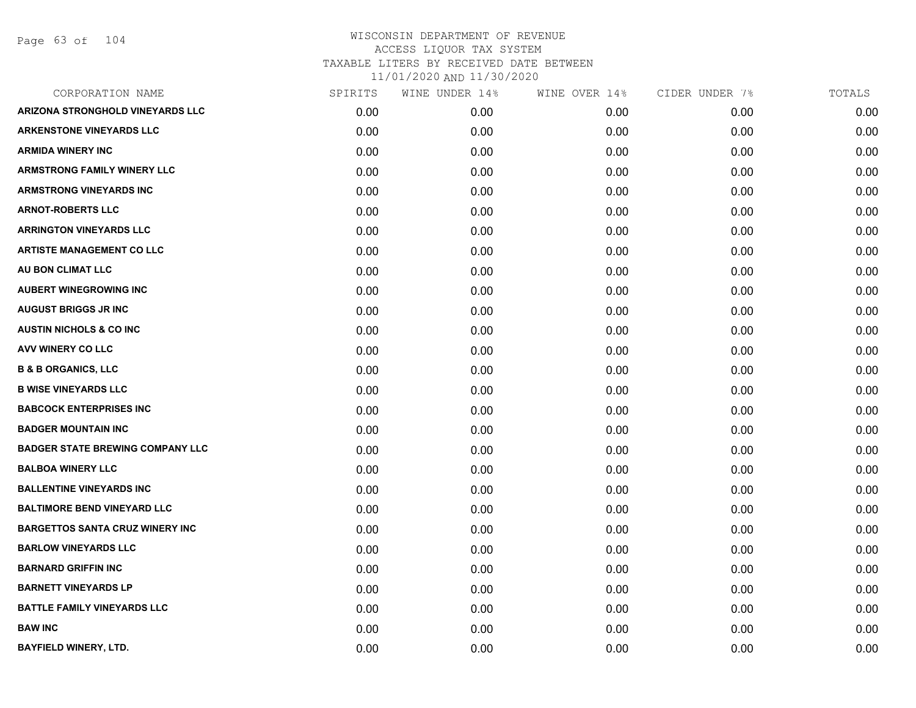WISCONSIN DEPARTMENT OF REVENUE
ACCESS LIQUOR TAX SYSTEM
TAXABLE LITERS BY RECEIVED DATE BETWEEN
11/01/2020 AND 11/30/2020

| CORPORATION NAME | SPIRITS | WINE UNDER 14% | WINE OVER 14% | CIDER UNDER 7% | TOTALS |
|---|---|---|---|---|---|
| ARIZONA STRONGHOLD VINEYARDS LLC | 0.00 | 0.00 | 0.00 | 0.00 | 0.00 |
| ARKENSTONE VINEYARDS LLC | 0.00 | 0.00 | 0.00 | 0.00 | 0.00 |
| ARMIDA WINERY INC | 0.00 | 0.00 | 0.00 | 0.00 | 0.00 |
| ARMSTRONG FAMILY WINERY LLC | 0.00 | 0.00 | 0.00 | 0.00 | 0.00 |
| ARMSTRONG VINEYARDS INC | 0.00 | 0.00 | 0.00 | 0.00 | 0.00 |
| ARNOT-ROBERTS LLC | 0.00 | 0.00 | 0.00 | 0.00 | 0.00 |
| ARRINGTON VINEYARDS LLC | 0.00 | 0.00 | 0.00 | 0.00 | 0.00 |
| ARTISTE MANAGEMENT CO LLC | 0.00 | 0.00 | 0.00 | 0.00 | 0.00 |
| AU BON CLIMAT LLC | 0.00 | 0.00 | 0.00 | 0.00 | 0.00 |
| AUBERT WINEGROWING INC | 0.00 | 0.00 | 0.00 | 0.00 | 0.00 |
| AUGUST BRIGGS JR INC | 0.00 | 0.00 | 0.00 | 0.00 | 0.00 |
| AUSTIN NICHOLS & CO INC | 0.00 | 0.00 | 0.00 | 0.00 | 0.00 |
| AVV WINERY CO LLC | 0.00 | 0.00 | 0.00 | 0.00 | 0.00 |
| B & B ORGANICS, LLC | 0.00 | 0.00 | 0.00 | 0.00 | 0.00 |
| B WISE VINEYARDS LLC | 0.00 | 0.00 | 0.00 | 0.00 | 0.00 |
| BABCOCK ENTERPRISES INC | 0.00 | 0.00 | 0.00 | 0.00 | 0.00 |
| BADGER MOUNTAIN INC | 0.00 | 0.00 | 0.00 | 0.00 | 0.00 |
| BADGER STATE BREWING COMPANY LLC | 0.00 | 0.00 | 0.00 | 0.00 | 0.00 |
| BALBOA WINERY LLC | 0.00 | 0.00 | 0.00 | 0.00 | 0.00 |
| BALLENTINE VINEYARDS INC | 0.00 | 0.00 | 0.00 | 0.00 | 0.00 |
| BALTIMORE BEND VINEYARD LLC | 0.00 | 0.00 | 0.00 | 0.00 | 0.00 |
| BARGETTOS SANTA CRUZ WINERY INC | 0.00 | 0.00 | 0.00 | 0.00 | 0.00 |
| BARLOW VINEYARDS LLC | 0.00 | 0.00 | 0.00 | 0.00 | 0.00 |
| BARNARD GRIFFIN INC | 0.00 | 0.00 | 0.00 | 0.00 | 0.00 |
| BARNETT VINEYARDS LP | 0.00 | 0.00 | 0.00 | 0.00 | 0.00 |
| BATTLE FAMILY VINEYARDS LLC | 0.00 | 0.00 | 0.00 | 0.00 | 0.00 |
| BAW INC | 0.00 | 0.00 | 0.00 | 0.00 | 0.00 |
| BAYFIELD WINERY, LTD. | 0.00 | 0.00 | 0.00 | 0.00 | 0.00 |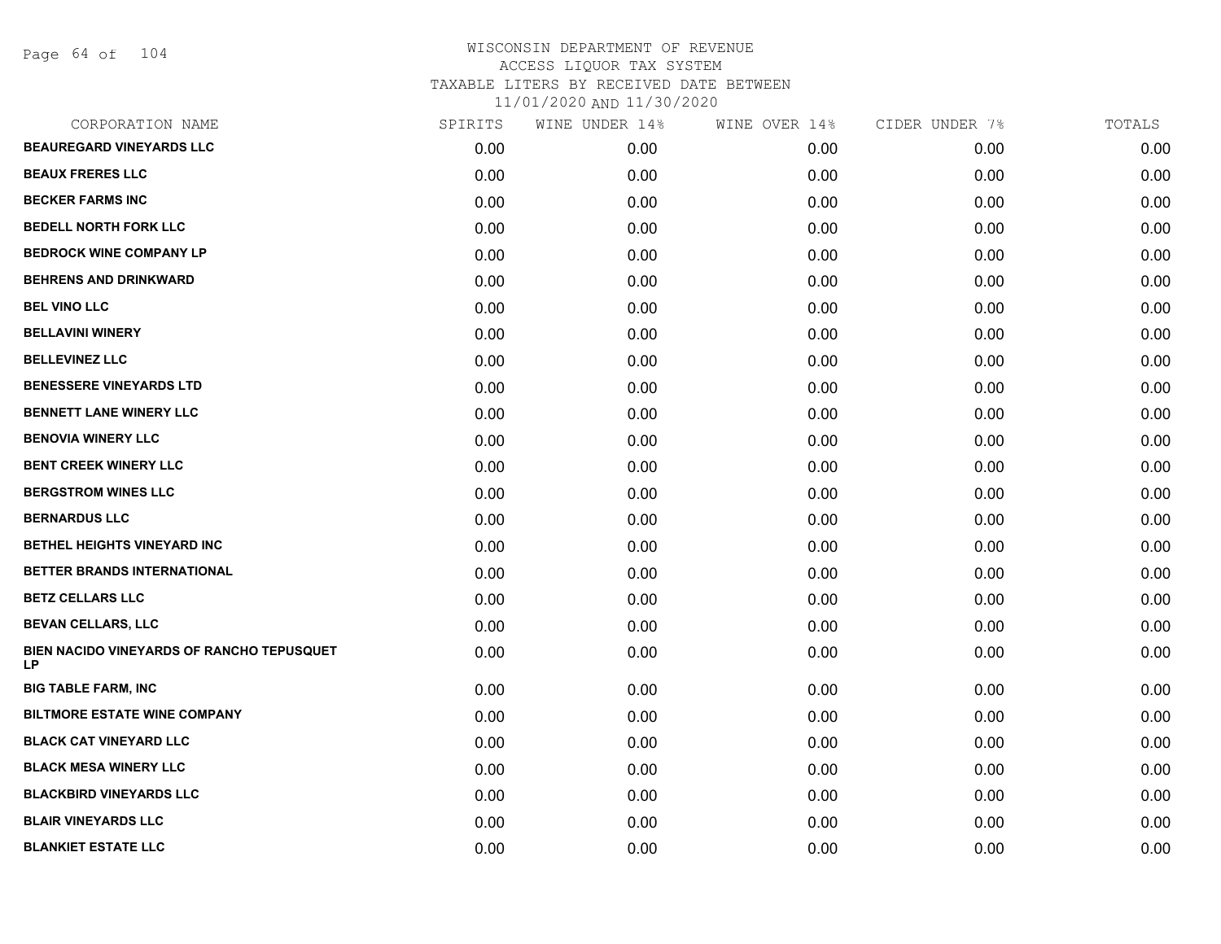WISCONSIN DEPARTMENT OF REVENUE
ACCESS LIQUOR TAX SYSTEM
TAXABLE LITERS BY RECEIVED DATE BETWEEN
11/01/2020 AND 11/30/2020

| CORPORATION NAME | SPIRITS | WINE UNDER 14% | WINE OVER 14% | CIDER UNDER 7% | TOTALS |
|---|---|---|---|---|---|
| **BEAUREGARD VINEYARDS LLC** | 0.00 | 0.00 | 0.00 | 0.00 | 0.00 |
| **BEAUX FRERES LLC** | 0.00 | 0.00 | 0.00 | 0.00 | 0.00 |
| **BECKER FARMS INC** | 0.00 | 0.00 | 0.00 | 0.00 | 0.00 |
| **BEDELL NORTH FORK LLC** | 0.00 | 0.00 | 0.00 | 0.00 | 0.00 |
| **BEDROCK WINE COMPANY LP** | 0.00 | 0.00 | 0.00 | 0.00 | 0.00 |
| **BEHRENS AND DRINKWARD** | 0.00 | 0.00 | 0.00 | 0.00 | 0.00 |
| **BEL VINO LLC** | 0.00 | 0.00 | 0.00 | 0.00 | 0.00 |
| **BELLAVINI WINERY** | 0.00 | 0.00 | 0.00 | 0.00 | 0.00 |
| **BELLEVINEZ LLC** | 0.00 | 0.00 | 0.00 | 0.00 | 0.00 |
| **BENESSERE VINEYARDS LTD** | 0.00 | 0.00 | 0.00 | 0.00 | 0.00 |
| **BENNETT LANE WINERY LLC** | 0.00 | 0.00 | 0.00 | 0.00 | 0.00 |
| **BENOVIA WINERY LLC** | 0.00 | 0.00 | 0.00 | 0.00 | 0.00 |
| **BENT CREEK WINERY LLC** | 0.00 | 0.00 | 0.00 | 0.00 | 0.00 |
| **BERGSTROM WINES LLC** | 0.00 | 0.00 | 0.00 | 0.00 | 0.00 |
| **BERNARDUS LLC** | 0.00 | 0.00 | 0.00 | 0.00 | 0.00 |
| **BETHEL HEIGHTS VINEYARD INC** | 0.00 | 0.00 | 0.00 | 0.00 | 0.00 |
| **BETTER BRANDS INTERNATIONAL** | 0.00 | 0.00 | 0.00 | 0.00 | 0.00 |
| **BETZ CELLARS LLC** | 0.00 | 0.00 | 0.00 | 0.00 | 0.00 |
| **BEVAN CELLARS, LLC** | 0.00 | 0.00 | 0.00 | 0.00 | 0.00 |
| **BIEN NACIDO VINEYARDS OF RANCHO TEPUSQUET LP** | 0.00 | 0.00 | 0.00 | 0.00 | 0.00 |
| **BIG TABLE FARM, INC** | 0.00 | 0.00 | 0.00 | 0.00 | 0.00 |
| **BILTMORE ESTATE WINE COMPANY** | 0.00 | 0.00 | 0.00 | 0.00 | 0.00 |
| **BLACK CAT VINEYARD LLC** | 0.00 | 0.00 | 0.00 | 0.00 | 0.00 |
| **BLACK MESA WINERY LLC** | 0.00 | 0.00 | 0.00 | 0.00 | 0.00 |
| **BLACKBIRD VINEYARDS LLC** | 0.00 | 0.00 | 0.00 | 0.00 | 0.00 |
| **BLAIR VINEYARDS LLC** | 0.00 | 0.00 | 0.00 | 0.00 | 0.00 |
| **BLANKIET ESTATE LLC** | 0.00 | 0.00 | 0.00 | 0.00 | 0.00 |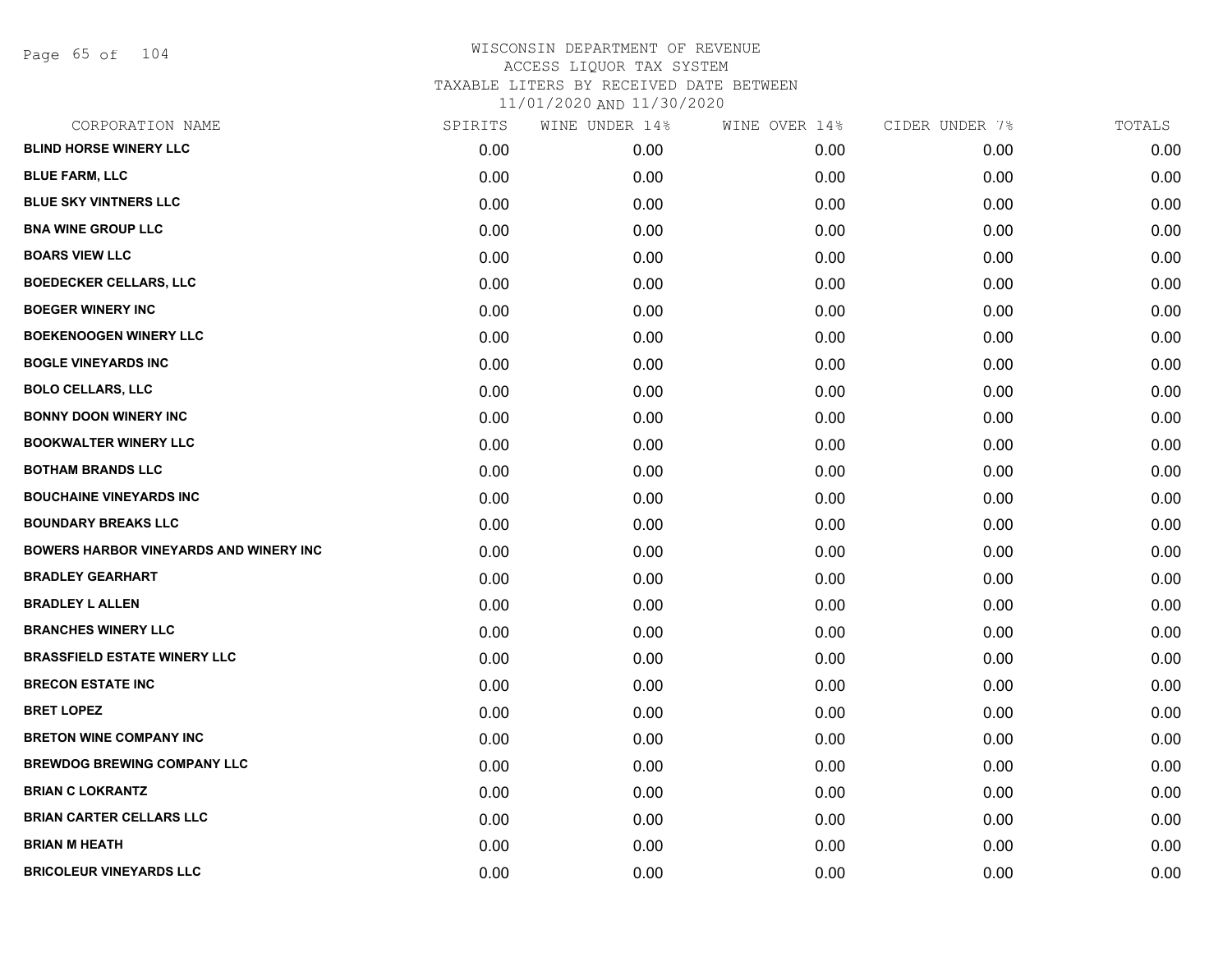# WISCONSIN DEPARTMENT OF REVENUE
ACCESS LIQUOR TAX SYSTEM
TAXABLE LITERS BY RECEIVED DATE BETWEEN
11/01/2020 AND 11/30/2020

| CORPORATION NAME | SPIRITS | WINE UNDER 14% | WINE OVER 14% | CIDER UNDER 7% | TOTALS |
|---|---|---|---|---|---|
| **BLIND HORSE WINERY LLC** | 0.00 | 0.00 | 0.00 | 0.00 | 0.00 |
| **BLUE FARM, LLC** | 0.00 | 0.00 | 0.00 | 0.00 | 0.00 |
| **BLUE SKY VINTNERS LLC** | 0.00 | 0.00 | 0.00 | 0.00 | 0.00 |
| **BNA WINE GROUP LLC** | 0.00 | 0.00 | 0.00 | 0.00 | 0.00 |
| **BOARS VIEW LLC** | 0.00 | 0.00 | 0.00 | 0.00 | 0.00 |
| **BOEDECKER CELLARS, LLC** | 0.00 | 0.00 | 0.00 | 0.00 | 0.00 |
| **BOEGER WINERY INC** | 0.00 | 0.00 | 0.00 | 0.00 | 0.00 |
| **BOEKENOOGEN WINERY LLC** | 0.00 | 0.00 | 0.00 | 0.00 | 0.00 |
| **BOGLE VINEYARDS INC** | 0.00 | 0.00 | 0.00 | 0.00 | 0.00 |
| **BOLO CELLARS, LLC** | 0.00 | 0.00 | 0.00 | 0.00 | 0.00 |
| **BONNY DOON WINERY INC** | 0.00 | 0.00 | 0.00 | 0.00 | 0.00 |
| **BOOKWALTER WINERY LLC** | 0.00 | 0.00 | 0.00 | 0.00 | 0.00 |
| **BOTHAM BRANDS LLC** | 0.00 | 0.00 | 0.00 | 0.00 | 0.00 |
| **BOUCHAINE VINEYARDS INC** | 0.00 | 0.00 | 0.00 | 0.00 | 0.00 |
| **BOUNDARY BREAKS LLC** | 0.00 | 0.00 | 0.00 | 0.00 | 0.00 |
| **BOWERS HARBOR VINEYARDS AND WINERY INC** | 0.00 | 0.00 | 0.00 | 0.00 | 0.00 |
| **BRADLEY GEARHART** | 0.00 | 0.00 | 0.00 | 0.00 | 0.00 |
| **BRADLEY L ALLEN** | 0.00 | 0.00 | 0.00 | 0.00 | 0.00 |
| **BRANCHES WINERY LLC** | 0.00 | 0.00 | 0.00 | 0.00 | 0.00 |
| **BRASSFIELD ESTATE WINERY LLC** | 0.00 | 0.00 | 0.00 | 0.00 | 0.00 |
| **BRECON ESTATE INC** | 0.00 | 0.00 | 0.00 | 0.00 | 0.00 |
| **BRET LOPEZ** | 0.00 | 0.00 | 0.00 | 0.00 | 0.00 |
| **BRETON WINE COMPANY INC** | 0.00 | 0.00 | 0.00 | 0.00 | 0.00 |
| **BREWDOG BREWING COMPANY LLC** | 0.00 | 0.00 | 0.00 | 0.00 | 0.00 |
| **BRIAN C LOKRANTZ** | 0.00 | 0.00 | 0.00 | 0.00 | 0.00 |
| **BRIAN CARTER CELLARS LLC** | 0.00 | 0.00 | 0.00 | 0.00 | 0.00 |
| **BRIAN M HEATH** | 0.00 | 0.00 | 0.00 | 0.00 | 0.00 |
| **BRICOLEUR VINEYARDS LLC** | 0.00 | 0.00 | 0.00 | 0.00 | 0.00 |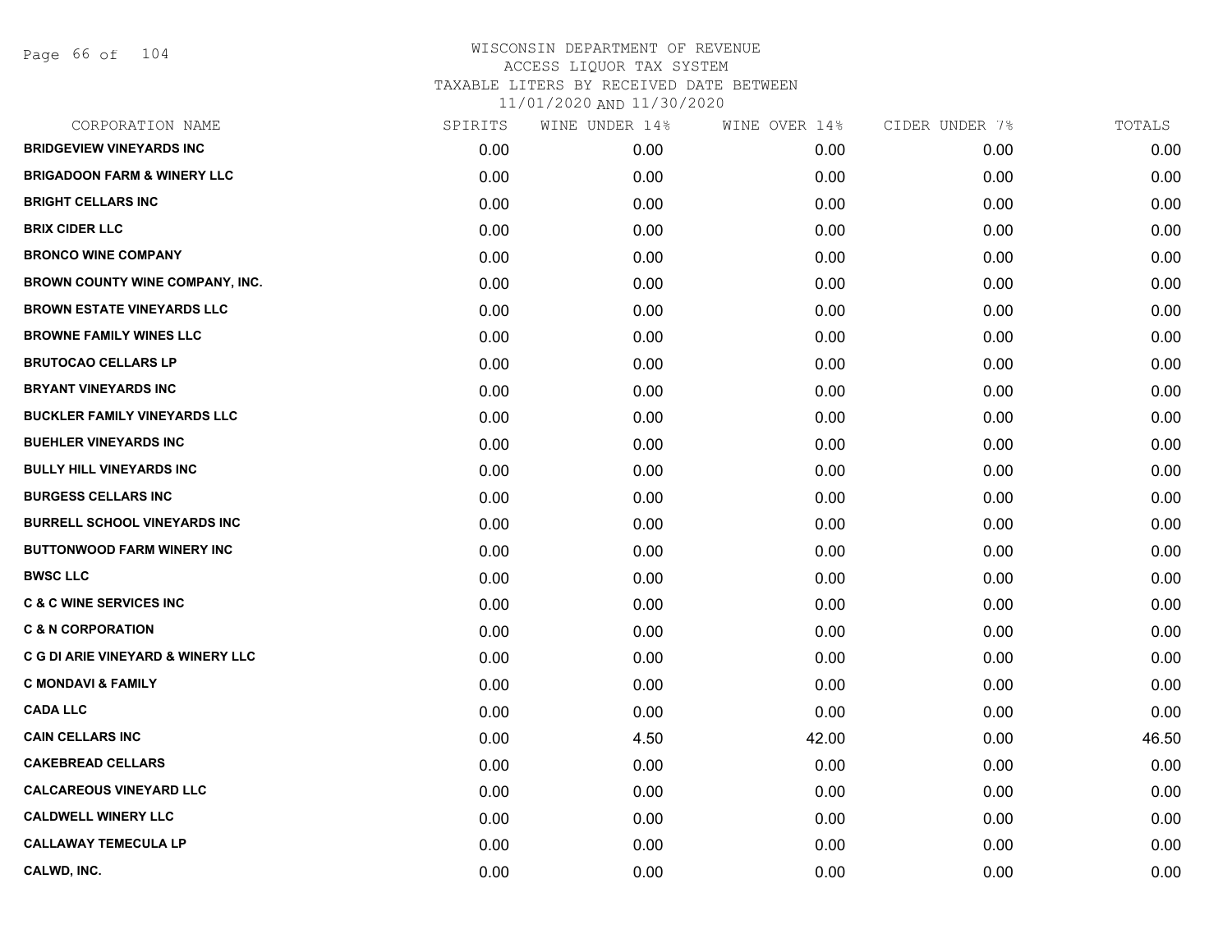WISCONSIN DEPARTMENT OF REVENUE
ACCESS LIQUOR TAX SYSTEM
TAXABLE LITERS BY RECEIVED DATE BETWEEN
11/01/2020 AND 11/30/2020

| CORPORATION NAME | SPIRITS | WINE UNDER 14% | WINE OVER 14% | CIDER UNDER 7% | TOTALS |
|---|---|---|---|---|---|
| BRIDGEVIEW VINEYARDS INC | 0.00 | 0.00 | 0.00 | 0.00 | 0.00 |
| BRIGADOON FARM & WINERY LLC | 0.00 | 0.00 | 0.00 | 0.00 | 0.00 |
| BRIGHT CELLARS INC | 0.00 | 0.00 | 0.00 | 0.00 | 0.00 |
| BRIX CIDER LLC | 0.00 | 0.00 | 0.00 | 0.00 | 0.00 |
| BRONCO WINE COMPANY | 0.00 | 0.00 | 0.00 | 0.00 | 0.00 |
| BROWN COUNTY WINE COMPANY, INC. | 0.00 | 0.00 | 0.00 | 0.00 | 0.00 |
| BROWN ESTATE VINEYARDS LLC | 0.00 | 0.00 | 0.00 | 0.00 | 0.00 |
| BROWNE FAMILY WINES LLC | 0.00 | 0.00 | 0.00 | 0.00 | 0.00 |
| BRUTOCAO CELLARS LP | 0.00 | 0.00 | 0.00 | 0.00 | 0.00 |
| BRYANT VINEYARDS INC | 0.00 | 0.00 | 0.00 | 0.00 | 0.00 |
| BUCKLER FAMILY VINEYARDS LLC | 0.00 | 0.00 | 0.00 | 0.00 | 0.00 |
| BUEHLER VINEYARDS INC | 0.00 | 0.00 | 0.00 | 0.00 | 0.00 |
| BULLY HILL VINEYARDS INC | 0.00 | 0.00 | 0.00 | 0.00 | 0.00 |
| BURGESS CELLARS INC | 0.00 | 0.00 | 0.00 | 0.00 | 0.00 |
| BURRELL SCHOOL VINEYARDS INC | 0.00 | 0.00 | 0.00 | 0.00 | 0.00 |
| BUTTONWOOD FARM WINERY INC | 0.00 | 0.00 | 0.00 | 0.00 | 0.00 |
| BWSC LLC | 0.00 | 0.00 | 0.00 | 0.00 | 0.00 |
| C & C WINE SERVICES INC | 0.00 | 0.00 | 0.00 | 0.00 | 0.00 |
| C & N CORPORATION | 0.00 | 0.00 | 0.00 | 0.00 | 0.00 |
| C G DI ARIE VINEYARD & WINERY LLC | 0.00 | 0.00 | 0.00 | 0.00 | 0.00 |
| C MONDAVI & FAMILY | 0.00 | 0.00 | 0.00 | 0.00 | 0.00 |
| CADA LLC | 0.00 | 0.00 | 0.00 | 0.00 | 0.00 |
| CAIN CELLARS INC | 0.00 | 4.50 | 42.00 | 0.00 | 46.50 |
| CAKEBREAD CELLARS | 0.00 | 0.00 | 0.00 | 0.00 | 0.00 |
| CALCAREOUS VINEYARD LLC | 0.00 | 0.00 | 0.00 | 0.00 | 0.00 |
| CALDWELL WINERY LLC | 0.00 | 0.00 | 0.00 | 0.00 | 0.00 |
| CALLAWAY TEMECULA LP | 0.00 | 0.00 | 0.00 | 0.00 | 0.00 |
| CALWD, INC. | 0.00 | 0.00 | 0.00 | 0.00 | 0.00 |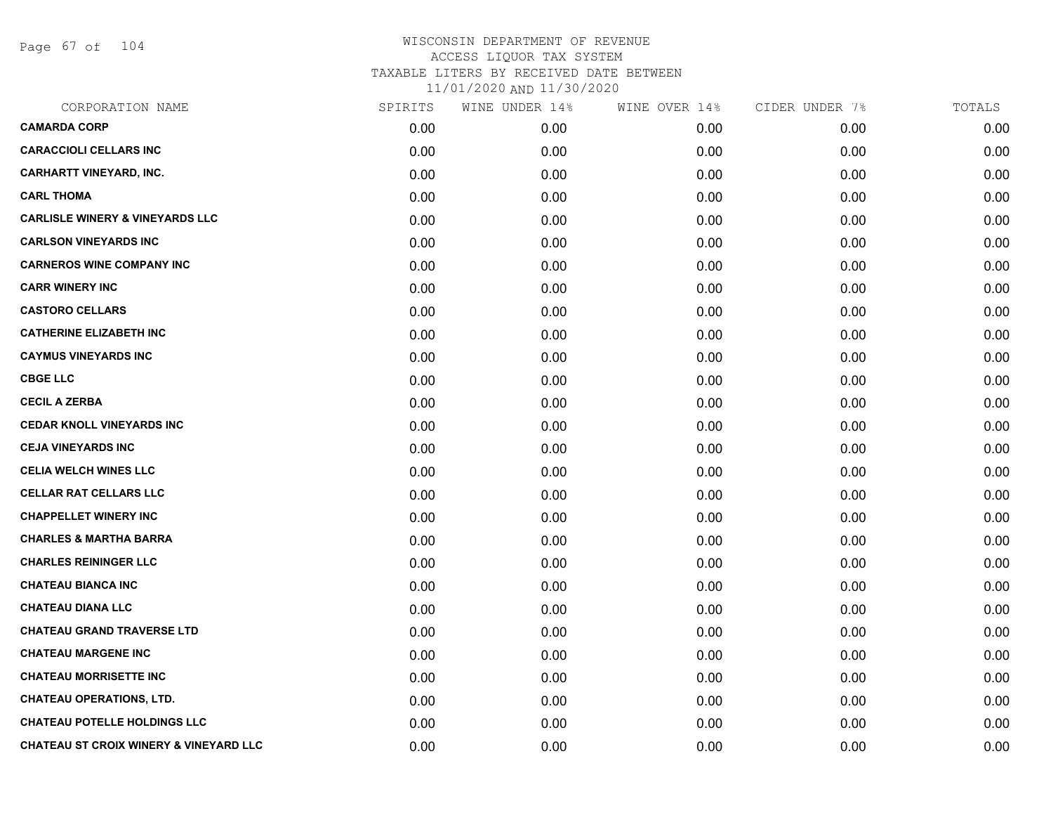WISCONSIN DEPARTMENT OF REVENUE
ACCESS LIQUOR TAX SYSTEM
TAXABLE LITERS BY RECEIVED DATE BETWEEN
11/01/2020 AND 11/30/2020

| CORPORATION NAME | SPIRITS | WINE UNDER 14% | WINE OVER 14% | CIDER UNDER 7% | TOTALS |
|---|---|---|---|---|---|
| CAMARDA CORP | 0.00 | 0.00 | 0.00 | 0.00 | 0.00 |
| CARACCIOLI CELLARS INC | 0.00 | 0.00 | 0.00 | 0.00 | 0.00 |
| CARHARTT VINEYARD, INC. | 0.00 | 0.00 | 0.00 | 0.00 | 0.00 |
| CARL THOMA | 0.00 | 0.00 | 0.00 | 0.00 | 0.00 |
| CARLISLE WINERY & VINEYARDS LLC | 0.00 | 0.00 | 0.00 | 0.00 | 0.00 |
| CARLSON VINEYARDS INC | 0.00 | 0.00 | 0.00 | 0.00 | 0.00 |
| CARNEROS WINE COMPANY INC | 0.00 | 0.00 | 0.00 | 0.00 | 0.00 |
| CARR WINERY INC | 0.00 | 0.00 | 0.00 | 0.00 | 0.00 |
| CASTORO CELLARS | 0.00 | 0.00 | 0.00 | 0.00 | 0.00 |
| CATHERINE ELIZABETH INC | 0.00 | 0.00 | 0.00 | 0.00 | 0.00 |
| CAYMUS VINEYARDS INC | 0.00 | 0.00 | 0.00 | 0.00 | 0.00 |
| CBGE LLC | 0.00 | 0.00 | 0.00 | 0.00 | 0.00 |
| CECIL A ZERBA | 0.00 | 0.00 | 0.00 | 0.00 | 0.00 |
| CEDAR KNOLL VINEYARDS INC | 0.00 | 0.00 | 0.00 | 0.00 | 0.00 |
| CEJA VINEYARDS INC | 0.00 | 0.00 | 0.00 | 0.00 | 0.00 |
| CELIA WELCH WINES LLC | 0.00 | 0.00 | 0.00 | 0.00 | 0.00 |
| CELLAR RAT CELLARS LLC | 0.00 | 0.00 | 0.00 | 0.00 | 0.00 |
| CHAPPELLET WINERY INC | 0.00 | 0.00 | 0.00 | 0.00 | 0.00 |
| CHARLES & MARTHA BARRA | 0.00 | 0.00 | 0.00 | 0.00 | 0.00 |
| CHARLES REININGER LLC | 0.00 | 0.00 | 0.00 | 0.00 | 0.00 |
| CHATEAU BIANCA INC | 0.00 | 0.00 | 0.00 | 0.00 | 0.00 |
| CHATEAU DIANA LLC | 0.00 | 0.00 | 0.00 | 0.00 | 0.00 |
| CHATEAU GRAND TRAVERSE LTD | 0.00 | 0.00 | 0.00 | 0.00 | 0.00 |
| CHATEAU MARGENE INC | 0.00 | 0.00 | 0.00 | 0.00 | 0.00 |
| CHATEAU MORRISETTE INC | 0.00 | 0.00 | 0.00 | 0.00 | 0.00 |
| CHATEAU OPERATIONS, LTD. | 0.00 | 0.00 | 0.00 | 0.00 | 0.00 |
| CHATEAU POTELLE HOLDINGS LLC | 0.00 | 0.00 | 0.00 | 0.00 | 0.00 |
| CHATEAU ST CROIX WINERY & VINEYARD LLC | 0.00 | 0.00 | 0.00 | 0.00 | 0.00 |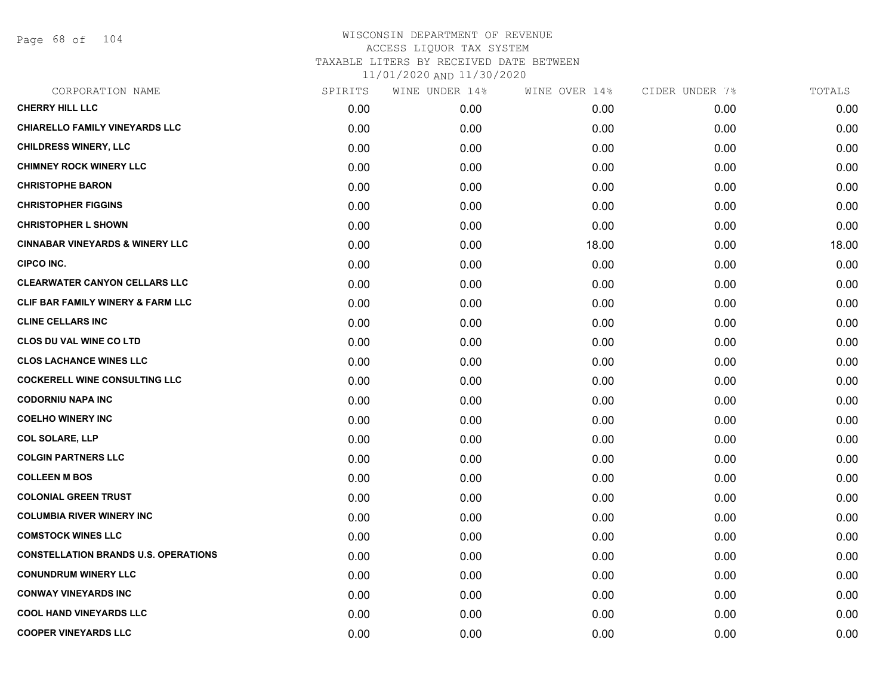# WISCONSIN DEPARTMENT OF REVENUE
## ACCESS LIQUOR TAX SYSTEM
### TAXABLE LITERS BY RECEIVED DATE BETWEEN 11/01/2020 AND 11/30/2020

| CORPORATION NAME | SPIRITS | WINE UNDER 14% | WINE OVER 14% | CIDER UNDER 7% | TOTALS |
|---|---|---|---|---|---|
| CHERRY HILL LLC | 0.00 | 0.00 | 0.00 | 0.00 | 0.00 |
| CHIARELLO FAMILY VINEYARDS LLC | 0.00 | 0.00 | 0.00 | 0.00 | 0.00 |
| CHILDRESS WINERY, LLC | 0.00 | 0.00 | 0.00 | 0.00 | 0.00 |
| CHIMNEY ROCK WINERY LLC | 0.00 | 0.00 | 0.00 | 0.00 | 0.00 |
| CHRISTOPHE BARON | 0.00 | 0.00 | 0.00 | 0.00 | 0.00 |
| CHRISTOPHER FIGGINS | 0.00 | 0.00 | 0.00 | 0.00 | 0.00 |
| CHRISTOPHER L SHOWN | 0.00 | 0.00 | 0.00 | 0.00 | 0.00 |
| CINNABAR VINEYARDS & WINERY LLC | 0.00 | 0.00 | 18.00 | 0.00 | 18.00 |
| CIPCO INC. | 0.00 | 0.00 | 0.00 | 0.00 | 0.00 |
| CLEARWATER CANYON CELLARS LLC | 0.00 | 0.00 | 0.00 | 0.00 | 0.00 |
| CLIF BAR FAMILY WINERY & FARM LLC | 0.00 | 0.00 | 0.00 | 0.00 | 0.00 |
| CLINE CELLARS INC | 0.00 | 0.00 | 0.00 | 0.00 | 0.00 |
| CLOS DU VAL WINE CO LTD | 0.00 | 0.00 | 0.00 | 0.00 | 0.00 |
| CLOS LACHANCE WINES LLC | 0.00 | 0.00 | 0.00 | 0.00 | 0.00 |
| COCKERELL WINE CONSULTING LLC | 0.00 | 0.00 | 0.00 | 0.00 | 0.00 |
| CODORNIU NAPA INC | 0.00 | 0.00 | 0.00 | 0.00 | 0.00 |
| COELHO WINERY INC | 0.00 | 0.00 | 0.00 | 0.00 | 0.00 |
| COL SOLARE, LLP | 0.00 | 0.00 | 0.00 | 0.00 | 0.00 |
| COLGIN PARTNERS LLC | 0.00 | 0.00 | 0.00 | 0.00 | 0.00 |
| COLLEEN M BOS | 0.00 | 0.00 | 0.00 | 0.00 | 0.00 |
| COLONIAL GREEN TRUST | 0.00 | 0.00 | 0.00 | 0.00 | 0.00 |
| COLUMBIA RIVER WINERY INC | 0.00 | 0.00 | 0.00 | 0.00 | 0.00 |
| COMSTOCK WINES LLC | 0.00 | 0.00 | 0.00 | 0.00 | 0.00 |
| CONSTELLATION BRANDS U.S. OPERATIONS | 0.00 | 0.00 | 0.00 | 0.00 | 0.00 |
| CONUNDRUM WINERY LLC | 0.00 | 0.00 | 0.00 | 0.00 | 0.00 |
| CONWAY VINEYARDS INC | 0.00 | 0.00 | 0.00 | 0.00 | 0.00 |
| COOL HAND VINEYARDS LLC | 0.00 | 0.00 | 0.00 | 0.00 | 0.00 |
| COOPER VINEYARDS LLC | 0.00 | 0.00 | 0.00 | 0.00 | 0.00 |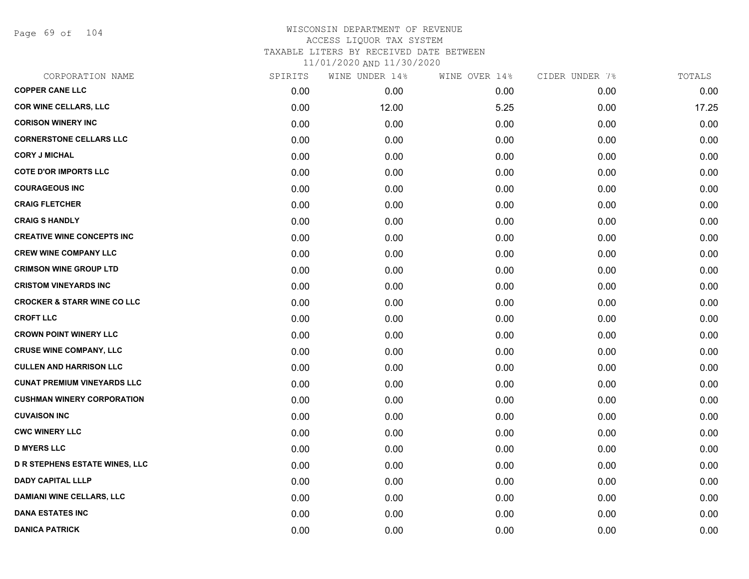# WISCONSIN DEPARTMENT OF REVENUE
ACCESS LIQUOR TAX SYSTEM
TAXABLE LITERS BY RECEIVED DATE BETWEEN
11/01/2020 AND 11/30/2020

| CORPORATION NAME | SPIRITS | WINE UNDER 14% | WINE OVER 14% | CIDER UNDER 7% | TOTALS |
|---|---|---|---|---|---|
| COPPER CANE LLC | 0.00 | 0.00 | 0.00 | 0.00 | 0.00 |
| COR WINE CELLARS, LLC | 0.00 | 12.00 | 5.25 | 0.00 | 17.25 |
| CORISON WINERY INC | 0.00 | 0.00 | 0.00 | 0.00 | 0.00 |
| CORNERSTONE CELLARS LLC | 0.00 | 0.00 | 0.00 | 0.00 | 0.00 |
| CORY J MICHAL | 0.00 | 0.00 | 0.00 | 0.00 | 0.00 |
| COTE D'OR IMPORTS LLC | 0.00 | 0.00 | 0.00 | 0.00 | 0.00 |
| COURAGEOUS INC | 0.00 | 0.00 | 0.00 | 0.00 | 0.00 |
| CRAIG FLETCHER | 0.00 | 0.00 | 0.00 | 0.00 | 0.00 |
| CRAIG S HANDLY | 0.00 | 0.00 | 0.00 | 0.00 | 0.00 |
| CREATIVE WINE CONCEPTS INC | 0.00 | 0.00 | 0.00 | 0.00 | 0.00 |
| CREW WINE COMPANY LLC | 0.00 | 0.00 | 0.00 | 0.00 | 0.00 |
| CRIMSON WINE GROUP LTD | 0.00 | 0.00 | 0.00 | 0.00 | 0.00 |
| CRISTOM VINEYARDS INC | 0.00 | 0.00 | 0.00 | 0.00 | 0.00 |
| CROCKER & STARR WINE CO LLC | 0.00 | 0.00 | 0.00 | 0.00 | 0.00 |
| CROFT LLC | 0.00 | 0.00 | 0.00 | 0.00 | 0.00 |
| CROWN POINT WINERY LLC | 0.00 | 0.00 | 0.00 | 0.00 | 0.00 |
| CRUSE WINE COMPANY, LLC | 0.00 | 0.00 | 0.00 | 0.00 | 0.00 |
| CULLEN AND HARRISON LLC | 0.00 | 0.00 | 0.00 | 0.00 | 0.00 |
| CUNAT PREMIUM VINEYARDS LLC | 0.00 | 0.00 | 0.00 | 0.00 | 0.00 |
| CUSHMAN WINERY CORPORATION | 0.00 | 0.00 | 0.00 | 0.00 | 0.00 |
| CUVAISON INC | 0.00 | 0.00 | 0.00 | 0.00 | 0.00 |
| CWC WINERY LLC | 0.00 | 0.00 | 0.00 | 0.00 | 0.00 |
| D MYERS LLC | 0.00 | 0.00 | 0.00 | 0.00 | 0.00 |
| D R STEPHENS ESTATE WINES, LLC | 0.00 | 0.00 | 0.00 | 0.00 | 0.00 |
| DADY CAPITAL LLLP | 0.00 | 0.00 | 0.00 | 0.00 | 0.00 |
| DAMIANI WINE CELLARS, LLC | 0.00 | 0.00 | 0.00 | 0.00 | 0.00 |
| DANA ESTATES INC | 0.00 | 0.00 | 0.00 | 0.00 | 0.00 |
| DANICA PATRICK | 0.00 | 0.00 | 0.00 | 0.00 | 0.00 |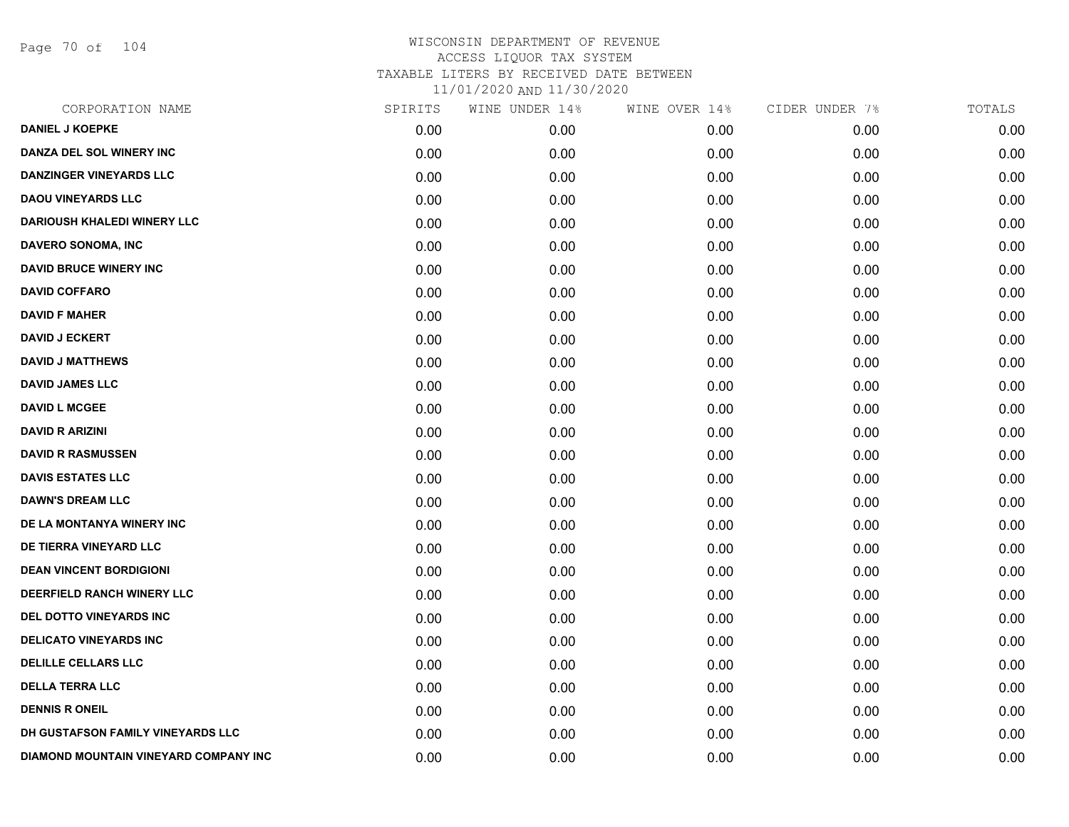# WISCONSIN DEPARTMENT OF REVENUE
## ACCESS LIQUOR TAX SYSTEM
### TAXABLE LITERS BY RECEIVED DATE BETWEEN 11/01/2020 AND 11/30/2020

| CORPORATION NAME | SPIRITS | WINE UNDER 14% | WINE OVER 14% | CIDER UNDER 7% | TOTALS |
|---|---|---|---|---|---|
| DANIEL J KOEPKE | 0.00 | 0.00 | 0.00 | 0.00 | 0.00 |
| DANZA DEL SOL WINERY INC | 0.00 | 0.00 | 0.00 | 0.00 | 0.00 |
| DANZINGER VINEYARDS LLC | 0.00 | 0.00 | 0.00 | 0.00 | 0.00 |
| DAOU VINEYARDS LLC | 0.00 | 0.00 | 0.00 | 0.00 | 0.00 |
| DARIOUSH KHALEDI WINERY LLC | 0.00 | 0.00 | 0.00 | 0.00 | 0.00 |
| DAVERO SONOMA, INC | 0.00 | 0.00 | 0.00 | 0.00 | 0.00 |
| DAVID BRUCE WINERY INC | 0.00 | 0.00 | 0.00 | 0.00 | 0.00 |
| DAVID COFFARO | 0.00 | 0.00 | 0.00 | 0.00 | 0.00 |
| DAVID F MAHER | 0.00 | 0.00 | 0.00 | 0.00 | 0.00 |
| DAVID J ECKERT | 0.00 | 0.00 | 0.00 | 0.00 | 0.00 |
| DAVID J MATTHEWS | 0.00 | 0.00 | 0.00 | 0.00 | 0.00 |
| DAVID JAMES LLC | 0.00 | 0.00 | 0.00 | 0.00 | 0.00 |
| DAVID L MCGEE | 0.00 | 0.00 | 0.00 | 0.00 | 0.00 |
| DAVID R ARIZINI | 0.00 | 0.00 | 0.00 | 0.00 | 0.00 |
| DAVID R RASMUSSEN | 0.00 | 0.00 | 0.00 | 0.00 | 0.00 |
| DAVIS ESTATES LLC | 0.00 | 0.00 | 0.00 | 0.00 | 0.00 |
| DAWN'S DREAM LLC | 0.00 | 0.00 | 0.00 | 0.00 | 0.00 |
| DE LA MONTANYA WINERY INC | 0.00 | 0.00 | 0.00 | 0.00 | 0.00 |
| DE TIERRA VINEYARD LLC | 0.00 | 0.00 | 0.00 | 0.00 | 0.00 |
| DEAN VINCENT BORDIGIONI | 0.00 | 0.00 | 0.00 | 0.00 | 0.00 |
| DEERFIELD RANCH WINERY LLC | 0.00 | 0.00 | 0.00 | 0.00 | 0.00 |
| DEL DOTTO VINEYARDS INC | 0.00 | 0.00 | 0.00 | 0.00 | 0.00 |
| DELICATO VINEYARDS INC | 0.00 | 0.00 | 0.00 | 0.00 | 0.00 |
| DELILLE CELLARS LLC | 0.00 | 0.00 | 0.00 | 0.00 | 0.00 |
| DELLA TERRA LLC | 0.00 | 0.00 | 0.00 | 0.00 | 0.00 |
| DENNIS R ONEIL | 0.00 | 0.00 | 0.00 | 0.00 | 0.00 |
| DH GUSTAFSON FAMILY VINEYARDS LLC | 0.00 | 0.00 | 0.00 | 0.00 | 0.00 |
| DIAMOND MOUNTAIN VINEYARD COMPANY INC | 0.00 | 0.00 | 0.00 | 0.00 | 0.00 |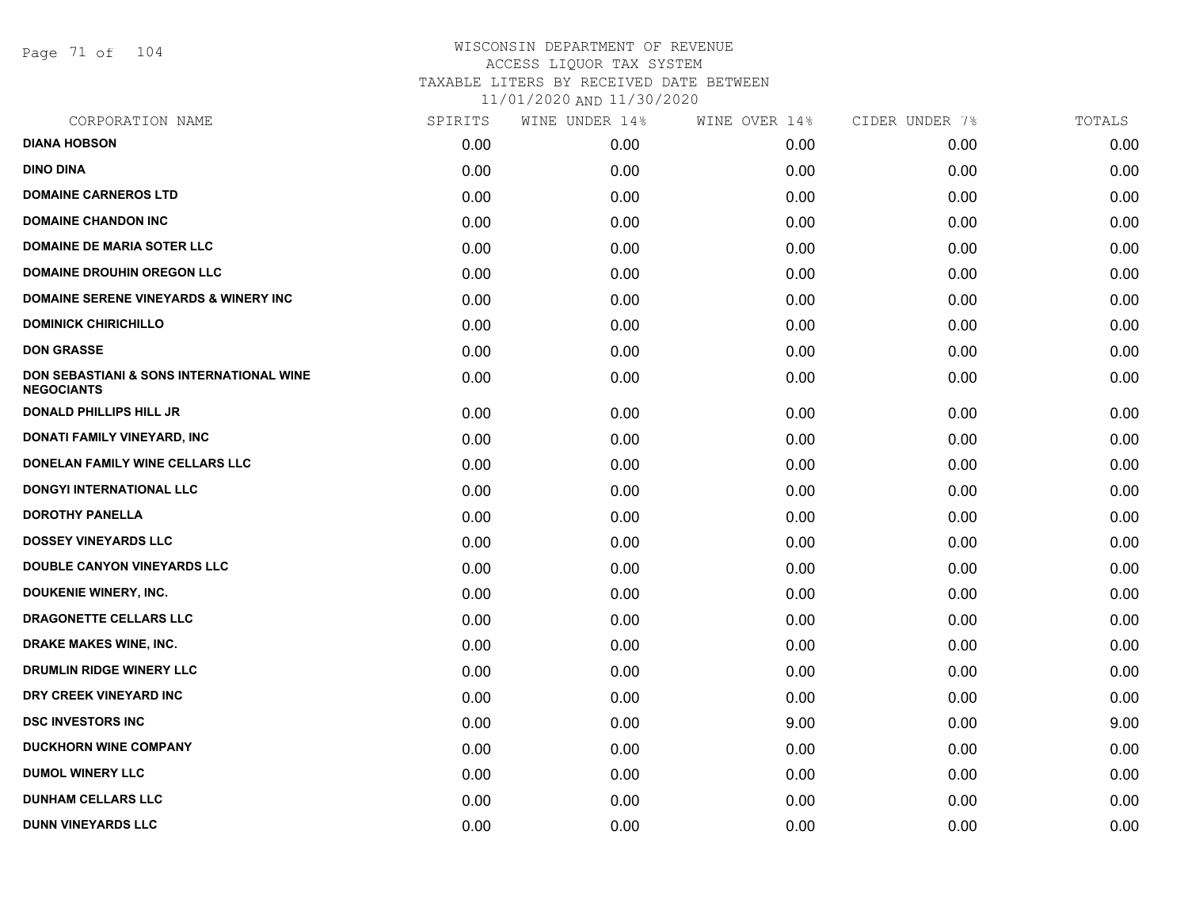# WISCONSIN DEPARTMENT OF REVENUE
## ACCESS LIQUOR TAX SYSTEM
## TAXABLE LITERS BY RECEIVED DATE BETWEEN 11/01/2020 AND 11/30/2020

| CORPORATION NAME | SPIRITS | WINE UNDER 14% | WINE OVER 14% | CIDER UNDER 7% | TOTALS |
|---|---|---|---|---|---|
| DIANA HOBSON | 0.00 | 0.00 | 0.00 | 0.00 | 0.00 |
| DINO DINA | 0.00 | 0.00 | 0.00 | 0.00 | 0.00 |
| DOMAINE CARNEROS LTD | 0.00 | 0.00 | 0.00 | 0.00 | 0.00 |
| DOMAINE CHANDON INC | 0.00 | 0.00 | 0.00 | 0.00 | 0.00 |
| DOMAINE DE MARIA SOTER LLC | 0.00 | 0.00 | 0.00 | 0.00 | 0.00 |
| DOMAINE DROUHIN OREGON LLC | 0.00 | 0.00 | 0.00 | 0.00 | 0.00 |
| DOMAINE SERENE VINEYARDS & WINERY INC | 0.00 | 0.00 | 0.00 | 0.00 | 0.00 |
| DOMINICK CHIRICHILLO | 0.00 | 0.00 | 0.00 | 0.00 | 0.00 |
| DON GRASSE | 0.00 | 0.00 | 0.00 | 0.00 | 0.00 |
| DON SEBASTIANI & SONS INTERNATIONAL WINE NEGOCIANTS | 0.00 | 0.00 | 0.00 | 0.00 | 0.00 |
| DONALD PHILLIPS HILL JR | 0.00 | 0.00 | 0.00 | 0.00 | 0.00 |
| DONATI FAMILY VINEYARD, INC | 0.00 | 0.00 | 0.00 | 0.00 | 0.00 |
| DONELAN FAMILY WINE CELLARS LLC | 0.00 | 0.00 | 0.00 | 0.00 | 0.00 |
| DONGYI INTERNATIONAL LLC | 0.00 | 0.00 | 0.00 | 0.00 | 0.00 |
| DOROTHY PANELLA | 0.00 | 0.00 | 0.00 | 0.00 | 0.00 |
| DOSSEY VINEYARDS LLC | 0.00 | 0.00 | 0.00 | 0.00 | 0.00 |
| DOUBLE CANYON VINEYARDS LLC | 0.00 | 0.00 | 0.00 | 0.00 | 0.00 |
| DOUKENIE WINERY, INC. | 0.00 | 0.00 | 0.00 | 0.00 | 0.00 |
| DRAGONETTE CELLARS LLC | 0.00 | 0.00 | 0.00 | 0.00 | 0.00 |
| DRAKE MAKES WINE, INC. | 0.00 | 0.00 | 0.00 | 0.00 | 0.00 |
| DRUMLIN RIDGE WINERY LLC | 0.00 | 0.00 | 0.00 | 0.00 | 0.00 |
| DRY CREEK VINEYARD INC | 0.00 | 0.00 | 0.00 | 0.00 | 0.00 |
| DSC INVESTORS INC | 0.00 | 0.00 | 9.00 | 0.00 | 9.00 |
| DUCKHORN WINE COMPANY | 0.00 | 0.00 | 0.00 | 0.00 | 0.00 |
| DUMOL WINERY LLC | 0.00 | 0.00 | 0.00 | 0.00 | 0.00 |
| DUNHAM CELLARS LLC | 0.00 | 0.00 | 0.00 | 0.00 | 0.00 |
| DUNN VINEYARDS LLC | 0.00 | 0.00 | 0.00 | 0.00 | 0.00 |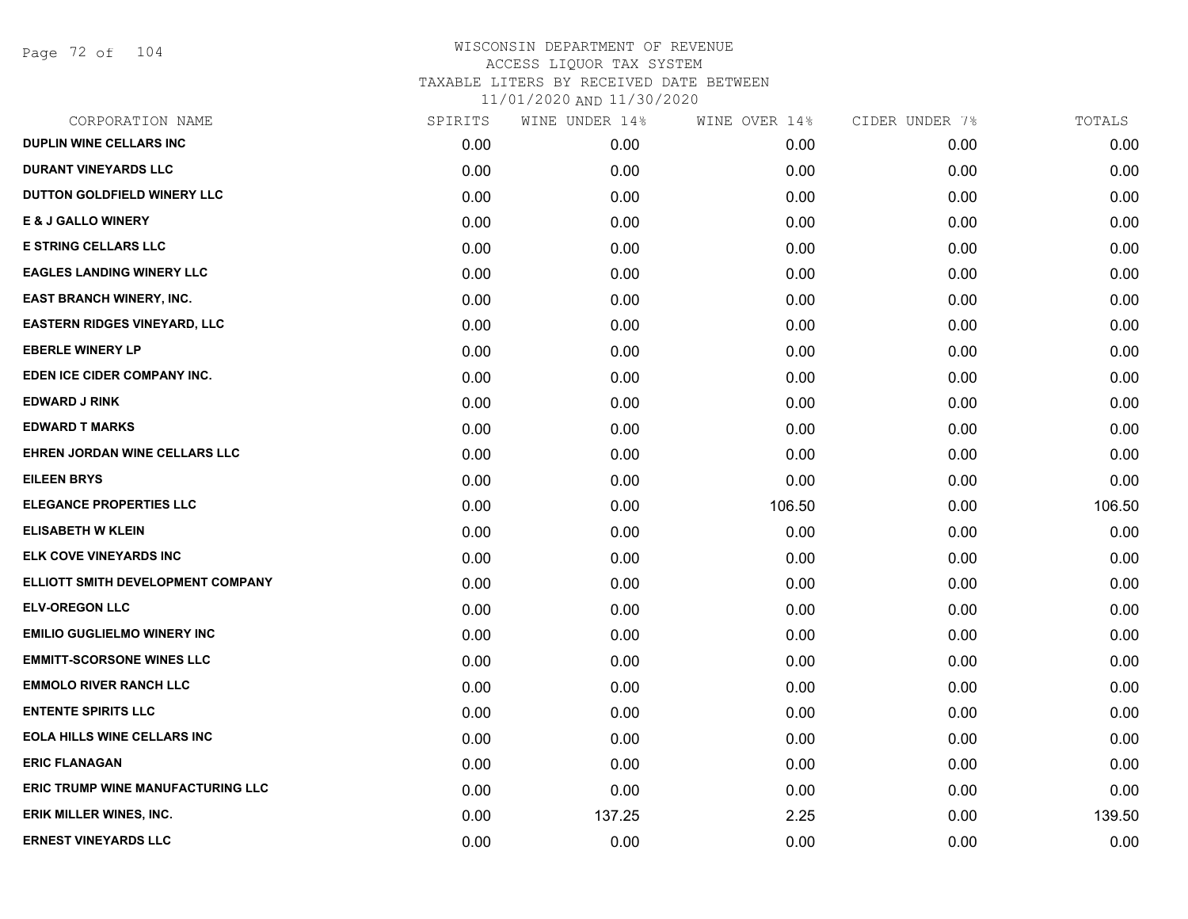# WISCONSIN DEPARTMENT OF REVENUE
## ACCESS LIQUOR TAX SYSTEM
### TAXABLE LITERS BY RECEIVED DATE BETWEEN 11/01/2020 AND 11/30/2020

| CORPORATION NAME | SPIRITS | WINE UNDER 14% | WINE OVER 14% | CIDER UNDER 7% | TOTALS |
|---|---|---|---|---|---|
| DUPLIN WINE CELLARS INC | 0.00 | 0.00 | 0.00 | 0.00 | 0.00 |
| DURANT VINEYARDS LLC | 0.00 | 0.00 | 0.00 | 0.00 | 0.00 |
| DUTTON GOLDFIELD WINERY LLC | 0.00 | 0.00 | 0.00 | 0.00 | 0.00 |
| E & J GALLO WINERY | 0.00 | 0.00 | 0.00 | 0.00 | 0.00 |
| E STRING CELLARS LLC | 0.00 | 0.00 | 0.00 | 0.00 | 0.00 |
| EAGLES LANDING WINERY LLC | 0.00 | 0.00 | 0.00 | 0.00 | 0.00 |
| EAST BRANCH WINERY, INC. | 0.00 | 0.00 | 0.00 | 0.00 | 0.00 |
| EASTERN RIDGES VINEYARD, LLC | 0.00 | 0.00 | 0.00 | 0.00 | 0.00 |
| EBERLE WINERY LP | 0.00 | 0.00 | 0.00 | 0.00 | 0.00 |
| EDEN ICE CIDER COMPANY INC. | 0.00 | 0.00 | 0.00 | 0.00 | 0.00 |
| EDWARD J RINK | 0.00 | 0.00 | 0.00 | 0.00 | 0.00 |
| EDWARD T MARKS | 0.00 | 0.00 | 0.00 | 0.00 | 0.00 |
| EHREN JORDAN WINE CELLARS LLC | 0.00 | 0.00 | 0.00 | 0.00 | 0.00 |
| EILEEN BRYS | 0.00 | 0.00 | 0.00 | 0.00 | 0.00 |
| ELEGANCE PROPERTIES LLC | 0.00 | 0.00 | 106.50 | 0.00 | 106.50 |
| ELISABETH W KLEIN | 0.00 | 0.00 | 0.00 | 0.00 | 0.00 |
| ELK COVE VINEYARDS INC | 0.00 | 0.00 | 0.00 | 0.00 | 0.00 |
| ELLIOTT SMITH DEVELOPMENT COMPANY | 0.00 | 0.00 | 0.00 | 0.00 | 0.00 |
| ELV-OREGON LLC | 0.00 | 0.00 | 0.00 | 0.00 | 0.00 |
| EMILIO GUGLIELMO WINERY INC | 0.00 | 0.00 | 0.00 | 0.00 | 0.00 |
| EMMITT-SCORSONE WINES LLC | 0.00 | 0.00 | 0.00 | 0.00 | 0.00 |
| EMMOLO RIVER RANCH LLC | 0.00 | 0.00 | 0.00 | 0.00 | 0.00 |
| ENTENTE SPIRITS LLC | 0.00 | 0.00 | 0.00 | 0.00 | 0.00 |
| EOLA HILLS WINE CELLARS INC | 0.00 | 0.00 | 0.00 | 0.00 | 0.00 |
| ERIC FLANAGAN | 0.00 | 0.00 | 0.00 | 0.00 | 0.00 |
| ERIC TRUMP WINE MANUFACTURING LLC | 0.00 | 0.00 | 0.00 | 0.00 | 0.00 |
| ERIK MILLER WINES, INC. | 0.00 | 137.25 | 2.25 | 0.00 | 139.50 |
| ERNEST VINEYARDS LLC | 0.00 | 0.00 | 0.00 | 0.00 | 0.00 |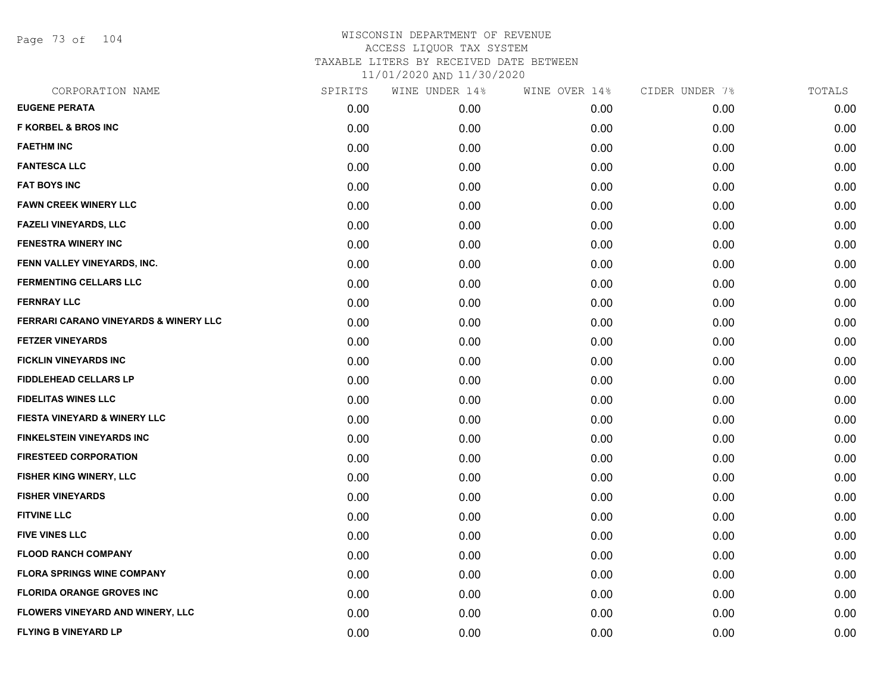WISCONSIN DEPARTMENT OF REVENUE
ACCESS LIQUOR TAX SYSTEM
TAXABLE LITERS BY RECEIVED DATE BETWEEN
11/01/2020 AND 11/30/2020

| CORPORATION NAME | SPIRITS | WINE UNDER 14% | WINE OVER 14% | CIDER UNDER 7% | TOTALS |
|---|---|---|---|---|---|
| EUGENE PERATA | 0.00 | 0.00 | 0.00 | 0.00 | 0.00 |
| F KORBEL & BROS INC | 0.00 | 0.00 | 0.00 | 0.00 | 0.00 |
| FAETHM INC | 0.00 | 0.00 | 0.00 | 0.00 | 0.00 |
| FANTESCA LLC | 0.00 | 0.00 | 0.00 | 0.00 | 0.00 |
| FAT BOYS INC | 0.00 | 0.00 | 0.00 | 0.00 | 0.00 |
| FAWN CREEK WINERY LLC | 0.00 | 0.00 | 0.00 | 0.00 | 0.00 |
| FAZELI VINEYARDS, LLC | 0.00 | 0.00 | 0.00 | 0.00 | 0.00 |
| FENESTRA WINERY INC | 0.00 | 0.00 | 0.00 | 0.00 | 0.00 |
| FENN VALLEY VINEYARDS, INC. | 0.00 | 0.00 | 0.00 | 0.00 | 0.00 |
| FERMENTING CELLARS LLC | 0.00 | 0.00 | 0.00 | 0.00 | 0.00 |
| FERNRAY LLC | 0.00 | 0.00 | 0.00 | 0.00 | 0.00 |
| FERRARI CARANO VINEYARDS & WINERY LLC | 0.00 | 0.00 | 0.00 | 0.00 | 0.00 |
| FETZER VINEYARDS | 0.00 | 0.00 | 0.00 | 0.00 | 0.00 |
| FICKLIN VINEYARDS INC | 0.00 | 0.00 | 0.00 | 0.00 | 0.00 |
| FIDDLEHEAD CELLARS LP | 0.00 | 0.00 | 0.00 | 0.00 | 0.00 |
| FIDELITAS WINES LLC | 0.00 | 0.00 | 0.00 | 0.00 | 0.00 |
| FIESTA VINEYARD & WINERY LLC | 0.00 | 0.00 | 0.00 | 0.00 | 0.00 |
| FINKELSTEIN VINEYARDS INC | 0.00 | 0.00 | 0.00 | 0.00 | 0.00 |
| FIRESTEED CORPORATION | 0.00 | 0.00 | 0.00 | 0.00 | 0.00 |
| FISHER KING WINERY, LLC | 0.00 | 0.00 | 0.00 | 0.00 | 0.00 |
| FISHER VINEYARDS | 0.00 | 0.00 | 0.00 | 0.00 | 0.00 |
| FITVINE LLC | 0.00 | 0.00 | 0.00 | 0.00 | 0.00 |
| FIVE VINES LLC | 0.00 | 0.00 | 0.00 | 0.00 | 0.00 |
| FLOOD RANCH COMPANY | 0.00 | 0.00 | 0.00 | 0.00 | 0.00 |
| FLORA SPRINGS WINE COMPANY | 0.00 | 0.00 | 0.00 | 0.00 | 0.00 |
| FLORIDA ORANGE GROVES INC | 0.00 | 0.00 | 0.00 | 0.00 | 0.00 |
| FLOWERS VINEYARD AND WINERY, LLC | 0.00 | 0.00 | 0.00 | 0.00 | 0.00 |
| FLYING B VINEYARD LP | 0.00 | 0.00 | 0.00 | 0.00 | 0.00 |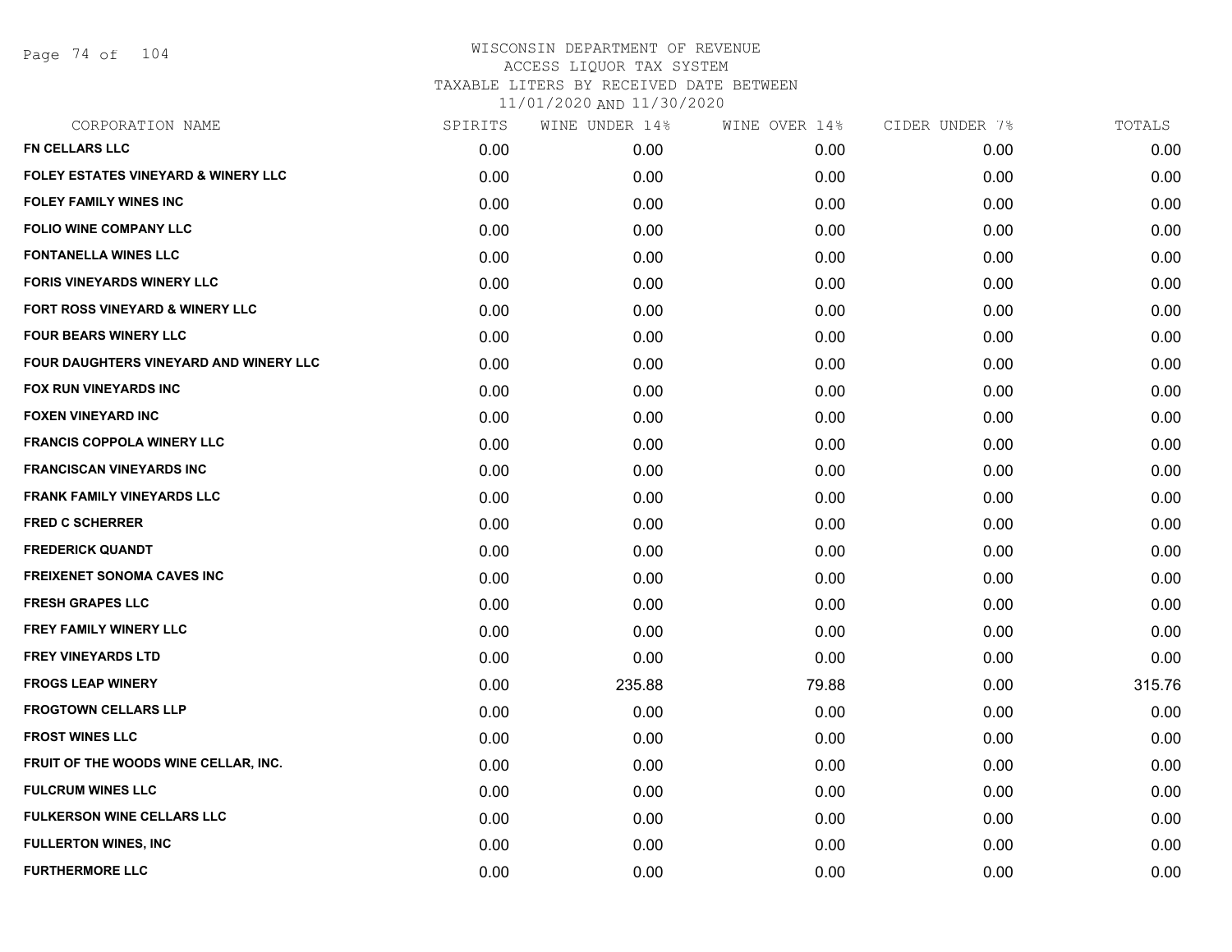WISCONSIN DEPARTMENT OF REVENUE
ACCESS LIQUOR TAX SYSTEM
TAXABLE LITERS BY RECEIVED DATE BETWEEN
11/01/2020 AND 11/30/2020

| CORPORATION NAME | SPIRITS | WINE UNDER 14% | WINE OVER 14% | CIDER UNDER 7% | TOTALS |
|---|---|---|---|---|---|
| FN CELLARS LLC | 0.00 | 0.00 | 0.00 | 0.00 | 0.00 |
| FOLEY ESTATES VINEYARD & WINERY LLC | 0.00 | 0.00 | 0.00 | 0.00 | 0.00 |
| FOLEY FAMILY WINES INC | 0.00 | 0.00 | 0.00 | 0.00 | 0.00 |
| FOLIO WINE COMPANY LLC | 0.00 | 0.00 | 0.00 | 0.00 | 0.00 |
| FONTANELLA WINES LLC | 0.00 | 0.00 | 0.00 | 0.00 | 0.00 |
| FORIS VINEYARDS WINERY LLC | 0.00 | 0.00 | 0.00 | 0.00 | 0.00 |
| FORT ROSS VINEYARD & WINERY LLC | 0.00 | 0.00 | 0.00 | 0.00 | 0.00 |
| FOUR BEARS WINERY LLC | 0.00 | 0.00 | 0.00 | 0.00 | 0.00 |
| FOUR DAUGHTERS VINEYARD AND WINERY LLC | 0.00 | 0.00 | 0.00 | 0.00 | 0.00 |
| FOX RUN VINEYARDS INC | 0.00 | 0.00 | 0.00 | 0.00 | 0.00 |
| FOXEN VINEYARD INC | 0.00 | 0.00 | 0.00 | 0.00 | 0.00 |
| FRANCIS COPPOLA WINERY LLC | 0.00 | 0.00 | 0.00 | 0.00 | 0.00 |
| FRANCISCAN VINEYARDS INC | 0.00 | 0.00 | 0.00 | 0.00 | 0.00 |
| FRANK FAMILY VINEYARDS LLC | 0.00 | 0.00 | 0.00 | 0.00 | 0.00 |
| FRED C SCHERRER | 0.00 | 0.00 | 0.00 | 0.00 | 0.00 |
| FREDERICK QUANDT | 0.00 | 0.00 | 0.00 | 0.00 | 0.00 |
| FREIXENET SONOMA CAVES INC | 0.00 | 0.00 | 0.00 | 0.00 | 0.00 |
| FRESH GRAPES LLC | 0.00 | 0.00 | 0.00 | 0.00 | 0.00 |
| FREY FAMILY WINERY LLC | 0.00 | 0.00 | 0.00 | 0.00 | 0.00 |
| FREY VINEYARDS LTD | 0.00 | 0.00 | 0.00 | 0.00 | 0.00 |
| FROGS LEAP WINERY | 0.00 | 235.88 | 79.88 | 0.00 | 315.76 |
| FROGTOWN CELLARS LLP | 0.00 | 0.00 | 0.00 | 0.00 | 0.00 |
| FROST WINES LLC | 0.00 | 0.00 | 0.00 | 0.00 | 0.00 |
| FRUIT OF THE WOODS WINE CELLAR, INC. | 0.00 | 0.00 | 0.00 | 0.00 | 0.00 |
| FULCRUM WINES LLC | 0.00 | 0.00 | 0.00 | 0.00 | 0.00 |
| FULKERSON WINE CELLARS LLC | 0.00 | 0.00 | 0.00 | 0.00 | 0.00 |
| FULLERTON WINES, INC | 0.00 | 0.00 | 0.00 | 0.00 | 0.00 |
| FURTHERMORE LLC | 0.00 | 0.00 | 0.00 | 0.00 | 0.00 |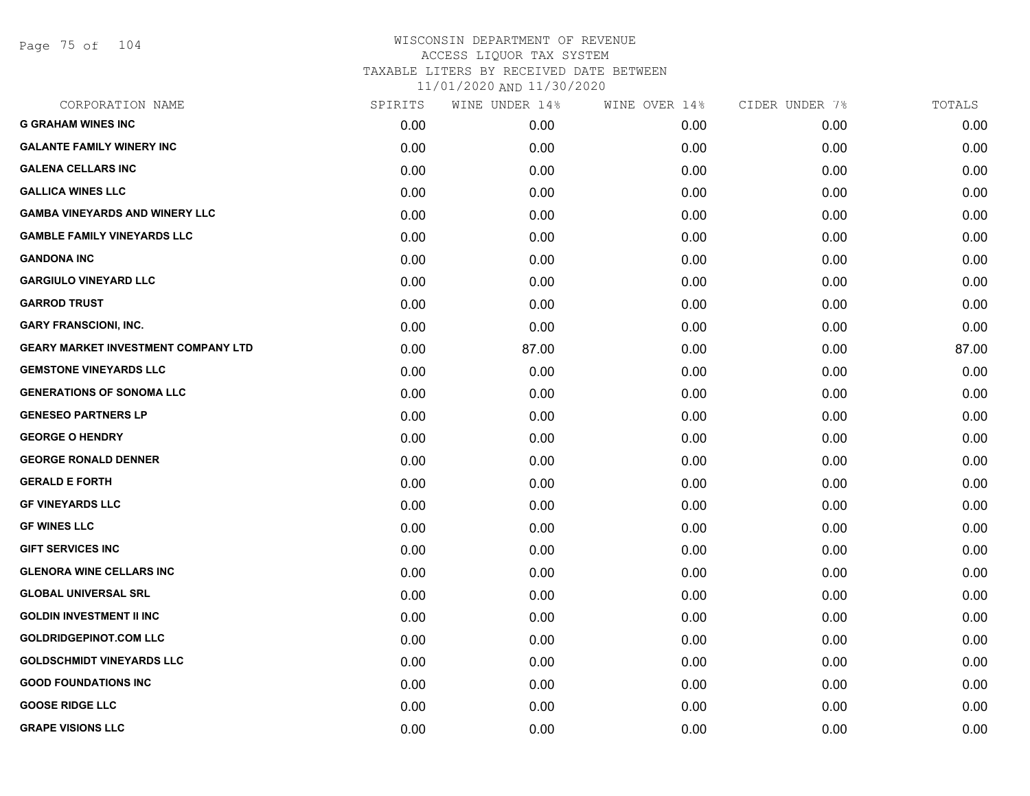# WISCONSIN DEPARTMENT OF REVENUE
## ACCESS LIQUOR TAX SYSTEM
## TAXABLE LITERS BY RECEIVED DATE BETWEEN
## 11/01/2020 AND 11/30/2020

| CORPORATION NAME | SPIRITS | WINE UNDER 14% | WINE OVER 14% | CIDER UNDER 7% | TOTALS |
|---|---|---|---|---|---|
| G GRAHAM WINES INC | 0.00 | 0.00 | 0.00 | 0.00 | 0.00 |
| GALANTE FAMILY WINERY INC | 0.00 | 0.00 | 0.00 | 0.00 | 0.00 |
| GALENA CELLARS INC | 0.00 | 0.00 | 0.00 | 0.00 | 0.00 |
| GALLICA WINES LLC | 0.00 | 0.00 | 0.00 | 0.00 | 0.00 |
| GAMBA VINEYARDS AND WINERY LLC | 0.00 | 0.00 | 0.00 | 0.00 | 0.00 |
| GAMBLE FAMILY VINEYARDS LLC | 0.00 | 0.00 | 0.00 | 0.00 | 0.00 |
| GANDONA INC | 0.00 | 0.00 | 0.00 | 0.00 | 0.00 |
| GARGIULO VINEYARD LLC | 0.00 | 0.00 | 0.00 | 0.00 | 0.00 |
| GARROD TRUST | 0.00 | 0.00 | 0.00 | 0.00 | 0.00 |
| GARY FRANSCIONI, INC. | 0.00 | 0.00 | 0.00 | 0.00 | 0.00 |
| GEARY MARKET INVESTMENT COMPANY LTD | 0.00 | 87.00 | 0.00 | 0.00 | 87.00 |
| GEMSTONE VINEYARDS LLC | 0.00 | 0.00 | 0.00 | 0.00 | 0.00 |
| GENERATIONS OF SONOMA LLC | 0.00 | 0.00 | 0.00 | 0.00 | 0.00 |
| GENESEO PARTNERS LP | 0.00 | 0.00 | 0.00 | 0.00 | 0.00 |
| GEORGE O HENDRY | 0.00 | 0.00 | 0.00 | 0.00 | 0.00 |
| GEORGE RONALD DENNER | 0.00 | 0.00 | 0.00 | 0.00 | 0.00 |
| GERALD E FORTH | 0.00 | 0.00 | 0.00 | 0.00 | 0.00 |
| GF VINEYARDS LLC | 0.00 | 0.00 | 0.00 | 0.00 | 0.00 |
| GF WINES LLC | 0.00 | 0.00 | 0.00 | 0.00 | 0.00 |
| GIFT SERVICES INC | 0.00 | 0.00 | 0.00 | 0.00 | 0.00 |
| GLENORA WINE CELLARS INC | 0.00 | 0.00 | 0.00 | 0.00 | 0.00 |
| GLOBAL UNIVERSAL SRL | 0.00 | 0.00 | 0.00 | 0.00 | 0.00 |
| GOLDIN INVESTMENT II INC | 0.00 | 0.00 | 0.00 | 0.00 | 0.00 |
| GOLDRIDGEPINOT.COM LLC | 0.00 | 0.00 | 0.00 | 0.00 | 0.00 |
| GOLDSCHMIDT VINEYARDS LLC | 0.00 | 0.00 | 0.00 | 0.00 | 0.00 |
| GOOD FOUNDATIONS INC | 0.00 | 0.00 | 0.00 | 0.00 | 0.00 |
| GOOSE RIDGE LLC | 0.00 | 0.00 | 0.00 | 0.00 | 0.00 |
| GRAPE VISIONS LLC | 0.00 | 0.00 | 0.00 | 0.00 | 0.00 |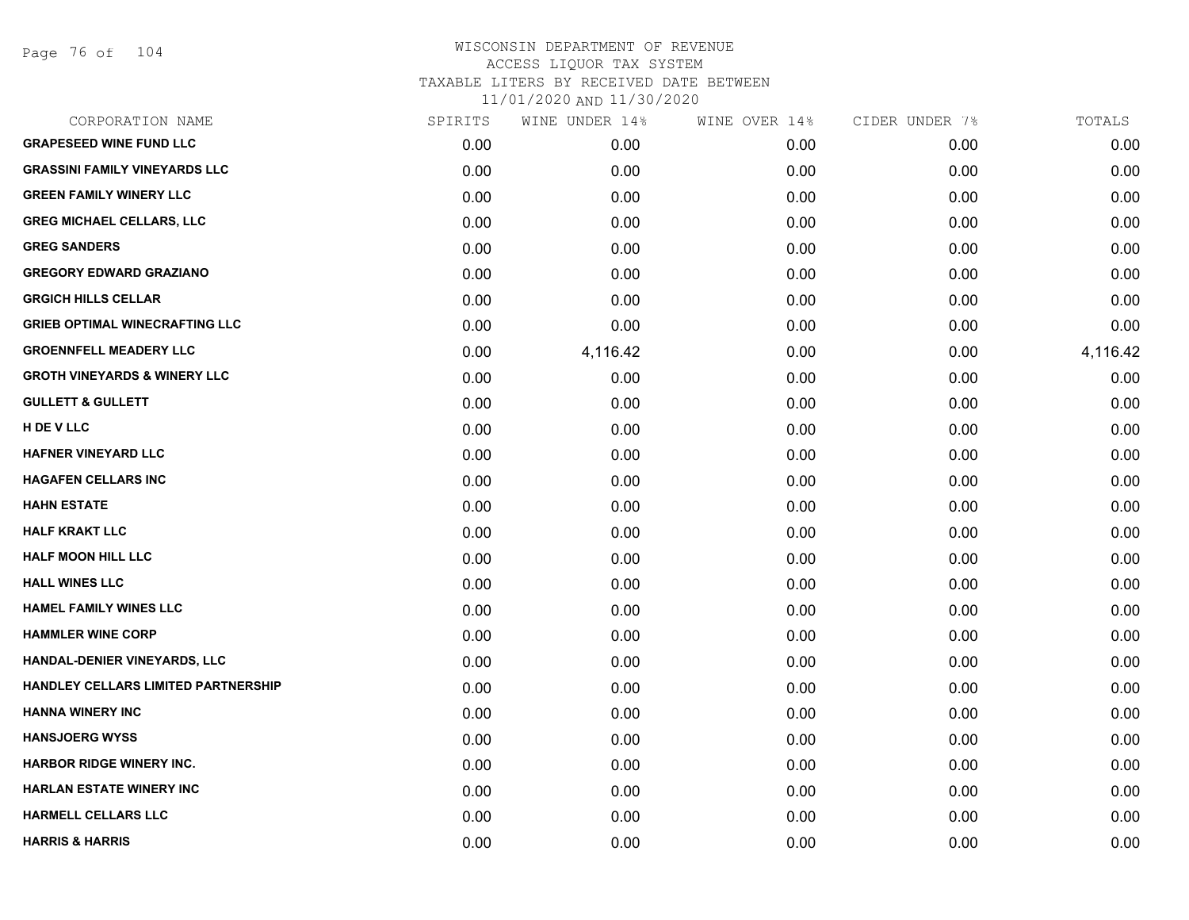# WISCONSIN DEPARTMENT OF REVENUE
## ACCESS LIQUOR TAX SYSTEM
## TAXABLE LITERS BY RECEIVED DATE BETWEEN
## 11/01/2020 AND 11/30/2020

| CORPORATION NAME | SPIRITS | WINE UNDER 14% | WINE OVER 14% | CIDER UNDER 7% | TOTALS |
|---|---|---|---|---|---|
| GRAPESEED WINE FUND LLC | 0.00 | 0.00 | 0.00 | 0.00 | 0.00 |
| GRASSINI FAMILY VINEYARDS LLC | 0.00 | 0.00 | 0.00 | 0.00 | 0.00 |
| GREEN FAMILY WINERY LLC | 0.00 | 0.00 | 0.00 | 0.00 | 0.00 |
| GREG MICHAEL CELLARS, LLC | 0.00 | 0.00 | 0.00 | 0.00 | 0.00 |
| GREG SANDERS | 0.00 | 0.00 | 0.00 | 0.00 | 0.00 |
| GREGORY EDWARD GRAZIANO | 0.00 | 0.00 | 0.00 | 0.00 | 0.00 |
| GRGICH HILLS CELLAR | 0.00 | 0.00 | 0.00 | 0.00 | 0.00 |
| GRIEB OPTIMAL WINECRAFTING LLC | 0.00 | 0.00 | 0.00 | 0.00 | 0.00 |
| GROENNFELL MEADERY LLC | 0.00 | 4,116.42 | 0.00 | 0.00 | 4,116.42 |
| GROTH VINEYARDS & WINERY LLC | 0.00 | 0.00 | 0.00 | 0.00 | 0.00 |
| GULLETT & GULLETT | 0.00 | 0.00 | 0.00 | 0.00 | 0.00 |
| H DE V LLC | 0.00 | 0.00 | 0.00 | 0.00 | 0.00 |
| HAFNER VINEYARD LLC | 0.00 | 0.00 | 0.00 | 0.00 | 0.00 |
| HAGAFEN CELLARS INC | 0.00 | 0.00 | 0.00 | 0.00 | 0.00 |
| HAHN ESTATE | 0.00 | 0.00 | 0.00 | 0.00 | 0.00 |
| HALF KRAKT LLC | 0.00 | 0.00 | 0.00 | 0.00 | 0.00 |
| HALF MOON HILL LLC | 0.00 | 0.00 | 0.00 | 0.00 | 0.00 |
| HALL WINES LLC | 0.00 | 0.00 | 0.00 | 0.00 | 0.00 |
| HAMEL FAMILY WINES LLC | 0.00 | 0.00 | 0.00 | 0.00 | 0.00 |
| HAMMLER WINE CORP | 0.00 | 0.00 | 0.00 | 0.00 | 0.00 |
| HANDAL-DENIER VINEYARDS, LLC | 0.00 | 0.00 | 0.00 | 0.00 | 0.00 |
| HANDLEY CELLARS LIMITED PARTNERSHIP | 0.00 | 0.00 | 0.00 | 0.00 | 0.00 |
| HANNA WINERY INC | 0.00 | 0.00 | 0.00 | 0.00 | 0.00 |
| HANSJOERG WYSS | 0.00 | 0.00 | 0.00 | 0.00 | 0.00 |
| HARBOR RIDGE WINERY INC. | 0.00 | 0.00 | 0.00 | 0.00 | 0.00 |
| HARLAN ESTATE WINERY INC | 0.00 | 0.00 | 0.00 | 0.00 | 0.00 |
| HARMELL CELLARS LLC | 0.00 | 0.00 | 0.00 | 0.00 | 0.00 |
| HARRIS & HARRIS | 0.00 | 0.00 | 0.00 | 0.00 | 0.00 |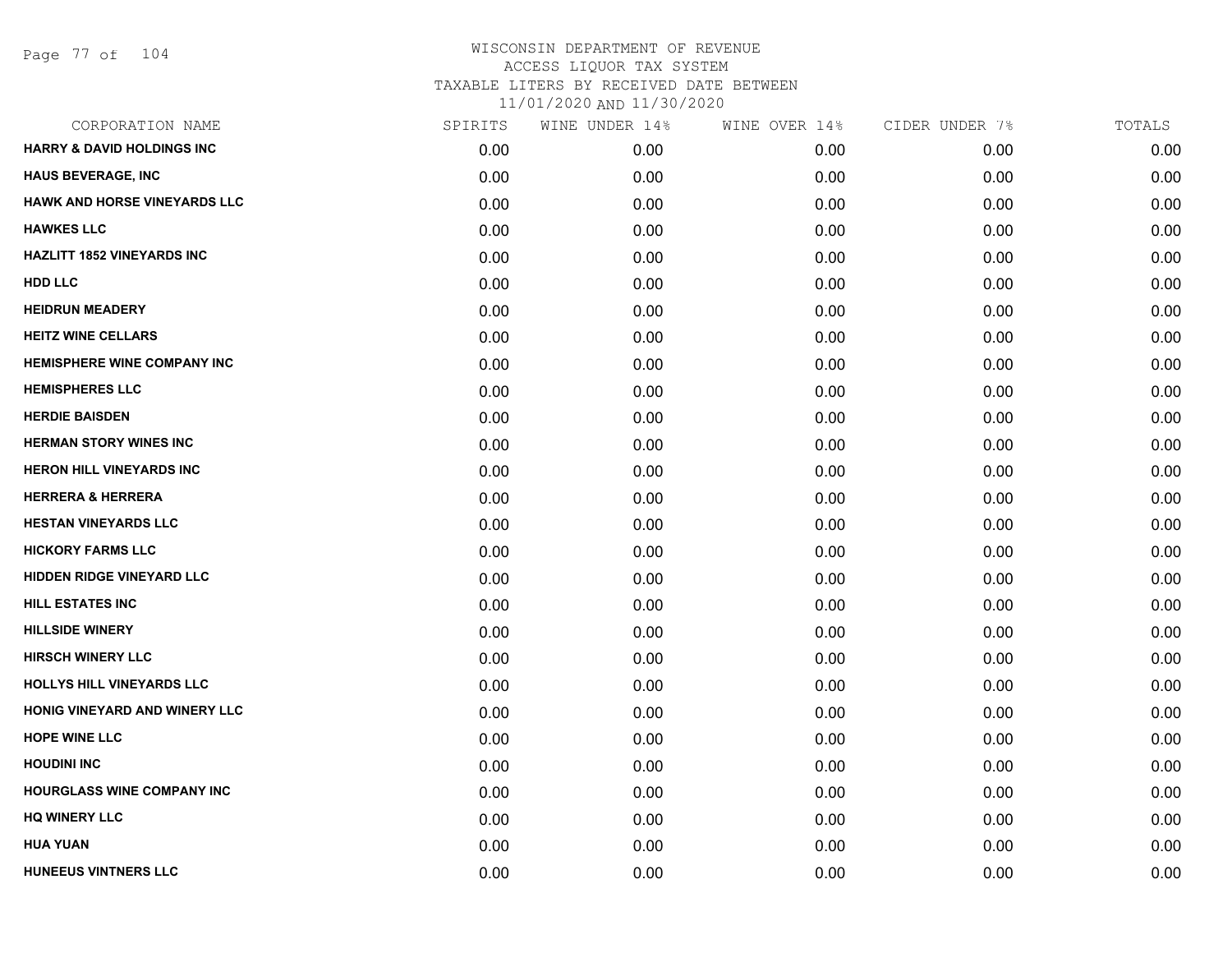# WISCONSIN DEPARTMENT OF REVENUE
ACCESS LIQUOR TAX SYSTEM
TAXABLE LITERS BY RECEIVED DATE BETWEEN
11/01/2020 AND 11/30/2020

| CORPORATION NAME | SPIRITS | WINE UNDER 14% | WINE OVER 14% | CIDER UNDER 7% | TOTALS |
|---|---|---|---|---|---|
| HARRY & DAVID HOLDINGS INC | 0.00 | 0.00 | 0.00 | 0.00 | 0.00 |
| HAUS BEVERAGE, INC | 0.00 | 0.00 | 0.00 | 0.00 | 0.00 |
| HAWK AND HORSE VINEYARDS LLC | 0.00 | 0.00 | 0.00 | 0.00 | 0.00 |
| HAWKES LLC | 0.00 | 0.00 | 0.00 | 0.00 | 0.00 |
| HAZLITT 1852 VINEYARDS INC | 0.00 | 0.00 | 0.00 | 0.00 | 0.00 |
| HDD LLC | 0.00 | 0.00 | 0.00 | 0.00 | 0.00 |
| HEIDRUN MEADERY | 0.00 | 0.00 | 0.00 | 0.00 | 0.00 |
| HEITZ WINE CELLARS | 0.00 | 0.00 | 0.00 | 0.00 | 0.00 |
| HEMISPHERE WINE COMPANY INC | 0.00 | 0.00 | 0.00 | 0.00 | 0.00 |
| HEMISPHERES LLC | 0.00 | 0.00 | 0.00 | 0.00 | 0.00 |
| HERDIE BAISDEN | 0.00 | 0.00 | 0.00 | 0.00 | 0.00 |
| HERMAN STORY WINES INC | 0.00 | 0.00 | 0.00 | 0.00 | 0.00 |
| HERON HILL VINEYARDS INC | 0.00 | 0.00 | 0.00 | 0.00 | 0.00 |
| HERRERA & HERRERA | 0.00 | 0.00 | 0.00 | 0.00 | 0.00 |
| HESTAN VINEYARDS LLC | 0.00 | 0.00 | 0.00 | 0.00 | 0.00 |
| HICKORY FARMS LLC | 0.00 | 0.00 | 0.00 | 0.00 | 0.00 |
| HIDDEN RIDGE VINEYARD LLC | 0.00 | 0.00 | 0.00 | 0.00 | 0.00 |
| HILL ESTATES INC | 0.00 | 0.00 | 0.00 | 0.00 | 0.00 |
| HILLSIDE WINERY | 0.00 | 0.00 | 0.00 | 0.00 | 0.00 |
| HIRSCH WINERY LLC | 0.00 | 0.00 | 0.00 | 0.00 | 0.00 |
| HOLLYS HILL VINEYARDS LLC | 0.00 | 0.00 | 0.00 | 0.00 | 0.00 |
| HONIG VINEYARD AND WINERY LLC | 0.00 | 0.00 | 0.00 | 0.00 | 0.00 |
| HOPE WINE LLC | 0.00 | 0.00 | 0.00 | 0.00 | 0.00 |
| HOUDINI INC | 0.00 | 0.00 | 0.00 | 0.00 | 0.00 |
| HOURGLASS WINE COMPANY INC | 0.00 | 0.00 | 0.00 | 0.00 | 0.00 |
| HQ WINERY LLC | 0.00 | 0.00 | 0.00 | 0.00 | 0.00 |
| HUA YUAN | 0.00 | 0.00 | 0.00 | 0.00 | 0.00 |
| HUNEEUS VINTNERS LLC | 0.00 | 0.00 | 0.00 | 0.00 | 0.00 |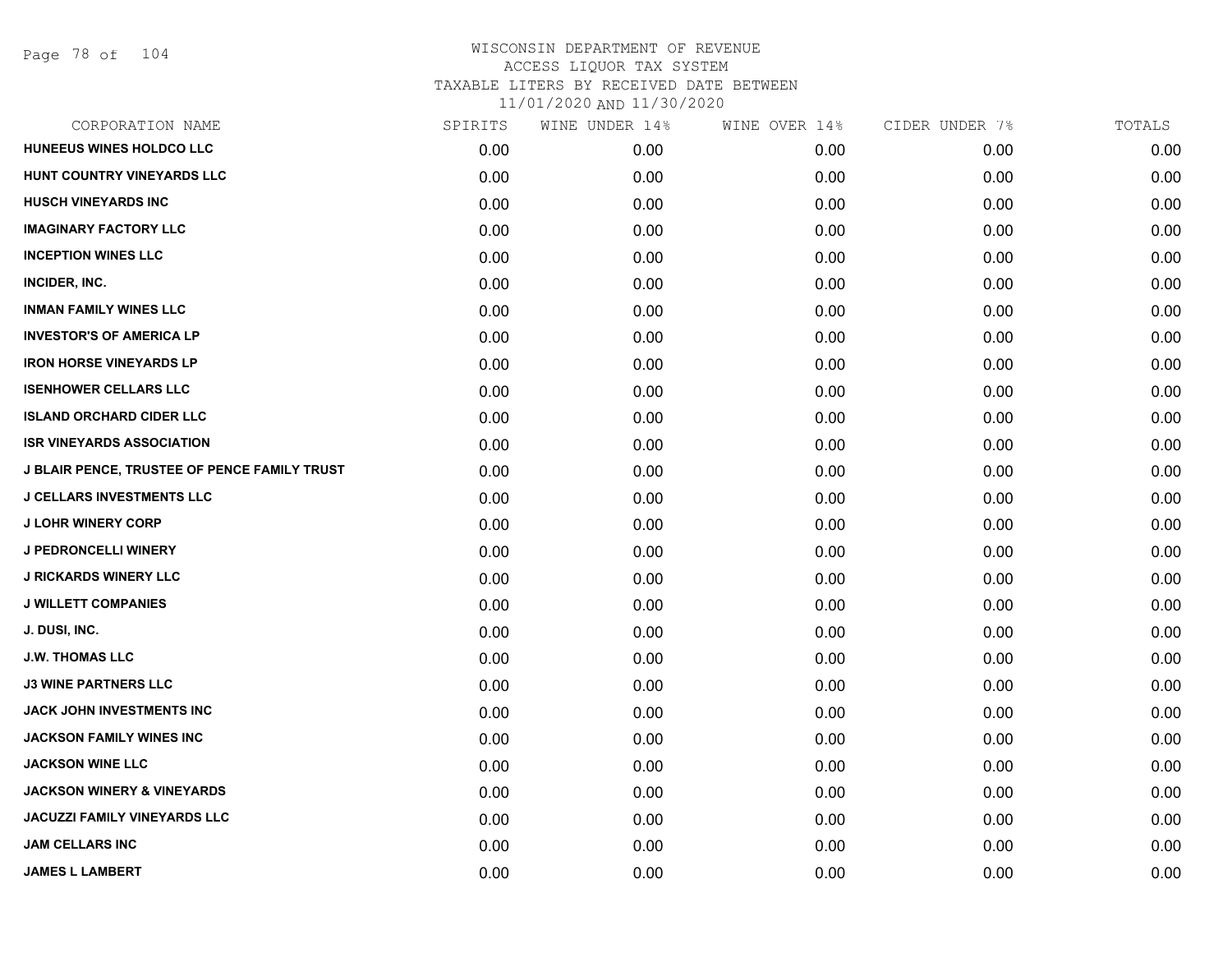# WISCONSIN DEPARTMENT OF REVENUE
ACCESS LIQUOR TAX SYSTEM
TAXABLE LITERS BY RECEIVED DATE BETWEEN
11/01/2020 AND 11/30/2020

| CORPORATION NAME | SPIRITS | WINE UNDER 14% | WINE OVER 14% | CIDER UNDER 7% | TOTALS |
|---|---|---|---|---|---|
| HUNEEUS WINES HOLDCO LLC | 0.00 | 0.00 | 0.00 | 0.00 | 0.00 |
| HUNT COUNTRY VINEYARDS LLC | 0.00 | 0.00 | 0.00 | 0.00 | 0.00 |
| HUSCH VINEYARDS INC | 0.00 | 0.00 | 0.00 | 0.00 | 0.00 |
| IMAGINARY FACTORY LLC | 0.00 | 0.00 | 0.00 | 0.00 | 0.00 |
| INCEPTION WINES LLC | 0.00 | 0.00 | 0.00 | 0.00 | 0.00 |
| INCIDER, INC. | 0.00 | 0.00 | 0.00 | 0.00 | 0.00 |
| INMAN FAMILY WINES LLC | 0.00 | 0.00 | 0.00 | 0.00 | 0.00 |
| INVESTOR'S OF AMERICA LP | 0.00 | 0.00 | 0.00 | 0.00 | 0.00 |
| IRON HORSE VINEYARDS LP | 0.00 | 0.00 | 0.00 | 0.00 | 0.00 |
| ISENHOWER CELLARS LLC | 0.00 | 0.00 | 0.00 | 0.00 | 0.00 |
| ISLAND ORCHARD CIDER LLC | 0.00 | 0.00 | 0.00 | 0.00 | 0.00 |
| ISR VINEYARDS ASSOCIATION | 0.00 | 0.00 | 0.00 | 0.00 | 0.00 |
| J BLAIR PENCE, TRUSTEE OF PENCE FAMILY TRUST | 0.00 | 0.00 | 0.00 | 0.00 | 0.00 |
| J CELLARS INVESTMENTS LLC | 0.00 | 0.00 | 0.00 | 0.00 | 0.00 |
| J LOHR WINERY CORP | 0.00 | 0.00 | 0.00 | 0.00 | 0.00 |
| J PEDRONCELLI WINERY | 0.00 | 0.00 | 0.00 | 0.00 | 0.00 |
| J RICKARDS WINERY LLC | 0.00 | 0.00 | 0.00 | 0.00 | 0.00 |
| J WILLETT COMPANIES | 0.00 | 0.00 | 0.00 | 0.00 | 0.00 |
| J. DUSI, INC. | 0.00 | 0.00 | 0.00 | 0.00 | 0.00 |
| J.W. THOMAS LLC | 0.00 | 0.00 | 0.00 | 0.00 | 0.00 |
| J3 WINE PARTNERS LLC | 0.00 | 0.00 | 0.00 | 0.00 | 0.00 |
| JACK JOHN INVESTMENTS INC | 0.00 | 0.00 | 0.00 | 0.00 | 0.00 |
| JACKSON FAMILY WINES INC | 0.00 | 0.00 | 0.00 | 0.00 | 0.00 |
| JACKSON WINE LLC | 0.00 | 0.00 | 0.00 | 0.00 | 0.00 |
| JACKSON WINERY & VINEYARDS | 0.00 | 0.00 | 0.00 | 0.00 | 0.00 |
| JACUZZI FAMILY VINEYARDS LLC | 0.00 | 0.00 | 0.00 | 0.00 | 0.00 |
| JAM CELLARS INC | 0.00 | 0.00 | 0.00 | 0.00 | 0.00 |
| JAMES L LAMBERT | 0.00 | 0.00 | 0.00 | 0.00 | 0.00 |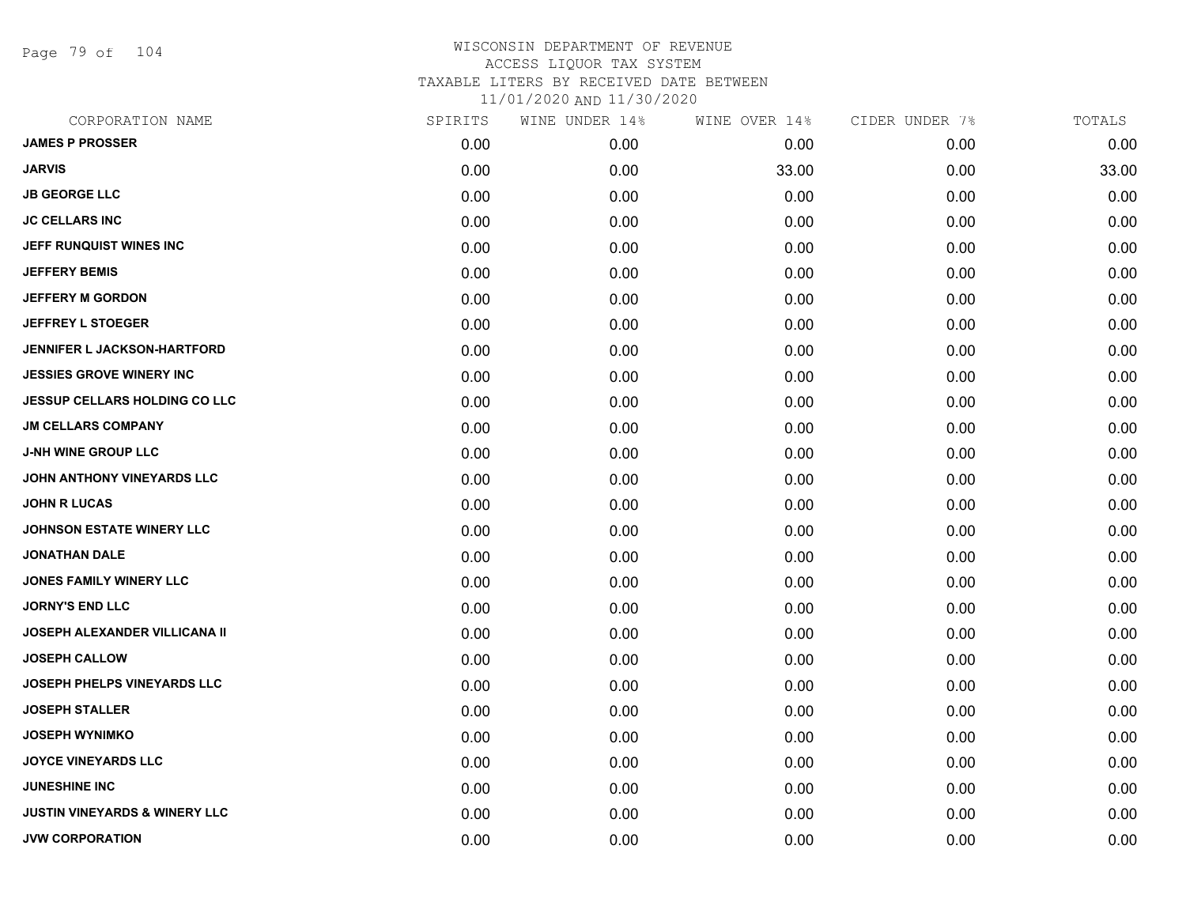WISCONSIN DEPARTMENT OF REVENUE
ACCESS LIQUOR TAX SYSTEM
TAXABLE LITERS BY RECEIVED DATE BETWEEN
11/01/2020 AND 11/30/2020

| CORPORATION NAME | SPIRITS | WINE UNDER 14% | WINE OVER 14% | CIDER UNDER 7% | TOTALS |
|---|---|---|---|---|---|
| JAMES P PROSSER | 0.00 | 0.00 | 0.00 | 0.00 | 0.00 |
| JARVIS | 0.00 | 0.00 | 33.00 | 0.00 | 33.00 |
| JB GEORGE LLC | 0.00 | 0.00 | 0.00 | 0.00 | 0.00 |
| JC CELLARS INC | 0.00 | 0.00 | 0.00 | 0.00 | 0.00 |
| JEFF RUNQUIST WINES INC | 0.00 | 0.00 | 0.00 | 0.00 | 0.00 |
| JEFFERY BEMIS | 0.00 | 0.00 | 0.00 | 0.00 | 0.00 |
| JEFFERY M GORDON | 0.00 | 0.00 | 0.00 | 0.00 | 0.00 |
| JEFFREY L STOEGER | 0.00 | 0.00 | 0.00 | 0.00 | 0.00 |
| JENNIFER L JACKSON-HARTFORD | 0.00 | 0.00 | 0.00 | 0.00 | 0.00 |
| JESSIES GROVE WINERY INC | 0.00 | 0.00 | 0.00 | 0.00 | 0.00 |
| JESSUP CELLARS HOLDING CO LLC | 0.00 | 0.00 | 0.00 | 0.00 | 0.00 |
| JM CELLARS COMPANY | 0.00 | 0.00 | 0.00 | 0.00 | 0.00 |
| J-NH WINE GROUP LLC | 0.00 | 0.00 | 0.00 | 0.00 | 0.00 |
| JOHN ANTHONY VINEYARDS LLC | 0.00 | 0.00 | 0.00 | 0.00 | 0.00 |
| JOHN R LUCAS | 0.00 | 0.00 | 0.00 | 0.00 | 0.00 |
| JOHNSON ESTATE WINERY LLC | 0.00 | 0.00 | 0.00 | 0.00 | 0.00 |
| JONATHAN DALE | 0.00 | 0.00 | 0.00 | 0.00 | 0.00 |
| JONES FAMILY WINERY LLC | 0.00 | 0.00 | 0.00 | 0.00 | 0.00 |
| JORNY'S END LLC | 0.00 | 0.00 | 0.00 | 0.00 | 0.00 |
| JOSEPH ALEXANDER VILLICANA II | 0.00 | 0.00 | 0.00 | 0.00 | 0.00 |
| JOSEPH CALLOW | 0.00 | 0.00 | 0.00 | 0.00 | 0.00 |
| JOSEPH PHELPS VINEYARDS LLC | 0.00 | 0.00 | 0.00 | 0.00 | 0.00 |
| JOSEPH STALLER | 0.00 | 0.00 | 0.00 | 0.00 | 0.00 |
| JOSEPH WYNIMKO | 0.00 | 0.00 | 0.00 | 0.00 | 0.00 |
| JOYCE VINEYARDS LLC | 0.00 | 0.00 | 0.00 | 0.00 | 0.00 |
| JUNESHINE INC | 0.00 | 0.00 | 0.00 | 0.00 | 0.00 |
| JUSTIN VINEYARDS & WINERY LLC | 0.00 | 0.00 | 0.00 | 0.00 | 0.00 |
| JVW CORPORATION | 0.00 | 0.00 | 0.00 | 0.00 | 0.00 |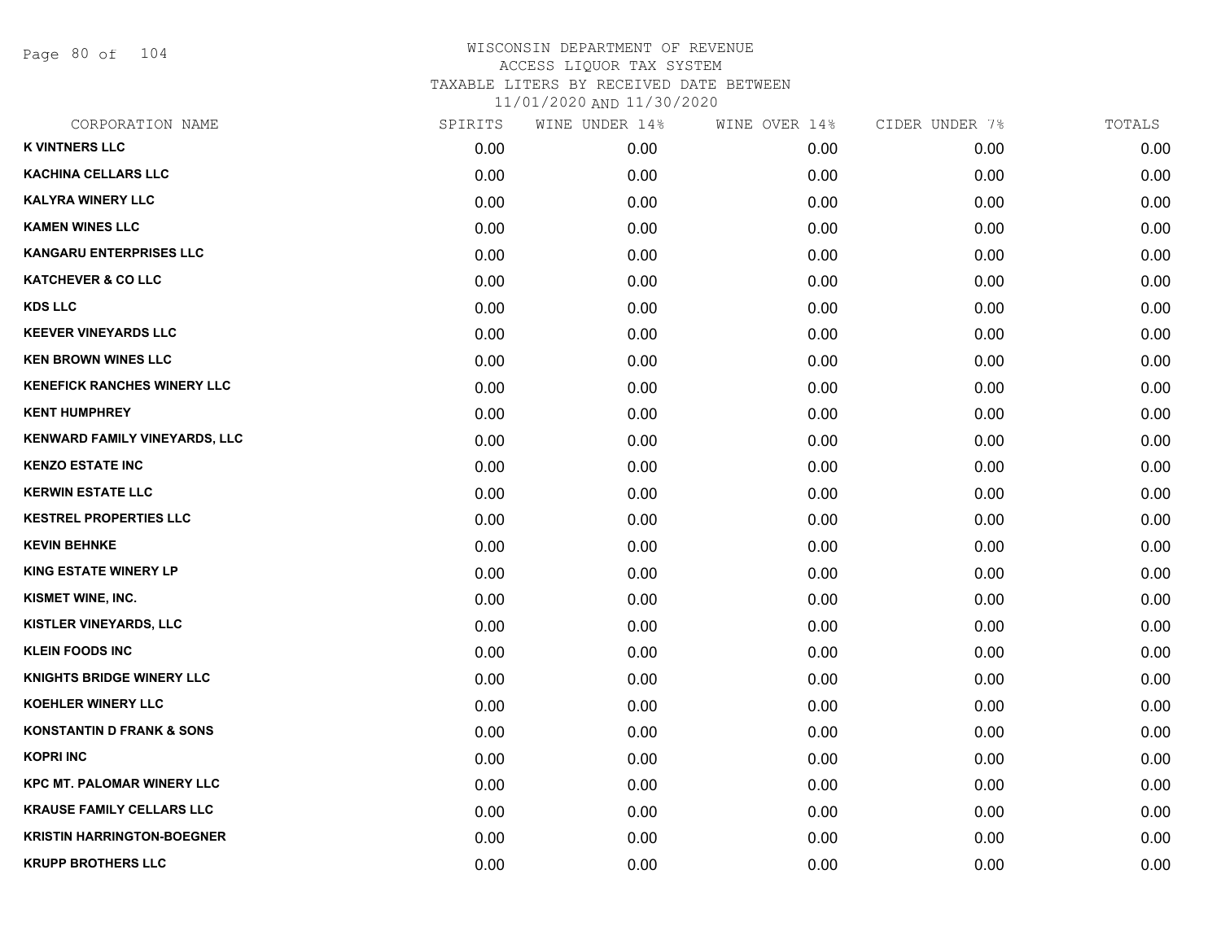WISCONSIN DEPARTMENT OF REVENUE
ACCESS LIQUOR TAX SYSTEM
TAXABLE LITERS BY RECEIVED DATE BETWEEN
11/01/2020 AND 11/30/2020

| CORPORATION NAME | SPIRITS | WINE UNDER 14% | WINE OVER 14% | CIDER UNDER 7% | TOTALS |
|---|---|---|---|---|---|
| K VINTNERS LLC | 0.00 | 0.00 | 0.00 | 0.00 | 0.00 |
| KACHINA CELLARS LLC | 0.00 | 0.00 | 0.00 | 0.00 | 0.00 |
| KALYRA WINERY LLC | 0.00 | 0.00 | 0.00 | 0.00 | 0.00 |
| KAMEN WINES LLC | 0.00 | 0.00 | 0.00 | 0.00 | 0.00 |
| KANGARU ENTERPRISES LLC | 0.00 | 0.00 | 0.00 | 0.00 | 0.00 |
| KATCHEVER & CO LLC | 0.00 | 0.00 | 0.00 | 0.00 | 0.00 |
| KDS LLC | 0.00 | 0.00 | 0.00 | 0.00 | 0.00 |
| KEEVER VINEYARDS LLC | 0.00 | 0.00 | 0.00 | 0.00 | 0.00 |
| KEN BROWN WINES LLC | 0.00 | 0.00 | 0.00 | 0.00 | 0.00 |
| KENEFICK RANCHES WINERY LLC | 0.00 | 0.00 | 0.00 | 0.00 | 0.00 |
| KENT HUMPHREY | 0.00 | 0.00 | 0.00 | 0.00 | 0.00 |
| KENWARD FAMILY VINEYARDS, LLC | 0.00 | 0.00 | 0.00 | 0.00 | 0.00 |
| KENZO ESTATE INC | 0.00 | 0.00 | 0.00 | 0.00 | 0.00 |
| KERWIN ESTATE LLC | 0.00 | 0.00 | 0.00 | 0.00 | 0.00 |
| KESTREL PROPERTIES LLC | 0.00 | 0.00 | 0.00 | 0.00 | 0.00 |
| KEVIN BEHNKE | 0.00 | 0.00 | 0.00 | 0.00 | 0.00 |
| KING ESTATE WINERY LP | 0.00 | 0.00 | 0.00 | 0.00 | 0.00 |
| KISMET WINE, INC. | 0.00 | 0.00 | 0.00 | 0.00 | 0.00 |
| KISTLER VINEYARDS, LLC | 0.00 | 0.00 | 0.00 | 0.00 | 0.00 |
| KLEIN FOODS INC | 0.00 | 0.00 | 0.00 | 0.00 | 0.00 |
| KNIGHTS BRIDGE WINERY LLC | 0.00 | 0.00 | 0.00 | 0.00 | 0.00 |
| KOEHLER WINERY LLC | 0.00 | 0.00 | 0.00 | 0.00 | 0.00 |
| KONSTANTIN D FRANK & SONS | 0.00 | 0.00 | 0.00 | 0.00 | 0.00 |
| KOPRI INC | 0.00 | 0.00 | 0.00 | 0.00 | 0.00 |
| KPC MT. PALOMAR WINERY LLC | 0.00 | 0.00 | 0.00 | 0.00 | 0.00 |
| KRAUSE FAMILY CELLARS LLC | 0.00 | 0.00 | 0.00 | 0.00 | 0.00 |
| KRISTIN HARRINGTON-BOEGNER | 0.00 | 0.00 | 0.00 | 0.00 | 0.00 |
| KRUPP BROTHERS LLC | 0.00 | 0.00 | 0.00 | 0.00 | 0.00 |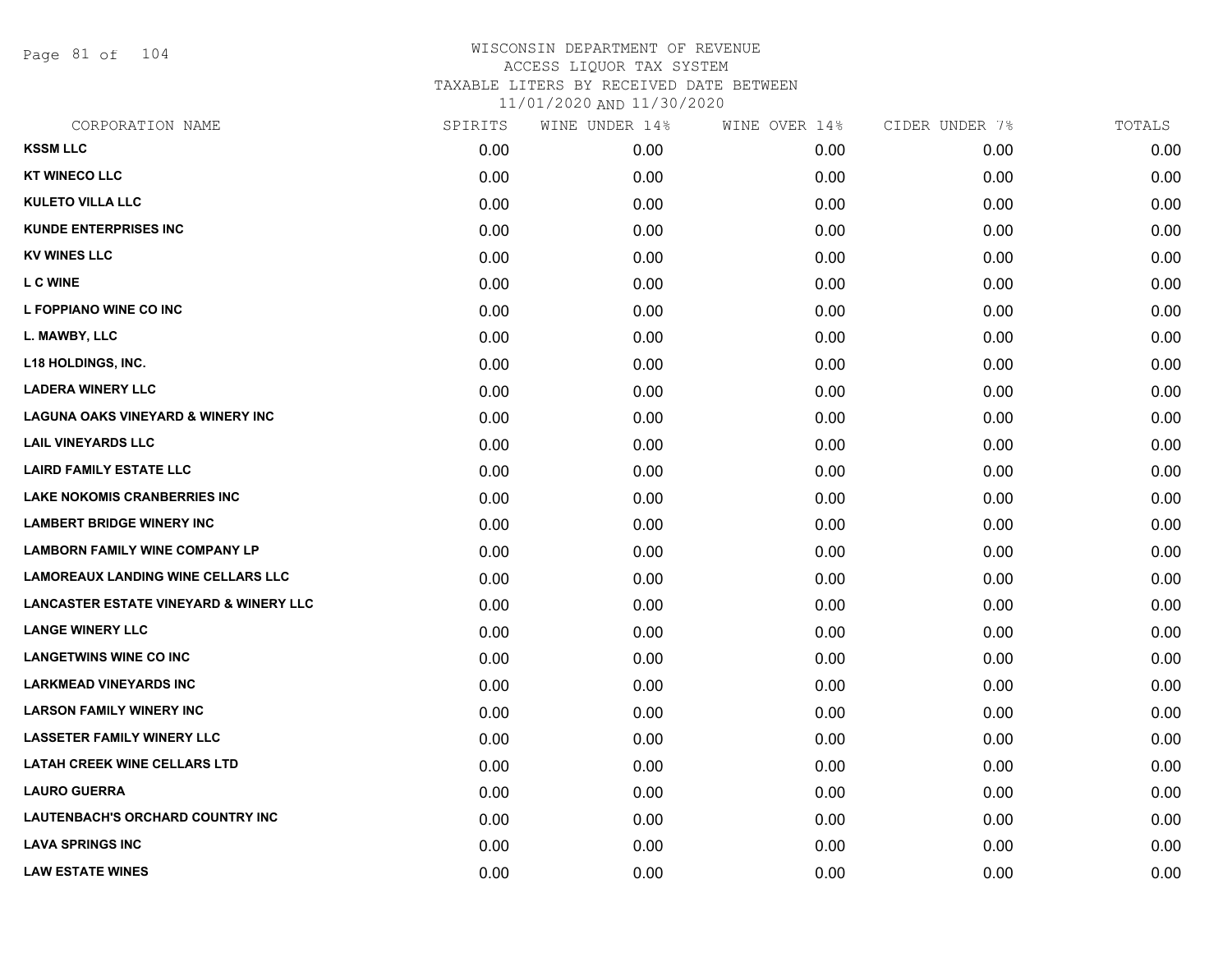# WISCONSIN DEPARTMENT OF REVENUE
ACCESS LIQUOR TAX SYSTEM
TAXABLE LITERS BY RECEIVED DATE BETWEEN
11/01/2020 AND 11/30/2020

| CORPORATION NAME | SPIRITS | WINE UNDER 14% | WINE OVER 14% | CIDER UNDER 7% | TOTALS |
|---|---|---|---|---|---|
| KSSM LLC | 0.00 | 0.00 | 0.00 | 0.00 | 0.00 |
| KT WINECO LLC | 0.00 | 0.00 | 0.00 | 0.00 | 0.00 |
| KULETO VILLA LLC | 0.00 | 0.00 | 0.00 | 0.00 | 0.00 |
| KUNDE ENTERPRISES INC | 0.00 | 0.00 | 0.00 | 0.00 | 0.00 |
| KV WINES LLC | 0.00 | 0.00 | 0.00 | 0.00 | 0.00 |
| L C WINE | 0.00 | 0.00 | 0.00 | 0.00 | 0.00 |
| L FOPPIANO WINE CO INC | 0.00 | 0.00 | 0.00 | 0.00 | 0.00 |
| L. MAWBY, LLC | 0.00 | 0.00 | 0.00 | 0.00 | 0.00 |
| L18 HOLDINGS, INC. | 0.00 | 0.00 | 0.00 | 0.00 | 0.00 |
| LADERA WINERY LLC | 0.00 | 0.00 | 0.00 | 0.00 | 0.00 |
| LAGUNA OAKS VINEYARD & WINERY INC | 0.00 | 0.00 | 0.00 | 0.00 | 0.00 |
| LAIL VINEYARDS LLC | 0.00 | 0.00 | 0.00 | 0.00 | 0.00 |
| LAIRD FAMILY ESTATE LLC | 0.00 | 0.00 | 0.00 | 0.00 | 0.00 |
| LAKE NOKOMIS CRANBERRIES INC | 0.00 | 0.00 | 0.00 | 0.00 | 0.00 |
| LAMBERT BRIDGE WINERY INC | 0.00 | 0.00 | 0.00 | 0.00 | 0.00 |
| LAMBORN FAMILY WINE COMPANY LP | 0.00 | 0.00 | 0.00 | 0.00 | 0.00 |
| LAMOREAUX LANDING WINE CELLARS LLC | 0.00 | 0.00 | 0.00 | 0.00 | 0.00 |
| LANCASTER ESTATE VINEYARD & WINERY LLC | 0.00 | 0.00 | 0.00 | 0.00 | 0.00 |
| LANGE WINERY LLC | 0.00 | 0.00 | 0.00 | 0.00 | 0.00 |
| LANGETWINS WINE CO INC | 0.00 | 0.00 | 0.00 | 0.00 | 0.00 |
| LARKMEAD VINEYARDS INC | 0.00 | 0.00 | 0.00 | 0.00 | 0.00 |
| LARSON FAMILY WINERY INC | 0.00 | 0.00 | 0.00 | 0.00 | 0.00 |
| LASSETER FAMILY WINERY LLC | 0.00 | 0.00 | 0.00 | 0.00 | 0.00 |
| LATAH CREEK WINE CELLARS LTD | 0.00 | 0.00 | 0.00 | 0.00 | 0.00 |
| LAURO GUERRA | 0.00 | 0.00 | 0.00 | 0.00 | 0.00 |
| LAUTENBACH'S ORCHARD COUNTRY INC | 0.00 | 0.00 | 0.00 | 0.00 | 0.00 |
| LAVA SPRINGS INC | 0.00 | 0.00 | 0.00 | 0.00 | 0.00 |
| LAW ESTATE WINES | 0.00 | 0.00 | 0.00 | 0.00 | 0.00 |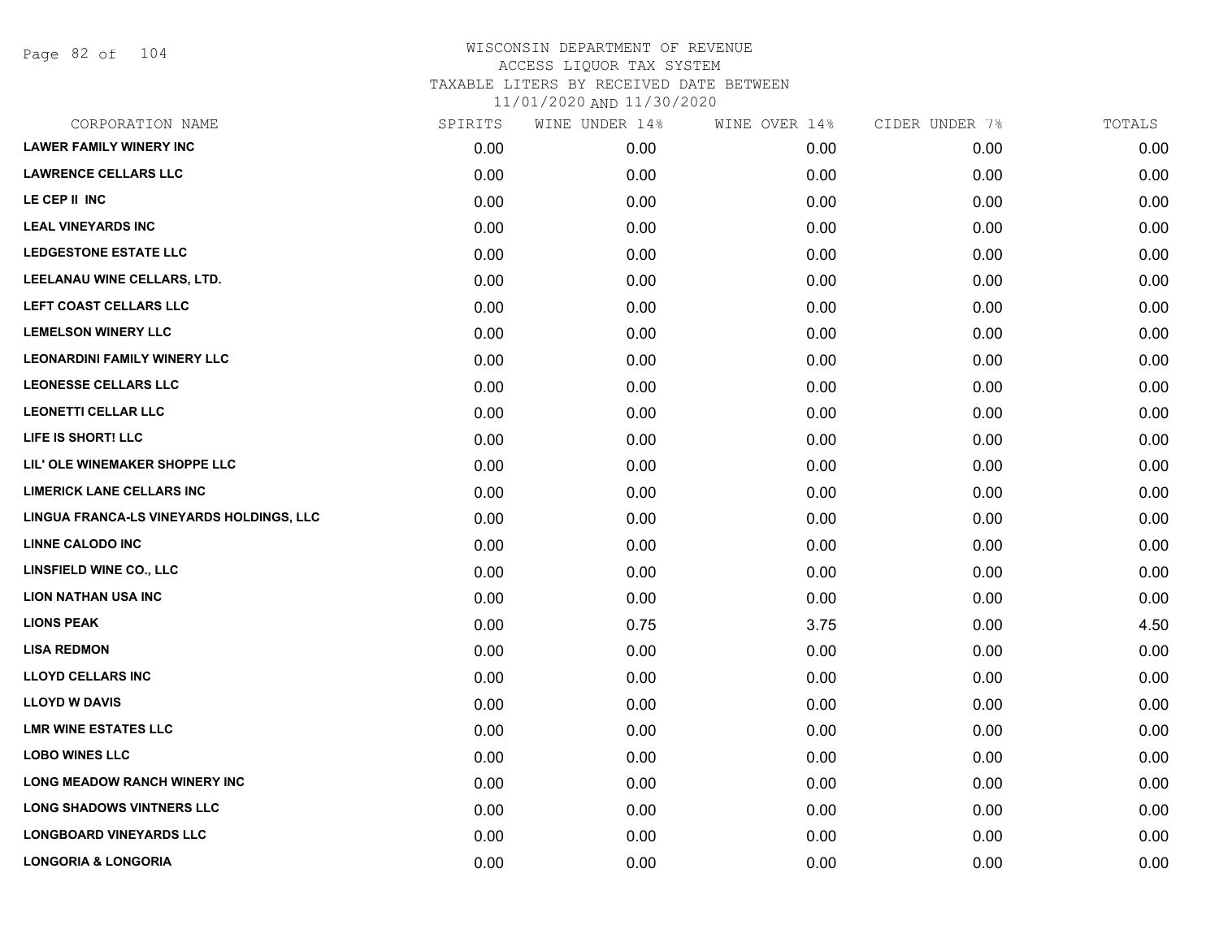# WISCONSIN DEPARTMENT OF REVENUE
## ACCESS LIQUOR TAX SYSTEM
### TAXABLE LITERS BY RECEIVED DATE BETWEEN 11/01/2020 AND 11/30/2020

| CORPORATION NAME | SPIRITS | WINE UNDER 14% | WINE OVER 14% | CIDER UNDER 7% | TOTALS |
|---|---|---|---|---|---|
| LAWER FAMILY WINERY INC | 0.00 | 0.00 | 0.00 | 0.00 | 0.00 |
| LAWRENCE CELLARS LLC | 0.00 | 0.00 | 0.00 | 0.00 | 0.00 |
| LE CEP II INC | 0.00 | 0.00 | 0.00 | 0.00 | 0.00 |
| LEAL VINEYARDS INC | 0.00 | 0.00 | 0.00 | 0.00 | 0.00 |
| LEDGESTONE ESTATE LLC | 0.00 | 0.00 | 0.00 | 0.00 | 0.00 |
| LEELANAU WINE CELLARS, LTD. | 0.00 | 0.00 | 0.00 | 0.00 | 0.00 |
| LEFT COAST CELLARS LLC | 0.00 | 0.00 | 0.00 | 0.00 | 0.00 |
| LEMELSON WINERY LLC | 0.00 | 0.00 | 0.00 | 0.00 | 0.00 |
| LEONARDINI FAMILY WINERY LLC | 0.00 | 0.00 | 0.00 | 0.00 | 0.00 |
| LEONESSE CELLARS LLC | 0.00 | 0.00 | 0.00 | 0.00 | 0.00 |
| LEONETTI CELLAR LLC | 0.00 | 0.00 | 0.00 | 0.00 | 0.00 |
| LIFE IS SHORT! LLC | 0.00 | 0.00 | 0.00 | 0.00 | 0.00 |
| LIL' OLE WINEMAKER SHOPPE LLC | 0.00 | 0.00 | 0.00 | 0.00 | 0.00 |
| LIMERICK LANE CELLARS INC | 0.00 | 0.00 | 0.00 | 0.00 | 0.00 |
| LINGUA FRANCA-LS VINEYARDS HOLDINGS, LLC | 0.00 | 0.00 | 0.00 | 0.00 | 0.00 |
| LINNE CALODO INC | 0.00 | 0.00 | 0.00 | 0.00 | 0.00 |
| LINSFIELD WINE CO., LLC | 0.00 | 0.00 | 0.00 | 0.00 | 0.00 |
| LION NATHAN USA INC | 0.00 | 0.00 | 0.00 | 0.00 | 0.00 |
| LIONS PEAK | 0.00 | 0.75 | 3.75 | 0.00 | 4.50 |
| LISA REDMON | 0.00 | 0.00 | 0.00 | 0.00 | 0.00 |
| LLOYD CELLARS INC | 0.00 | 0.00 | 0.00 | 0.00 | 0.00 |
| LLOYD W DAVIS | 0.00 | 0.00 | 0.00 | 0.00 | 0.00 |
| LMR WINE ESTATES LLC | 0.00 | 0.00 | 0.00 | 0.00 | 0.00 |
| LOBO WINES LLC | 0.00 | 0.00 | 0.00 | 0.00 | 0.00 |
| LONG MEADOW RANCH WINERY INC | 0.00 | 0.00 | 0.00 | 0.00 | 0.00 |
| LONG SHADOWS VINTNERS LLC | 0.00 | 0.00 | 0.00 | 0.00 | 0.00 |
| LONGBOARD VINEYARDS LLC | 0.00 | 0.00 | 0.00 | 0.00 | 0.00 |
| LONGORIA & LONGORIA | 0.00 | 0.00 | 0.00 | 0.00 | 0.00 |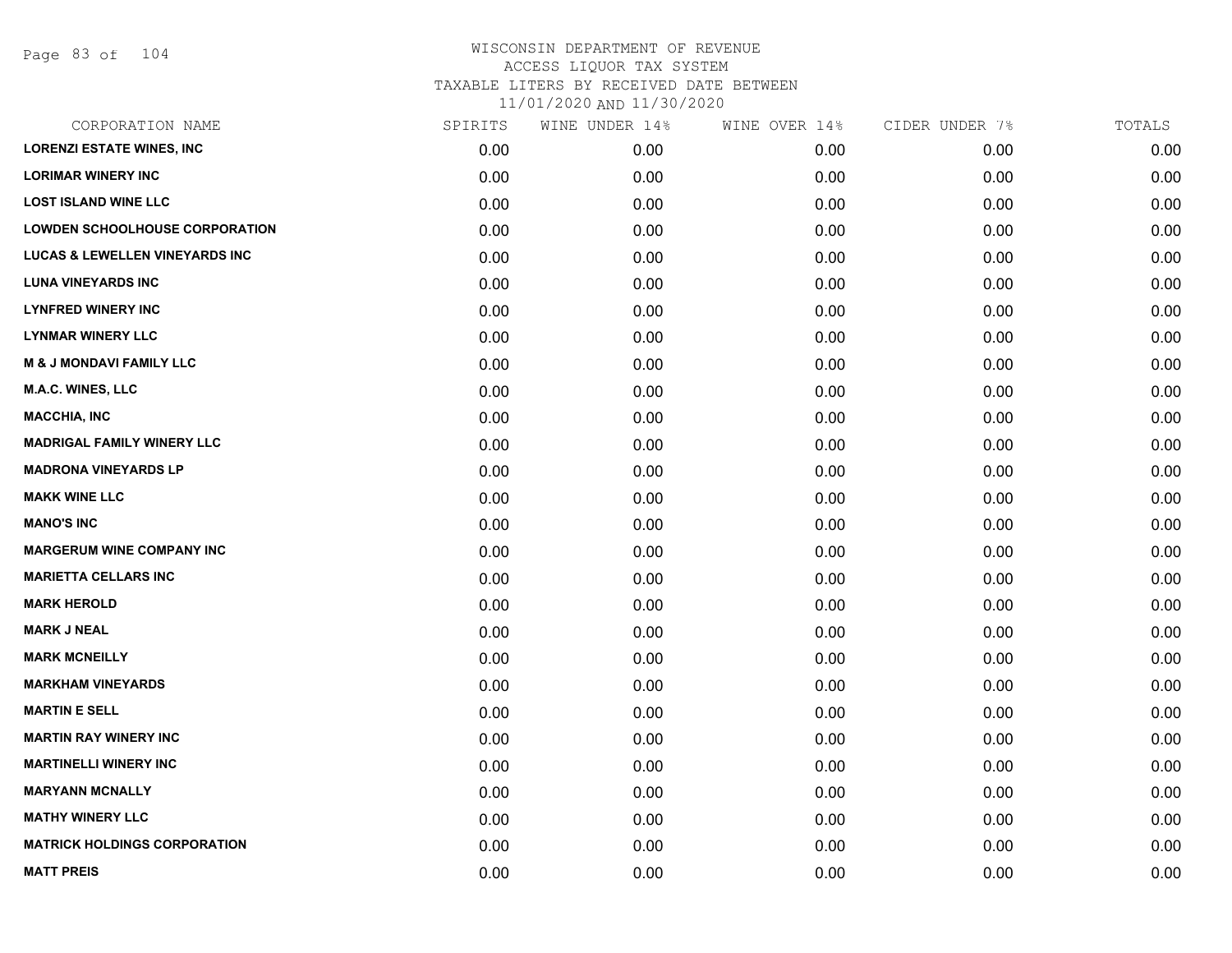WISCONSIN DEPARTMENT OF REVENUE
ACCESS LIQUOR TAX SYSTEM
TAXABLE LITERS BY RECEIVED DATE BETWEEN
11/01/2020 AND 11/30/2020

| CORPORATION NAME | SPIRITS | WINE UNDER 14% | WINE OVER 14% | CIDER UNDER 7% | TOTALS |
|---|---|---|---|---|---|
| LORENZI ESTATE WINES, INC | 0.00 | 0.00 | 0.00 | 0.00 | 0.00 |
| LORIMAR WINERY INC | 0.00 | 0.00 | 0.00 | 0.00 | 0.00 |
| LOST ISLAND WINE LLC | 0.00 | 0.00 | 0.00 | 0.00 | 0.00 |
| LOWDEN SCHOOLHOUSE CORPORATION | 0.00 | 0.00 | 0.00 | 0.00 | 0.00 |
| LUCAS & LEWELLEN VINEYARDS INC | 0.00 | 0.00 | 0.00 | 0.00 | 0.00 |
| LUNA VINEYARDS INC | 0.00 | 0.00 | 0.00 | 0.00 | 0.00 |
| LYNFRED WINERY INC | 0.00 | 0.00 | 0.00 | 0.00 | 0.00 |
| LYNMAR WINERY LLC | 0.00 | 0.00 | 0.00 | 0.00 | 0.00 |
| M & J MONDAVI FAMILY LLC | 0.00 | 0.00 | 0.00 | 0.00 | 0.00 |
| M.A.C. WINES, LLC | 0.00 | 0.00 | 0.00 | 0.00 | 0.00 |
| MACCHIA, INC | 0.00 | 0.00 | 0.00 | 0.00 | 0.00 |
| MADRIGAL FAMILY WINERY LLC | 0.00 | 0.00 | 0.00 | 0.00 | 0.00 |
| MADRONA VINEYARDS LP | 0.00 | 0.00 | 0.00 | 0.00 | 0.00 |
| MAKK WINE LLC | 0.00 | 0.00 | 0.00 | 0.00 | 0.00 |
| MANO'S INC | 0.00 | 0.00 | 0.00 | 0.00 | 0.00 |
| MARGERUM WINE COMPANY INC | 0.00 | 0.00 | 0.00 | 0.00 | 0.00 |
| MARIETTA CELLARS INC | 0.00 | 0.00 | 0.00 | 0.00 | 0.00 |
| MARK HEROLD | 0.00 | 0.00 | 0.00 | 0.00 | 0.00 |
| MARK J NEAL | 0.00 | 0.00 | 0.00 | 0.00 | 0.00 |
| MARK MCNEILLY | 0.00 | 0.00 | 0.00 | 0.00 | 0.00 |
| MARKHAM VINEYARDS | 0.00 | 0.00 | 0.00 | 0.00 | 0.00 |
| MARTIN E SELL | 0.00 | 0.00 | 0.00 | 0.00 | 0.00 |
| MARTIN RAY WINERY INC | 0.00 | 0.00 | 0.00 | 0.00 | 0.00 |
| MARTINELLI WINERY INC | 0.00 | 0.00 | 0.00 | 0.00 | 0.00 |
| MARYANN MCNALLY | 0.00 | 0.00 | 0.00 | 0.00 | 0.00 |
| MATHY WINERY LLC | 0.00 | 0.00 | 0.00 | 0.00 | 0.00 |
| MATRICK HOLDINGS CORPORATION | 0.00 | 0.00 | 0.00 | 0.00 | 0.00 |
| MATT PREIS | 0.00 | 0.00 | 0.00 | 0.00 | 0.00 |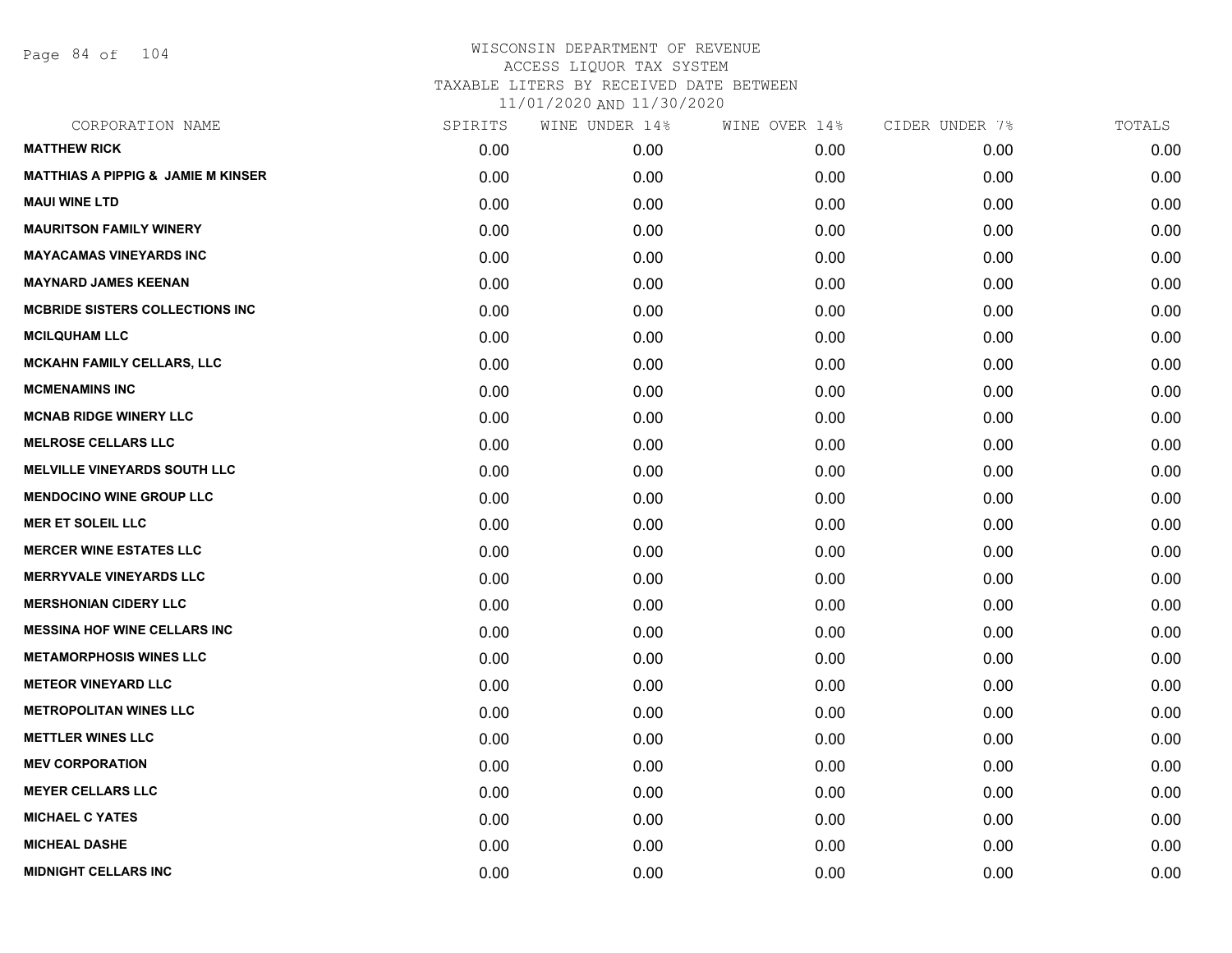# WISCONSIN DEPARTMENT OF REVENUE
ACCESS LIQUOR TAX SYSTEM
TAXABLE LITERS BY RECEIVED DATE BETWEEN
11/01/2020 AND 11/30/2020

| CORPORATION NAME | SPIRITS | WINE UNDER 14% | WINE OVER 14% | CIDER UNDER 7% | TOTALS |
|---|---|---|---|---|---|
| **MATTHEW RICK** | 0.00 | 0.00 | 0.00 | 0.00 | 0.00 |
| **MATTHIAS A PIPPIG & JAMIE M KINSER** | 0.00 | 0.00 | 0.00 | 0.00 | 0.00 |
| **MAUI WINE LTD** | 0.00 | 0.00 | 0.00 | 0.00 | 0.00 |
| **MAURITSON FAMILY WINERY** | 0.00 | 0.00 | 0.00 | 0.00 | 0.00 |
| **MAYACAMAS VINEYARDS INC** | 0.00 | 0.00 | 0.00 | 0.00 | 0.00 |
| **MAYNARD JAMES KEENAN** | 0.00 | 0.00 | 0.00 | 0.00 | 0.00 |
| **MCBRIDE SISTERS COLLECTIONS INC** | 0.00 | 0.00 | 0.00 | 0.00 | 0.00 |
| **MCILQUHAM LLC** | 0.00 | 0.00 | 0.00 | 0.00 | 0.00 |
| **MCKAHN FAMILY CELLARS, LLC** | 0.00 | 0.00 | 0.00 | 0.00 | 0.00 |
| **MCMENAMINS INC** | 0.00 | 0.00 | 0.00 | 0.00 | 0.00 |
| **MCNAB RIDGE WINERY LLC** | 0.00 | 0.00 | 0.00 | 0.00 | 0.00 |
| **MELROSE CELLARS LLC** | 0.00 | 0.00 | 0.00 | 0.00 | 0.00 |
| **MELVILLE VINEYARDS SOUTH LLC** | 0.00 | 0.00 | 0.00 | 0.00 | 0.00 |
| **MENDOCINO WINE GROUP LLC** | 0.00 | 0.00 | 0.00 | 0.00 | 0.00 |
| **MER ET SOLEIL LLC** | 0.00 | 0.00 | 0.00 | 0.00 | 0.00 |
| **MERCER WINE ESTATES LLC** | 0.00 | 0.00 | 0.00 | 0.00 | 0.00 |
| **MERRYVALE VINEYARDS LLC** | 0.00 | 0.00 | 0.00 | 0.00 | 0.00 |
| **MERSHONIAN CIDERY LLC** | 0.00 | 0.00 | 0.00 | 0.00 | 0.00 |
| **MESSINA HOF WINE CELLARS INC** | 0.00 | 0.00 | 0.00 | 0.00 | 0.00 |
| **METAMORPHOSIS WINES LLC** | 0.00 | 0.00 | 0.00 | 0.00 | 0.00 |
| **METEOR VINEYARD LLC** | 0.00 | 0.00 | 0.00 | 0.00 | 0.00 |
| **METROPOLITAN WINES LLC** | 0.00 | 0.00 | 0.00 | 0.00 | 0.00 |
| **METTLER WINES LLC** | 0.00 | 0.00 | 0.00 | 0.00 | 0.00 |
| **MEV CORPORATION** | 0.00 | 0.00 | 0.00 | 0.00 | 0.00 |
| **MEYER CELLARS LLC** | 0.00 | 0.00 | 0.00 | 0.00 | 0.00 |
| **MICHAEL C YATES** | 0.00 | 0.00 | 0.00 | 0.00 | 0.00 |
| **MICHEAL DASHE** | 0.00 | 0.00 | 0.00 | 0.00 | 0.00 |
| **MIDNIGHT CELLARS INC** | 0.00 | 0.00 | 0.00 | 0.00 | 0.00 |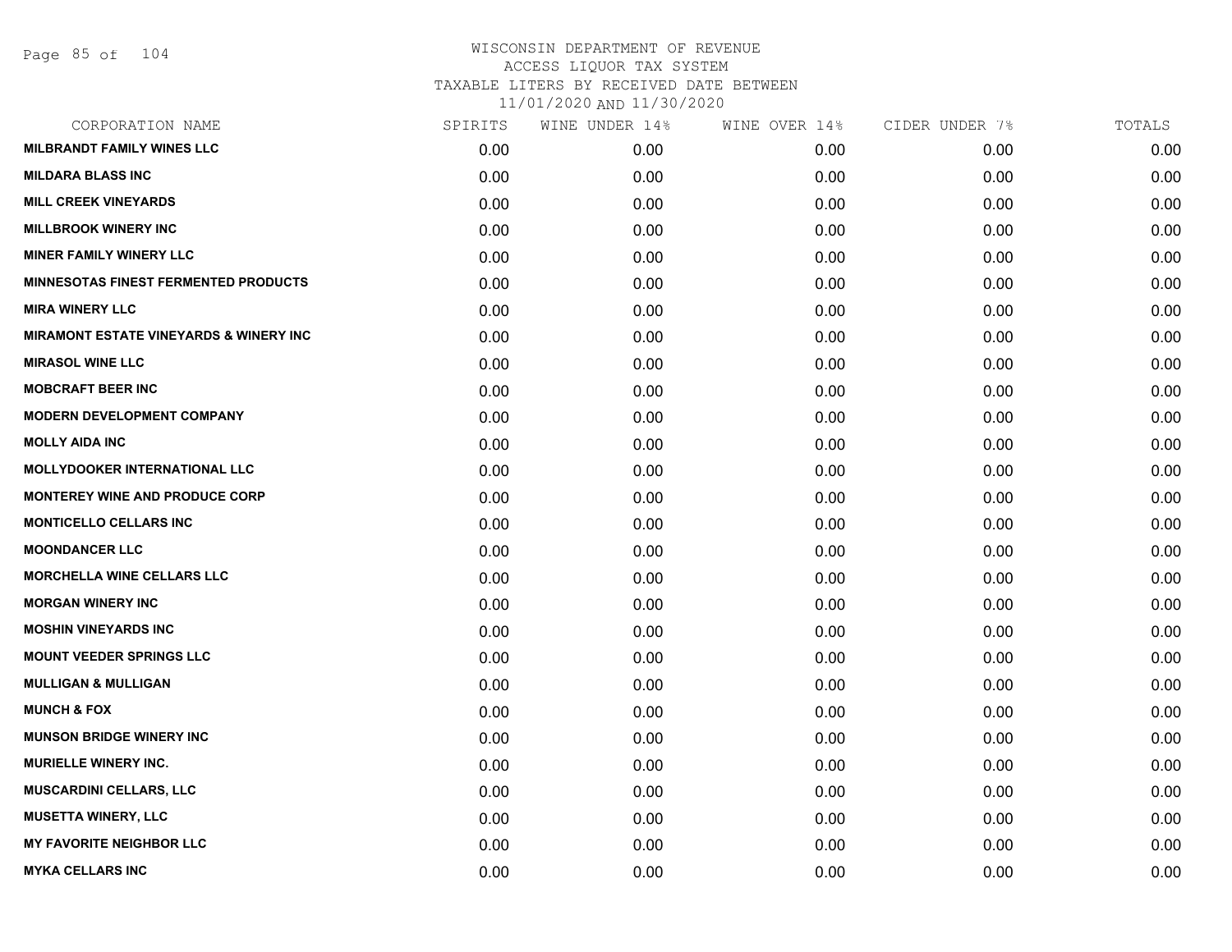# WISCONSIN DEPARTMENT OF REVENUE
## ACCESS LIQUOR TAX SYSTEM
### TAXABLE LITERS BY RECEIVED DATE BETWEEN 11/01/2020 AND 11/30/2020

| CORPORATION NAME | SPIRITS | WINE UNDER 14% | WINE OVER 14% | CIDER UNDER 7% | TOTALS |
|---|---|---|---|---|---|
| MILBRANDT FAMILY WINES LLC | 0.00 | 0.00 | 0.00 | 0.00 | 0.00 |
| MILDARA BLASS INC | 0.00 | 0.00 | 0.00 | 0.00 | 0.00 |
| MILL CREEK VINEYARDS | 0.00 | 0.00 | 0.00 | 0.00 | 0.00 |
| MILLBROOK WINERY INC | 0.00 | 0.00 | 0.00 | 0.00 | 0.00 |
| MINER FAMILY WINERY LLC | 0.00 | 0.00 | 0.00 | 0.00 | 0.00 |
| MINNESOTAS FINEST FERMENTED PRODUCTS | 0.00 | 0.00 | 0.00 | 0.00 | 0.00 |
| MIRA WINERY LLC | 0.00 | 0.00 | 0.00 | 0.00 | 0.00 |
| MIRAMONT ESTATE VINEYARDS & WINERY INC | 0.00 | 0.00 | 0.00 | 0.00 | 0.00 |
| MIRASOL WINE LLC | 0.00 | 0.00 | 0.00 | 0.00 | 0.00 |
| MOBCRAFT BEER INC | 0.00 | 0.00 | 0.00 | 0.00 | 0.00 |
| MODERN DEVELOPMENT COMPANY | 0.00 | 0.00 | 0.00 | 0.00 | 0.00 |
| MOLLY AIDA INC | 0.00 | 0.00 | 0.00 | 0.00 | 0.00 |
| MOLLYDOOKER INTERNATIONAL LLC | 0.00 | 0.00 | 0.00 | 0.00 | 0.00 |
| MONTEREY WINE AND PRODUCE CORP | 0.00 | 0.00 | 0.00 | 0.00 | 0.00 |
| MONTICELLO CELLARS INC | 0.00 | 0.00 | 0.00 | 0.00 | 0.00 |
| MOONDANCER LLC | 0.00 | 0.00 | 0.00 | 0.00 | 0.00 |
| MORCHELLA WINE CELLARS LLC | 0.00 | 0.00 | 0.00 | 0.00 | 0.00 |
| MORGAN WINERY INC | 0.00 | 0.00 | 0.00 | 0.00 | 0.00 |
| MOSHIN VINEYARDS INC | 0.00 | 0.00 | 0.00 | 0.00 | 0.00 |
| MOUNT VEEDER SPRINGS LLC | 0.00 | 0.00 | 0.00 | 0.00 | 0.00 |
| MULLIGAN & MULLIGAN | 0.00 | 0.00 | 0.00 | 0.00 | 0.00 |
| MUNCH & FOX | 0.00 | 0.00 | 0.00 | 0.00 | 0.00 |
| MUNSON BRIDGE WINERY INC | 0.00 | 0.00 | 0.00 | 0.00 | 0.00 |
| MURIELLE WINERY INC. | 0.00 | 0.00 | 0.00 | 0.00 | 0.00 |
| MUSCARDINI CELLARS, LLC | 0.00 | 0.00 | 0.00 | 0.00 | 0.00 |
| MUSETTA WINERY, LLC | 0.00 | 0.00 | 0.00 | 0.00 | 0.00 |
| MY FAVORITE NEIGHBOR LLC | 0.00 | 0.00 | 0.00 | 0.00 | 0.00 |
| MYKA CELLARS INC | 0.00 | 0.00 | 0.00 | 0.00 | 0.00 |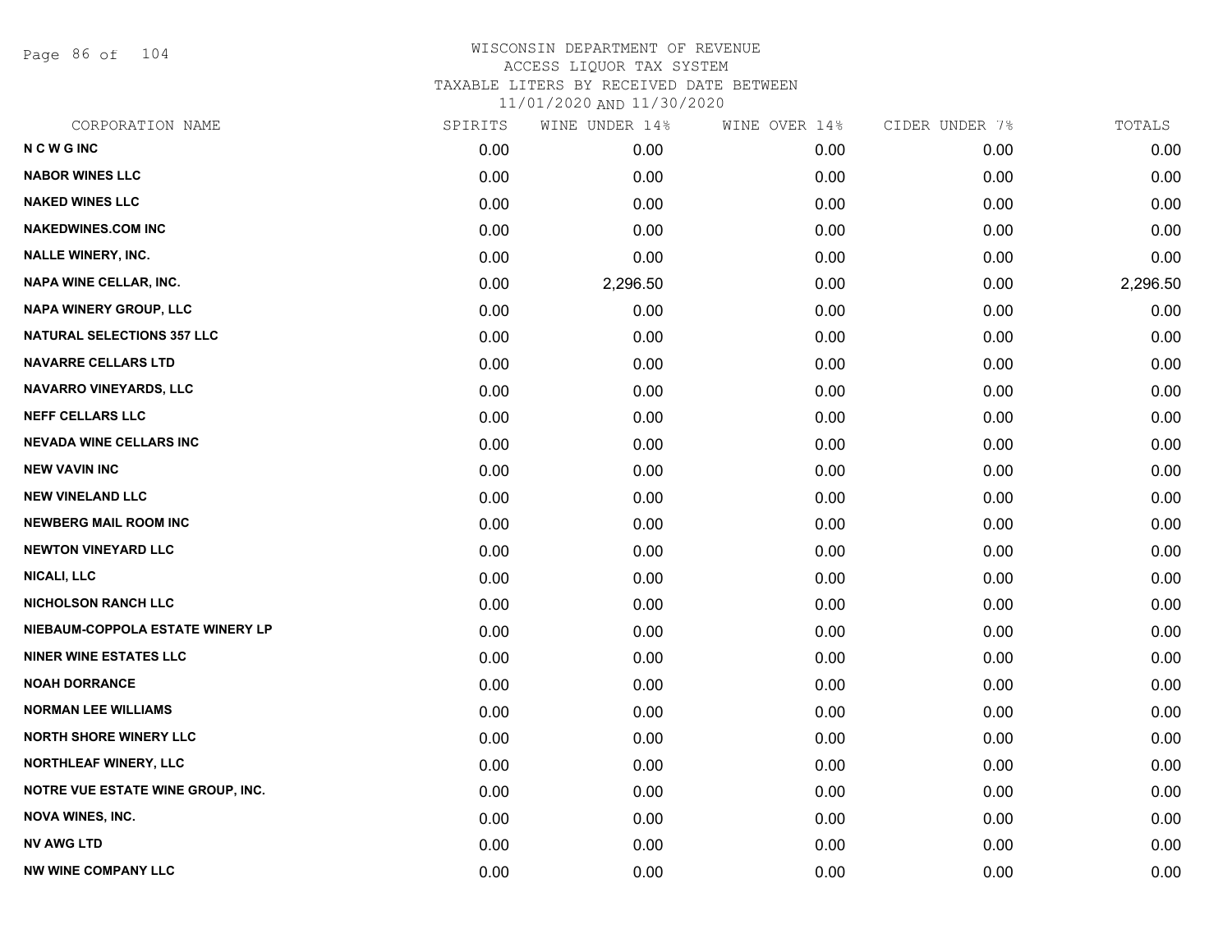# WISCONSIN DEPARTMENT OF REVENUE
## ACCESS LIQUOR TAX SYSTEM
## TAXABLE LITERS BY RECEIVED DATE BETWEEN
## 11/01/2020 AND 11/30/2020

| CORPORATION NAME | SPIRITS | WINE UNDER 14% | WINE OVER 14% | CIDER UNDER 7% | TOTALS |
|---|---|---|---|---|---|
| N C W G INC | 0.00 | 0.00 | 0.00 | 0.00 | 0.00 |
| NABOR WINES LLC | 0.00 | 0.00 | 0.00 | 0.00 | 0.00 |
| NAKED WINES LLC | 0.00 | 0.00 | 0.00 | 0.00 | 0.00 |
| NAKEDWINES.COM INC | 0.00 | 0.00 | 0.00 | 0.00 | 0.00 |
| NALLE WINERY, INC. | 0.00 | 0.00 | 0.00 | 0.00 | 0.00 |
| NAPA WINE CELLAR, INC. | 0.00 | 2,296.50 | 0.00 | 0.00 | 2,296.50 |
| NAPA WINERY GROUP, LLC | 0.00 | 0.00 | 0.00 | 0.00 | 0.00 |
| NATURAL SELECTIONS 357 LLC | 0.00 | 0.00 | 0.00 | 0.00 | 0.00 |
| NAVARRE CELLARS LTD | 0.00 | 0.00 | 0.00 | 0.00 | 0.00 |
| NAVARRO VINEYARDS, LLC | 0.00 | 0.00 | 0.00 | 0.00 | 0.00 |
| NEFF CELLARS LLC | 0.00 | 0.00 | 0.00 | 0.00 | 0.00 |
| NEVADA WINE CELLARS INC | 0.00 | 0.00 | 0.00 | 0.00 | 0.00 |
| NEW VAVIN INC | 0.00 | 0.00 | 0.00 | 0.00 | 0.00 |
| NEW VINELAND LLC | 0.00 | 0.00 | 0.00 | 0.00 | 0.00 |
| NEWBERG MAIL ROOM INC | 0.00 | 0.00 | 0.00 | 0.00 | 0.00 |
| NEWTON VINEYARD LLC | 0.00 | 0.00 | 0.00 | 0.00 | 0.00 |
| NICALI, LLC | 0.00 | 0.00 | 0.00 | 0.00 | 0.00 |
| NICHOLSON RANCH LLC | 0.00 | 0.00 | 0.00 | 0.00 | 0.00 |
| NIEBAUM-COPPOLA ESTATE WINERY LP | 0.00 | 0.00 | 0.00 | 0.00 | 0.00 |
| NINER WINE ESTATES LLC | 0.00 | 0.00 | 0.00 | 0.00 | 0.00 |
| NOAH DORRANCE | 0.00 | 0.00 | 0.00 | 0.00 | 0.00 |
| NORMAN LEE WILLIAMS | 0.00 | 0.00 | 0.00 | 0.00 | 0.00 |
| NORTH SHORE WINERY LLC | 0.00 | 0.00 | 0.00 | 0.00 | 0.00 |
| NORTHLEAF WINERY, LLC | 0.00 | 0.00 | 0.00 | 0.00 | 0.00 |
| NOTRE VUE ESTATE WINE GROUP, INC. | 0.00 | 0.00 | 0.00 | 0.00 | 0.00 |
| NOVA WINES, INC. | 0.00 | 0.00 | 0.00 | 0.00 | 0.00 |
| NV AWG LTD | 0.00 | 0.00 | 0.00 | 0.00 | 0.00 |
| NW WINE COMPANY LLC | 0.00 | 0.00 | 0.00 | 0.00 | 0.00 |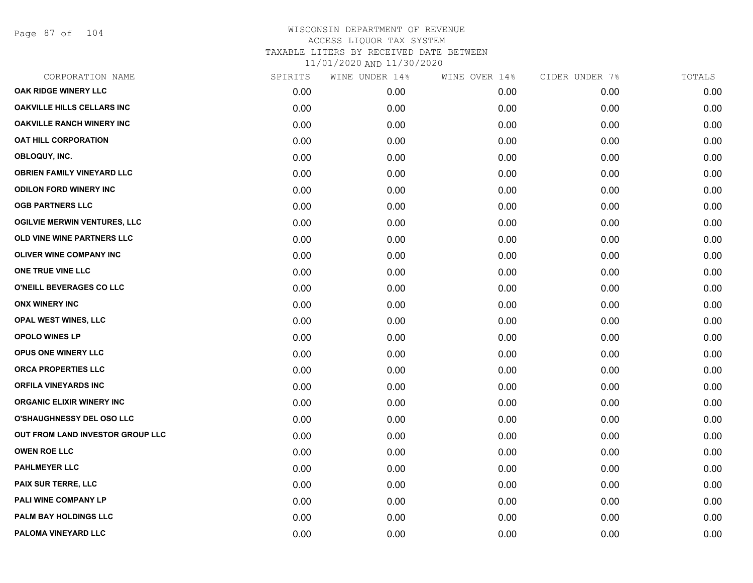# WISCONSIN DEPARTMENT OF REVENUE
## ACCESS LIQUOR TAX SYSTEM
### TAXABLE LITERS BY RECEIVED DATE BETWEEN 11/01/2020 AND 11/30/2020

| CORPORATION NAME | SPIRITS | WINE UNDER 14% | WINE OVER 14% | CIDER UNDER 7% | TOTALS |
|---|---|---|---|---|---|
| OAK RIDGE WINERY LLC | 0.00 | 0.00 | 0.00 | 0.00 | 0.00 |
| OAKVILLE HILLS CELLARS INC | 0.00 | 0.00 | 0.00 | 0.00 | 0.00 |
| OAKVILLE RANCH WINERY INC | 0.00 | 0.00 | 0.00 | 0.00 | 0.00 |
| OAT HILL CORPORATION | 0.00 | 0.00 | 0.00 | 0.00 | 0.00 |
| OBLOQUY, INC. | 0.00 | 0.00 | 0.00 | 0.00 | 0.00 |
| OBRIEN FAMILY VINEYARD LLC | 0.00 | 0.00 | 0.00 | 0.00 | 0.00 |
| ODILON FORD WINERY INC | 0.00 | 0.00 | 0.00 | 0.00 | 0.00 |
| OGB PARTNERS LLC | 0.00 | 0.00 | 0.00 | 0.00 | 0.00 |
| OGILVIE MERWIN VENTURES, LLC | 0.00 | 0.00 | 0.00 | 0.00 | 0.00 |
| OLD VINE WINE PARTNERS LLC | 0.00 | 0.00 | 0.00 | 0.00 | 0.00 |
| OLIVER WINE COMPANY INC | 0.00 | 0.00 | 0.00 | 0.00 | 0.00 |
| ONE TRUE VINE LLC | 0.00 | 0.00 | 0.00 | 0.00 | 0.00 |
| O'NEILL BEVERAGES CO LLC | 0.00 | 0.00 | 0.00 | 0.00 | 0.00 |
| ONX WINERY INC | 0.00 | 0.00 | 0.00 | 0.00 | 0.00 |
| OPAL WEST WINES, LLC | 0.00 | 0.00 | 0.00 | 0.00 | 0.00 |
| OPOLO WINES LP | 0.00 | 0.00 | 0.00 | 0.00 | 0.00 |
| OPUS ONE WINERY LLC | 0.00 | 0.00 | 0.00 | 0.00 | 0.00 |
| ORCA PROPERTIES LLC | 0.00 | 0.00 | 0.00 | 0.00 | 0.00 |
| ORFILA VINEYARDS INC | 0.00 | 0.00 | 0.00 | 0.00 | 0.00 |
| ORGANIC ELIXIR WINERY INC | 0.00 | 0.00 | 0.00 | 0.00 | 0.00 |
| O'SHAUGHNESSY DEL OSO LLC | 0.00 | 0.00 | 0.00 | 0.00 | 0.00 |
| OUT FROM LAND INVESTOR GROUP LLC | 0.00 | 0.00 | 0.00 | 0.00 | 0.00 |
| OWEN ROE LLC | 0.00 | 0.00 | 0.00 | 0.00 | 0.00 |
| PAHLMEYER LLC | 0.00 | 0.00 | 0.00 | 0.00 | 0.00 |
| PAIX SUR TERRE, LLC | 0.00 | 0.00 | 0.00 | 0.00 | 0.00 |
| PALI WINE COMPANY LP | 0.00 | 0.00 | 0.00 | 0.00 | 0.00 |
| PALM BAY HOLDINGS LLC | 0.00 | 0.00 | 0.00 | 0.00 | 0.00 |
| PALOMA VINEYARD LLC | 0.00 | 0.00 | 0.00 | 0.00 | 0.00 |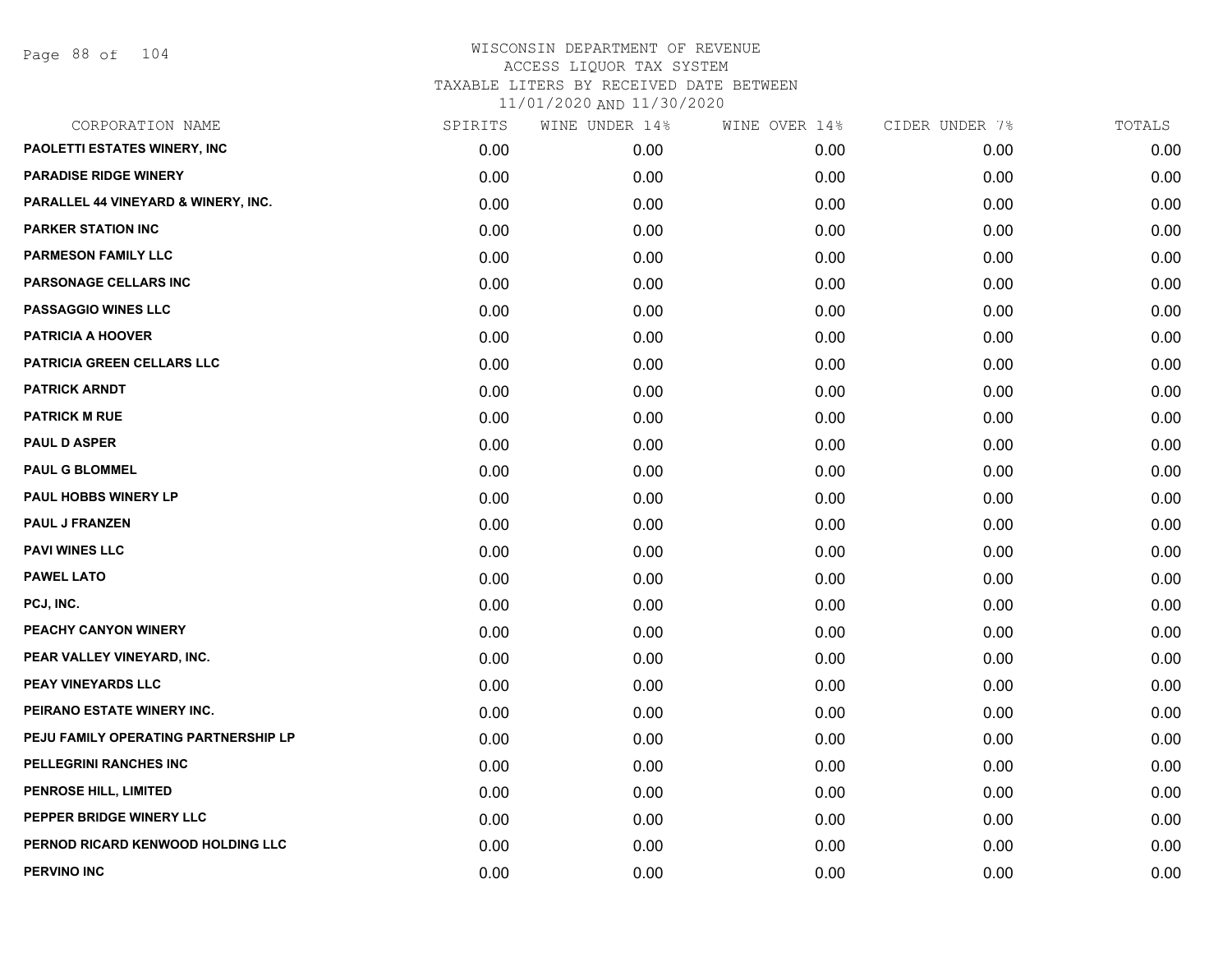# WISCONSIN DEPARTMENT OF REVENUE
ACCESS LIQUOR TAX SYSTEM
TAXABLE LITERS BY RECEIVED DATE BETWEEN
11/01/2020 AND 11/30/2020

| CORPORATION NAME | SPIRITS | WINE UNDER 14% | WINE OVER 14% | CIDER UNDER 7% | TOTALS |
|---|---|---|---|---|---|
| PAOLETTI ESTATES WINERY, INC | 0.00 | 0.00 | 0.00 | 0.00 | 0.00 |
| PARADISE RIDGE WINERY | 0.00 | 0.00 | 0.00 | 0.00 | 0.00 |
| PARALLEL 44 VINEYARD & WINERY, INC. | 0.00 | 0.00 | 0.00 | 0.00 | 0.00 |
| PARKER STATION INC | 0.00 | 0.00 | 0.00 | 0.00 | 0.00 |
| PARMESON FAMILY LLC | 0.00 | 0.00 | 0.00 | 0.00 | 0.00 |
| PARSONAGE CELLARS INC | 0.00 | 0.00 | 0.00 | 0.00 | 0.00 |
| PASSAGGIO WINES LLC | 0.00 | 0.00 | 0.00 | 0.00 | 0.00 |
| PATRICIA A HOOVER | 0.00 | 0.00 | 0.00 | 0.00 | 0.00 |
| PATRICIA GREEN CELLARS LLC | 0.00 | 0.00 | 0.00 | 0.00 | 0.00 |
| PATRICK ARNDT | 0.00 | 0.00 | 0.00 | 0.00 | 0.00 |
| PATRICK M RUE | 0.00 | 0.00 | 0.00 | 0.00 | 0.00 |
| PAUL D ASPER | 0.00 | 0.00 | 0.00 | 0.00 | 0.00 |
| PAUL G BLOMMEL | 0.00 | 0.00 | 0.00 | 0.00 | 0.00 |
| PAUL HOBBS WINERY LP | 0.00 | 0.00 | 0.00 | 0.00 | 0.00 |
| PAUL J FRANZEN | 0.00 | 0.00 | 0.00 | 0.00 | 0.00 |
| PAVI WINES LLC | 0.00 | 0.00 | 0.00 | 0.00 | 0.00 |
| PAWEL LATO | 0.00 | 0.00 | 0.00 | 0.00 | 0.00 |
| PCJ, INC. | 0.00 | 0.00 | 0.00 | 0.00 | 0.00 |
| PEACHY CANYON WINERY | 0.00 | 0.00 | 0.00 | 0.00 | 0.00 |
| PEAR VALLEY VINEYARD, INC. | 0.00 | 0.00 | 0.00 | 0.00 | 0.00 |
| PEAY VINEYARDS LLC | 0.00 | 0.00 | 0.00 | 0.00 | 0.00 |
| PEIRANO ESTATE WINERY INC. | 0.00 | 0.00 | 0.00 | 0.00 | 0.00 |
| PEJU FAMILY OPERATING PARTNERSHIP LP | 0.00 | 0.00 | 0.00 | 0.00 | 0.00 |
| PELLEGRINI RANCHES INC | 0.00 | 0.00 | 0.00 | 0.00 | 0.00 |
| PENROSE HILL, LIMITED | 0.00 | 0.00 | 0.00 | 0.00 | 0.00 |
| PEPPER BRIDGE WINERY LLC | 0.00 | 0.00 | 0.00 | 0.00 | 0.00 |
| PERNOD RICARD KENWOOD HOLDING LLC | 0.00 | 0.00 | 0.00 | 0.00 | 0.00 |
| PERVINO INC | 0.00 | 0.00 | 0.00 | 0.00 | 0.00 |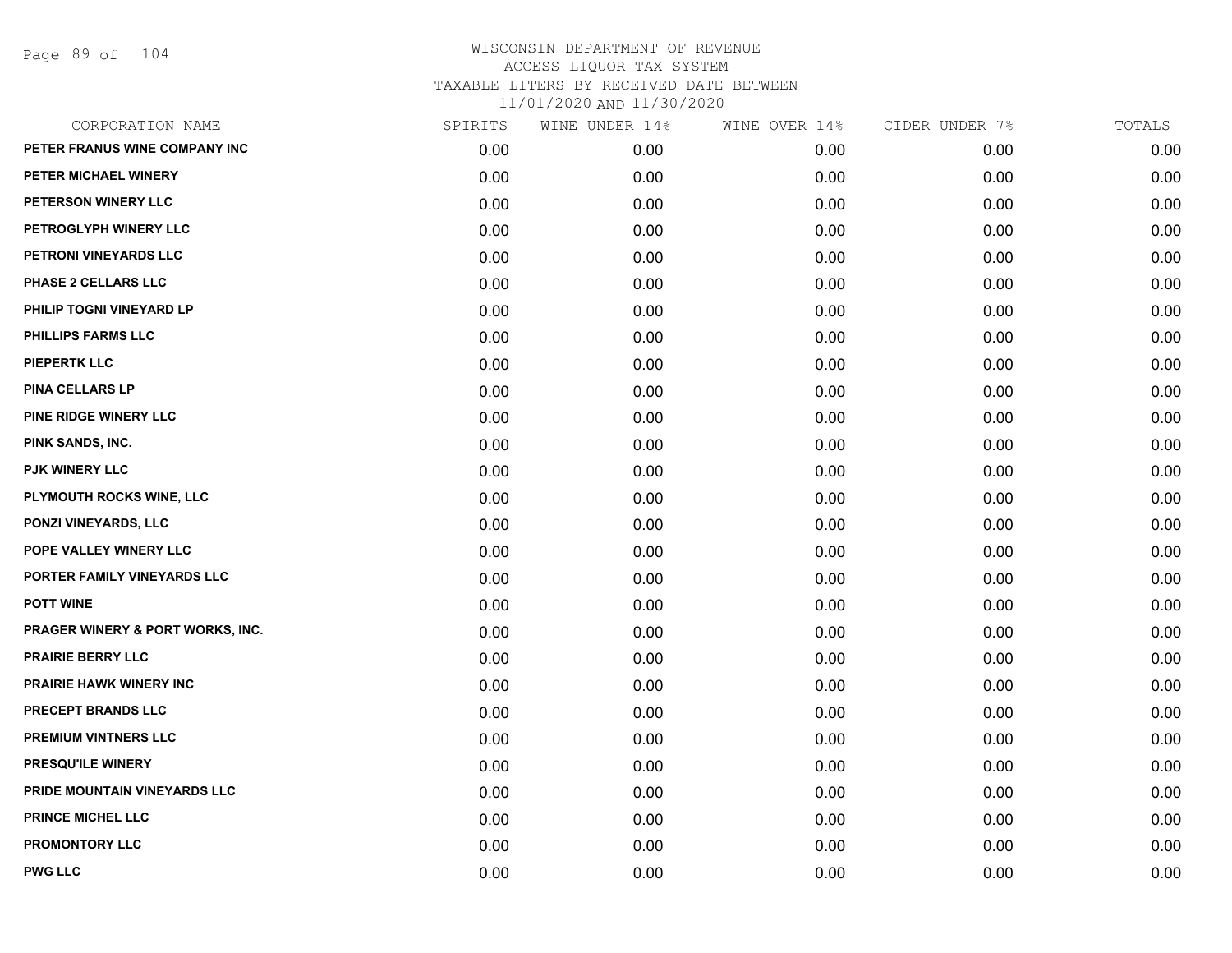# WISCONSIN DEPARTMENT OF REVENUE
## ACCESS LIQUOR TAX SYSTEM
### TAXABLE LITERS BY RECEIVED DATE BETWEEN 11/01/2020 AND 11/30/2020

| CORPORATION NAME | SPIRITS | WINE UNDER 14% | WINE OVER 14% | CIDER UNDER 7% | TOTALS |
|---|---|---|---|---|---|
| PETER FRANUS WINE COMPANY INC | 0.00 | 0.00 | 0.00 | 0.00 | 0.00 |
| PETER MICHAEL WINERY | 0.00 | 0.00 | 0.00 | 0.00 | 0.00 |
| PETERSON WINERY LLC | 0.00 | 0.00 | 0.00 | 0.00 | 0.00 |
| PETROGLYPH WINERY LLC | 0.00 | 0.00 | 0.00 | 0.00 | 0.00 |
| PETRONI VINEYARDS LLC | 0.00 | 0.00 | 0.00 | 0.00 | 0.00 |
| PHASE 2 CELLARS LLC | 0.00 | 0.00 | 0.00 | 0.00 | 0.00 |
| PHILIP TOGNI VINEYARD LP | 0.00 | 0.00 | 0.00 | 0.00 | 0.00 |
| PHILLIPS FARMS LLC | 0.00 | 0.00 | 0.00 | 0.00 | 0.00 |
| PIEPERTK LLC | 0.00 | 0.00 | 0.00 | 0.00 | 0.00 |
| PINA CELLARS LP | 0.00 | 0.00 | 0.00 | 0.00 | 0.00 |
| PINE RIDGE WINERY LLC | 0.00 | 0.00 | 0.00 | 0.00 | 0.00 |
| PINK SANDS, INC. | 0.00 | 0.00 | 0.00 | 0.00 | 0.00 |
| PJK WINERY LLC | 0.00 | 0.00 | 0.00 | 0.00 | 0.00 |
| PLYMOUTH ROCKS WINE, LLC | 0.00 | 0.00 | 0.00 | 0.00 | 0.00 |
| PONZI VINEYARDS, LLC | 0.00 | 0.00 | 0.00 | 0.00 | 0.00 |
| POPE VALLEY WINERY LLC | 0.00 | 0.00 | 0.00 | 0.00 | 0.00 |
| PORTER FAMILY VINEYARDS LLC | 0.00 | 0.00 | 0.00 | 0.00 | 0.00 |
| POTT WINE | 0.00 | 0.00 | 0.00 | 0.00 | 0.00 |
| PRAGER WINERY & PORT WORKS, INC. | 0.00 | 0.00 | 0.00 | 0.00 | 0.00 |
| PRAIRIE BERRY LLC | 0.00 | 0.00 | 0.00 | 0.00 | 0.00 |
| PRAIRIE HAWK WINERY INC | 0.00 | 0.00 | 0.00 | 0.00 | 0.00 |
| PRECEPT BRANDS LLC | 0.00 | 0.00 | 0.00 | 0.00 | 0.00 |
| PREMIUM VINTNERS LLC | 0.00 | 0.00 | 0.00 | 0.00 | 0.00 |
| PRESQU'ILE WINERY | 0.00 | 0.00 | 0.00 | 0.00 | 0.00 |
| PRIDE MOUNTAIN VINEYARDS LLC | 0.00 | 0.00 | 0.00 | 0.00 | 0.00 |
| PRINCE MICHEL LLC | 0.00 | 0.00 | 0.00 | 0.00 | 0.00 |
| PROMONTORY LLC | 0.00 | 0.00 | 0.00 | 0.00 | 0.00 |
| PWG LLC | 0.00 | 0.00 | 0.00 | 0.00 | 0.00 |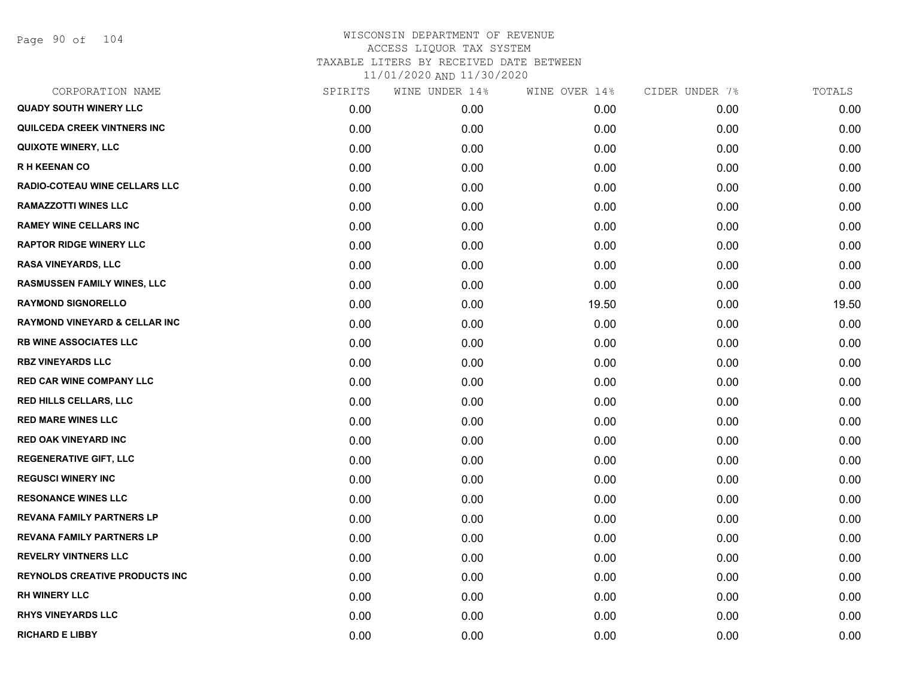# WISCONSIN DEPARTMENT OF REVENUE
## ACCESS LIQUOR TAX SYSTEM
### TAXABLE LITERS BY RECEIVED DATE BETWEEN 11/01/2020 AND 11/30/2020

| CORPORATION NAME | SPIRITS | WINE UNDER 14% | WINE OVER 14% | CIDER UNDER 7% | TOTALS |
|---|---|---|---|---|---|
| QUADY SOUTH WINERY LLC | 0.00 | 0.00 | 0.00 | 0.00 | 0.00 |
| QUILCEDA CREEK VINTNERS INC | 0.00 | 0.00 | 0.00 | 0.00 | 0.00 |
| QUIXOTE WINERY, LLC | 0.00 | 0.00 | 0.00 | 0.00 | 0.00 |
| R H KEENAN CO | 0.00 | 0.00 | 0.00 | 0.00 | 0.00 |
| RADIO-COTEAU WINE CELLARS LLC | 0.00 | 0.00 | 0.00 | 0.00 | 0.00 |
| RAMAZZOTTI WINES LLC | 0.00 | 0.00 | 0.00 | 0.00 | 0.00 |
| RAMEY WINE CELLARS INC | 0.00 | 0.00 | 0.00 | 0.00 | 0.00 |
| RAPTOR RIDGE WINERY LLC | 0.00 | 0.00 | 0.00 | 0.00 | 0.00 |
| RASA VINEYARDS, LLC | 0.00 | 0.00 | 0.00 | 0.00 | 0.00 |
| RASMUSSEN FAMILY WINES, LLC | 0.00 | 0.00 | 0.00 | 0.00 | 0.00 |
| RAYMOND SIGNORELLO | 0.00 | 0.00 | 19.50 | 0.00 | 19.50 |
| RAYMOND VINEYARD & CELLAR INC | 0.00 | 0.00 | 0.00 | 0.00 | 0.00 |
| RB WINE ASSOCIATES LLC | 0.00 | 0.00 | 0.00 | 0.00 | 0.00 |
| RBZ VINEYARDS LLC | 0.00 | 0.00 | 0.00 | 0.00 | 0.00 |
| RED CAR WINE COMPANY LLC | 0.00 | 0.00 | 0.00 | 0.00 | 0.00 |
| RED HILLS CELLARS, LLC | 0.00 | 0.00 | 0.00 | 0.00 | 0.00 |
| RED MARE WINES LLC | 0.00 | 0.00 | 0.00 | 0.00 | 0.00 |
| RED OAK VINEYARD INC | 0.00 | 0.00 | 0.00 | 0.00 | 0.00 |
| REGENERATIVE GIFT, LLC | 0.00 | 0.00 | 0.00 | 0.00 | 0.00 |
| REGUSCI WINERY INC | 0.00 | 0.00 | 0.00 | 0.00 | 0.00 |
| RESONANCE WINES LLC | 0.00 | 0.00 | 0.00 | 0.00 | 0.00 |
| REVANA FAMILY PARTNERS LP | 0.00 | 0.00 | 0.00 | 0.00 | 0.00 |
| REVANA FAMILY PARTNERS LP | 0.00 | 0.00 | 0.00 | 0.00 | 0.00 |
| REVELRY VINTNERS LLC | 0.00 | 0.00 | 0.00 | 0.00 | 0.00 |
| REYNOLDS CREATIVE PRODUCTS INC | 0.00 | 0.00 | 0.00 | 0.00 | 0.00 |
| RH WINERY LLC | 0.00 | 0.00 | 0.00 | 0.00 | 0.00 |
| RHYS VINEYARDS LLC | 0.00 | 0.00 | 0.00 | 0.00 | 0.00 |
| RICHARD E LIBBY | 0.00 | 0.00 | 0.00 | 0.00 | 0.00 |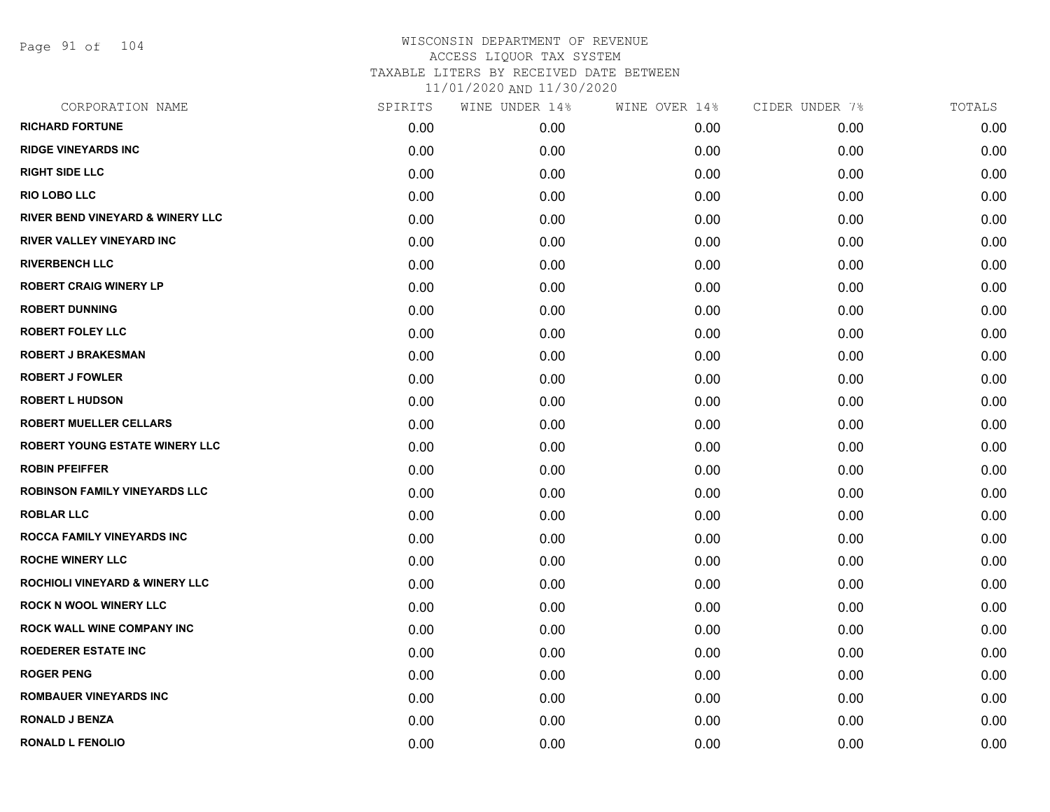# WISCONSIN DEPARTMENT OF REVENUE
## ACCESS LIQUOR TAX SYSTEM
## TAXABLE LITERS BY RECEIVED DATE BETWEEN
## 11/01/2020 AND 11/30/2020

| CORPORATION NAME | SPIRITS | WINE UNDER 14% | WINE OVER 14% | CIDER UNDER 7% | TOTALS |
|---|---|---|---|---|---|
| RICHARD FORTUNE | 0.00 | 0.00 | 0.00 | 0.00 | 0.00 |
| RIDGE VINEYARDS INC | 0.00 | 0.00 | 0.00 | 0.00 | 0.00 |
| RIGHT SIDE LLC | 0.00 | 0.00 | 0.00 | 0.00 | 0.00 |
| RIO LOBO LLC | 0.00 | 0.00 | 0.00 | 0.00 | 0.00 |
| RIVER BEND VINEYARD & WINERY LLC | 0.00 | 0.00 | 0.00 | 0.00 | 0.00 |
| RIVER VALLEY VINEYARD INC | 0.00 | 0.00 | 0.00 | 0.00 | 0.00 |
| RIVERBENCH LLC | 0.00 | 0.00 | 0.00 | 0.00 | 0.00 |
| ROBERT CRAIG WINERY LP | 0.00 | 0.00 | 0.00 | 0.00 | 0.00 |
| ROBERT DUNNING | 0.00 | 0.00 | 0.00 | 0.00 | 0.00 |
| ROBERT FOLEY LLC | 0.00 | 0.00 | 0.00 | 0.00 | 0.00 |
| ROBERT J BRAKESMAN | 0.00 | 0.00 | 0.00 | 0.00 | 0.00 |
| ROBERT J FOWLER | 0.00 | 0.00 | 0.00 | 0.00 | 0.00 |
| ROBERT L HUDSON | 0.00 | 0.00 | 0.00 | 0.00 | 0.00 |
| ROBERT MUELLER CELLARS | 0.00 | 0.00 | 0.00 | 0.00 | 0.00 |
| ROBERT YOUNG ESTATE WINERY LLC | 0.00 | 0.00 | 0.00 | 0.00 | 0.00 |
| ROBIN PFEIFFER | 0.00 | 0.00 | 0.00 | 0.00 | 0.00 |
| ROBINSON FAMILY VINEYARDS LLC | 0.00 | 0.00 | 0.00 | 0.00 | 0.00 |
| ROBLAR LLC | 0.00 | 0.00 | 0.00 | 0.00 | 0.00 |
| ROCCA FAMILY VINEYARDS INC | 0.00 | 0.00 | 0.00 | 0.00 | 0.00 |
| ROCHE WINERY LLC | 0.00 | 0.00 | 0.00 | 0.00 | 0.00 |
| ROCHIOLI VINEYARD & WINERY LLC | 0.00 | 0.00 | 0.00 | 0.00 | 0.00 |
| ROCK N WOOL WINERY LLC | 0.00 | 0.00 | 0.00 | 0.00 | 0.00 |
| ROCK WALL WINE COMPANY INC | 0.00 | 0.00 | 0.00 | 0.00 | 0.00 |
| ROEDERER ESTATE INC | 0.00 | 0.00 | 0.00 | 0.00 | 0.00 |
| ROGER PENG | 0.00 | 0.00 | 0.00 | 0.00 | 0.00 |
| ROMBAUER VINEYARDS INC | 0.00 | 0.00 | 0.00 | 0.00 | 0.00 |
| RONALD J BENZA | 0.00 | 0.00 | 0.00 | 0.00 | 0.00 |
| RONALD L FENOLIO | 0.00 | 0.00 | 0.00 | 0.00 | 0.00 |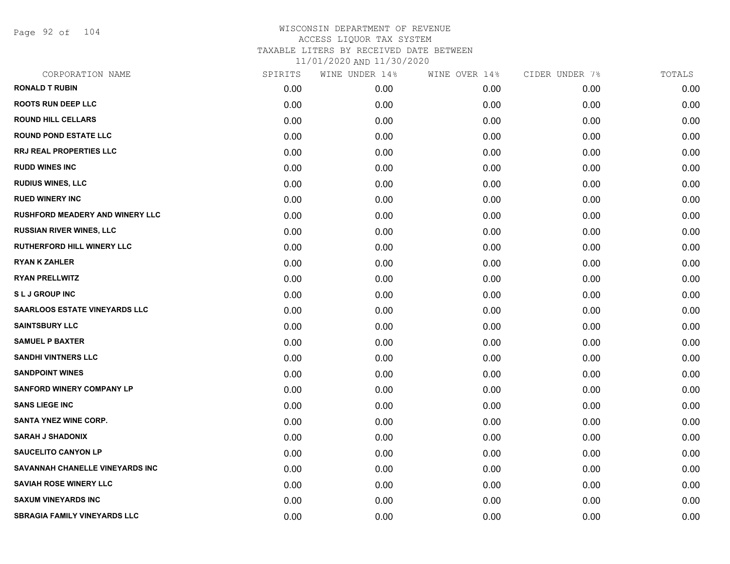# WISCONSIN DEPARTMENT OF REVENUE
## ACCESS LIQUOR TAX SYSTEM
### TAXABLE LITERS BY RECEIVED DATE BETWEEN 11/01/2020 AND 11/30/2020

| CORPORATION NAME | SPIRITS | WINE UNDER 14% | WINE OVER 14% | CIDER UNDER 7% | TOTALS |
|---|---|---|---|---|---|
| RONALD T RUBIN | 0.00 | 0.00 | 0.00 | 0.00 | 0.00 |
| ROOTS RUN DEEP LLC | 0.00 | 0.00 | 0.00 | 0.00 | 0.00 |
| ROUND HILL CELLARS | 0.00 | 0.00 | 0.00 | 0.00 | 0.00 |
| ROUND POND ESTATE LLC | 0.00 | 0.00 | 0.00 | 0.00 | 0.00 |
| RRJ REAL PROPERTIES LLC | 0.00 | 0.00 | 0.00 | 0.00 | 0.00 |
| RUDD WINES INC | 0.00 | 0.00 | 0.00 | 0.00 | 0.00 |
| RUDIUS WINES, LLC | 0.00 | 0.00 | 0.00 | 0.00 | 0.00 |
| RUED WINERY INC | 0.00 | 0.00 | 0.00 | 0.00 | 0.00 |
| RUSHFORD MEADERY AND WINERY LLC | 0.00 | 0.00 | 0.00 | 0.00 | 0.00 |
| RUSSIAN RIVER WINES, LLC | 0.00 | 0.00 | 0.00 | 0.00 | 0.00 |
| RUTHERFORD HILL WINERY LLC | 0.00 | 0.00 | 0.00 | 0.00 | 0.00 |
| RYAN K ZAHLER | 0.00 | 0.00 | 0.00 | 0.00 | 0.00 |
| RYAN PRELLWITZ | 0.00 | 0.00 | 0.00 | 0.00 | 0.00 |
| S L J GROUP INC | 0.00 | 0.00 | 0.00 | 0.00 | 0.00 |
| SAARLOOS ESTATE VINEYARDS LLC | 0.00 | 0.00 | 0.00 | 0.00 | 0.00 |
| SAINTSBURY LLC | 0.00 | 0.00 | 0.00 | 0.00 | 0.00 |
| SAMUEL P BAXTER | 0.00 | 0.00 | 0.00 | 0.00 | 0.00 |
| SANDHI VINTNERS LLC | 0.00 | 0.00 | 0.00 | 0.00 | 0.00 |
| SANDPOINT WINES | 0.00 | 0.00 | 0.00 | 0.00 | 0.00 |
| SANFORD WINERY COMPANY LP | 0.00 | 0.00 | 0.00 | 0.00 | 0.00 |
| SANS LIEGE INC | 0.00 | 0.00 | 0.00 | 0.00 | 0.00 |
| SANTA YNEZ WINE CORP. | 0.00 | 0.00 | 0.00 | 0.00 | 0.00 |
| SARAH J SHADONIX | 0.00 | 0.00 | 0.00 | 0.00 | 0.00 |
| SAUCELITO CANYON LP | 0.00 | 0.00 | 0.00 | 0.00 | 0.00 |
| SAVANNAH CHANELLE VINEYARDS INC | 0.00 | 0.00 | 0.00 | 0.00 | 0.00 |
| SAVIAH ROSE WINERY LLC | 0.00 | 0.00 | 0.00 | 0.00 | 0.00 |
| SAXUM VINEYARDS INC | 0.00 | 0.00 | 0.00 | 0.00 | 0.00 |
| SBRAGIA FAMILY VINEYARDS LLC | 0.00 | 0.00 | 0.00 | 0.00 | 0.00 |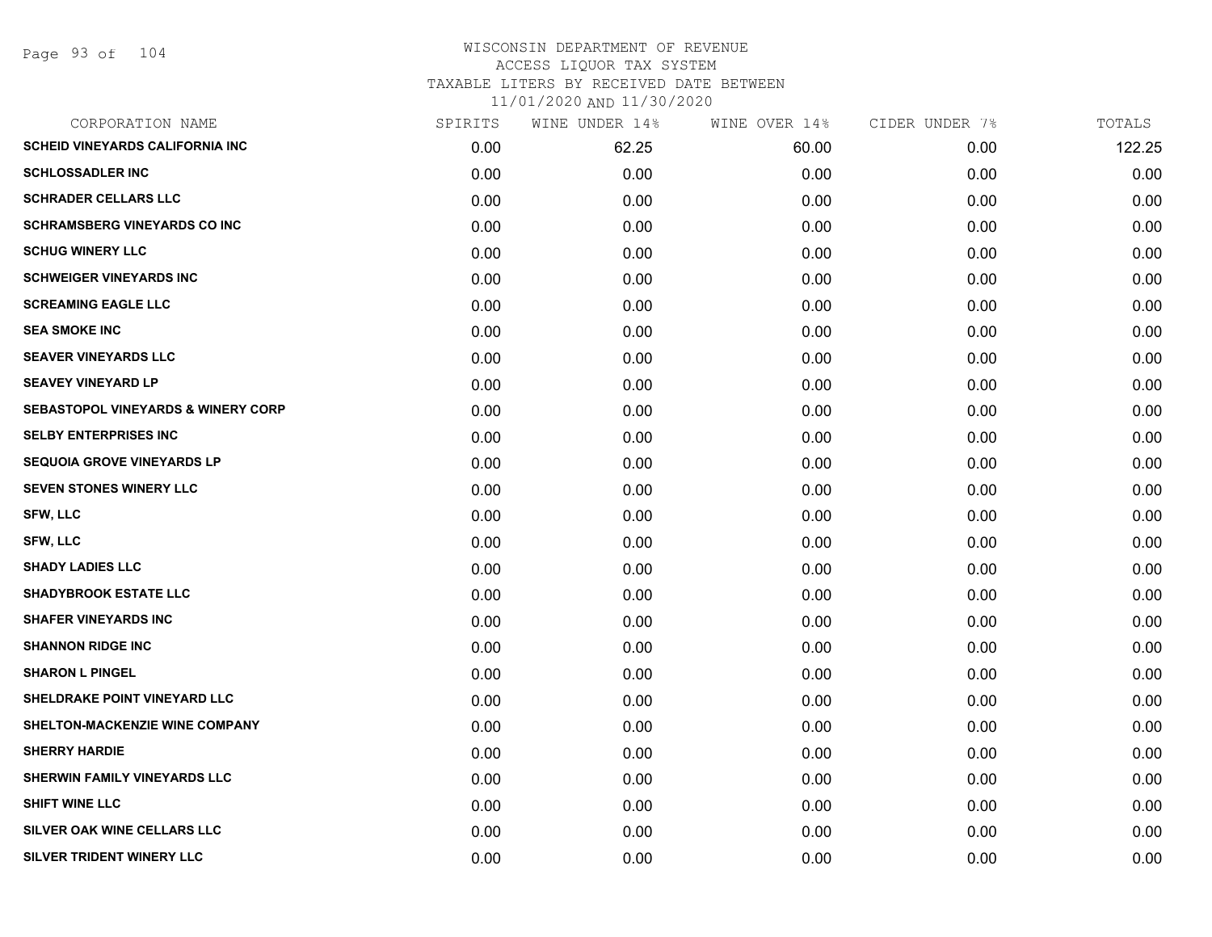# WISCONSIN DEPARTMENT OF REVENUE
## ACCESS LIQUOR TAX SYSTEM
### TAXABLE LITERS BY RECEIVED DATE BETWEEN 11/01/2020 AND 11/30/2020

| CORPORATION NAME | SPIRITS | WINE UNDER 14% | WINE OVER 14% | CIDER UNDER 7% | TOTALS |
|---|---|---|---|---|---|
| SCHEID VINEYARDS CALIFORNIA INC | 0.00 | 62.25 | 60.00 | 0.00 | 122.25 |
| SCHLOSSADLER INC | 0.00 | 0.00 | 0.00 | 0.00 | 0.00 |
| SCHRADER CELLARS LLC | 0.00 | 0.00 | 0.00 | 0.00 | 0.00 |
| SCHRAMSBERG VINEYARDS CO INC | 0.00 | 0.00 | 0.00 | 0.00 | 0.00 |
| SCHUG WINERY LLC | 0.00 | 0.00 | 0.00 | 0.00 | 0.00 |
| SCHWEIGER VINEYARDS INC | 0.00 | 0.00 | 0.00 | 0.00 | 0.00 |
| SCREAMING EAGLE LLC | 0.00 | 0.00 | 0.00 | 0.00 | 0.00 |
| SEA SMOKE INC | 0.00 | 0.00 | 0.00 | 0.00 | 0.00 |
| SEAVER VINEYARDS LLC | 0.00 | 0.00 | 0.00 | 0.00 | 0.00 |
| SEAVEY VINEYARD LP | 0.00 | 0.00 | 0.00 | 0.00 | 0.00 |
| SEBASTOPOL VINEYARDS & WINERY CORP | 0.00 | 0.00 | 0.00 | 0.00 | 0.00 |
| SELBY ENTERPRISES INC | 0.00 | 0.00 | 0.00 | 0.00 | 0.00 |
| SEQUOIA GROVE VINEYARDS LP | 0.00 | 0.00 | 0.00 | 0.00 | 0.00 |
| SEVEN STONES WINERY LLC | 0.00 | 0.00 | 0.00 | 0.00 | 0.00 |
| SFW, LLC | 0.00 | 0.00 | 0.00 | 0.00 | 0.00 |
| SFW, LLC | 0.00 | 0.00 | 0.00 | 0.00 | 0.00 |
| SHADY LADIES LLC | 0.00 | 0.00 | 0.00 | 0.00 | 0.00 |
| SHADYBROOK ESTATE LLC | 0.00 | 0.00 | 0.00 | 0.00 | 0.00 |
| SHAFER VINEYARDS INC | 0.00 | 0.00 | 0.00 | 0.00 | 0.00 |
| SHANNON RIDGE INC | 0.00 | 0.00 | 0.00 | 0.00 | 0.00 |
| SHARON L PINGEL | 0.00 | 0.00 | 0.00 | 0.00 | 0.00 |
| SHELDRAKE POINT VINEYARD LLC | 0.00 | 0.00 | 0.00 | 0.00 | 0.00 |
| SHELTON-MACKENZIE WINE COMPANY | 0.00 | 0.00 | 0.00 | 0.00 | 0.00 |
| SHERRY HARDIE | 0.00 | 0.00 | 0.00 | 0.00 | 0.00 |
| SHERWIN FAMILY VINEYARDS LLC | 0.00 | 0.00 | 0.00 | 0.00 | 0.00 |
| SHIFT WINE LLC | 0.00 | 0.00 | 0.00 | 0.00 | 0.00 |
| SILVER OAK WINE CELLARS LLC | 0.00 | 0.00 | 0.00 | 0.00 | 0.00 |
| SILVER TRIDENT WINERY LLC | 0.00 | 0.00 | 0.00 | 0.00 | 0.00 |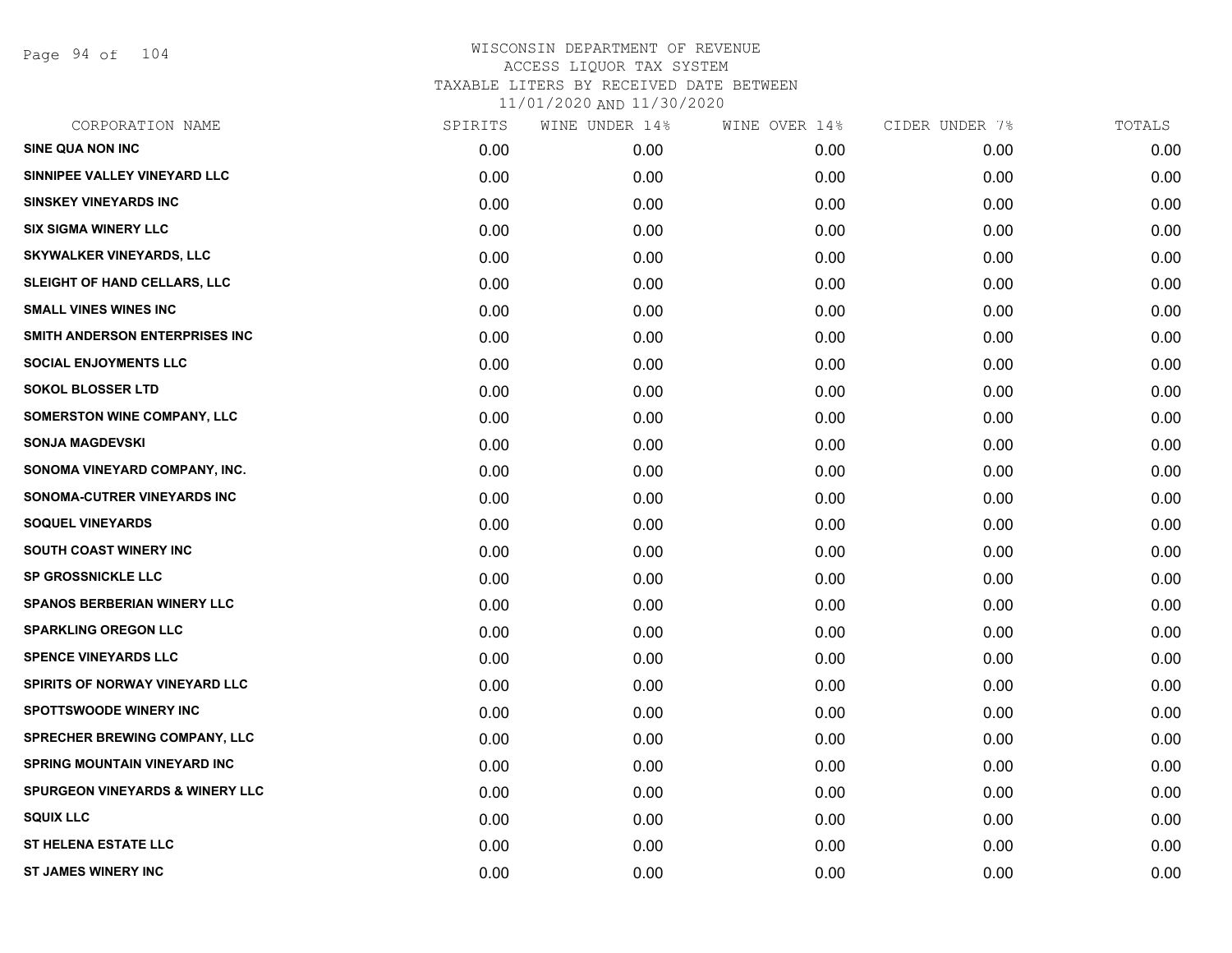# WISCONSIN DEPARTMENT OF REVENUE
## ACCESS LIQUOR TAX SYSTEM
### TAXABLE LITERS BY RECEIVED DATE BETWEEN 11/01/2020 AND 11/30/2020

| CORPORATION NAME | SPIRITS | WINE UNDER 14% | WINE OVER 14% | CIDER UNDER 7% | TOTALS |
|---|---|---|---|---|---|
| SINE QUA NON INC | 0.00 | 0.00 | 0.00 | 0.00 | 0.00 |
| SINNIPEE VALLEY VINEYARD LLC | 0.00 | 0.00 | 0.00 | 0.00 | 0.00 |
| SINSKEY VINEYARDS INC | 0.00 | 0.00 | 0.00 | 0.00 | 0.00 |
| SIX SIGMA WINERY LLC | 0.00 | 0.00 | 0.00 | 0.00 | 0.00 |
| SKYWALKER VINEYARDS, LLC | 0.00 | 0.00 | 0.00 | 0.00 | 0.00 |
| SLEIGHT OF HAND CELLARS, LLC | 0.00 | 0.00 | 0.00 | 0.00 | 0.00 |
| SMALL VINES WINES INC | 0.00 | 0.00 | 0.00 | 0.00 | 0.00 |
| SMITH ANDERSON ENTERPRISES INC | 0.00 | 0.00 | 0.00 | 0.00 | 0.00 |
| SOCIAL ENJOYMENTS LLC | 0.00 | 0.00 | 0.00 | 0.00 | 0.00 |
| SOKOL BLOSSER LTD | 0.00 | 0.00 | 0.00 | 0.00 | 0.00 |
| SOMERSTON WINE COMPANY, LLC | 0.00 | 0.00 | 0.00 | 0.00 | 0.00 |
| SONJA MAGDEVSKI | 0.00 | 0.00 | 0.00 | 0.00 | 0.00 |
| SONOMA VINEYARD COMPANY, INC. | 0.00 | 0.00 | 0.00 | 0.00 | 0.00 |
| SONOMA-CUTRER VINEYARDS INC | 0.00 | 0.00 | 0.00 | 0.00 | 0.00 |
| SOQUEL VINEYARDS | 0.00 | 0.00 | 0.00 | 0.00 | 0.00 |
| SOUTH COAST WINERY INC | 0.00 | 0.00 | 0.00 | 0.00 | 0.00 |
| SP GROSSNICKLE LLC | 0.00 | 0.00 | 0.00 | 0.00 | 0.00 |
| SPANOS BERBERIAN WINERY LLC | 0.00 | 0.00 | 0.00 | 0.00 | 0.00 |
| SPARKLING OREGON LLC | 0.00 | 0.00 | 0.00 | 0.00 | 0.00 |
| SPENCE VINEYARDS LLC | 0.00 | 0.00 | 0.00 | 0.00 | 0.00 |
| SPIRITS OF NORWAY VINEYARD LLC | 0.00 | 0.00 | 0.00 | 0.00 | 0.00 |
| SPOTTSWOODE WINERY INC | 0.00 | 0.00 | 0.00 | 0.00 | 0.00 |
| SPRECHER BREWING COMPANY, LLC | 0.00 | 0.00 | 0.00 | 0.00 | 0.00 |
| SPRING MOUNTAIN VINEYARD INC | 0.00 | 0.00 | 0.00 | 0.00 | 0.00 |
| SPURGEON VINEYARDS & WINERY LLC | 0.00 | 0.00 | 0.00 | 0.00 | 0.00 |
| SQUIX LLC | 0.00 | 0.00 | 0.00 | 0.00 | 0.00 |
| ST HELENA ESTATE LLC | 0.00 | 0.00 | 0.00 | 0.00 | 0.00 |
| ST JAMES WINERY INC | 0.00 | 0.00 | 0.00 | 0.00 | 0.00 |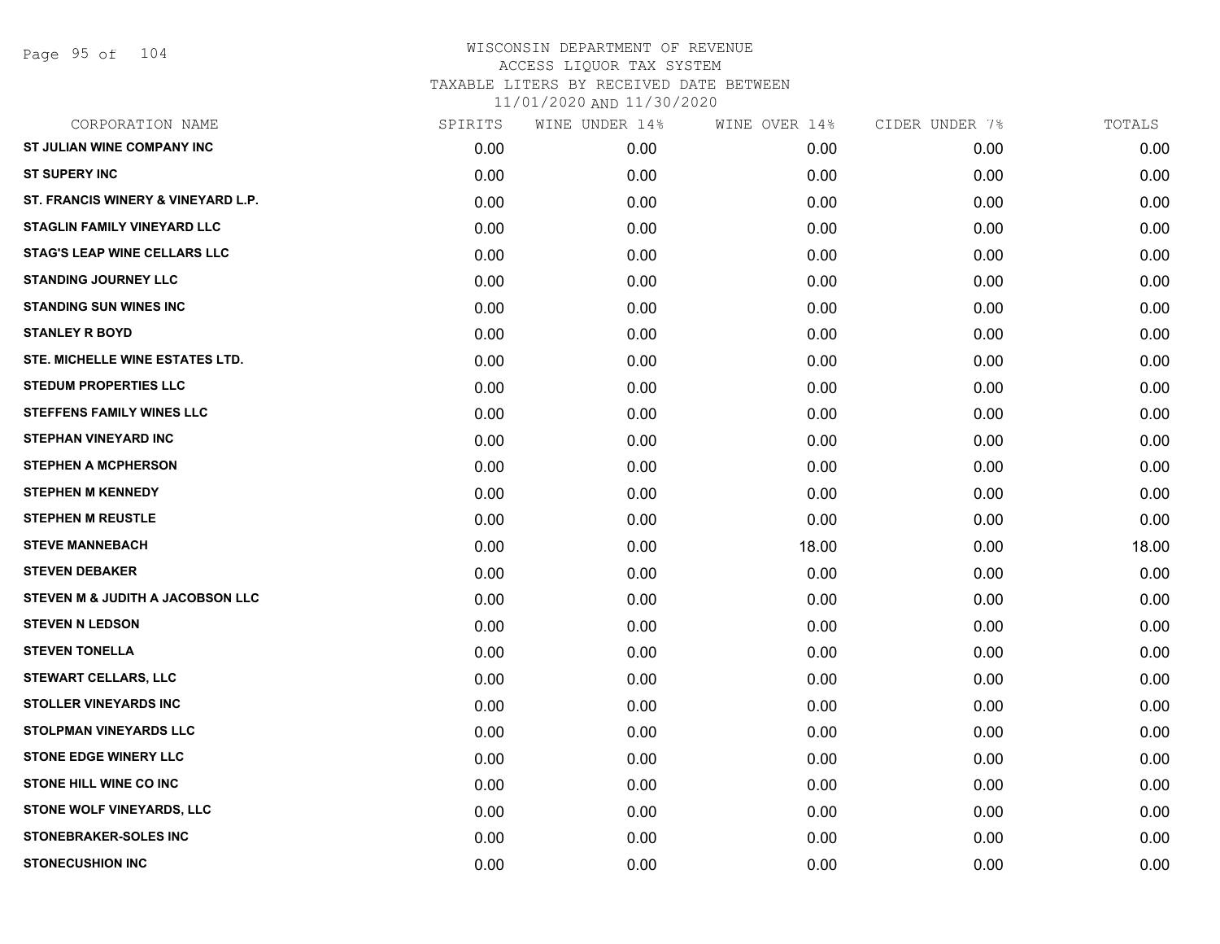WISCONSIN DEPARTMENT OF REVENUE
ACCESS LIQUOR TAX SYSTEM
TAXABLE LITERS BY RECEIVED DATE BETWEEN
11/01/2020 AND 11/30/2020

| CORPORATION NAME | SPIRITS | WINE UNDER 14% | WINE OVER 14% | CIDER UNDER 7% | TOTALS |
|---|---|---|---|---|---|
| ST JULIAN WINE COMPANY INC | 0.00 | 0.00 | 0.00 | 0.00 | 0.00 |
| ST SUPERY INC | 0.00 | 0.00 | 0.00 | 0.00 | 0.00 |
| ST. FRANCIS WINERY & VINEYARD L.P. | 0.00 | 0.00 | 0.00 | 0.00 | 0.00 |
| STAGLIN FAMILY VINEYARD LLC | 0.00 | 0.00 | 0.00 | 0.00 | 0.00 |
| STAG'S LEAP WINE CELLARS LLC | 0.00 | 0.00 | 0.00 | 0.00 | 0.00 |
| STANDING JOURNEY LLC | 0.00 | 0.00 | 0.00 | 0.00 | 0.00 |
| STANDING SUN WINES INC | 0.00 | 0.00 | 0.00 | 0.00 | 0.00 |
| STANLEY R BOYD | 0.00 | 0.00 | 0.00 | 0.00 | 0.00 |
| STE. MICHELLE WINE ESTATES LTD. | 0.00 | 0.00 | 0.00 | 0.00 | 0.00 |
| STEDUM PROPERTIES LLC | 0.00 | 0.00 | 0.00 | 0.00 | 0.00 |
| STEFFENS FAMILY WINES LLC | 0.00 | 0.00 | 0.00 | 0.00 | 0.00 |
| STEPHAN VINEYARD INC | 0.00 | 0.00 | 0.00 | 0.00 | 0.00 |
| STEPHEN A MCPHERSON | 0.00 | 0.00 | 0.00 | 0.00 | 0.00 |
| STEPHEN M KENNEDY | 0.00 | 0.00 | 0.00 | 0.00 | 0.00 |
| STEPHEN M REUSTLE | 0.00 | 0.00 | 0.00 | 0.00 | 0.00 |
| STEVE MANNEBACH | 0.00 | 0.00 | 18.00 | 0.00 | 18.00 |
| STEVEN DEBAKER | 0.00 | 0.00 | 0.00 | 0.00 | 0.00 |
| STEVEN M & JUDITH A JACOBSON LLC | 0.00 | 0.00 | 0.00 | 0.00 | 0.00 |
| STEVEN N LEDSON | 0.00 | 0.00 | 0.00 | 0.00 | 0.00 |
| STEVEN TONELLA | 0.00 | 0.00 | 0.00 | 0.00 | 0.00 |
| STEWART CELLARS, LLC | 0.00 | 0.00 | 0.00 | 0.00 | 0.00 |
| STOLLER VINEYARDS INC | 0.00 | 0.00 | 0.00 | 0.00 | 0.00 |
| STOLPMAN VINEYARDS LLC | 0.00 | 0.00 | 0.00 | 0.00 | 0.00 |
| STONE EDGE WINERY LLC | 0.00 | 0.00 | 0.00 | 0.00 | 0.00 |
| STONE HILL WINE CO INC | 0.00 | 0.00 | 0.00 | 0.00 | 0.00 |
| STONE WOLF VINEYARDS, LLC | 0.00 | 0.00 | 0.00 | 0.00 | 0.00 |
| STONEBRAKER-SOLES INC | 0.00 | 0.00 | 0.00 | 0.00 | 0.00 |
| STONECUSHION INC | 0.00 | 0.00 | 0.00 | 0.00 | 0.00 |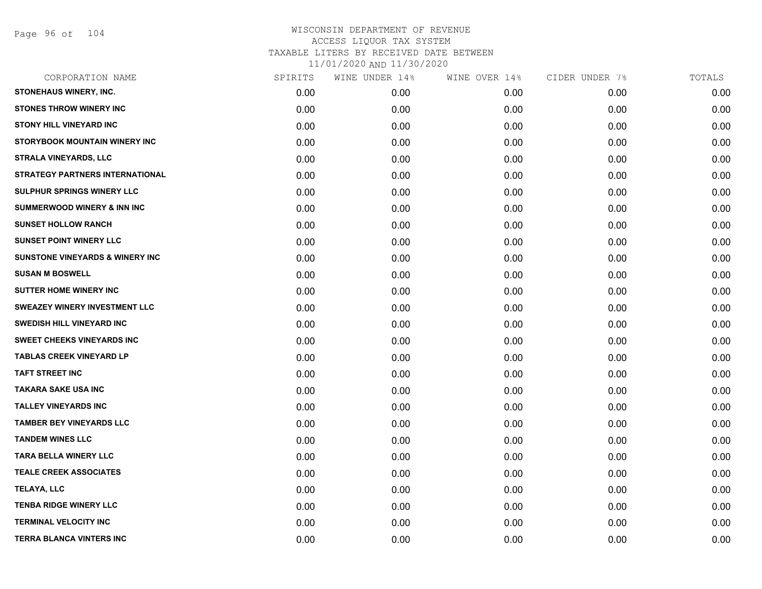# WISCONSIN DEPARTMENT OF REVENUE
## ACCESS LIQUOR TAX SYSTEM
### TAXABLE LITERS BY RECEIVED DATE BETWEEN 11/01/2020 AND 11/30/2020

| CORPORATION NAME | SPIRITS | WINE UNDER 14% | WINE OVER 14% | CIDER UNDER 7% | TOTALS |
|---|---|---|---|---|---|
| STONEHAUS WINERY, INC. | 0.00 | 0.00 | 0.00 | 0.00 | 0.00 |
| STONES THROW WINERY INC | 0.00 | 0.00 | 0.00 | 0.00 | 0.00 |
| STONY HILL VINEYARD INC | 0.00 | 0.00 | 0.00 | 0.00 | 0.00 |
| STORYBOOK MOUNTAIN WINERY INC | 0.00 | 0.00 | 0.00 | 0.00 | 0.00 |
| STRALA VINEYARDS, LLC | 0.00 | 0.00 | 0.00 | 0.00 | 0.00 |
| STRATEGY PARTNERS INTERNATIONAL | 0.00 | 0.00 | 0.00 | 0.00 | 0.00 |
| SULPHUR SPRINGS WINERY LLC | 0.00 | 0.00 | 0.00 | 0.00 | 0.00 |
| SUMMERWOOD WINERY & INN INC | 0.00 | 0.00 | 0.00 | 0.00 | 0.00 |
| SUNSET HOLLOW RANCH | 0.00 | 0.00 | 0.00 | 0.00 | 0.00 |
| SUNSET POINT WINERY LLC | 0.00 | 0.00 | 0.00 | 0.00 | 0.00 |
| SUNSTONE VINEYARDS & WINERY INC | 0.00 | 0.00 | 0.00 | 0.00 | 0.00 |
| SUSAN M BOSWELL | 0.00 | 0.00 | 0.00 | 0.00 | 0.00 |
| SUTTER HOME WINERY INC | 0.00 | 0.00 | 0.00 | 0.00 | 0.00 |
| SWEAZEY WINERY INVESTMENT LLC | 0.00 | 0.00 | 0.00 | 0.00 | 0.00 |
| SWEDISH HILL VINEYARD INC | 0.00 | 0.00 | 0.00 | 0.00 | 0.00 |
| SWEET CHEEKS VINEYARDS INC | 0.00 | 0.00 | 0.00 | 0.00 | 0.00 |
| TABLAS CREEK VINEYARD LP | 0.00 | 0.00 | 0.00 | 0.00 | 0.00 |
| TAFT STREET INC | 0.00 | 0.00 | 0.00 | 0.00 | 0.00 |
| TAKARA SAKE USA INC | 0.00 | 0.00 | 0.00 | 0.00 | 0.00 |
| TALLEY VINEYARDS INC | 0.00 | 0.00 | 0.00 | 0.00 | 0.00 |
| TAMBER BEY VINEYARDS LLC | 0.00 | 0.00 | 0.00 | 0.00 | 0.00 |
| TANDEM WINES LLC | 0.00 | 0.00 | 0.00 | 0.00 | 0.00 |
| TARA BELLA WINERY LLC | 0.00 | 0.00 | 0.00 | 0.00 | 0.00 |
| TEALE CREEK ASSOCIATES | 0.00 | 0.00 | 0.00 | 0.00 | 0.00 |
| TELAYA, LLC | 0.00 | 0.00 | 0.00 | 0.00 | 0.00 |
| TENBA RIDGE WINERY LLC | 0.00 | 0.00 | 0.00 | 0.00 | 0.00 |
| TERMINAL VELOCITY INC | 0.00 | 0.00 | 0.00 | 0.00 | 0.00 |
| TERRA BLANCA VINTERS INC | 0.00 | 0.00 | 0.00 | 0.00 | 0.00 |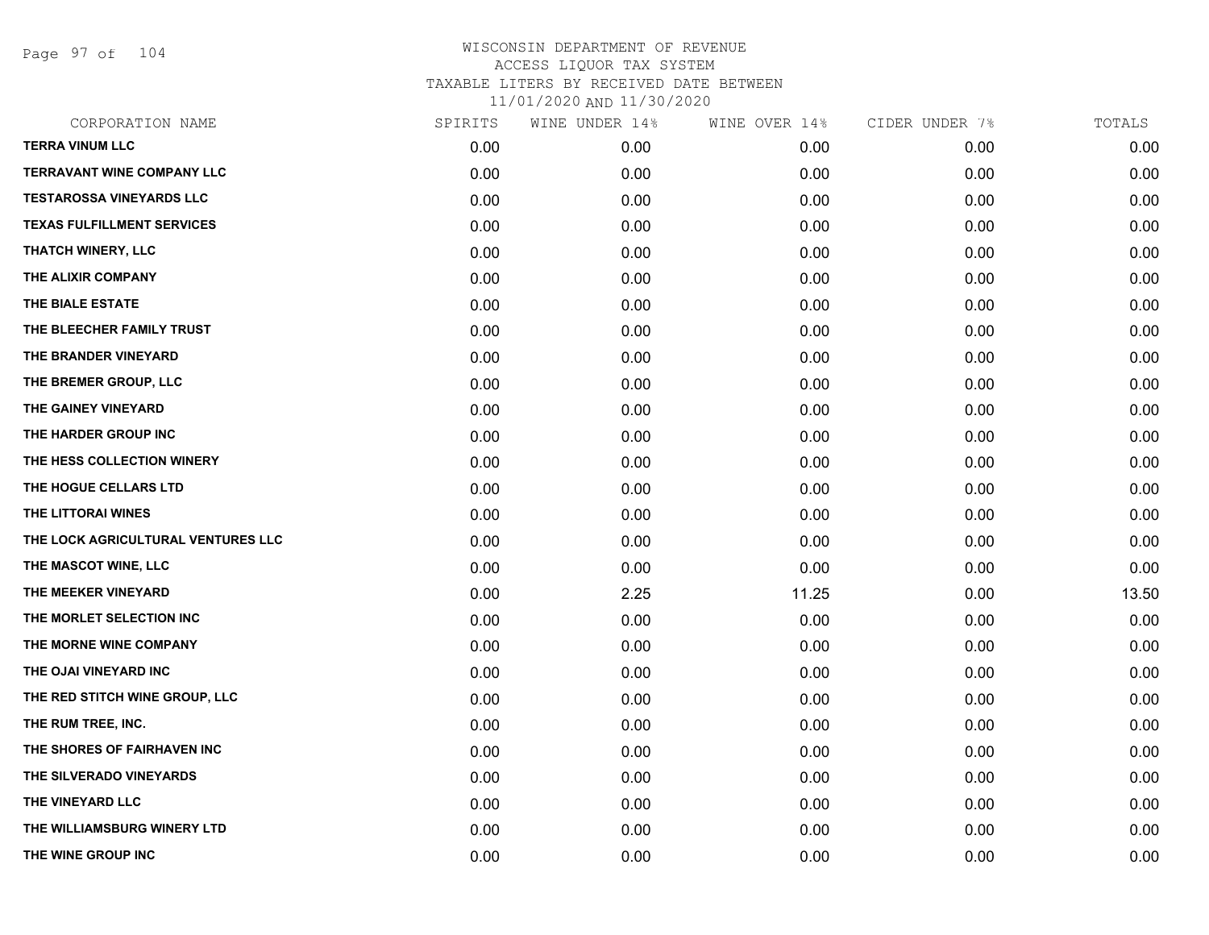WISCONSIN DEPARTMENT OF REVENUE
ACCESS LIQUOR TAX SYSTEM
TAXABLE LITERS BY RECEIVED DATE BETWEEN
11/01/2020 AND 11/30/2020

| CORPORATION NAME | SPIRITS | WINE UNDER 14% | WINE OVER 14% | CIDER UNDER 7% | TOTALS |
|---|---|---|---|---|---|
| TERRA VINUM LLC | 0.00 | 0.00 | 0.00 | 0.00 | 0.00 |
| TERRAVANT WINE COMPANY LLC | 0.00 | 0.00 | 0.00 | 0.00 | 0.00 |
| TESTAROSSA VINEYARDS LLC | 0.00 | 0.00 | 0.00 | 0.00 | 0.00 |
| TEXAS FULFILLMENT SERVICES | 0.00 | 0.00 | 0.00 | 0.00 | 0.00 |
| THATCH WINERY, LLC | 0.00 | 0.00 | 0.00 | 0.00 | 0.00 |
| THE ALIXIR COMPANY | 0.00 | 0.00 | 0.00 | 0.00 | 0.00 |
| THE BIALE ESTATE | 0.00 | 0.00 | 0.00 | 0.00 | 0.00 |
| THE BLEECHER FAMILY TRUST | 0.00 | 0.00 | 0.00 | 0.00 | 0.00 |
| THE BRANDER VINEYARD | 0.00 | 0.00 | 0.00 | 0.00 | 0.00 |
| THE BREMER GROUP, LLC | 0.00 | 0.00 | 0.00 | 0.00 | 0.00 |
| THE GAINEY VINEYARD | 0.00 | 0.00 | 0.00 | 0.00 | 0.00 |
| THE HARDER GROUP INC | 0.00 | 0.00 | 0.00 | 0.00 | 0.00 |
| THE HESS COLLECTION WINERY | 0.00 | 0.00 | 0.00 | 0.00 | 0.00 |
| THE HOGUE CELLARS LTD | 0.00 | 0.00 | 0.00 | 0.00 | 0.00 |
| THE LITTORAI WINES | 0.00 | 0.00 | 0.00 | 0.00 | 0.00 |
| THE LOCK AGRICULTURAL VENTURES LLC | 0.00 | 0.00 | 0.00 | 0.00 | 0.00 |
| THE MASCOT WINE, LLC | 0.00 | 0.00 | 0.00 | 0.00 | 0.00 |
| THE MEEKER VINEYARD | 0.00 | 2.25 | 11.25 | 0.00 | 13.50 |
| THE MORLET SELECTION INC | 0.00 | 0.00 | 0.00 | 0.00 | 0.00 |
| THE MORNE WINE COMPANY | 0.00 | 0.00 | 0.00 | 0.00 | 0.00 |
| THE OJAI VINEYARD INC | 0.00 | 0.00 | 0.00 | 0.00 | 0.00 |
| THE RED STITCH WINE GROUP, LLC | 0.00 | 0.00 | 0.00 | 0.00 | 0.00 |
| THE RUM TREE, INC. | 0.00 | 0.00 | 0.00 | 0.00 | 0.00 |
| THE SHORES OF FAIRHAVEN INC | 0.00 | 0.00 | 0.00 | 0.00 | 0.00 |
| THE SILVERADO VINEYARDS | 0.00 | 0.00 | 0.00 | 0.00 | 0.00 |
| THE VINEYARD LLC | 0.00 | 0.00 | 0.00 | 0.00 | 0.00 |
| THE WILLIAMSBURG WINERY LTD | 0.00 | 0.00 | 0.00 | 0.00 | 0.00 |
| THE WINE GROUP INC | 0.00 | 0.00 | 0.00 | 0.00 | 0.00 |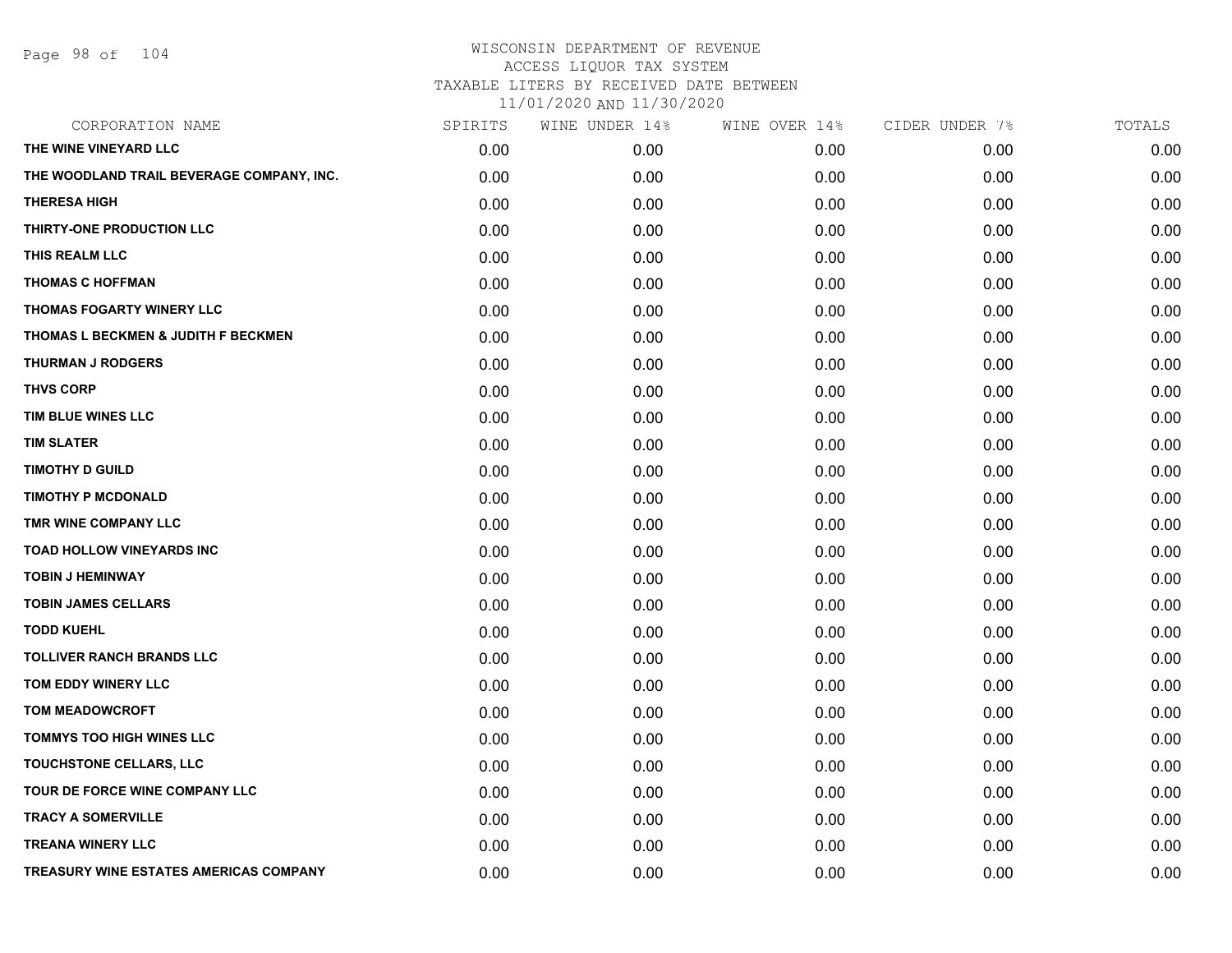# WISCONSIN DEPARTMENT OF REVENUE
## ACCESS LIQUOR TAX SYSTEM
### TAXABLE LITERS BY RECEIVED DATE BETWEEN 11/01/2020 AND 11/30/2020

| CORPORATION NAME | SPIRITS | WINE UNDER 14% | WINE OVER 14% | CIDER UNDER 7% | TOTALS |
|---|---|---|---|---|---|
| THE WINE VINEYARD LLC | 0.00 | 0.00 | 0.00 | 0.00 | 0.00 |
| THE WOODLAND TRAIL BEVERAGE COMPANY, INC. | 0.00 | 0.00 | 0.00 | 0.00 | 0.00 |
| THERESA HIGH | 0.00 | 0.00 | 0.00 | 0.00 | 0.00 |
| THIRTY-ONE PRODUCTION LLC | 0.00 | 0.00 | 0.00 | 0.00 | 0.00 |
| THIS REALM LLC | 0.00 | 0.00 | 0.00 | 0.00 | 0.00 |
| THOMAS C HOFFMAN | 0.00 | 0.00 | 0.00 | 0.00 | 0.00 |
| THOMAS FOGARTY WINERY LLC | 0.00 | 0.00 | 0.00 | 0.00 | 0.00 |
| THOMAS L BECKMEN & JUDITH F BECKMEN | 0.00 | 0.00 | 0.00 | 0.00 | 0.00 |
| THURMAN J RODGERS | 0.00 | 0.00 | 0.00 | 0.00 | 0.00 |
| THVS CORP | 0.00 | 0.00 | 0.00 | 0.00 | 0.00 |
| TIM BLUE WINES LLC | 0.00 | 0.00 | 0.00 | 0.00 | 0.00 |
| TIM SLATER | 0.00 | 0.00 | 0.00 | 0.00 | 0.00 |
| TIMOTHY D GUILD | 0.00 | 0.00 | 0.00 | 0.00 | 0.00 |
| TIMOTHY P MCDONALD | 0.00 | 0.00 | 0.00 | 0.00 | 0.00 |
| TMR WINE COMPANY LLC | 0.00 | 0.00 | 0.00 | 0.00 | 0.00 |
| TOAD HOLLOW VINEYARDS INC | 0.00 | 0.00 | 0.00 | 0.00 | 0.00 |
| TOBIN J HEMINWAY | 0.00 | 0.00 | 0.00 | 0.00 | 0.00 |
| TOBIN JAMES CELLARS | 0.00 | 0.00 | 0.00 | 0.00 | 0.00 |
| TODD KUEHL | 0.00 | 0.00 | 0.00 | 0.00 | 0.00 |
| TOLLIVER RANCH BRANDS LLC | 0.00 | 0.00 | 0.00 | 0.00 | 0.00 |
| TOM EDDY WINERY LLC | 0.00 | 0.00 | 0.00 | 0.00 | 0.00 |
| TOM MEADOWCROFT | 0.00 | 0.00 | 0.00 | 0.00 | 0.00 |
| TOMMYS TOO HIGH WINES LLC | 0.00 | 0.00 | 0.00 | 0.00 | 0.00 |
| TOUCHSTONE CELLARS, LLC | 0.00 | 0.00 | 0.00 | 0.00 | 0.00 |
| TOUR DE FORCE WINE COMPANY LLC | 0.00 | 0.00 | 0.00 | 0.00 | 0.00 |
| TRACY A SOMERVILLE | 0.00 | 0.00 | 0.00 | 0.00 | 0.00 |
| TREANA WINERY LLC | 0.00 | 0.00 | 0.00 | 0.00 | 0.00 |
| TREASURY WINE ESTATES AMERICAS COMPANY | 0.00 | 0.00 | 0.00 | 0.00 | 0.00 |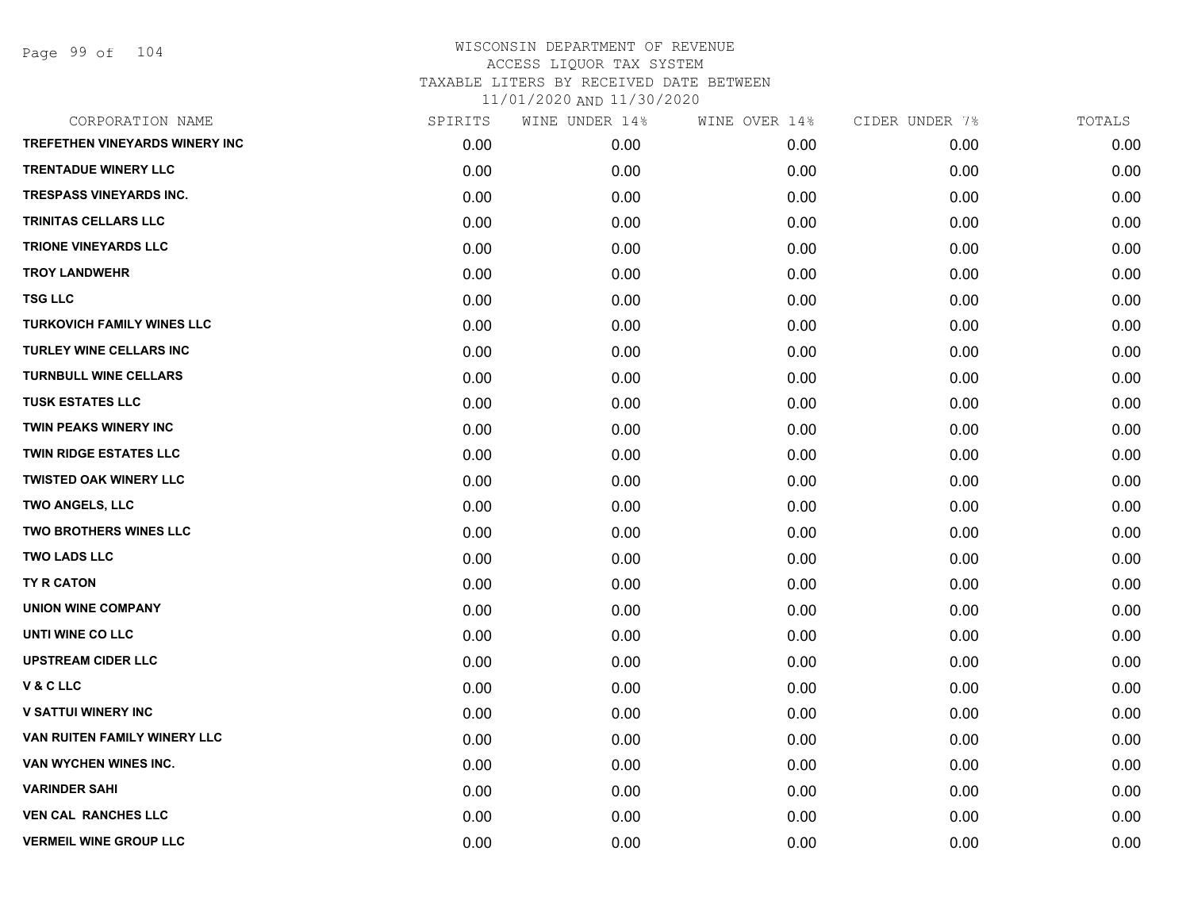# WISCONSIN DEPARTMENT OF REVENUE
## ACCESS LIQUOR TAX SYSTEM
## TAXABLE LITERS BY RECEIVED DATE BETWEEN 11/01/2020 AND 11/30/2020

| CORPORATION NAME | SPIRITS | WINE UNDER 14% | WINE OVER 14% | CIDER UNDER 7% | TOTALS |
|---|---|---|---|---|---|
| TREFETHEN VINEYARDS WINERY INC | 0.00 | 0.00 | 0.00 | 0.00 | 0.00 |
| TRENTADUE WINERY LLC | 0.00 | 0.00 | 0.00 | 0.00 | 0.00 |
| TRESPASS VINEYARDS INC. | 0.00 | 0.00 | 0.00 | 0.00 | 0.00 |
| TRINITAS CELLARS LLC | 0.00 | 0.00 | 0.00 | 0.00 | 0.00 |
| TRIONE VINEYARDS LLC | 0.00 | 0.00 | 0.00 | 0.00 | 0.00 |
| TROY LANDWEHR | 0.00 | 0.00 | 0.00 | 0.00 | 0.00 |
| TSG LLC | 0.00 | 0.00 | 0.00 | 0.00 | 0.00 |
| TURKOVICH FAMILY WINES LLC | 0.00 | 0.00 | 0.00 | 0.00 | 0.00 |
| TURLEY WINE CELLARS INC | 0.00 | 0.00 | 0.00 | 0.00 | 0.00 |
| TURNBULL WINE CELLARS | 0.00 | 0.00 | 0.00 | 0.00 | 0.00 |
| TUSK ESTATES LLC | 0.00 | 0.00 | 0.00 | 0.00 | 0.00 |
| TWIN PEAKS WINERY INC | 0.00 | 0.00 | 0.00 | 0.00 | 0.00 |
| TWIN RIDGE ESTATES LLC | 0.00 | 0.00 | 0.00 | 0.00 | 0.00 |
| TWISTED OAK WINERY LLC | 0.00 | 0.00 | 0.00 | 0.00 | 0.00 |
| TWO ANGELS, LLC | 0.00 | 0.00 | 0.00 | 0.00 | 0.00 |
| TWO BROTHERS WINES LLC | 0.00 | 0.00 | 0.00 | 0.00 | 0.00 |
| TWO LADS LLC | 0.00 | 0.00 | 0.00 | 0.00 | 0.00 |
| TY R CATON | 0.00 | 0.00 | 0.00 | 0.00 | 0.00 |
| UNION WINE COMPANY | 0.00 | 0.00 | 0.00 | 0.00 | 0.00 |
| UNTI WINE CO LLC | 0.00 | 0.00 | 0.00 | 0.00 | 0.00 |
| UPSTREAM CIDER LLC | 0.00 | 0.00 | 0.00 | 0.00 | 0.00 |
| V & C LLC | 0.00 | 0.00 | 0.00 | 0.00 | 0.00 |
| V SATTUI WINERY INC | 0.00 | 0.00 | 0.00 | 0.00 | 0.00 |
| VAN RUITEN FAMILY WINERY LLC | 0.00 | 0.00 | 0.00 | 0.00 | 0.00 |
| VAN WYCHEN WINES INC. | 0.00 | 0.00 | 0.00 | 0.00 | 0.00 |
| VARINDER SAHI | 0.00 | 0.00 | 0.00 | 0.00 | 0.00 |
| VEN CAL RANCHES LLC | 0.00 | 0.00 | 0.00 | 0.00 | 0.00 |
| VERMEIL WINE GROUP LLC | 0.00 | 0.00 | 0.00 | 0.00 | 0.00 |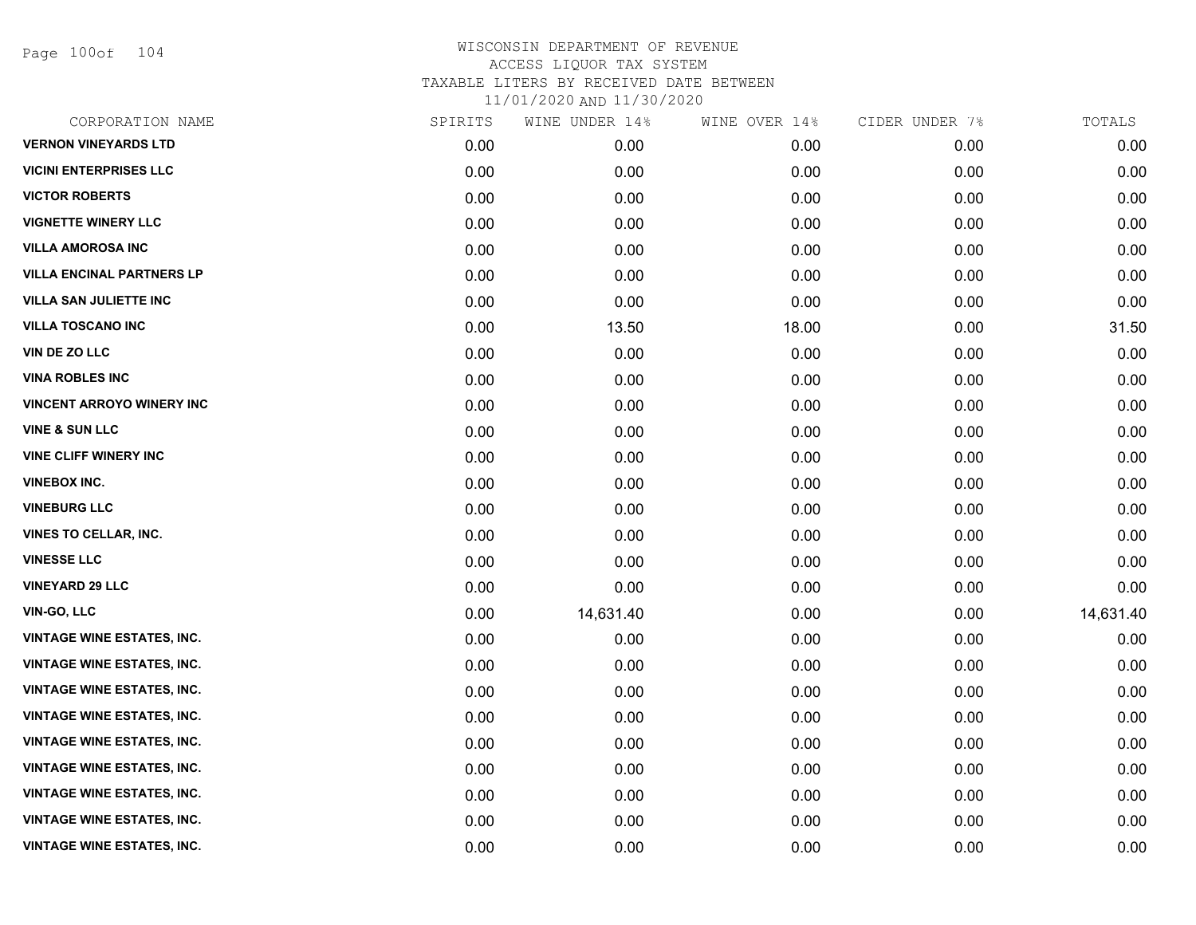# WISCONSIN DEPARTMENT OF REVENUE
ACCESS LIQUOR TAX SYSTEM
TAXABLE LITERS BY RECEIVED DATE BETWEEN
11/01/2020 AND 11/30/2020

| CORPORATION NAME | SPIRITS | WINE UNDER 14% | WINE OVER 14% | CIDER UNDER 7% | TOTALS |
|---|---|---|---|---|---|
| VERNON VINEYARDS LTD | 0.00 | 0.00 | 0.00 | 0.00 | 0.00 |
| VICINI ENTERPRISES LLC | 0.00 | 0.00 | 0.00 | 0.00 | 0.00 |
| VICTOR ROBERTS | 0.00 | 0.00 | 0.00 | 0.00 | 0.00 |
| VIGNETTE WINERY LLC | 0.00 | 0.00 | 0.00 | 0.00 | 0.00 |
| VILLA AMOROSA INC | 0.00 | 0.00 | 0.00 | 0.00 | 0.00 |
| VILLA ENCINAL PARTNERS LP | 0.00 | 0.00 | 0.00 | 0.00 | 0.00 |
| VILLA SAN JULIETTE INC | 0.00 | 0.00 | 0.00 | 0.00 | 0.00 |
| VILLA TOSCANO INC | 0.00 | 13.50 | 18.00 | 0.00 | 31.50 |
| VIN DE ZO LLC | 0.00 | 0.00 | 0.00 | 0.00 | 0.00 |
| VINA ROBLES INC | 0.00 | 0.00 | 0.00 | 0.00 | 0.00 |
| VINCENT ARROYO WINERY INC | 0.00 | 0.00 | 0.00 | 0.00 | 0.00 |
| VINE & SUN LLC | 0.00 | 0.00 | 0.00 | 0.00 | 0.00 |
| VINE CLIFF WINERY INC | 0.00 | 0.00 | 0.00 | 0.00 | 0.00 |
| VINEBOX INC. | 0.00 | 0.00 | 0.00 | 0.00 | 0.00 |
| VINEBURG LLC | 0.00 | 0.00 | 0.00 | 0.00 | 0.00 |
| VINES TO CELLAR, INC. | 0.00 | 0.00 | 0.00 | 0.00 | 0.00 |
| VINESSE LLC | 0.00 | 0.00 | 0.00 | 0.00 | 0.00 |
| VINEYARD 29 LLC | 0.00 | 0.00 | 0.00 | 0.00 | 0.00 |
| VIN-GO, LLC | 0.00 | 14,631.40 | 0.00 | 0.00 | 14,631.40 |
| VINTAGE WINE ESTATES, INC. | 0.00 | 0.00 | 0.00 | 0.00 | 0.00 |
| VINTAGE WINE ESTATES, INC. | 0.00 | 0.00 | 0.00 | 0.00 | 0.00 |
| VINTAGE WINE ESTATES, INC. | 0.00 | 0.00 | 0.00 | 0.00 | 0.00 |
| VINTAGE WINE ESTATES, INC. | 0.00 | 0.00 | 0.00 | 0.00 | 0.00 |
| VINTAGE WINE ESTATES, INC. | 0.00 | 0.00 | 0.00 | 0.00 | 0.00 |
| VINTAGE WINE ESTATES, INC. | 0.00 | 0.00 | 0.00 | 0.00 | 0.00 |
| VINTAGE WINE ESTATES, INC. | 0.00 | 0.00 | 0.00 | 0.00 | 0.00 |
| VINTAGE WINE ESTATES, INC. | 0.00 | 0.00 | 0.00 | 0.00 | 0.00 |
| VINTAGE WINE ESTATES, INC. | 0.00 | 0.00 | 0.00 | 0.00 | 0.00 |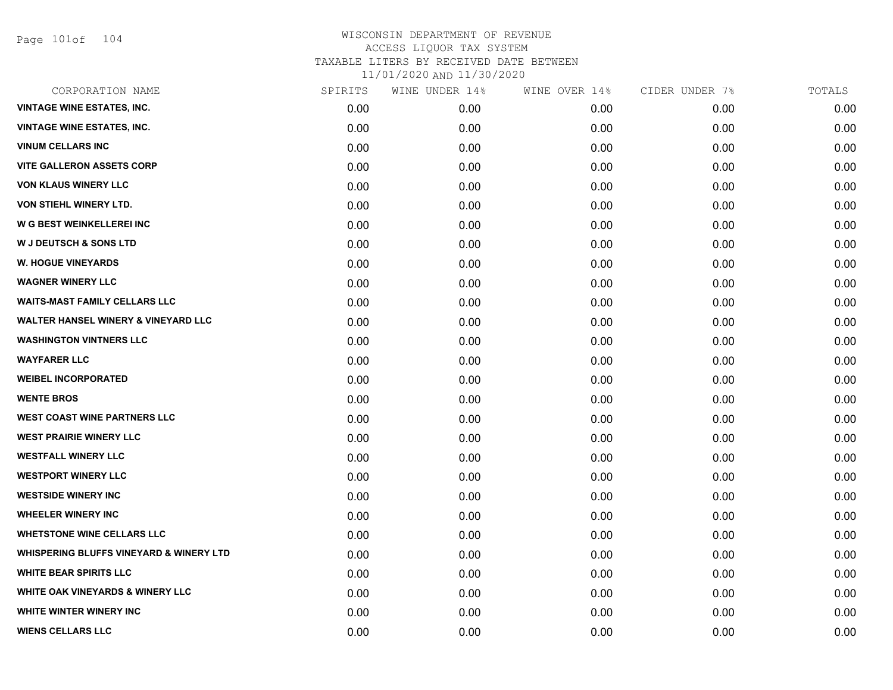# WISCONSIN DEPARTMENT OF REVENUE
ACCESS LIQUOR TAX SYSTEM
TAXABLE LITERS BY RECEIVED DATE BETWEEN
11/01/2020 AND 11/30/2020

| CORPORATION NAME | SPIRITS | WINE UNDER 14% | WINE OVER 14% | CIDER UNDER 7% | TOTALS |
|---|---|---|---|---|---|
| VINTAGE WINE ESTATES, INC. | 0.00 | 0.00 | 0.00 | 0.00 | 0.00 |
| VINTAGE WINE ESTATES, INC. | 0.00 | 0.00 | 0.00 | 0.00 | 0.00 |
| VINUM CELLARS INC | 0.00 | 0.00 | 0.00 | 0.00 | 0.00 |
| VITE GALLERON ASSETS CORP | 0.00 | 0.00 | 0.00 | 0.00 | 0.00 |
| VON KLAUS WINERY LLC | 0.00 | 0.00 | 0.00 | 0.00 | 0.00 |
| VON STIEHL WINERY LTD. | 0.00 | 0.00 | 0.00 | 0.00 | 0.00 |
| W G BEST WEINKELLEREI INC | 0.00 | 0.00 | 0.00 | 0.00 | 0.00 |
| W J DEUTSCH & SONS LTD | 0.00 | 0.00 | 0.00 | 0.00 | 0.00 |
| W. HOGUE VINEYARDS | 0.00 | 0.00 | 0.00 | 0.00 | 0.00 |
| WAGNER WINERY LLC | 0.00 | 0.00 | 0.00 | 0.00 | 0.00 |
| WAITS-MAST FAMILY CELLARS LLC | 0.00 | 0.00 | 0.00 | 0.00 | 0.00 |
| WALTER HANSEL WINERY & VINEYARD LLC | 0.00 | 0.00 | 0.00 | 0.00 | 0.00 |
| WASHINGTON VINTNERS LLC | 0.00 | 0.00 | 0.00 | 0.00 | 0.00 |
| WAYFARER LLC | 0.00 | 0.00 | 0.00 | 0.00 | 0.00 |
| WEIBEL INCORPORATED | 0.00 | 0.00 | 0.00 | 0.00 | 0.00 |
| WENTE BROS | 0.00 | 0.00 | 0.00 | 0.00 | 0.00 |
| WEST COAST WINE PARTNERS LLC | 0.00 | 0.00 | 0.00 | 0.00 | 0.00 |
| WEST PRAIRIE WINERY LLC | 0.00 | 0.00 | 0.00 | 0.00 | 0.00 |
| WESTFALL WINERY LLC | 0.00 | 0.00 | 0.00 | 0.00 | 0.00 |
| WESTPORT WINERY LLC | 0.00 | 0.00 | 0.00 | 0.00 | 0.00 |
| WESTSIDE WINERY INC | 0.00 | 0.00 | 0.00 | 0.00 | 0.00 |
| WHEELER WINERY INC | 0.00 | 0.00 | 0.00 | 0.00 | 0.00 |
| WHETSTONE WINE CELLARS LLC | 0.00 | 0.00 | 0.00 | 0.00 | 0.00 |
| WHISPERING BLUFFS VINEYARD & WINERY LTD | 0.00 | 0.00 | 0.00 | 0.00 | 0.00 |
| WHITE BEAR SPIRITS LLC | 0.00 | 0.00 | 0.00 | 0.00 | 0.00 |
| WHITE OAK VINEYARDS & WINERY LLC | 0.00 | 0.00 | 0.00 | 0.00 | 0.00 |
| WHITE WINTER WINERY INC | 0.00 | 0.00 | 0.00 | 0.00 | 0.00 |
| WIENS CELLARS LLC | 0.00 | 0.00 | 0.00 | 0.00 | 0.00 |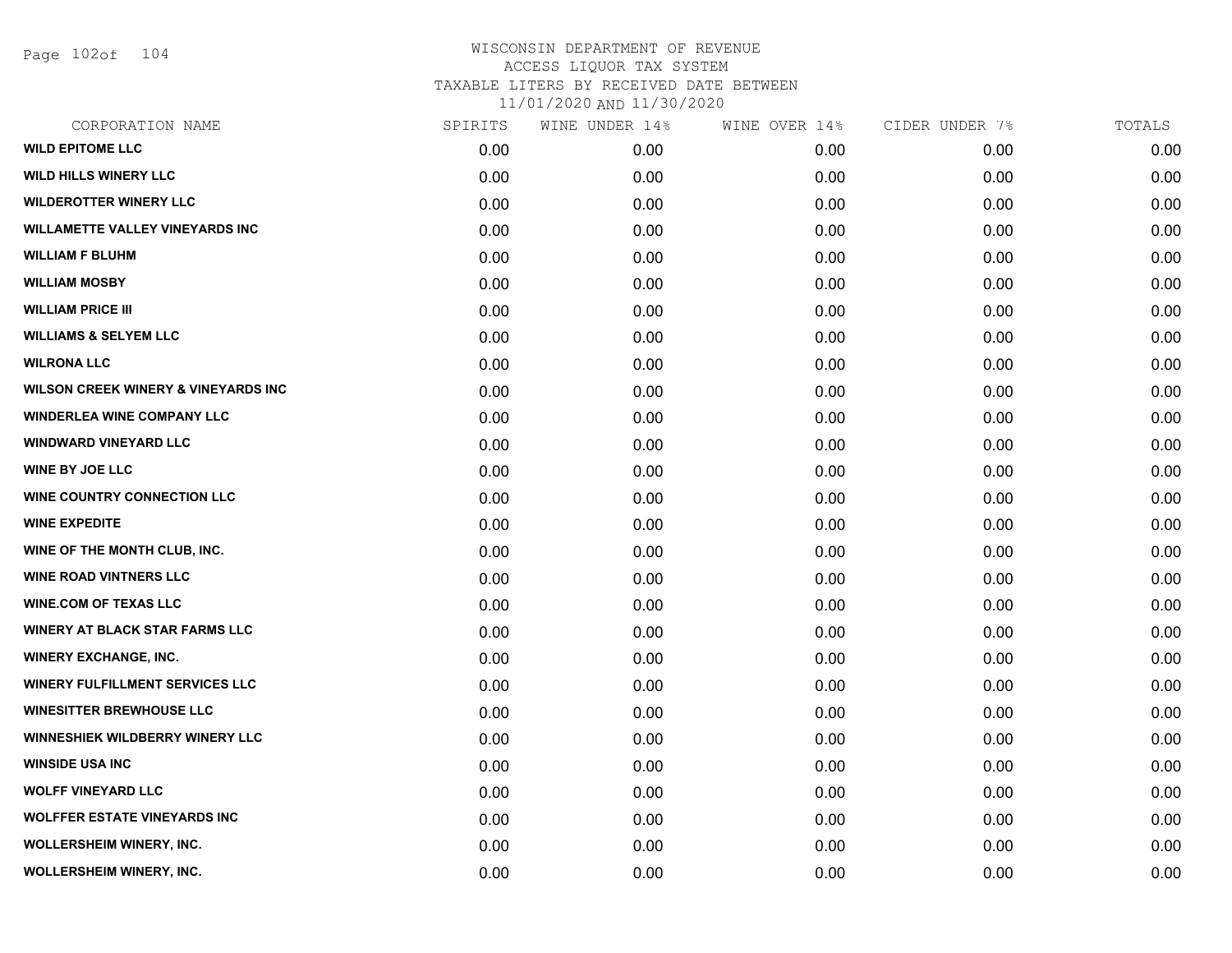# WISCONSIN DEPARTMENT OF REVENUE
## ACCESS LIQUOR TAX SYSTEM
### TAXABLE LITERS BY RECEIVED DATE BETWEEN 11/01/2020 AND 11/30/2020

| CORPORATION NAME | SPIRITS | WINE UNDER 14% | WINE OVER 14% | CIDER UNDER 7% | TOTALS |
|---|---|---|---|---|---|
| WILD EPITOME LLC | 0.00 | 0.00 | 0.00 | 0.00 | 0.00 |
| WILD HILLS WINERY LLC | 0.00 | 0.00 | 0.00 | 0.00 | 0.00 |
| WILDEROTTER WINERY LLC | 0.00 | 0.00 | 0.00 | 0.00 | 0.00 |
| WILLAMETTE VALLEY VINEYARDS INC | 0.00 | 0.00 | 0.00 | 0.00 | 0.00 |
| WILLIAM F BLUHM | 0.00 | 0.00 | 0.00 | 0.00 | 0.00 |
| WILLIAM MOSBY | 0.00 | 0.00 | 0.00 | 0.00 | 0.00 |
| WILLIAM PRICE III | 0.00 | 0.00 | 0.00 | 0.00 | 0.00 |
| WILLIAMS & SELYEM LLC | 0.00 | 0.00 | 0.00 | 0.00 | 0.00 |
| WILRONA LLC | 0.00 | 0.00 | 0.00 | 0.00 | 0.00 |
| WILSON CREEK WINERY & VINEYARDS INC | 0.00 | 0.00 | 0.00 | 0.00 | 0.00 |
| WINDERLEA WINE COMPANY LLC | 0.00 | 0.00 | 0.00 | 0.00 | 0.00 |
| WINDWARD VINEYARD LLC | 0.00 | 0.00 | 0.00 | 0.00 | 0.00 |
| WINE BY JOE LLC | 0.00 | 0.00 | 0.00 | 0.00 | 0.00 |
| WINE COUNTRY CONNECTION LLC | 0.00 | 0.00 | 0.00 | 0.00 | 0.00 |
| WINE EXPEDITE | 0.00 | 0.00 | 0.00 | 0.00 | 0.00 |
| WINE OF THE MONTH CLUB, INC. | 0.00 | 0.00 | 0.00 | 0.00 | 0.00 |
| WINE ROAD VINTNERS LLC | 0.00 | 0.00 | 0.00 | 0.00 | 0.00 |
| WINE.COM OF TEXAS LLC | 0.00 | 0.00 | 0.00 | 0.00 | 0.00 |
| WINERY AT BLACK STAR FARMS LLC | 0.00 | 0.00 | 0.00 | 0.00 | 0.00 |
| WINERY EXCHANGE, INC. | 0.00 | 0.00 | 0.00 | 0.00 | 0.00 |
| WINERY FULFILLMENT SERVICES LLC | 0.00 | 0.00 | 0.00 | 0.00 | 0.00 |
| WINESITTER BREWHOUSE LLC | 0.00 | 0.00 | 0.00 | 0.00 | 0.00 |
| WINNESHIEK WILDBERRY WINERY LLC | 0.00 | 0.00 | 0.00 | 0.00 | 0.00 |
| WINSIDE USA INC | 0.00 | 0.00 | 0.00 | 0.00 | 0.00 |
| WOLFF VINEYARD LLC | 0.00 | 0.00 | 0.00 | 0.00 | 0.00 |
| WOLFFER ESTATE VINEYARDS INC | 0.00 | 0.00 | 0.00 | 0.00 | 0.00 |
| WOLLERSHEIM WINERY, INC. | 0.00 | 0.00 | 0.00 | 0.00 | 0.00 |
| WOLLERSHEIM WINERY, INC. | 0.00 | 0.00 | 0.00 | 0.00 | 0.00 |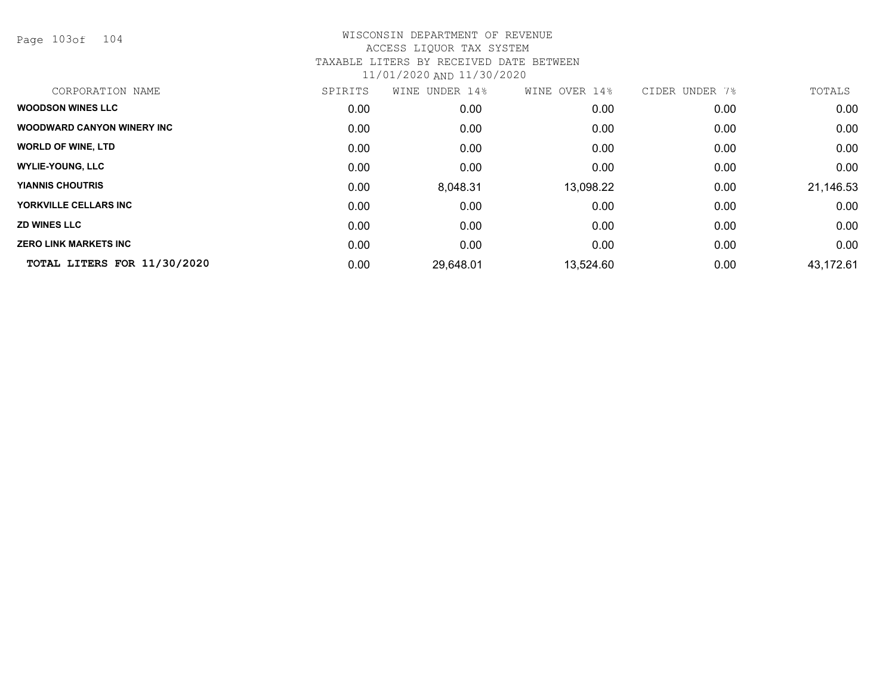# WISCONSIN DEPARTMENT OF REVENUE

## ACCESS LIQUOR TAX SYSTEM

### TAXABLE LITERS BY RECEIVED DATE BETWEEN 11/01/2020 AND 11/30/2020

| CORPORATION NAME | SPIRITS | WINE UNDER 14% | WINE OVER 14% | CIDER UNDER 7% | TOTALS |
|---|---|---|---|---|---|
| **WOODSON WINES LLC** | 0.00 | 0.00 | 0.00 | 0.00 | 0.00 |
| **WOODWARD CANYON WINERY INC** | 0.00 | 0.00 | 0.00 | 0.00 | 0.00 |
| **WORLD OF WINE, LTD** | 0.00 | 0.00 | 0.00 | 0.00 | 0.00 |
| **WYLIE-YOUNG, LLC** | 0.00 | 0.00 | 0.00 | 0.00 | 0.00 |
| **YIANNIS CHOUTRIS** | 0.00 | 8,048.31 | 13,098.22 | 0.00 | 21,146.53 |
| **YORKVILLE CELLARS INC** | 0.00 | 0.00 | 0.00 | 0.00 | 0.00 |
| **ZD WINES LLC** | 0.00 | 0.00 | 0.00 | 0.00 | 0.00 |
| **ZERO LINK MARKETS INC** | 0.00 | 0.00 | 0.00 | 0.00 | 0.00 |
| **TOTAL LITERS FOR 11/30/2020** | 0.00 | 29,648.01 | 13,524.60 | 0.00 | 43,172.61 |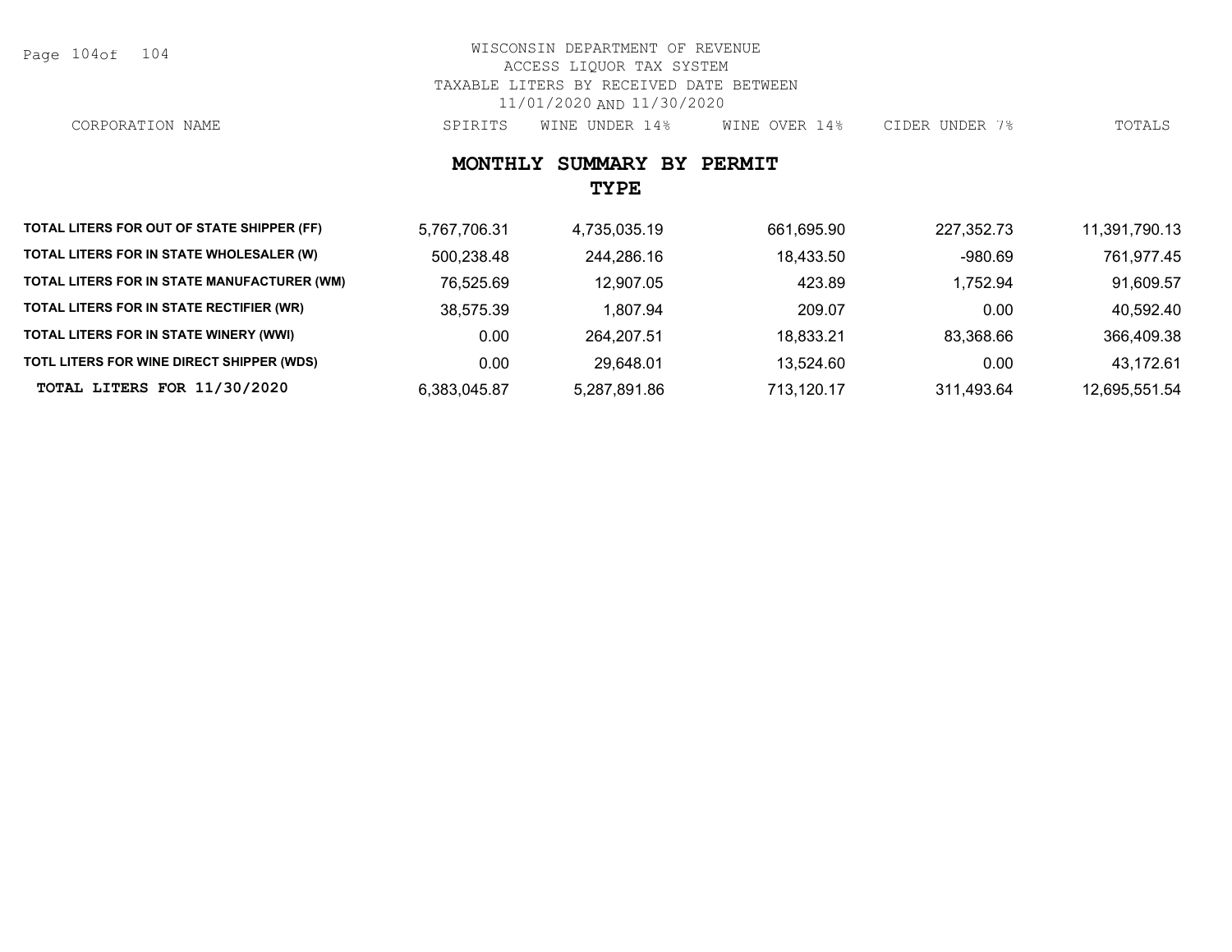WISCONSIN DEPARTMENT OF REVENUE
ACCESS LIQUOR TAX SYSTEM
TAXABLE LITERS BY RECEIVED DATE BETWEEN
11/01/2020 AND 11/30/2020

## MONTHLY SUMMARY BY PERMIT TYPE

| CORPORATION NAME | SPIRITS | WINE UNDER 14% | WINE OVER 14% | CIDER UNDER 7% | TOTALS |
|---|---|---|---|---|---|
| **TOTAL LITERS FOR OUT OF STATE SHIPPER (FF)** | 5,767,706.31 | 4,735,035.19 | 661,695.90 | 227,352.73 | 11,391,790.13 |
| **TOTAL LITERS FOR IN STATE WHOLESALER (W)** | 500,238.48 | 244,286.16 | 18,433.50 | -980.69 | 761,977.45 |
| **TOTAL LITERS FOR IN STATE MANUFACTURER (WM)** | 76,525.69 | 12,907.05 | 423.89 | 1,752.94 | 91,609.57 |
| **TOTAL LITERS FOR IN STATE RECTIFIER (WR)** | 38,575.39 | 1,807.94 | 209.07 | 0.00 | 40,592.40 |
| **TOTAL LITERS FOR IN STATE WINERY (WWI)** | 0.00 | 264,207.51 | 18,833.21 | 83,368.66 | 366,409.38 |
| **TOTL LITERS FOR WINE DIRECT SHIPPER (WDS)** | 0.00 | 29,648.01 | 13,524.60 | 0.00 | 43,172.61 |
| **TOTAL LITERS FOR 11/30/2020** | 6,383,045.87 | 5,287,891.86 | 713,120.17 | 311,493.64 | 12,695,551.54 |